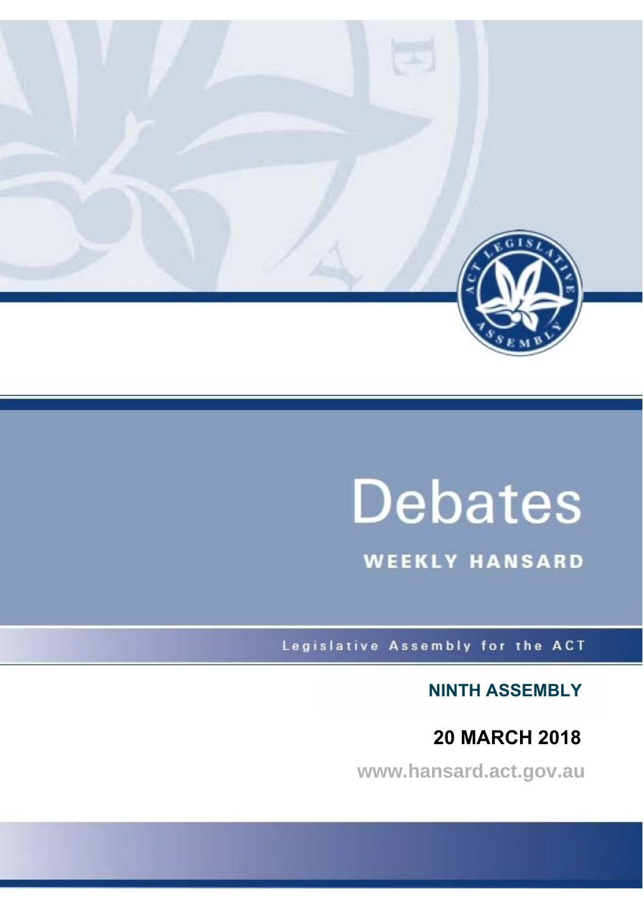# Debates

## WEEKLY HANSARD

Legislative Assembly for the ACT

**NINTH ASSEMBLY**

**20 MARCH 2018**

www.hansard.act.gov.au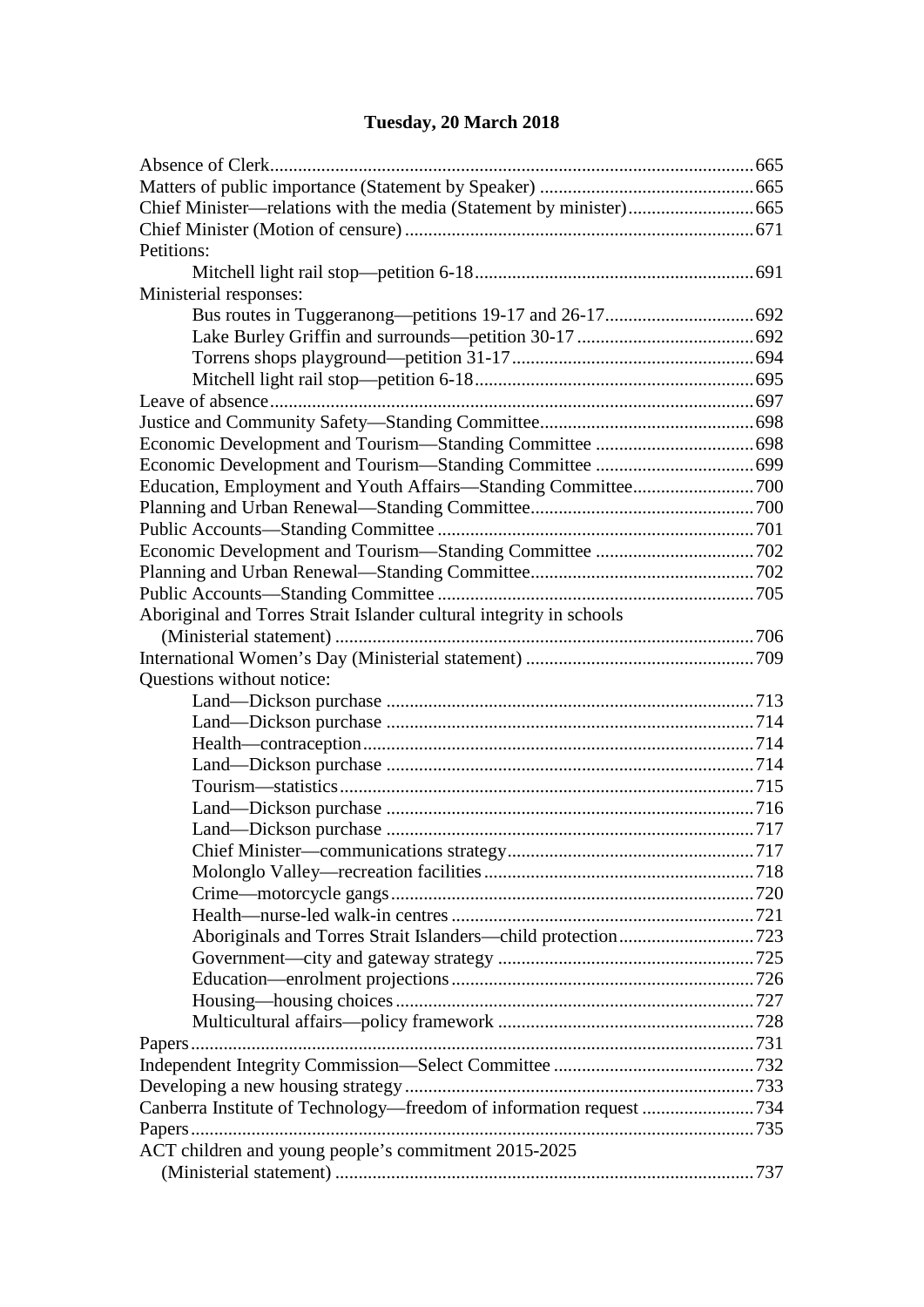## Tuesday, 20 March 2018

Absence of Clerk ........ 665
Matters of public importance (Statement by Speaker) ........ 665
Chief Minister—relations with the media (Statement by minister) ........ 665
Chief Minister (Motion of censure) ........ 671
Petitions:
- Mitchell light rail stop—petition 6-18 ........ 691

Ministerial responses:
- Bus routes in Tuggeranong—petitions 19-17 and 26-17 ........ 692
- Lake Burley Griffin and surrounds—petition 30-17 ........ 692
- Torrens shops playground—petition 31-17 ........ 694
- Mitchell light rail stop—petition 6-18 ........ 695

Leave of absence ........ 697
Justice and Community Safety—Standing Committee ........ 698
Economic Development and Tourism—Standing Committee ........ 698
Economic Development and Tourism—Standing Committee ........ 699
Education, Employment and Youth Affairs—Standing Committee ........ 700
Planning and Urban Renewal—Standing Committee ........ 700
Public Accounts—Standing Committee ........ 701
Economic Development and Tourism—Standing Committee ........ 702
Planning and Urban Renewal—Standing Committee ........ 702
Public Accounts—Standing Committee ........ 705
Aboriginal and Torres Strait Islander cultural integrity in schools (Ministerial statement) ........ 706
International Women's Day (Ministerial statement) ........ 709
Questions without notice:
- Land—Dickson purchase ........ 713
- Land—Dickson purchase ........ 714
- Health—contraception ........ 714
- Land—Dickson purchase ........ 714
- Tourism—statistics ........ 715
- Land—Dickson purchase ........ 716
- Land—Dickson purchase ........ 717
- Chief Minister—communications strategy ........ 717
- Molonglo Valley—recreation facilities ........ 718
- Crime—motorcycle gangs ........ 720
- Health—nurse-led walk-in centres ........ 721
- Aboriginals and Torres Strait Islanders—child protection ........ 723
- Government—city and gateway strategy ........ 725
- Education—enrolment projections ........ 726
- Housing—housing choices ........ 727
- Multicultural affairs—policy framework ........ 728

Papers ........ 731
Independent Integrity Commission—Select Committee ........ 732
Developing a new housing strategy ........ 733
Canberra Institute of Technology—freedom of information request ........ 734
Papers ........ 735
ACT children and young people's commitment 2015-2025 (Ministerial statement) ........ 737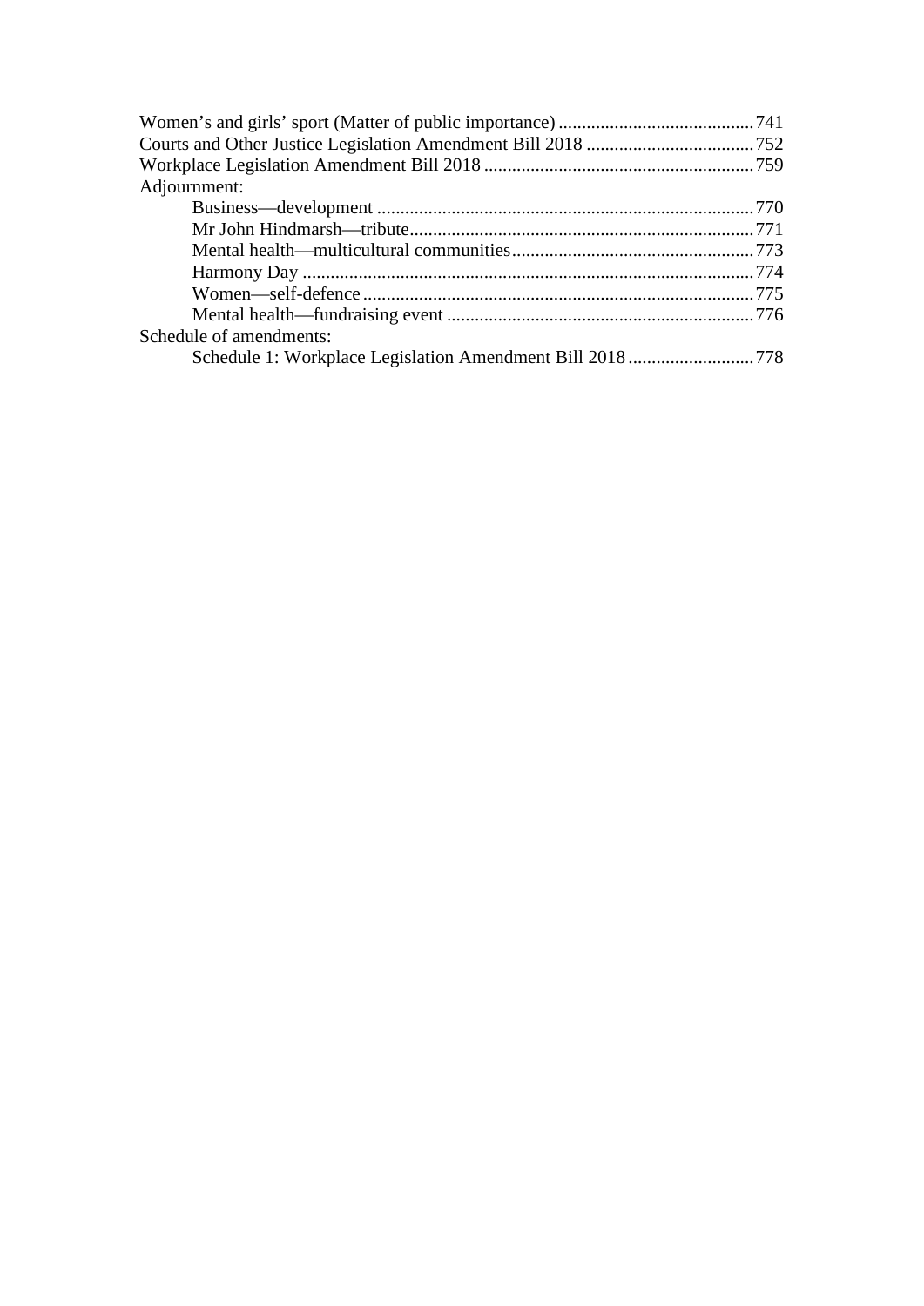Women's and girls' sport (Matter of public importance) .......................................... 741
Courts and Other Justice Legislation Amendment Bill 2018 .................................... 752
Workplace Legislation Amendment Bill 2018 .......................................................... 759
Adjournment:
- Business—development ................................................................................ 770
- Mr John Hindmarsh—tribute.......................................................................... 771
- Mental health—multicultural communities.................................................... 773
- Harmony Day ................................................................................................. 774
- Women—self-defence ................................................................................... 775
- Mental health—fundraising event .................................................................. 776

Schedule of amendments:
- Schedule 1: Workplace Legislation Amendment Bill 2018 ........................... 778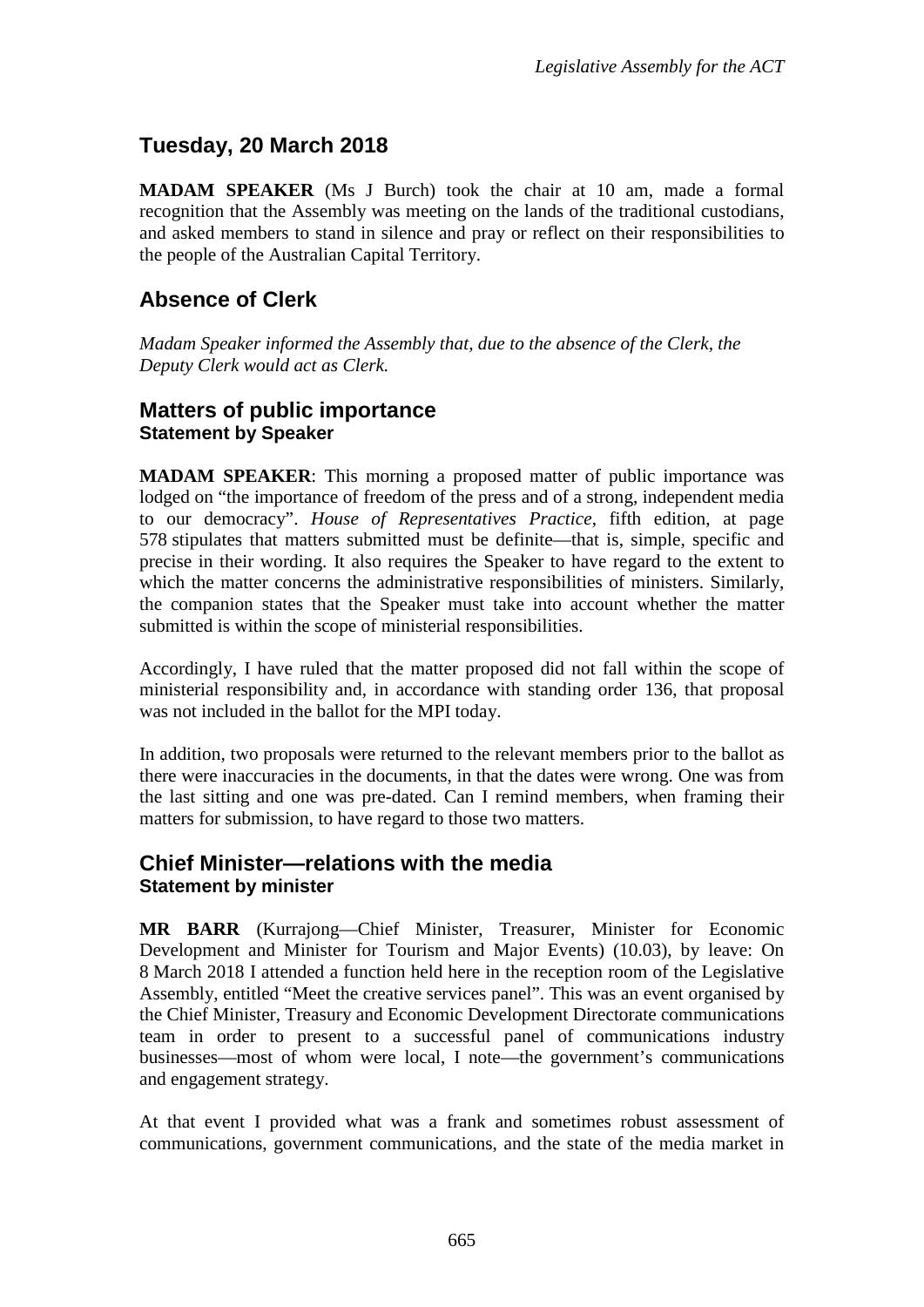## Tuesday, 20 March 2018

**MADAM SPEAKER** (Ms J Burch) took the chair at 10 am, made a formal recognition that the Assembly was meeting on the lands of the traditional custodians, and asked members to stand in silence and pray or reflect on their responsibilities to the people of the Australian Capital Territory.

## Absence of Clerk

*Madam Speaker informed the Assembly that, due to the absence of the Clerk, the Deputy Clerk would act as Clerk.*

## Matters of public importance
### Statement by Speaker

**MADAM SPEAKER**: This morning a proposed matter of public importance was lodged on "the importance of freedom of the press and of a strong, independent media to our democracy". *House of Representatives Practice*, fifth edition, at page 578 stipulates that matters submitted must be definite—that is, simple, specific and precise in their wording. It also requires the Speaker to have regard to the extent to which the matter concerns the administrative responsibilities of ministers. Similarly, the companion states that the Speaker must take into account whether the matter submitted is within the scope of ministerial responsibilities.

Accordingly, I have ruled that the matter proposed did not fall within the scope of ministerial responsibility and, in accordance with standing order 136, that proposal was not included in the ballot for the MPI today.

In addition, two proposals were returned to the relevant members prior to the ballot as there were inaccuracies in the documents, in that the dates were wrong. One was from the last sitting and one was pre-dated. Can I remind members, when framing their matters for submission, to have regard to those two matters.

## Chief Minister—relations with the media
### Statement by minister

**MR BARR** (Kurrajong—Chief Minister, Treasurer, Minister for Economic Development and Minister for Tourism and Major Events) (10.03), by leave: On 8 March 2018 I attended a function held here in the reception room of the Legislative Assembly, entitled "Meet the creative services panel". This was an event organised by the Chief Minister, Treasury and Economic Development Directorate communications team in order to present to a successful panel of communications industry businesses—most of whom were local, I note—the government's communications and engagement strategy.

At that event I provided what was a frank and sometimes robust assessment of communications, government communications, and the state of the media market in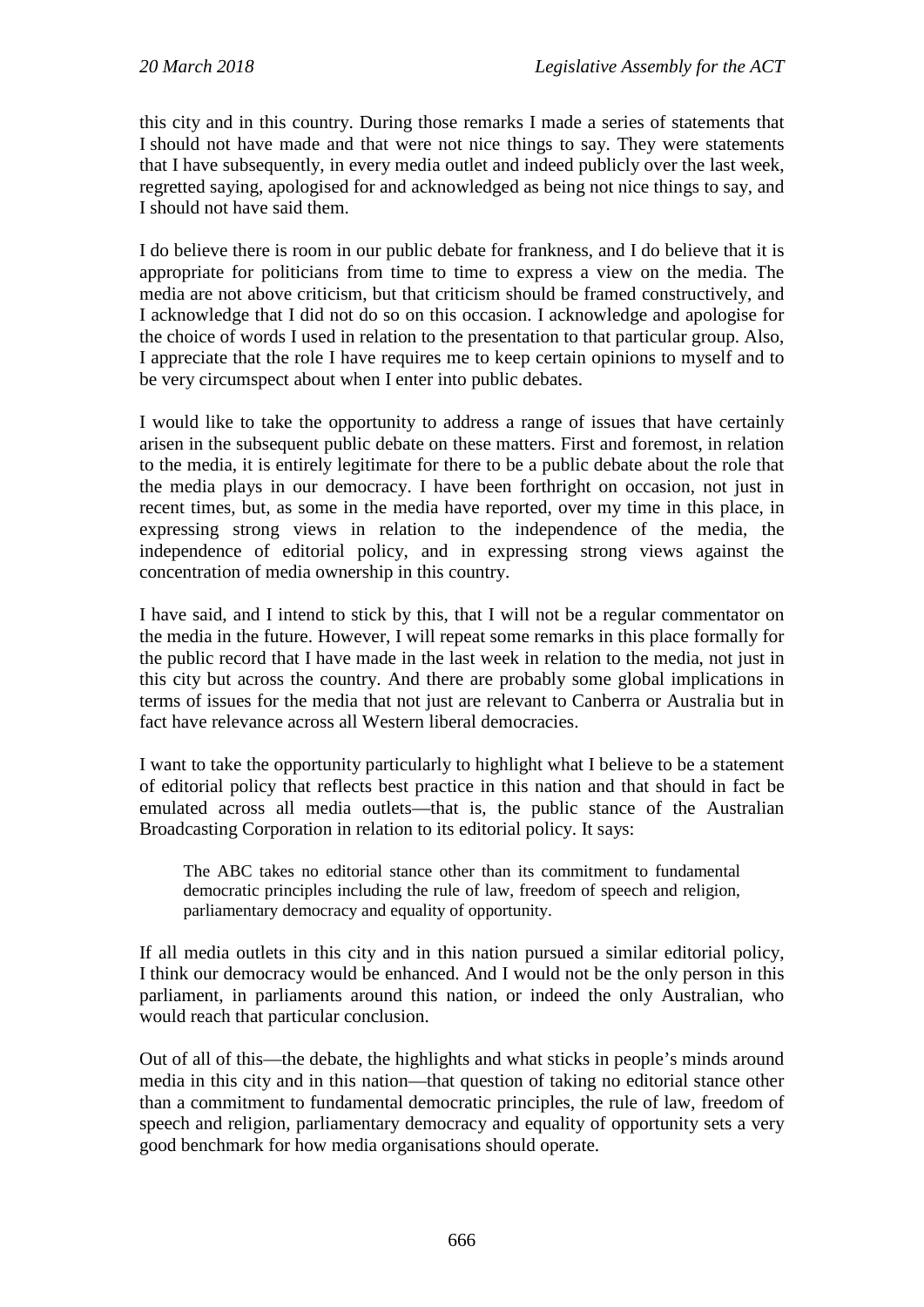this city and in this country. During those remarks I made a series of statements that I should not have made and that were not nice things to say. They were statements that I have subsequently, in every media outlet and indeed publicly over the last week, regretted saying, apologised for and acknowledged as being not nice things to say, and I should not have said them.

I do believe there is room in our public debate for frankness, and I do believe that it is appropriate for politicians from time to time to express a view on the media. The media are not above criticism, but that criticism should be framed constructively, and I acknowledge that I did not do so on this occasion. I acknowledge and apologise for the choice of words I used in relation to the presentation to that particular group. Also, I appreciate that the role I have requires me to keep certain opinions to myself and to be very circumspect about when I enter into public debates.

I would like to take the opportunity to address a range of issues that have certainly arisen in the subsequent public debate on these matters. First and foremost, in relation to the media, it is entirely legitimate for there to be a public debate about the role that the media plays in our democracy. I have been forthright on occasion, not just in recent times, but, as some in the media have reported, over my time in this place, in expressing strong views in relation to the independence of the media, the independence of editorial policy, and in expressing strong views against the concentration of media ownership in this country.

I have said, and I intend to stick by this, that I will not be a regular commentator on the media in the future. However, I will repeat some remarks in this place formally for the public record that I have made in the last week in relation to the media, not just in this city but across the country. And there are probably some global implications in terms of issues for the media that not just are relevant to Canberra or Australia but in fact have relevance across all Western liberal democracies.

I want to take the opportunity particularly to highlight what I believe to be a statement of editorial policy that reflects best practice in this nation and that should in fact be emulated across all media outlets—that is, the public stance of the Australian Broadcasting Corporation in relation to its editorial policy. It says:

> The ABC takes no editorial stance other than its commitment to fundamental democratic principles including the rule of law, freedom of speech and religion, parliamentary democracy and equality of opportunity.

If all media outlets in this city and in this nation pursued a similar editorial policy, I think our democracy would be enhanced. And I would not be the only person in this parliament, in parliaments around this nation, or indeed the only Australian, who would reach that particular conclusion.

Out of all of this—the debate, the highlights and what sticks in people's minds around media in this city and in this nation—that question of taking no editorial stance other than a commitment to fundamental democratic principles, the rule of law, freedom of speech and religion, parliamentary democracy and equality of opportunity sets a very good benchmark for how media organisations should operate.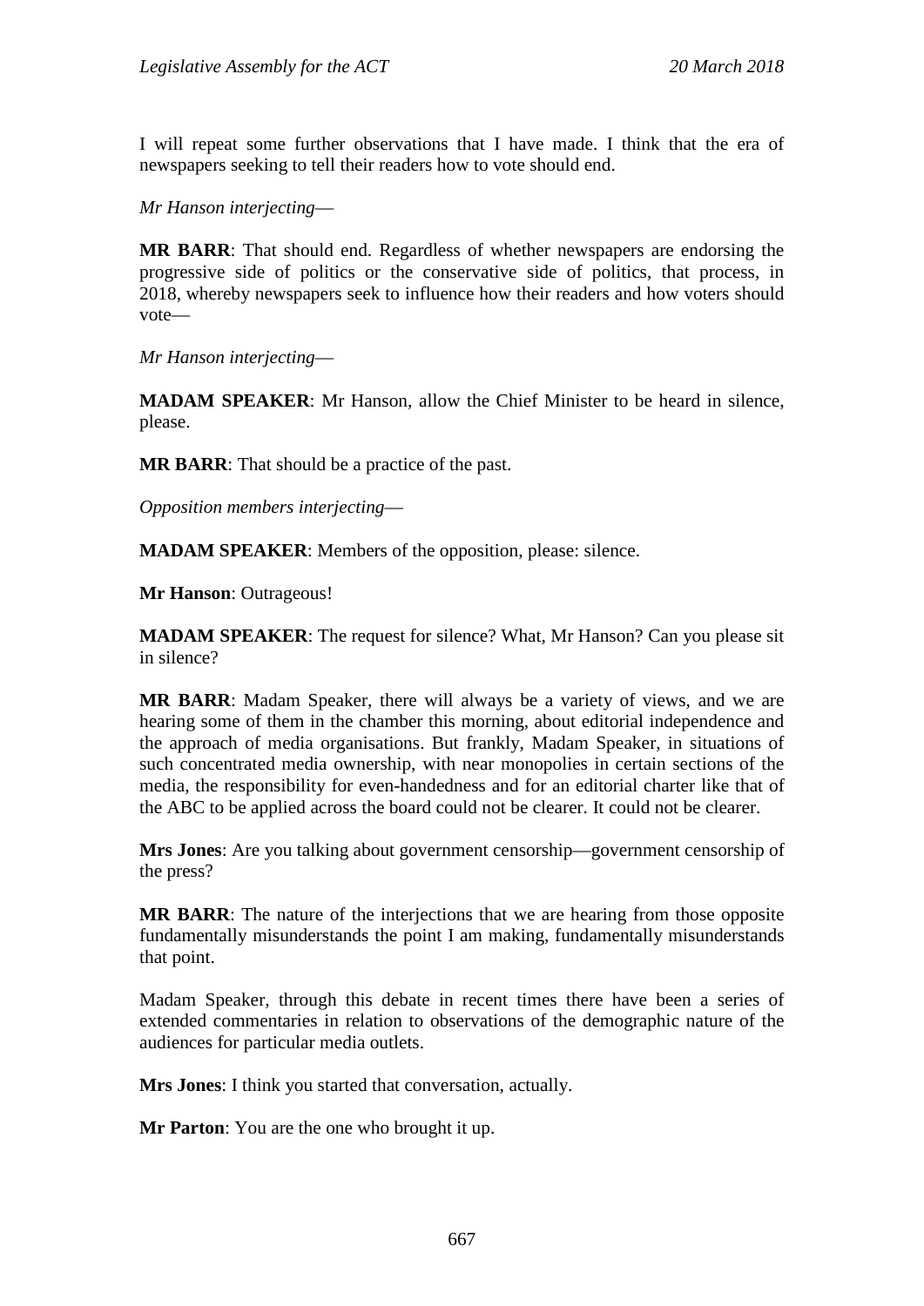I will repeat some further observations that I have made. I think that the era of newspapers seeking to tell their readers how to vote should end.

*Mr Hanson interjecting*—

**MR BARR**: That should end. Regardless of whether newspapers are endorsing the progressive side of politics or the conservative side of politics, that process, in 2018, whereby newspapers seek to influence how their readers and how voters should vote—

*Mr Hanson interjecting*—

**MADAM SPEAKER**: Mr Hanson, allow the Chief Minister to be heard in silence, please.

**MR BARR**: That should be a practice of the past.

*Opposition members interjecting*—

**MADAM SPEAKER**: Members of the opposition, please: silence.

**Mr Hanson**: Outrageous!

**MADAM SPEAKER**: The request for silence? What, Mr Hanson? Can you please sit in silence?

**MR BARR**: Madam Speaker, there will always be a variety of views, and we are hearing some of them in the chamber this morning, about editorial independence and the approach of media organisations. But frankly, Madam Speaker, in situations of such concentrated media ownership, with near monopolies in certain sections of the media, the responsibility for even-handedness and for an editorial charter like that of the ABC to be applied across the board could not be clearer. It could not be clearer.

**Mrs Jones**: Are you talking about government censorship—government censorship of the press?

**MR BARR**: The nature of the interjections that we are hearing from those opposite fundamentally misunderstands the point I am making, fundamentally misunderstands that point.

Madam Speaker, through this debate in recent times there have been a series of extended commentaries in relation to observations of the demographic nature of the audiences for particular media outlets.

**Mrs Jones**: I think you started that conversation, actually.

**Mr Parton**: You are the one who brought it up.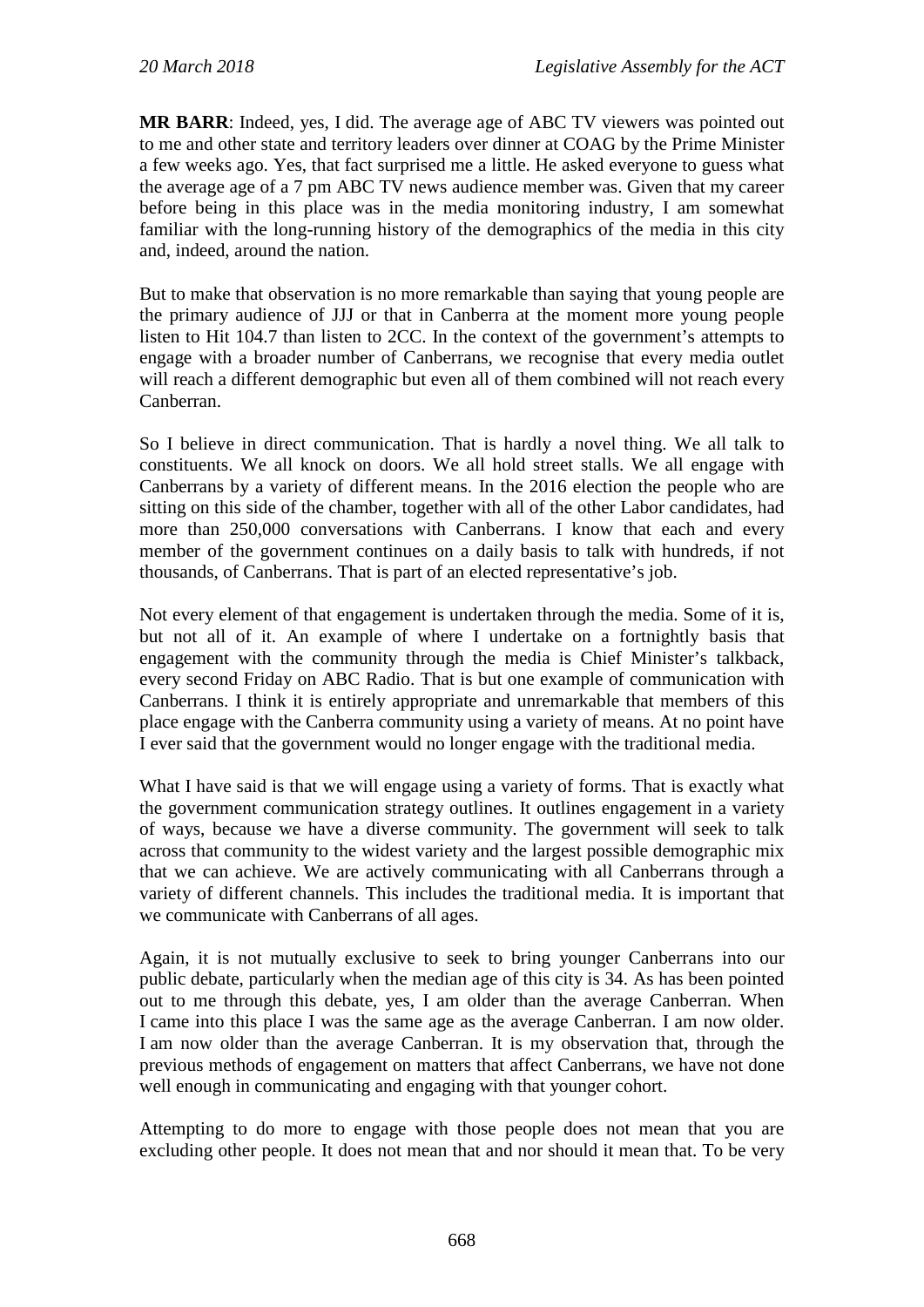**MR BARR**: Indeed, yes, I did. The average age of ABC TV viewers was pointed out to me and other state and territory leaders over dinner at COAG by the Prime Minister a few weeks ago. Yes, that fact surprised me a little. He asked everyone to guess what the average age of a 7 pm ABC TV news audience member was. Given that my career before being in this place was in the media monitoring industry, I am somewhat familiar with the long-running history of the demographics of the media in this city and, indeed, around the nation.

But to make that observation is no more remarkable than saying that young people are the primary audience of JJJ or that in Canberra at the moment more young people listen to Hit 104.7 than listen to 2CC. In the context of the government's attempts to engage with a broader number of Canberrans, we recognise that every media outlet will reach a different demographic but even all of them combined will not reach every Canberran.

So I believe in direct communication. That is hardly a novel thing. We all talk to constituents. We all knock on doors. We all hold street stalls. We all engage with Canberrans by a variety of different means. In the 2016 election the people who are sitting on this side of the chamber, together with all of the other Labor candidates, had more than 250,000 conversations with Canberrans. I know that each and every member of the government continues on a daily basis to talk with hundreds, if not thousands, of Canberrans. That is part of an elected representative's job.

Not every element of that engagement is undertaken through the media. Some of it is, but not all of it. An example of where I undertake on a fortnightly basis that engagement with the community through the media is Chief Minister's talkback, every second Friday on ABC Radio. That is but one example of communication with Canberrans. I think it is entirely appropriate and unremarkable that members of this place engage with the Canberra community using a variety of means. At no point have I ever said that the government would no longer engage with the traditional media.

What I have said is that we will engage using a variety of forms. That is exactly what the government communication strategy outlines. It outlines engagement in a variety of ways, because we have a diverse community. The government will seek to talk across that community to the widest variety and the largest possible demographic mix that we can achieve. We are actively communicating with all Canberrans through a variety of different channels. This includes the traditional media. It is important that we communicate with Canberrans of all ages.

Again, it is not mutually exclusive to seek to bring younger Canberrans into our public debate, particularly when the median age of this city is 34. As has been pointed out to me through this debate, yes, I am older than the average Canberran. When I came into this place I was the same age as the average Canberran. I am now older. I am now older than the average Canberran. It is my observation that, through the previous methods of engagement on matters that affect Canberrans, we have not done well enough in communicating and engaging with that younger cohort.

Attempting to do more to engage with those people does not mean that you are excluding other people. It does not mean that and nor should it mean that. To be very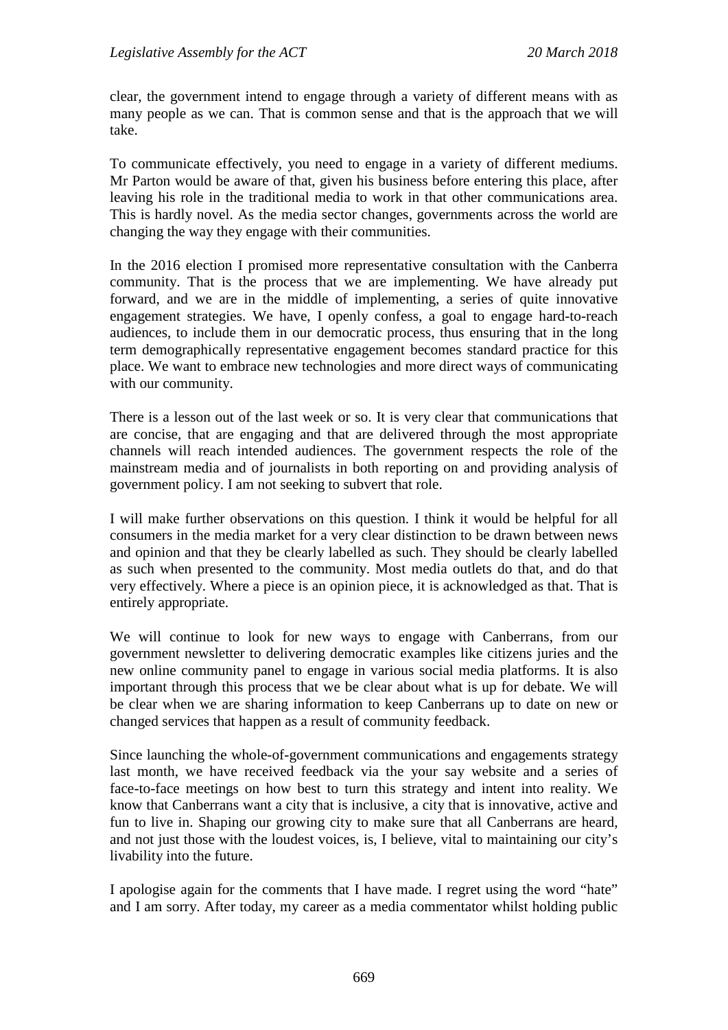clear, the government intend to engage through a variety of different means with as many people as we can. That is common sense and that is the approach that we will take.

To communicate effectively, you need to engage in a variety of different mediums. Mr Parton would be aware of that, given his business before entering this place, after leaving his role in the traditional media to work in that other communications area. This is hardly novel. As the media sector changes, governments across the world are changing the way they engage with their communities.

In the 2016 election I promised more representative consultation with the Canberra community. That is the process that we are implementing. We have already put forward, and we are in the middle of implementing, a series of quite innovative engagement strategies. We have, I openly confess, a goal to engage hard-to-reach audiences, to include them in our democratic process, thus ensuring that in the long term demographically representative engagement becomes standard practice for this place. We want to embrace new technologies and more direct ways of communicating with our community.

There is a lesson out of the last week or so. It is very clear that communications that are concise, that are engaging and that are delivered through the most appropriate channels will reach intended audiences. The government respects the role of the mainstream media and of journalists in both reporting on and providing analysis of government policy. I am not seeking to subvert that role.

I will make further observations on this question. I think it would be helpful for all consumers in the media market for a very clear distinction to be drawn between news and opinion and that they be clearly labelled as such. They should be clearly labelled as such when presented to the community. Most media outlets do that, and do that very effectively. Where a piece is an opinion piece, it is acknowledged as that. That is entirely appropriate.

We will continue to look for new ways to engage with Canberrans, from our government newsletter to delivering democratic examples like citizens juries and the new online community panel to engage in various social media platforms. It is also important through this process that we be clear about what is up for debate. We will be clear when we are sharing information to keep Canberrans up to date on new or changed services that happen as a result of community feedback.

Since launching the whole-of-government communications and engagements strategy last month, we have received feedback via the your say website and a series of face-to-face meetings on how best to turn this strategy and intent into reality. We know that Canberrans want a city that is inclusive, a city that is innovative, active and fun to live in. Shaping our growing city to make sure that all Canberrans are heard, and not just those with the loudest voices, is, I believe, vital to maintaining our city's livability into the future.

I apologise again for the comments that I have made. I regret using the word "hate" and I am sorry. After today, my career as a media commentator whilst holding public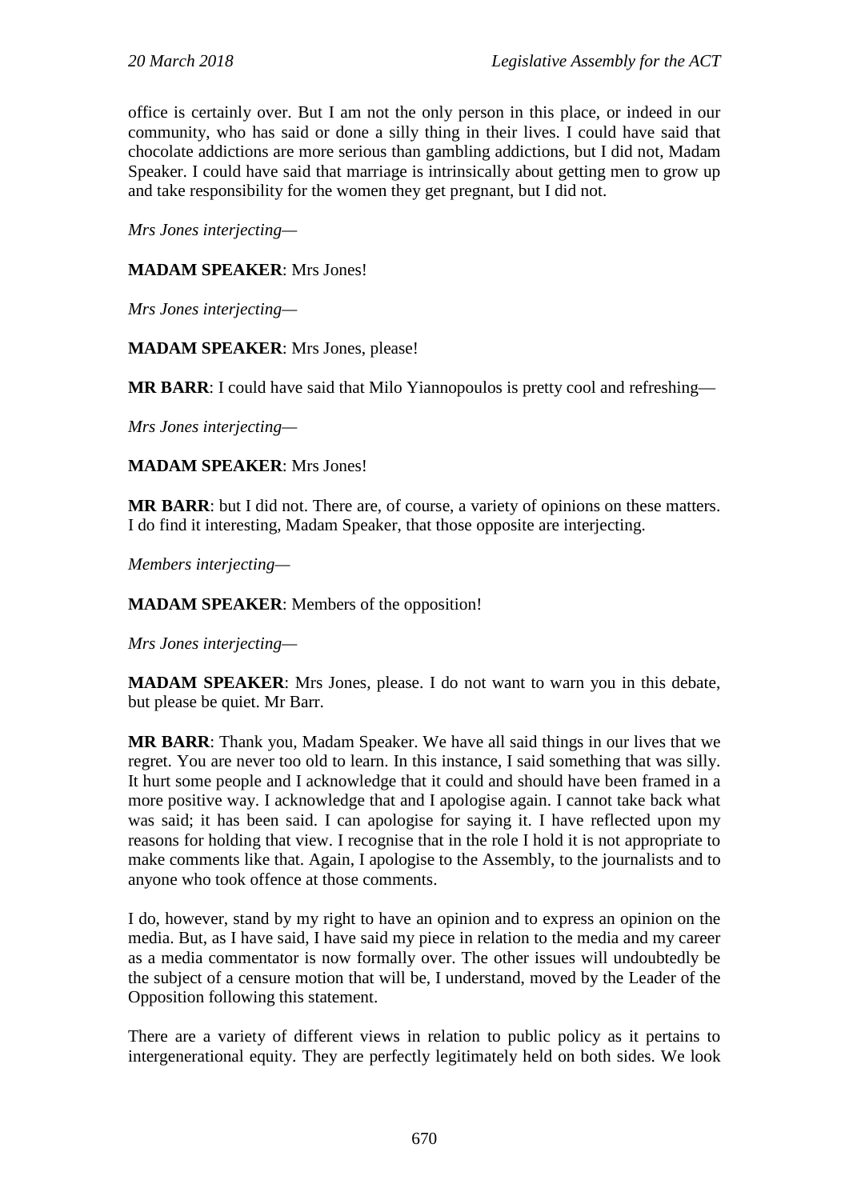office is certainly over. But I am not the only person in this place, or indeed in our community, who has said or done a silly thing in their lives. I could have said that chocolate addictions are more serious than gambling addictions, but I did not, Madam Speaker. I could have said that marriage is intrinsically about getting men to grow up and take responsibility for the women they get pregnant, but I did not.

*Mrs Jones interjecting*—

**MADAM SPEAKER**: Mrs Jones!

*Mrs Jones interjecting*—

**MADAM SPEAKER**: Mrs Jones, please!

**MR BARR**: I could have said that Milo Yiannopoulos is pretty cool and refreshing—

*Mrs Jones interjecting*—

**MADAM SPEAKER**: Mrs Jones!

**MR BARR**: but I did not. There are, of course, a variety of opinions on these matters. I do find it interesting, Madam Speaker, that those opposite are interjecting.

*Members interjecting*—

**MADAM SPEAKER**: Members of the opposition!

*Mrs Jones interjecting*—

**MADAM SPEAKER**: Mrs Jones, please. I do not want to warn you in this debate, but please be quiet. Mr Barr.

**MR BARR**: Thank you, Madam Speaker. We have all said things in our lives that we regret. You are never too old to learn. In this instance, I said something that was silly. It hurt some people and I acknowledge that it could and should have been framed in a more positive way. I acknowledge that and I apologise again. I cannot take back what was said; it has been said. I can apologise for saying it. I have reflected upon my reasons for holding that view. I recognise that in the role I hold it is not appropriate to make comments like that. Again, I apologise to the Assembly, to the journalists and to anyone who took offence at those comments.

I do, however, stand by my right to have an opinion and to express an opinion on the media. But, as I have said, I have said my piece in relation to the media and my career as a media commentator is now formally over. The other issues will undoubtedly be the subject of a censure motion that will be, I understand, moved by the Leader of the Opposition following this statement.

There are a variety of different views in relation to public policy as it pertains to intergenerational equity. They are perfectly legitimately held on both sides. We look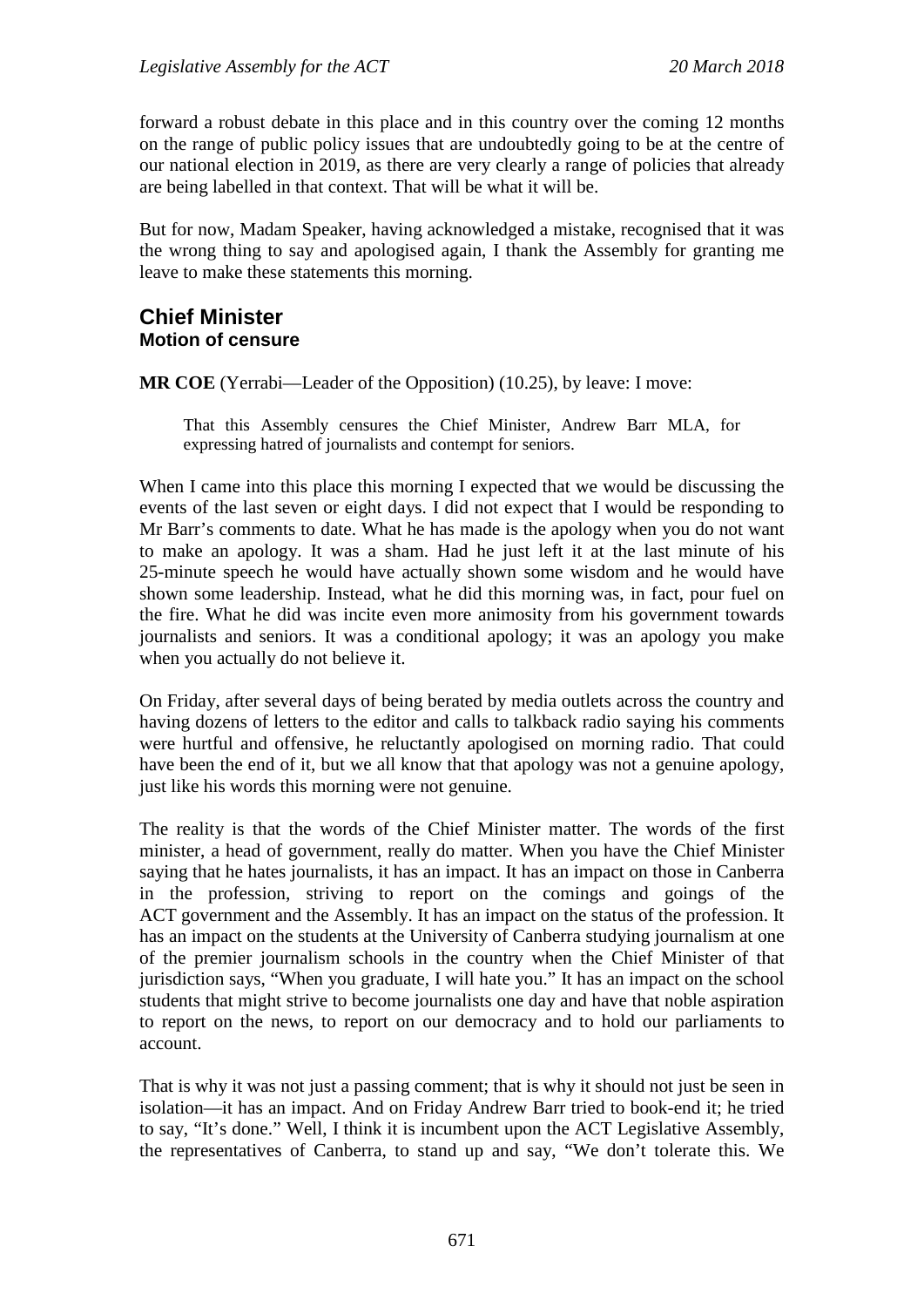forward a robust debate in this place and in this country over the coming 12 months on the range of public policy issues that are undoubtedly going to be at the centre of our national election in 2019, as there are very clearly a range of policies that already are being labelled in that context. That will be what it will be.

But for now, Madam Speaker, having acknowledged a mistake, recognised that it was the wrong thing to say and apologised again, I thank the Assembly for granting me leave to make these statements this morning.

## Chief Minister
### Motion of censure

**MR COE** (Yerrabi—Leader of the Opposition) (10.25), by leave: I move:

> That this Assembly censures the Chief Minister, Andrew Barr MLA, for expressing hatred of journalists and contempt for seniors.

When I came into this place this morning I expected that we would be discussing the events of the last seven or eight days. I did not expect that I would be responding to Mr Barr's comments to date. What he has made is the apology when you do not want to make an apology. It was a sham. Had he just left it at the last minute of his 25-minute speech he would have actually shown some wisdom and he would have shown some leadership. Instead, what he did this morning was, in fact, pour fuel on the fire. What he did was incite even more animosity from his government towards journalists and seniors. It was a conditional apology; it was an apology you make when you actually do not believe it.

On Friday, after several days of being berated by media outlets across the country and having dozens of letters to the editor and calls to talkback radio saying his comments were hurtful and offensive, he reluctantly apologised on morning radio. That could have been the end of it, but we all know that that apology was not a genuine apology, just like his words this morning were not genuine.

The reality is that the words of the Chief Minister matter. The words of the first minister, a head of government, really do matter. When you have the Chief Minister saying that he hates journalists, it has an impact. It has an impact on those in Canberra in the profession, striving to report on the comings and goings of the ACT government and the Assembly. It has an impact on the status of the profession. It has an impact on the students at the University of Canberra studying journalism at one of the premier journalism schools in the country when the Chief Minister of that jurisdiction says, "When you graduate, I will hate you." It has an impact on the school students that might strive to become journalists one day and have that noble aspiration to report on the news, to report on our democracy and to hold our parliaments to account.

That is why it was not just a passing comment; that is why it should not just be seen in isolation—it has an impact. And on Friday Andrew Barr tried to book-end it; he tried to say, "It's done." Well, I think it is incumbent upon the ACT Legislative Assembly, the representatives of Canberra, to stand up and say, "We don't tolerate this. We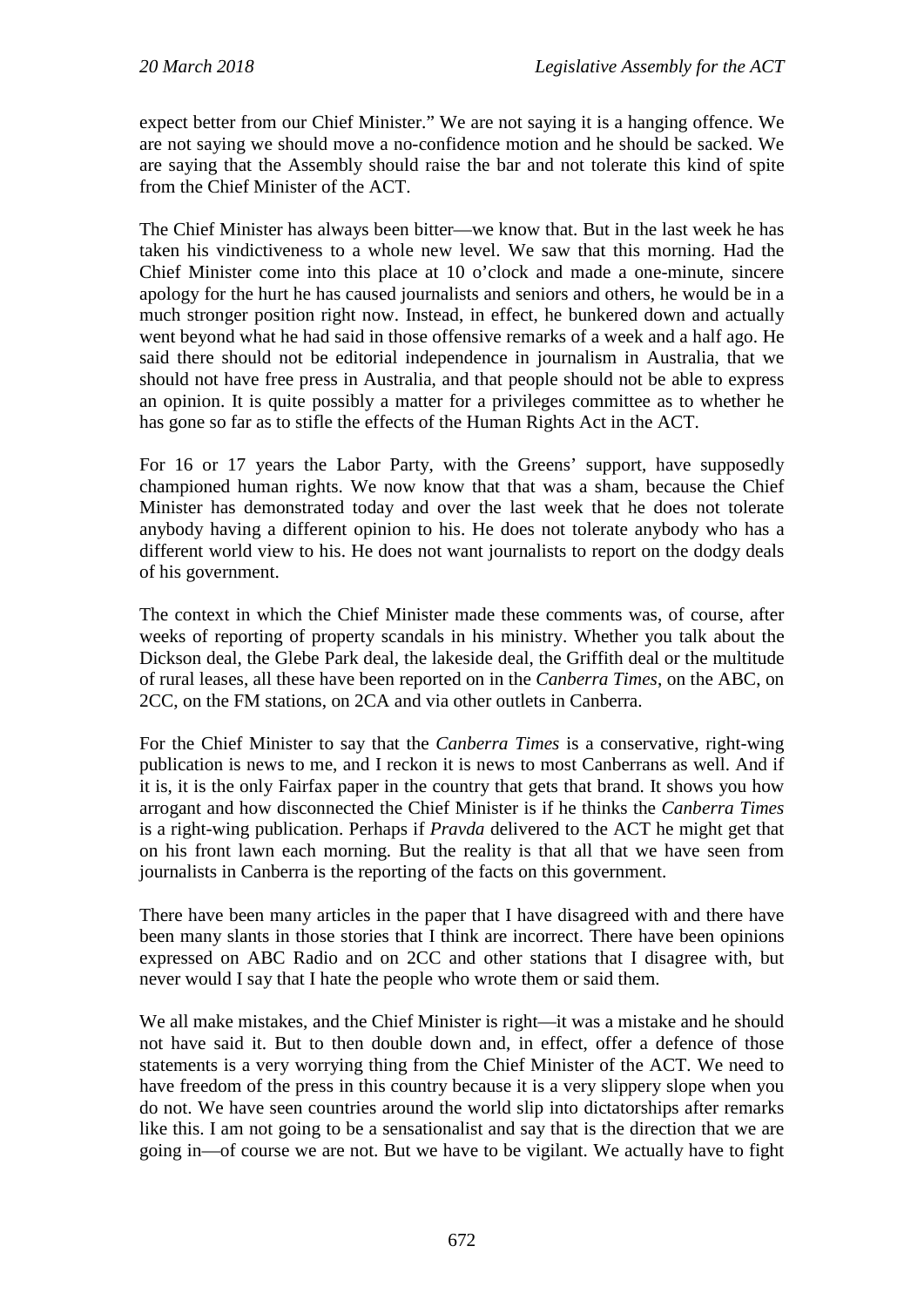expect better from our Chief Minister." We are not saying it is a hanging offence. We are not saying we should move a no-confidence motion and he should be sacked. We are saying that the Assembly should raise the bar and not tolerate this kind of spite from the Chief Minister of the ACT.

The Chief Minister has always been bitter—we know that. But in the last week he has taken his vindictiveness to a whole new level. We saw that this morning. Had the Chief Minister come into this place at 10 o'clock and made a one-minute, sincere apology for the hurt he has caused journalists and seniors and others, he would be in a much stronger position right now. Instead, in effect, he bunkered down and actually went beyond what he had said in those offensive remarks of a week and a half ago. He said there should not be editorial independence in journalism in Australia, that we should not have free press in Australia, and that people should not be able to express an opinion. It is quite possibly a matter for a privileges committee as to whether he has gone so far as to stifle the effects of the Human Rights Act in the ACT.

For 16 or 17 years the Labor Party, with the Greens' support, have supposedly championed human rights. We now know that that was a sham, because the Chief Minister has demonstrated today and over the last week that he does not tolerate anybody having a different opinion to his. He does not tolerate anybody who has a different world view to his. He does not want journalists to report on the dodgy deals of his government.

The context in which the Chief Minister made these comments was, of course, after weeks of reporting of property scandals in his ministry. Whether you talk about the Dickson deal, the Glebe Park deal, the lakeside deal, the Griffith deal or the multitude of rural leases, all these have been reported on in the *Canberra Times*, on the ABC, on 2CC, on the FM stations, on 2CA and via other outlets in Canberra.

For the Chief Minister to say that the *Canberra Times* is a conservative, right-wing publication is news to me, and I reckon it is news to most Canberrans as well. And if it is, it is the only Fairfax paper in the country that gets that brand. It shows you how arrogant and how disconnected the Chief Minister is if he thinks the *Canberra Times* is a right-wing publication. Perhaps if *Pravda* delivered to the ACT he might get that on his front lawn each morning. But the reality is that all that we have seen from journalists in Canberra is the reporting of the facts on this government.

There have been many articles in the paper that I have disagreed with and there have been many slants in those stories that I think are incorrect. There have been opinions expressed on ABC Radio and on 2CC and other stations that I disagree with, but never would I say that I hate the people who wrote them or said them.

We all make mistakes, and the Chief Minister is right—it was a mistake and he should not have said it. But to then double down and, in effect, offer a defence of those statements is a very worrying thing from the Chief Minister of the ACT. We need to have freedom of the press in this country because it is a very slippery slope when you do not. We have seen countries around the world slip into dictatorships after remarks like this. I am not going to be a sensationalist and say that is the direction that we are going in—of course we are not. But we have to be vigilant. We actually have to fight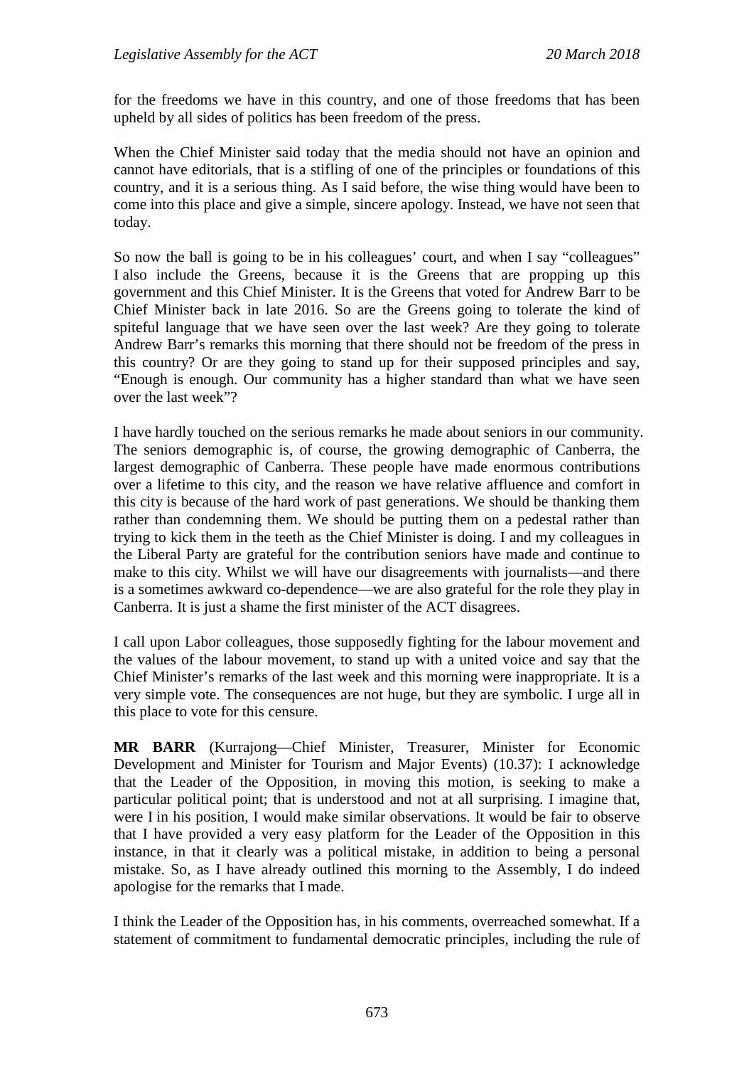for the freedoms we have in this country, and one of those freedoms that has been upheld by all sides of politics has been freedom of the press.

When the Chief Minister said today that the media should not have an opinion and cannot have editorials, that is a stifling of one of the principles or foundations of this country, and it is a serious thing. As I said before, the wise thing would have been to come into this place and give a simple, sincere apology. Instead, we have not seen that today.

So now the ball is going to be in his colleagues' court, and when I say "colleagues" I also include the Greens, because it is the Greens that are propping up this government and this Chief Minister. It is the Greens that voted for Andrew Barr to be Chief Minister back in late 2016. So are the Greens going to tolerate the kind of spiteful language that we have seen over the last week? Are they going to tolerate Andrew Barr's remarks this morning that there should not be freedom of the press in this country? Or are they going to stand up for their supposed principles and say, "Enough is enough. Our community has a higher standard than what we have seen over the last week"?

I have hardly touched on the serious remarks he made about seniors in our community. The seniors demographic is, of course, the growing demographic of Canberra, the largest demographic of Canberra. These people have made enormous contributions over a lifetime to this city, and the reason we have relative affluence and comfort in this city is because of the hard work of past generations. We should be thanking them rather than condemning them. We should be putting them on a pedestal rather than trying to kick them in the teeth as the Chief Minister is doing. I and my colleagues in the Liberal Party are grateful for the contribution seniors have made and continue to make to this city. Whilst we will have our disagreements with journalists—and there is a sometimes awkward co-dependence—we are also grateful for the role they play in Canberra. It is just a shame the first minister of the ACT disagrees.

I call upon Labor colleagues, those supposedly fighting for the labour movement and the values of the labour movement, to stand up with a united voice and say that the Chief Minister's remarks of the last week and this morning were inappropriate. It is a very simple vote. The consequences are not huge, but they are symbolic. I urge all in this place to vote for this censure.

**MR BARR** (Kurrajong—Chief Minister, Treasurer, Minister for Economic Development and Minister for Tourism and Major Events) (10.37): I acknowledge that the Leader of the Opposition, in moving this motion, is seeking to make a particular political point; that is understood and not at all surprising. I imagine that, were I in his position, I would make similar observations. It would be fair to observe that I have provided a very easy platform for the Leader of the Opposition in this instance, in that it clearly was a political mistake, in addition to being a personal mistake. So, as I have already outlined this morning to the Assembly, I do indeed apologise for the remarks that I made.

I think the Leader of the Opposition has, in his comments, overreached somewhat. If a statement of commitment to fundamental democratic principles, including the rule of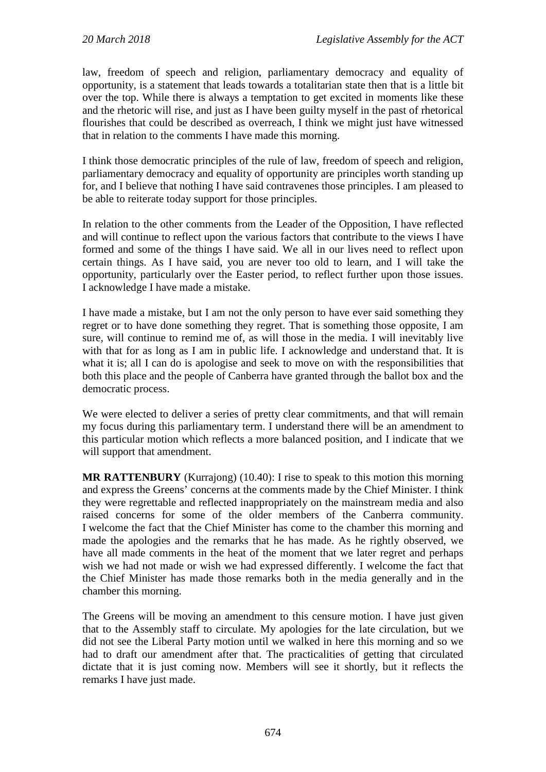law, freedom of speech and religion, parliamentary democracy and equality of opportunity, is a statement that leads towards a totalitarian state then that is a little bit over the top. While there is always a temptation to get excited in moments like these and the rhetoric will rise, and just as I have been guilty myself in the past of rhetorical flourishes that could be described as overreach, I think we might just have witnessed that in relation to the comments I have made this morning.

I think those democratic principles of the rule of law, freedom of speech and religion, parliamentary democracy and equality of opportunity are principles worth standing up for, and I believe that nothing I have said contravenes those principles. I am pleased to be able to reiterate today support for those principles.

In relation to the other comments from the Leader of the Opposition, I have reflected and will continue to reflect upon the various factors that contribute to the views I have formed and some of the things I have said. We all in our lives need to reflect upon certain things. As I have said, you are never too old to learn, and I will take the opportunity, particularly over the Easter period, to reflect further upon those issues. I acknowledge I have made a mistake.

I have made a mistake, but I am not the only person to have ever said something they regret or to have done something they regret. That is something those opposite, I am sure, will continue to remind me of, as will those in the media. I will inevitably live with that for as long as I am in public life. I acknowledge and understand that. It is what it is; all I can do is apologise and seek to move on with the responsibilities that both this place and the people of Canberra have granted through the ballot box and the democratic process.

We were elected to deliver a series of pretty clear commitments, and that will remain my focus during this parliamentary term. I understand there will be an amendment to this particular motion which reflects a more balanced position, and I indicate that we will support that amendment.

**MR RATTENBURY** (Kurrajong) (10.40): I rise to speak to this motion this morning and express the Greens' concerns at the comments made by the Chief Minister. I think they were regrettable and reflected inappropriately on the mainstream media and also raised concerns for some of the older members of the Canberra community. I welcome the fact that the Chief Minister has come to the chamber this morning and made the apologies and the remarks that he has made. As he rightly observed, we have all made comments in the heat of the moment that we later regret and perhaps wish we had not made or wish we had expressed differently. I welcome the fact that the Chief Minister has made those remarks both in the media generally and in the chamber this morning.

The Greens will be moving an amendment to this censure motion. I have just given that to the Assembly staff to circulate. My apologies for the late circulation, but we did not see the Liberal Party motion until we walked in here this morning and so we had to draft our amendment after that. The practicalities of getting that circulated dictate that it is just coming now. Members will see it shortly, but it reflects the remarks I have just made.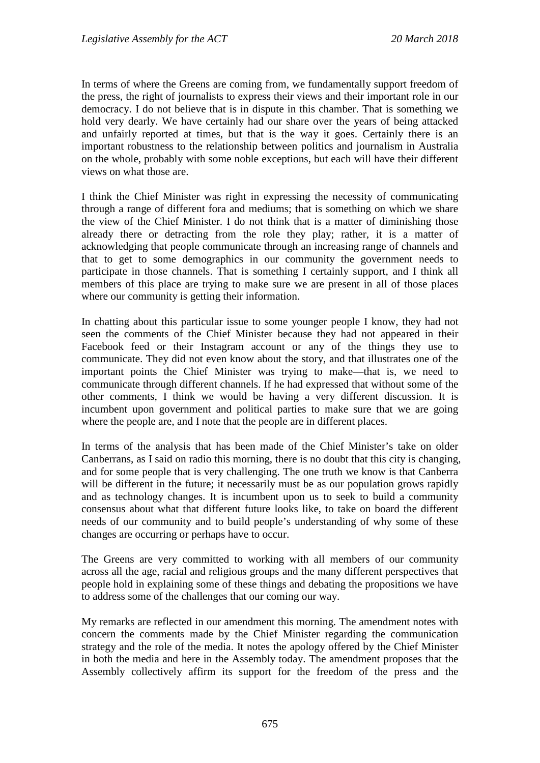In terms of where the Greens are coming from, we fundamentally support freedom of the press, the right of journalists to express their views and their important role in our democracy. I do not believe that is in dispute in this chamber. That is something we hold very dearly. We have certainly had our share over the years of being attacked and unfairly reported at times, but that is the way it goes. Certainly there is an important robustness to the relationship between politics and journalism in Australia on the whole, probably with some noble exceptions, but each will have their different views on what those are.

I think the Chief Minister was right in expressing the necessity of communicating through a range of different fora and mediums; that is something on which we share the view of the Chief Minister. I do not think that is a matter of diminishing those already there or detracting from the role they play; rather, it is a matter of acknowledging that people communicate through an increasing range of channels and that to get to some demographics in our community the government needs to participate in those channels. That is something I certainly support, and I think all members of this place are trying to make sure we are present in all of those places where our community is getting their information.

In chatting about this particular issue to some younger people I know, they had not seen the comments of the Chief Minister because they had not appeared in their Facebook feed or their Instagram account or any of the things they use to communicate. They did not even know about the story, and that illustrates one of the important points the Chief Minister was trying to make—that is, we need to communicate through different channels. If he had expressed that without some of the other comments, I think we would be having a very different discussion. It is incumbent upon government and political parties to make sure that we are going where the people are, and I note that the people are in different places.

In terms of the analysis that has been made of the Chief Minister's take on older Canberrans, as I said on radio this morning, there is no doubt that this city is changing, and for some people that is very challenging. The one truth we know is that Canberra will be different in the future; it necessarily must be as our population grows rapidly and as technology changes. It is incumbent upon us to seek to build a community consensus about what that different future looks like, to take on board the different needs of our community and to build people's understanding of why some of these changes are occurring or perhaps have to occur.

The Greens are very committed to working with all members of our community across all the age, racial and religious groups and the many different perspectives that people hold in explaining some of these things and debating the propositions we have to address some of the challenges that our coming our way.

My remarks are reflected in our amendment this morning. The amendment notes with concern the comments made by the Chief Minister regarding the communication strategy and the role of the media. It notes the apology offered by the Chief Minister in both the media and here in the Assembly today. The amendment proposes that the Assembly collectively affirm its support for the freedom of the press and the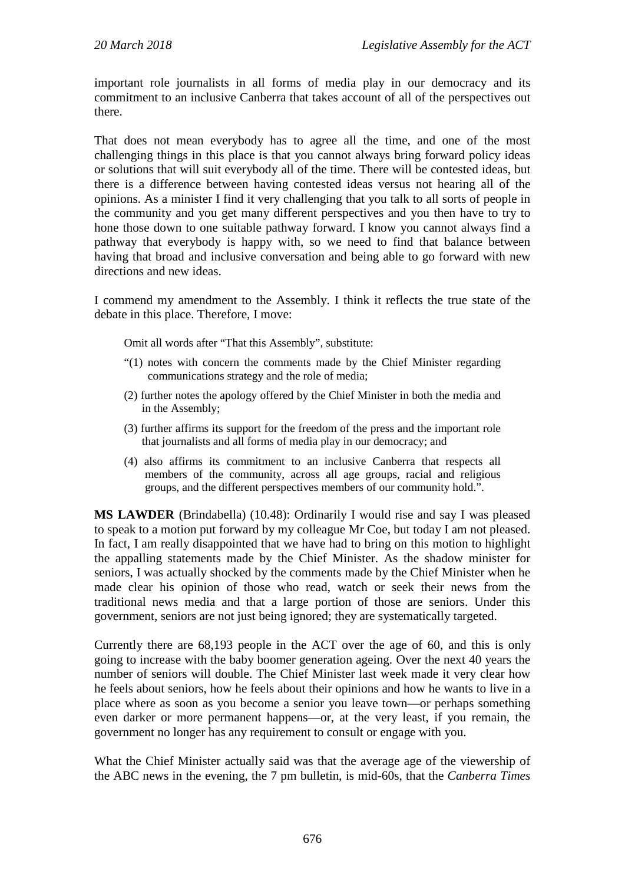important role journalists in all forms of media play in our democracy and its commitment to an inclusive Canberra that takes account of all of the perspectives out there.

That does not mean everybody has to agree all the time, and one of the most challenging things in this place is that you cannot always bring forward policy ideas or solutions that will suit everybody all of the time. There will be contested ideas, but there is a difference between having contested ideas versus not hearing all of the opinions. As a minister I find it very challenging that you talk to all sorts of people in the community and you get many different perspectives and you then have to try to hone those down to one suitable pathway forward. I know you cannot always find a pathway that everybody is happy with, so we need to find that balance between having that broad and inclusive conversation and being able to go forward with new directions and new ideas.

I commend my amendment to the Assembly. I think it reflects the true state of the debate in this place. Therefore, I move:

> Omit all words after "That this Assembly", substitute:
>
> "(1) notes with concern the comments made by the Chief Minister regarding communications strategy and the role of media;
>
> (2) further notes the apology offered by the Chief Minister in both the media and in the Assembly;
>
> (3) further affirms its support for the freedom of the press and the important role that journalists and all forms of media play in our democracy; and
>
> (4) also affirms its commitment to an inclusive Canberra that respects all members of the community, across all age groups, racial and religious groups, and the different perspectives members of our community hold.".

**MS LAWDER** (Brindabella) (10.48): Ordinarily I would rise and say I was pleased to speak to a motion put forward by my colleague Mr Coe, but today I am not pleased. In fact, I am really disappointed that we have had to bring on this motion to highlight the appalling statements made by the Chief Minister. As the shadow minister for seniors, I was actually shocked by the comments made by the Chief Minister when he made clear his opinion of those who read, watch or seek their news from the traditional news media and that a large portion of those are seniors. Under this government, seniors are not just being ignored; they are systematically targeted.

Currently there are 68,193 people in the ACT over the age of 60, and this is only going to increase with the baby boomer generation ageing. Over the next 40 years the number of seniors will double. The Chief Minister last week made it very clear how he feels about seniors, how he feels about their opinions and how he wants to live in a place where as soon as you become a senior you leave town—or perhaps something even darker or more permanent happens—or, at the very least, if you remain, the government no longer has any requirement to consult or engage with you.

What the Chief Minister actually said was that the average age of the viewership of the ABC news in the evening, the 7 pm bulletin, is mid-60s, that the *Canberra Times*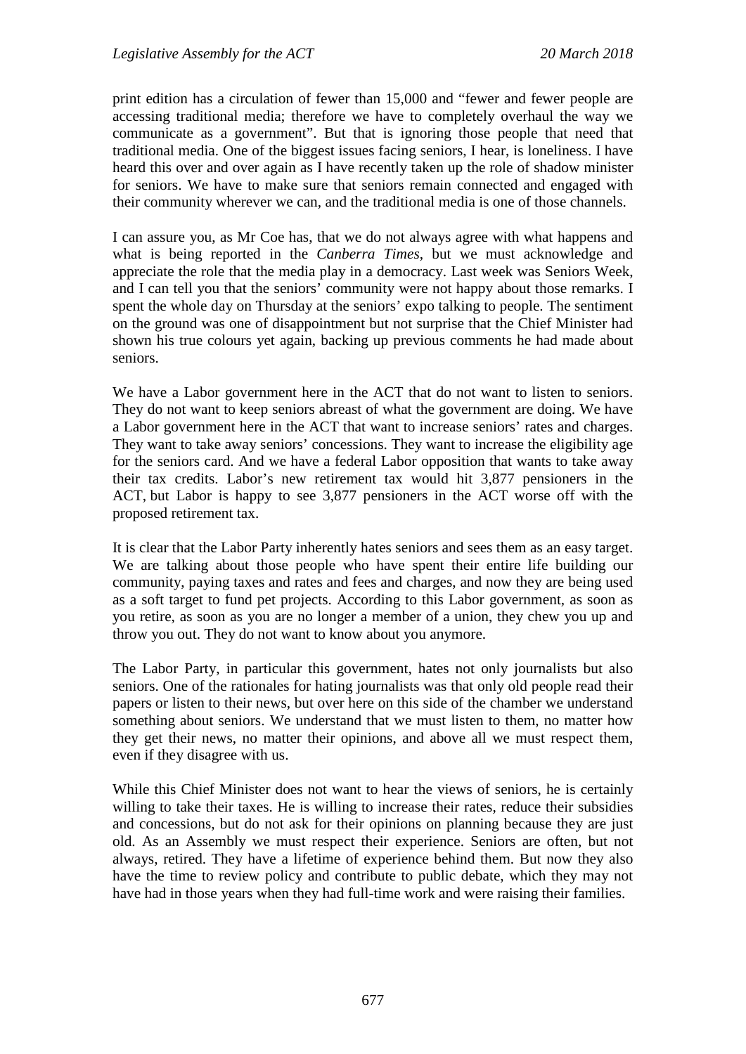print edition has a circulation of fewer than 15,000 and "fewer and fewer people are accessing traditional media; therefore we have to completely overhaul the way we communicate as a government". But that is ignoring those people that need that traditional media. One of the biggest issues facing seniors, I hear, is loneliness. I have heard this over and over again as I have recently taken up the role of shadow minister for seniors. We have to make sure that seniors remain connected and engaged with their community wherever we can, and the traditional media is one of those channels.

I can assure you, as Mr Coe has, that we do not always agree with what happens and what is being reported in the *Canberra Times*, but we must acknowledge and appreciate the role that the media play in a democracy. Last week was Seniors Week, and I can tell you that the seniors' community were not happy about those remarks. I spent the whole day on Thursday at the seniors' expo talking to people. The sentiment on the ground was one of disappointment but not surprise that the Chief Minister had shown his true colours yet again, backing up previous comments he had made about seniors.

We have a Labor government here in the ACT that do not want to listen to seniors. They do not want to keep seniors abreast of what the government are doing. We have a Labor government here in the ACT that want to increase seniors' rates and charges. They want to take away seniors' concessions. They want to increase the eligibility age for the seniors card. And we have a federal Labor opposition that wants to take away their tax credits. Labor's new retirement tax would hit 3,877 pensioners in the ACT, but Labor is happy to see 3,877 pensioners in the ACT worse off with the proposed retirement tax.

It is clear that the Labor Party inherently hates seniors and sees them as an easy target. We are talking about those people who have spent their entire life building our community, paying taxes and rates and fees and charges, and now they are being used as a soft target to fund pet projects. According to this Labor government, as soon as you retire, as soon as you are no longer a member of a union, they chew you up and throw you out. They do not want to know about you anymore.

The Labor Party, in particular this government, hates not only journalists but also seniors. One of the rationales for hating journalists was that only old people read their papers or listen to their news, but over here on this side of the chamber we understand something about seniors. We understand that we must listen to them, no matter how they get their news, no matter their opinions, and above all we must respect them, even if they disagree with us.

While this Chief Minister does not want to hear the views of seniors, he is certainly willing to take their taxes. He is willing to increase their rates, reduce their subsidies and concessions, but do not ask for their opinions on planning because they are just old. As an Assembly we must respect their experience. Seniors are often, but not always, retired. They have a lifetime of experience behind them. But now they also have the time to review policy and contribute to public debate, which they may not have had in those years when they had full-time work and were raising their families.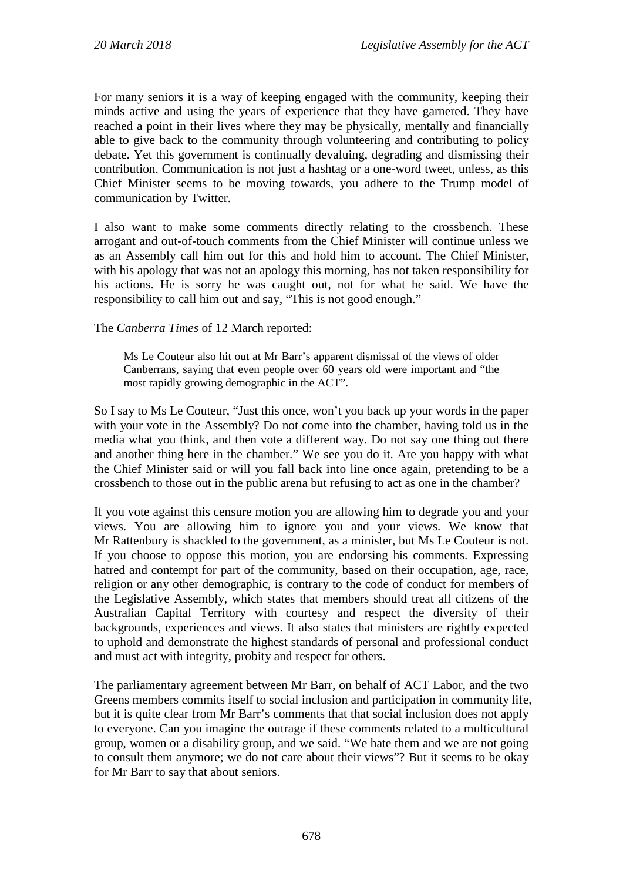For many seniors it is a way of keeping engaged with the community, keeping their minds active and using the years of experience that they have garnered. They have reached a point in their lives where they may be physically, mentally and financially able to give back to the community through volunteering and contributing to policy debate. Yet this government is continually devaluing, degrading and dismissing their contribution. Communication is not just a hashtag or a one-word tweet, unless, as this Chief Minister seems to be moving towards, you adhere to the Trump model of communication by Twitter.

I also want to make some comments directly relating to the crossbench. These arrogant and out-of-touch comments from the Chief Minister will continue unless we as an Assembly call him out for this and hold him to account. The Chief Minister, with his apology that was not an apology this morning, has not taken responsibility for his actions. He is sorry he was caught out, not for what he said. We have the responsibility to call him out and say, "This is not good enough."

The *Canberra Times* of 12 March reported:

> Ms Le Couteur also hit out at Mr Barr's apparent dismissal of the views of older Canberrans, saying that even people over 60 years old were important and "the most rapidly growing demographic in the ACT".

So I say to Ms Le Couteur, "Just this once, won't you back up your words in the paper with your vote in the Assembly? Do not come into the chamber, having told us in the media what you think, and then vote a different way. Do not say one thing out there and another thing here in the chamber." We see you do it. Are you happy with what the Chief Minister said or will you fall back into line once again, pretending to be a crossbench to those out in the public arena but refusing to act as one in the chamber?

If you vote against this censure motion you are allowing him to degrade you and your views. You are allowing him to ignore you and your views. We know that Mr Rattenbury is shackled to the government, as a minister, but Ms Le Couteur is not. If you choose to oppose this motion, you are endorsing his comments. Expressing hatred and contempt for part of the community, based on their occupation, age, race, religion or any other demographic, is contrary to the code of conduct for members of the Legislative Assembly, which states that members should treat all citizens of the Australian Capital Territory with courtesy and respect the diversity of their backgrounds, experiences and views. It also states that ministers are rightly expected to uphold and demonstrate the highest standards of personal and professional conduct and must act with integrity, probity and respect for others.

The parliamentary agreement between Mr Barr, on behalf of ACT Labor, and the two Greens members commits itself to social inclusion and participation in community life, but it is quite clear from Mr Barr's comments that that social inclusion does not apply to everyone. Can you imagine the outrage if these comments related to a multicultural group, women or a disability group, and we said. "We hate them and we are not going to consult them anymore; we do not care about their views"? But it seems to be okay for Mr Barr to say that about seniors.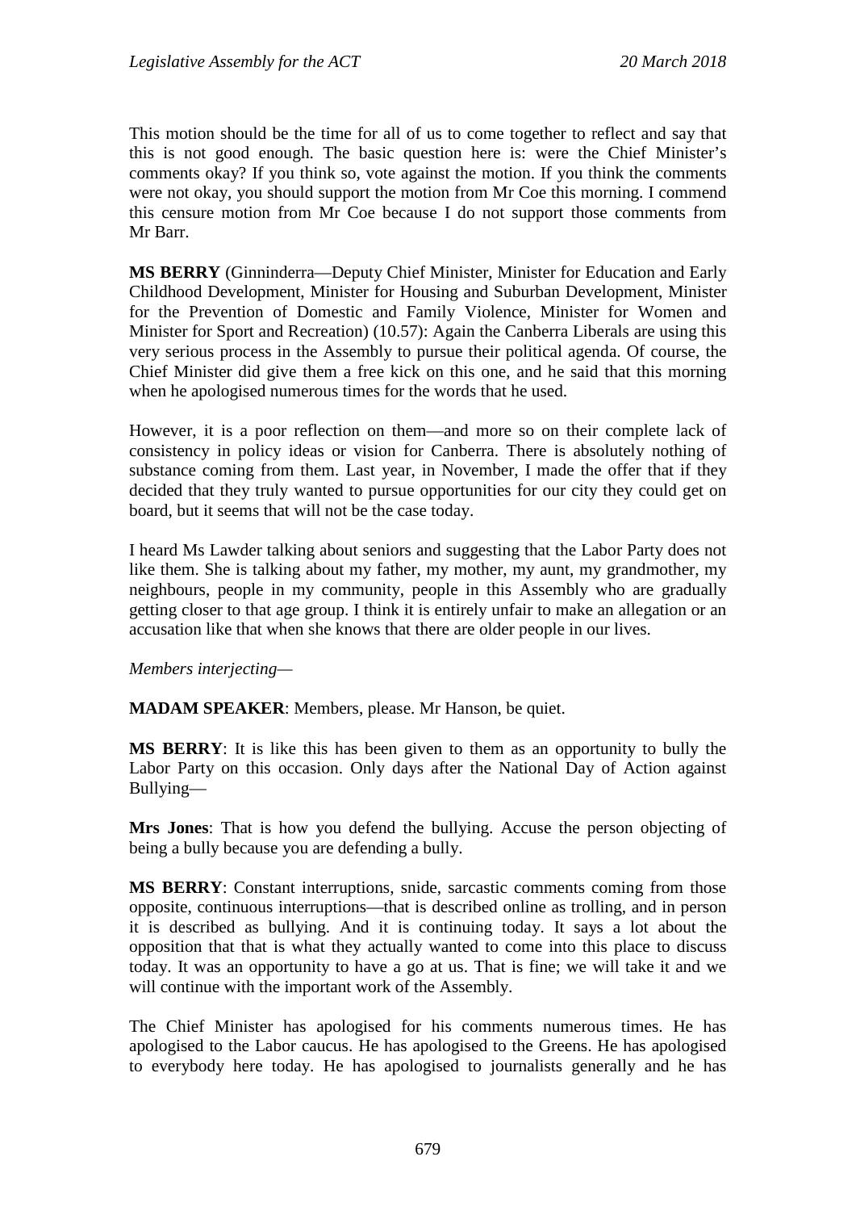This motion should be the time for all of us to come together to reflect and say that this is not good enough. The basic question here is: were the Chief Minister's comments okay? If you think so, vote against the motion. If you think the comments were not okay, you should support the motion from Mr Coe this morning. I commend this censure motion from Mr Coe because I do not support those comments from Mr Barr.

**MS BERRY** (Ginninderra—Deputy Chief Minister, Minister for Education and Early Childhood Development, Minister for Housing and Suburban Development, Minister for the Prevention of Domestic and Family Violence, Minister for Women and Minister for Sport and Recreation) (10.57): Again the Canberra Liberals are using this very serious process in the Assembly to pursue their political agenda. Of course, the Chief Minister did give them a free kick on this one, and he said that this morning when he apologised numerous times for the words that he used.

However, it is a poor reflection on them—and more so on their complete lack of consistency in policy ideas or vision for Canberra. There is absolutely nothing of substance coming from them. Last year, in November, I made the offer that if they decided that they truly wanted to pursue opportunities for our city they could get on board, but it seems that will not be the case today.

I heard Ms Lawder talking about seniors and suggesting that the Labor Party does not like them. She is talking about my father, my mother, my aunt, my grandmother, my neighbours, people in my community, people in this Assembly who are gradually getting closer to that age group. I think it is entirely unfair to make an allegation or an accusation like that when she knows that there are older people in our lives.

*Members interjecting*—

**MADAM SPEAKER**: Members, please. Mr Hanson, be quiet.

**MS BERRY**: It is like this has been given to them as an opportunity to bully the Labor Party on this occasion. Only days after the National Day of Action against Bullying—

**Mrs Jones**: That is how you defend the bullying. Accuse the person objecting of being a bully because you are defending a bully.

**MS BERRY**: Constant interruptions, snide, sarcastic comments coming from those opposite, continuous interruptions—that is described online as trolling, and in person it is described as bullying. And it is continuing today. It says a lot about the opposition that that is what they actually wanted to come into this place to discuss today. It was an opportunity to have a go at us. That is fine; we will take it and we will continue with the important work of the Assembly.

The Chief Minister has apologised for his comments numerous times. He has apologised to the Labor caucus. He has apologised to the Greens. He has apologised to everybody here today. He has apologised to journalists generally and he has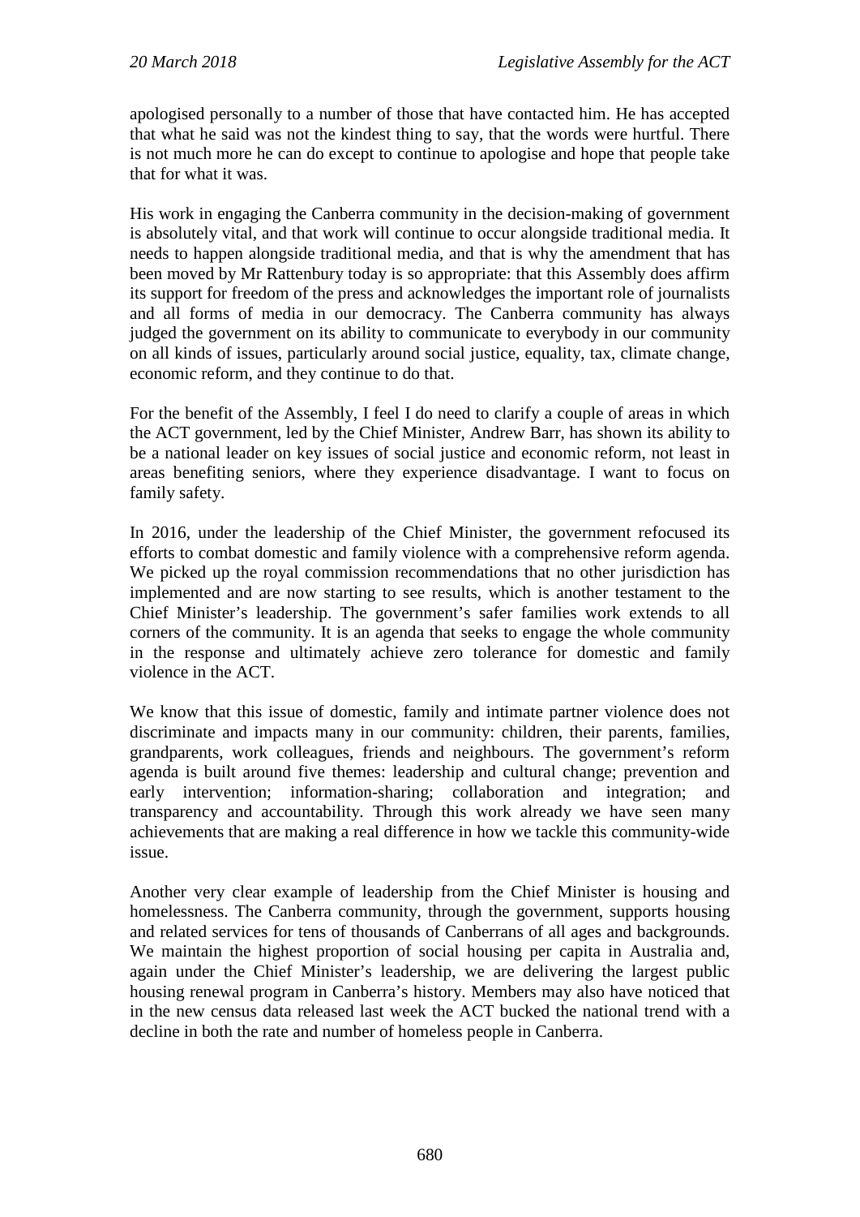apologised personally to a number of those that have contacted him. He has accepted that what he said was not the kindest thing to say, that the words were hurtful. There is not much more he can do except to continue to apologise and hope that people take that for what it was.

His work in engaging the Canberra community in the decision-making of government is absolutely vital, and that work will continue to occur alongside traditional media. It needs to happen alongside traditional media, and that is why the amendment that has been moved by Mr Rattenbury today is so appropriate: that this Assembly does affirm its support for freedom of the press and acknowledges the important role of journalists and all forms of media in our democracy. The Canberra community has always judged the government on its ability to communicate to everybody in our community on all kinds of issues, particularly around social justice, equality, tax, climate change, economic reform, and they continue to do that.

For the benefit of the Assembly, I feel I do need to clarify a couple of areas in which the ACT government, led by the Chief Minister, Andrew Barr, has shown its ability to be a national leader on key issues of social justice and economic reform, not least in areas benefiting seniors, where they experience disadvantage. I want to focus on family safety.

In 2016, under the leadership of the Chief Minister, the government refocused its efforts to combat domestic and family violence with a comprehensive reform agenda. We picked up the royal commission recommendations that no other jurisdiction has implemented and are now starting to see results, which is another testament to the Chief Minister's leadership. The government's safer families work extends to all corners of the community. It is an agenda that seeks to engage the whole community in the response and ultimately achieve zero tolerance for domestic and family violence in the ACT.

We know that this issue of domestic, family and intimate partner violence does not discriminate and impacts many in our community: children, their parents, families, grandparents, work colleagues, friends and neighbours. The government's reform agenda is built around five themes: leadership and cultural change; prevention and early intervention; information-sharing; collaboration and integration; and transparency and accountability. Through this work already we have seen many achievements that are making a real difference in how we tackle this community-wide issue.

Another very clear example of leadership from the Chief Minister is housing and homelessness. The Canberra community, through the government, supports housing and related services for tens of thousands of Canberrans of all ages and backgrounds. We maintain the highest proportion of social housing per capita in Australia and, again under the Chief Minister's leadership, we are delivering the largest public housing renewal program in Canberra's history. Members may also have noticed that in the new census data released last week the ACT bucked the national trend with a decline in both the rate and number of homeless people in Canberra.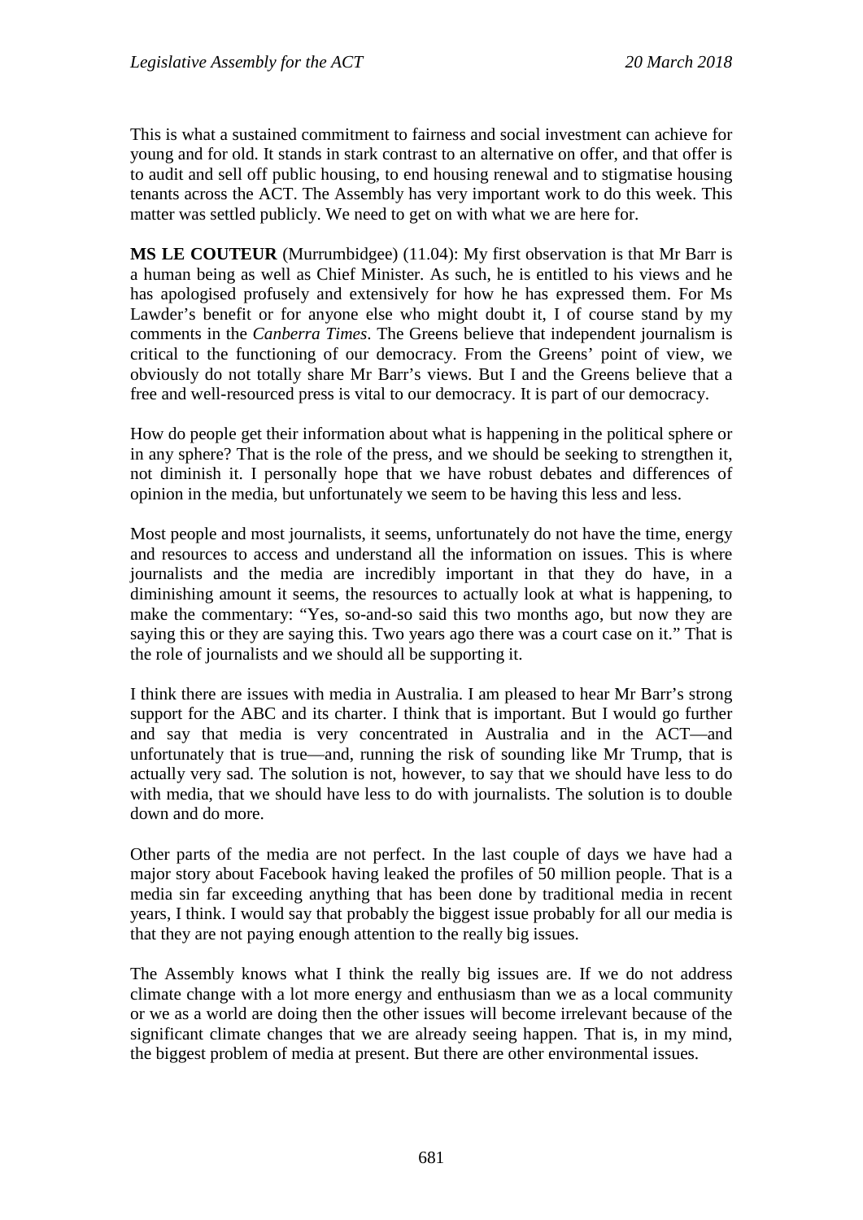This is what a sustained commitment to fairness and social investment can achieve for young and for old. It stands in stark contrast to an alternative on offer, and that offer is to audit and sell off public housing, to end housing renewal and to stigmatise housing tenants across the ACT. The Assembly has very important work to do this week. This matter was settled publicly. We need to get on with what we are here for.

**MS LE COUTEUR** (Murrumbidgee) (11.04): My first observation is that Mr Barr is a human being as well as Chief Minister. As such, he is entitled to his views and he has apologised profusely and extensively for how he has expressed them. For Ms Lawder's benefit or for anyone else who might doubt it, I of course stand by my comments in the *Canberra Times*. The Greens believe that independent journalism is critical to the functioning of our democracy. From the Greens' point of view, we obviously do not totally share Mr Barr's views. But I and the Greens believe that a free and well-resourced press is vital to our democracy. It is part of our democracy.

How do people get their information about what is happening in the political sphere or in any sphere? That is the role of the press, and we should be seeking to strengthen it, not diminish it. I personally hope that we have robust debates and differences of opinion in the media, but unfortunately we seem to be having this less and less.

Most people and most journalists, it seems, unfortunately do not have the time, energy and resources to access and understand all the information on issues. This is where journalists and the media are incredibly important in that they do have, in a diminishing amount it seems, the resources to actually look at what is happening, to make the commentary: "Yes, so-and-so said this two months ago, but now they are saying this or they are saying this. Two years ago there was a court case on it." That is the role of journalists and we should all be supporting it.

I think there are issues with media in Australia. I am pleased to hear Mr Barr's strong support for the ABC and its charter. I think that is important. But I would go further and say that media is very concentrated in Australia and in the ACT—and unfortunately that is true—and, running the risk of sounding like Mr Trump, that is actually very sad. The solution is not, however, to say that we should have less to do with media, that we should have less to do with journalists. The solution is to double down and do more.

Other parts of the media are not perfect. In the last couple of days we have had a major story about Facebook having leaked the profiles of 50 million people. That is a media sin far exceeding anything that has been done by traditional media in recent years, I think. I would say that probably the biggest issue probably for all our media is that they are not paying enough attention to the really big issues.

The Assembly knows what I think the really big issues are. If we do not address climate change with a lot more energy and enthusiasm than we as a local community or we as a world are doing then the other issues will become irrelevant because of the significant climate changes that we are already seeing happen. That is, in my mind, the biggest problem of media at present. But there are other environmental issues.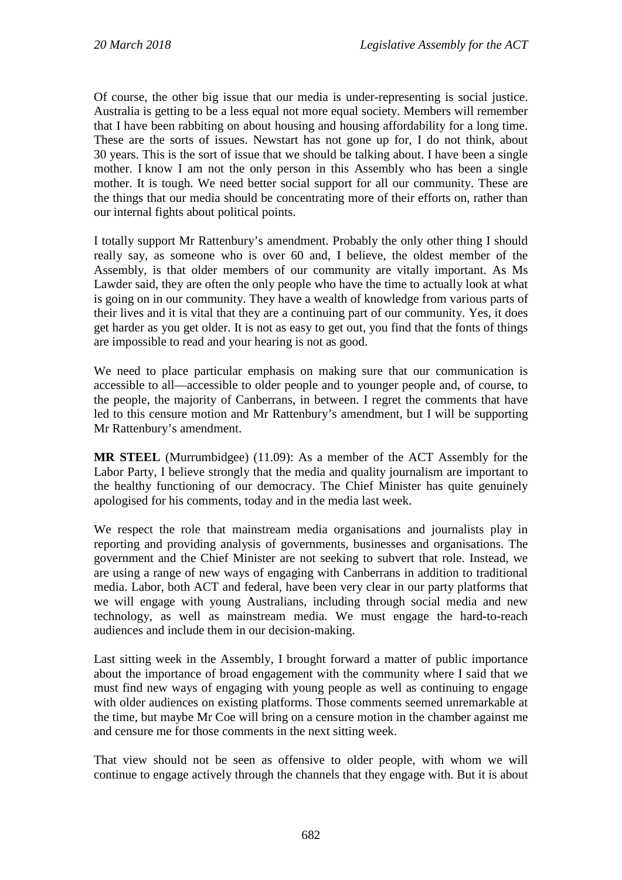Of course, the other big issue that our media is under-representing is social justice. Australia is getting to be a less equal not more equal society. Members will remember that I have been rabbiting on about housing and housing affordability for a long time. These are the sorts of issues. Newstart has not gone up for, I do not think, about 30 years. This is the sort of issue that we should be talking about. I have been a single mother. I know I am not the only person in this Assembly who has been a single mother. It is tough. We need better social support for all our community. These are the things that our media should be concentrating more of their efforts on, rather than our internal fights about political points.

I totally support Mr Rattenbury's amendment. Probably the only other thing I should really say, as someone who is over 60 and, I believe, the oldest member of the Assembly, is that older members of our community are vitally important. As Ms Lawder said, they are often the only people who have the time to actually look at what is going on in our community. They have a wealth of knowledge from various parts of their lives and it is vital that they are a continuing part of our community. Yes, it does get harder as you get older. It is not as easy to get out, you find that the fonts of things are impossible to read and your hearing is not as good.

We need to place particular emphasis on making sure that our communication is accessible to all—accessible to older people and to younger people and, of course, to the people, the majority of Canberrans, in between. I regret the comments that have led to this censure motion and Mr Rattenbury's amendment, but I will be supporting Mr Rattenbury's amendment.

**MR STEEL** (Murrumbidgee) (11.09): As a member of the ACT Assembly for the Labor Party, I believe strongly that the media and quality journalism are important to the healthy functioning of our democracy. The Chief Minister has quite genuinely apologised for his comments, today and in the media last week.

We respect the role that mainstream media organisations and journalists play in reporting and providing analysis of governments, businesses and organisations. The government and the Chief Minister are not seeking to subvert that role. Instead, we are using a range of new ways of engaging with Canberrans in addition to traditional media. Labor, both ACT and federal, have been very clear in our party platforms that we will engage with young Australians, including through social media and new technology, as well as mainstream media. We must engage the hard-to-reach audiences and include them in our decision-making.

Last sitting week in the Assembly, I brought forward a matter of public importance about the importance of broad engagement with the community where I said that we must find new ways of engaging with young people as well as continuing to engage with older audiences on existing platforms. Those comments seemed unremarkable at the time, but maybe Mr Coe will bring on a censure motion in the chamber against me and censure me for those comments in the next sitting week.

That view should not be seen as offensive to older people, with whom we will continue to engage actively through the channels that they engage with. But it is about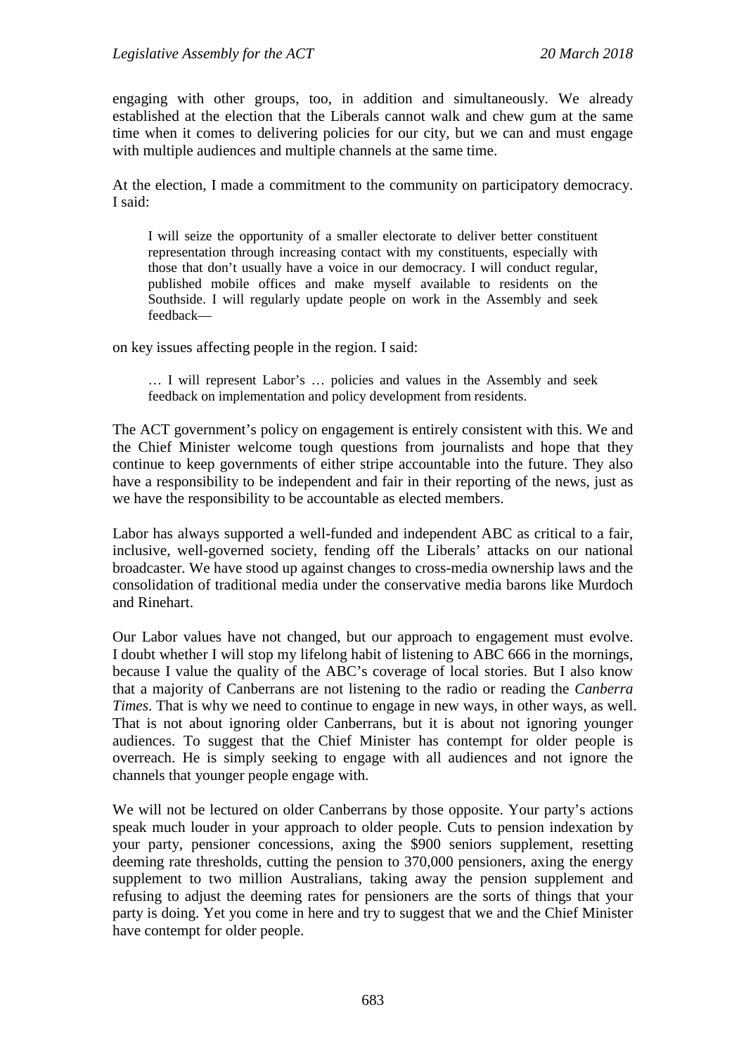engaging with other groups, too, in addition and simultaneously. We already established at the election that the Liberals cannot walk and chew gum at the same time when it comes to delivering policies for our city, but we can and must engage with multiple audiences and multiple channels at the same time.

At the election, I made a commitment to the community on participatory democracy. I said:

> I will seize the opportunity of a smaller electorate to deliver better constituent representation through increasing contact with my constituents, especially with those that don't usually have a voice in our democracy. I will conduct regular, published mobile offices and make myself available to residents on the Southside. I will regularly update people on work in the Assembly and seek feedback—

on key issues affecting people in the region. I said:

> … I will represent Labor's … policies and values in the Assembly and seek feedback on implementation and policy development from residents.

The ACT government's policy on engagement is entirely consistent with this. We and the Chief Minister welcome tough questions from journalists and hope that they continue to keep governments of either stripe accountable into the future. They also have a responsibility to be independent and fair in their reporting of the news, just as we have the responsibility to be accountable as elected members.

Labor has always supported a well-funded and independent ABC as critical to a fair, inclusive, well-governed society, fending off the Liberals' attacks on our national broadcaster. We have stood up against changes to cross-media ownership laws and the consolidation of traditional media under the conservative media barons like Murdoch and Rinehart.

Our Labor values have not changed, but our approach to engagement must evolve. I doubt whether I will stop my lifelong habit of listening to ABC 666 in the mornings, because I value the quality of the ABC's coverage of local stories. But I also know that a majority of Canberrans are not listening to the radio or reading the *Canberra Times*. That is why we need to continue to engage in new ways, in other ways, as well. That is not about ignoring older Canberrans, but it is about not ignoring younger audiences. To suggest that the Chief Minister has contempt for older people is overreach. He is simply seeking to engage with all audiences and not ignore the channels that younger people engage with.

We will not be lectured on older Canberrans by those opposite. Your party's actions speak much louder in your approach to older people. Cuts to pension indexation by your party, pensioner concessions, axing the $900 seniors supplement, resetting deeming rate thresholds, cutting the pension to 370,000 pensioners, axing the energy supplement to two million Australians, taking away the pension supplement and refusing to adjust the deeming rates for pensioners are the sorts of things that your party is doing. Yet you come in here and try to suggest that we and the Chief Minister have contempt for older people.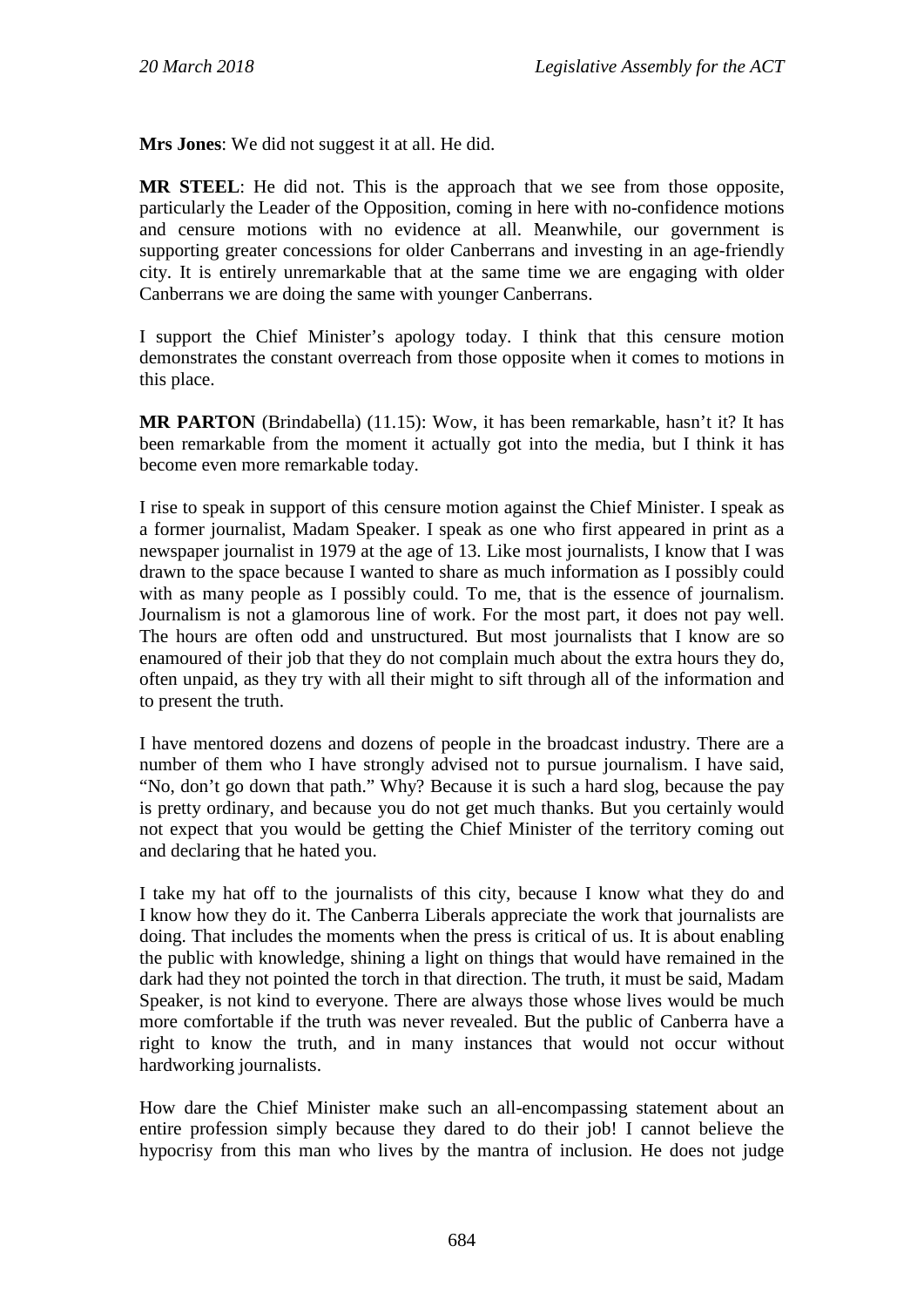**Mrs Jones**: We did not suggest it at all. He did.

**MR STEEL**: He did not. This is the approach that we see from those opposite, particularly the Leader of the Opposition, coming in here with no-confidence motions and censure motions with no evidence at all. Meanwhile, our government is supporting greater concessions for older Canberrans and investing in an age-friendly city. It is entirely unremarkable that at the same time we are engaging with older Canberrans we are doing the same with younger Canberrans.

I support the Chief Minister's apology today. I think that this censure motion demonstrates the constant overreach from those opposite when it comes to motions in this place.

**MR PARTON** (Brindabella) (11.15): Wow, it has been remarkable, hasn't it? It has been remarkable from the moment it actually got into the media, but I think it has become even more remarkable today.

I rise to speak in support of this censure motion against the Chief Minister. I speak as a former journalist, Madam Speaker. I speak as one who first appeared in print as a newspaper journalist in 1979 at the age of 13. Like most journalists, I know that I was drawn to the space because I wanted to share as much information as I possibly could with as many people as I possibly could. To me, that is the essence of journalism. Journalism is not a glamorous line of work. For the most part, it does not pay well. The hours are often odd and unstructured. But most journalists that I know are so enamoured of their job that they do not complain much about the extra hours they do, often unpaid, as they try with all their might to sift through all of the information and to present the truth.

I have mentored dozens and dozens of people in the broadcast industry. There are a number of them who I have strongly advised not to pursue journalism. I have said, "No, don't go down that path." Why? Because it is such a hard slog, because the pay is pretty ordinary, and because you do not get much thanks. But you certainly would not expect that you would be getting the Chief Minister of the territory coming out and declaring that he hated you.

I take my hat off to the journalists of this city, because I know what they do and I know how they do it. The Canberra Liberals appreciate the work that journalists are doing. That includes the moments when the press is critical of us. It is about enabling the public with knowledge, shining a light on things that would have remained in the dark had they not pointed the torch in that direction. The truth, it must be said, Madam Speaker, is not kind to everyone. There are always those whose lives would be much more comfortable if the truth was never revealed. But the public of Canberra have a right to know the truth, and in many instances that would not occur without hardworking journalists.

How dare the Chief Minister make such an all-encompassing statement about an entire profession simply because they dared to do their job! I cannot believe the hypocrisy from this man who lives by the mantra of inclusion. He does not judge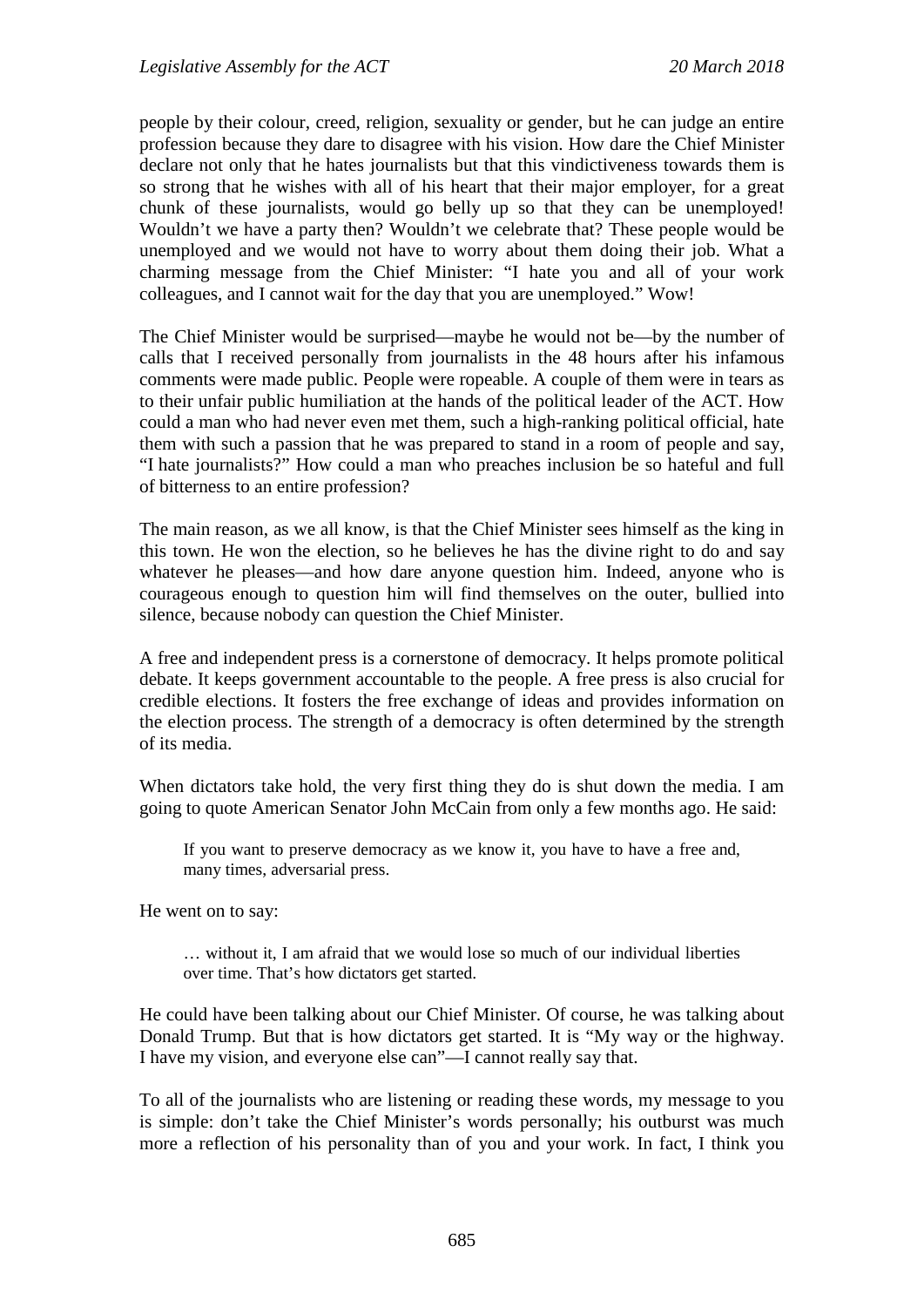people by their colour, creed, religion, sexuality or gender, but he can judge an entire profession because they dare to disagree with his vision. How dare the Chief Minister declare not only that he hates journalists but that this vindictiveness towards them is so strong that he wishes with all of his heart that their major employer, for a great chunk of these journalists, would go belly up so that they can be unemployed! Wouldn't we have a party then? Wouldn't we celebrate that? These people would be unemployed and we would not have to worry about them doing their job. What a charming message from the Chief Minister: "I hate you and all of your work colleagues, and I cannot wait for the day that you are unemployed." Wow!

The Chief Minister would be surprised—maybe he would not be—by the number of calls that I received personally from journalists in the 48 hours after his infamous comments were made public. People were ropeable. A couple of them were in tears as to their unfair public humiliation at the hands of the political leader of the ACT. How could a man who had never even met them, such a high-ranking political official, hate them with such a passion that he was prepared to stand in a room of people and say, "I hate journalists?" How could a man who preaches inclusion be so hateful and full of bitterness to an entire profession?

The main reason, as we all know, is that the Chief Minister sees himself as the king in this town. He won the election, so he believes he has the divine right to do and say whatever he pleases—and how dare anyone question him. Indeed, anyone who is courageous enough to question him will find themselves on the outer, bullied into silence, because nobody can question the Chief Minister.

A free and independent press is a cornerstone of democracy. It helps promote political debate. It keeps government accountable to the people. A free press is also crucial for credible elections. It fosters the free exchange of ideas and provides information on the election process. The strength of a democracy is often determined by the strength of its media.

When dictators take hold, the very first thing they do is shut down the media. I am going to quote American Senator John McCain from only a few months ago. He said:

> If you want to preserve democracy as we know it, you have to have a free and, many times, adversarial press.

He went on to say:

> … without it, I am afraid that we would lose so much of our individual liberties over time. That's how dictators get started.

He could have been talking about our Chief Minister. Of course, he was talking about Donald Trump. But that is how dictators get started. It is "My way or the highway. I have my vision, and everyone else can"—I cannot really say that.

To all of the journalists who are listening or reading these words, my message to you is simple: don't take the Chief Minister's words personally; his outburst was much more a reflection of his personality than of you and your work. In fact, I think you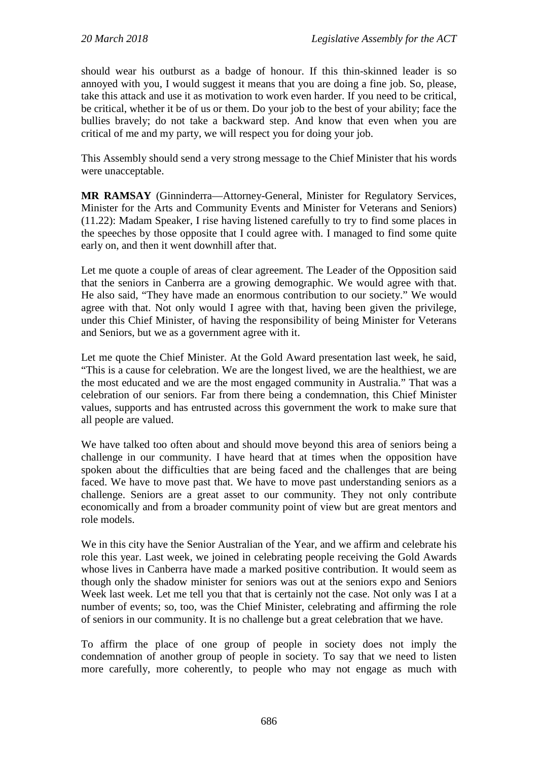should wear his outburst as a badge of honour. If this thin-skinned leader is so annoyed with you, I would suggest it means that you are doing a fine job. So, please, take this attack and use it as motivation to work even harder. If you need to be critical, be critical, whether it be of us or them. Do your job to the best of your ability; face the bullies bravely; do not take a backward step. And know that even when you are critical of me and my party, we will respect you for doing your job.

This Assembly should send a very strong message to the Chief Minister that his words were unacceptable.

**MR RAMSAY** (Ginninderra—Attorney-General, Minister for Regulatory Services, Minister for the Arts and Community Events and Minister for Veterans and Seniors) (11.22): Madam Speaker, I rise having listened carefully to try to find some places in the speeches by those opposite that I could agree with. I managed to find some quite early on, and then it went downhill after that.

Let me quote a couple of areas of clear agreement. The Leader of the Opposition said that the seniors in Canberra are a growing demographic. We would agree with that. He also said, "They have made an enormous contribution to our society." We would agree with that. Not only would I agree with that, having been given the privilege, under this Chief Minister, of having the responsibility of being Minister for Veterans and Seniors, but we as a government agree with it.

Let me quote the Chief Minister. At the Gold Award presentation last week, he said, "This is a cause for celebration. We are the longest lived, we are the healthiest, we are the most educated and we are the most engaged community in Australia." That was a celebration of our seniors. Far from there being a condemnation, this Chief Minister values, supports and has entrusted across this government the work to make sure that all people are valued.

We have talked too often about and should move beyond this area of seniors being a challenge in our community. I have heard that at times when the opposition have spoken about the difficulties that are being faced and the challenges that are being faced. We have to move past that. We have to move past understanding seniors as a challenge. Seniors are a great asset to our community. They not only contribute economically and from a broader community point of view but are great mentors and role models.

We in this city have the Senior Australian of the Year, and we affirm and celebrate his role this year. Last week, we joined in celebrating people receiving the Gold Awards whose lives in Canberra have made a marked positive contribution. It would seem as though only the shadow minister for seniors was out at the seniors expo and Seniors Week last week. Let me tell you that that is certainly not the case. Not only was I at a number of events; so, too, was the Chief Minister, celebrating and affirming the role of seniors in our community. It is no challenge but a great celebration that we have.

To affirm the place of one group of people in society does not imply the condemnation of another group of people in society. To say that we need to listen more carefully, more coherently, to people who may not engage as much with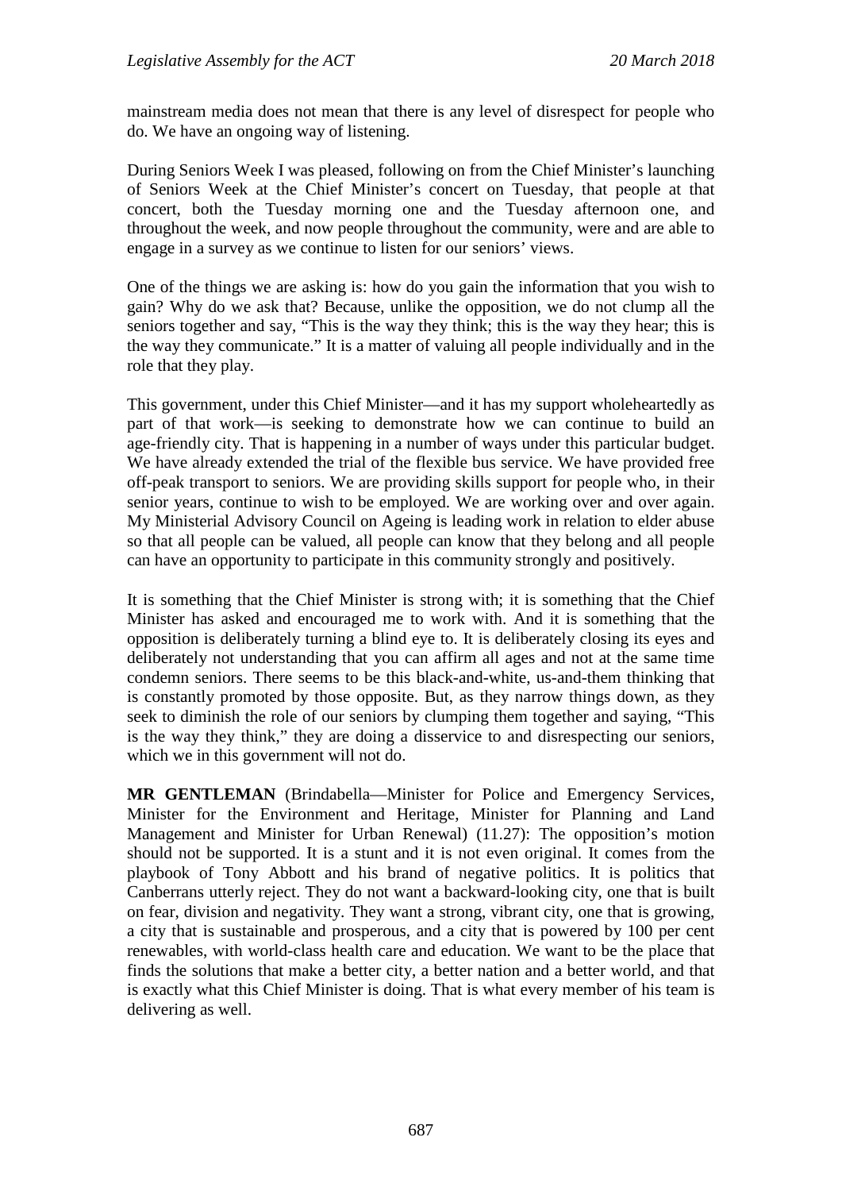mainstream media does not mean that there is any level of disrespect for people who do. We have an ongoing way of listening.

During Seniors Week I was pleased, following on from the Chief Minister's launching of Seniors Week at the Chief Minister's concert on Tuesday, that people at that concert, both the Tuesday morning one and the Tuesday afternoon one, and throughout the week, and now people throughout the community, were and are able to engage in a survey as we continue to listen for our seniors' views.

One of the things we are asking is: how do you gain the information that you wish to gain? Why do we ask that? Because, unlike the opposition, we do not clump all the seniors together and say, "This is the way they think; this is the way they hear; this is the way they communicate." It is a matter of valuing all people individually and in the role that they play.

This government, under this Chief Minister—and it has my support wholeheartedly as part of that work—is seeking to demonstrate how we can continue to build an age-friendly city. That is happening in a number of ways under this particular budget. We have already extended the trial of the flexible bus service. We have provided free off-peak transport to seniors. We are providing skills support for people who, in their senior years, continue to wish to be employed. We are working over and over again. My Ministerial Advisory Council on Ageing is leading work in relation to elder abuse so that all people can be valued, all people can know that they belong and all people can have an opportunity to participate in this community strongly and positively.

It is something that the Chief Minister is strong with; it is something that the Chief Minister has asked and encouraged me to work with. And it is something that the opposition is deliberately turning a blind eye to. It is deliberately closing its eyes and deliberately not understanding that you can affirm all ages and not at the same time condemn seniors. There seems to be this black-and-white, us-and-them thinking that is constantly promoted by those opposite. But, as they narrow things down, as they seek to diminish the role of our seniors by clumping them together and saying, "This is the way they think," they are doing a disservice to and disrespecting our seniors, which we in this government will not do.

**MR GENTLEMAN** (Brindabella—Minister for Police and Emergency Services, Minister for the Environment and Heritage, Minister for Planning and Land Management and Minister for Urban Renewal) (11.27): The opposition's motion should not be supported. It is a stunt and it is not even original. It comes from the playbook of Tony Abbott and his brand of negative politics. It is politics that Canberrans utterly reject. They do not want a backward-looking city, one that is built on fear, division and negativity. They want a strong, vibrant city, one that is growing, a city that is sustainable and prosperous, and a city that is powered by 100 per cent renewables, with world-class health care and education. We want to be the place that finds the solutions that make a better city, a better nation and a better world, and that is exactly what this Chief Minister is doing. That is what every member of his team is delivering as well.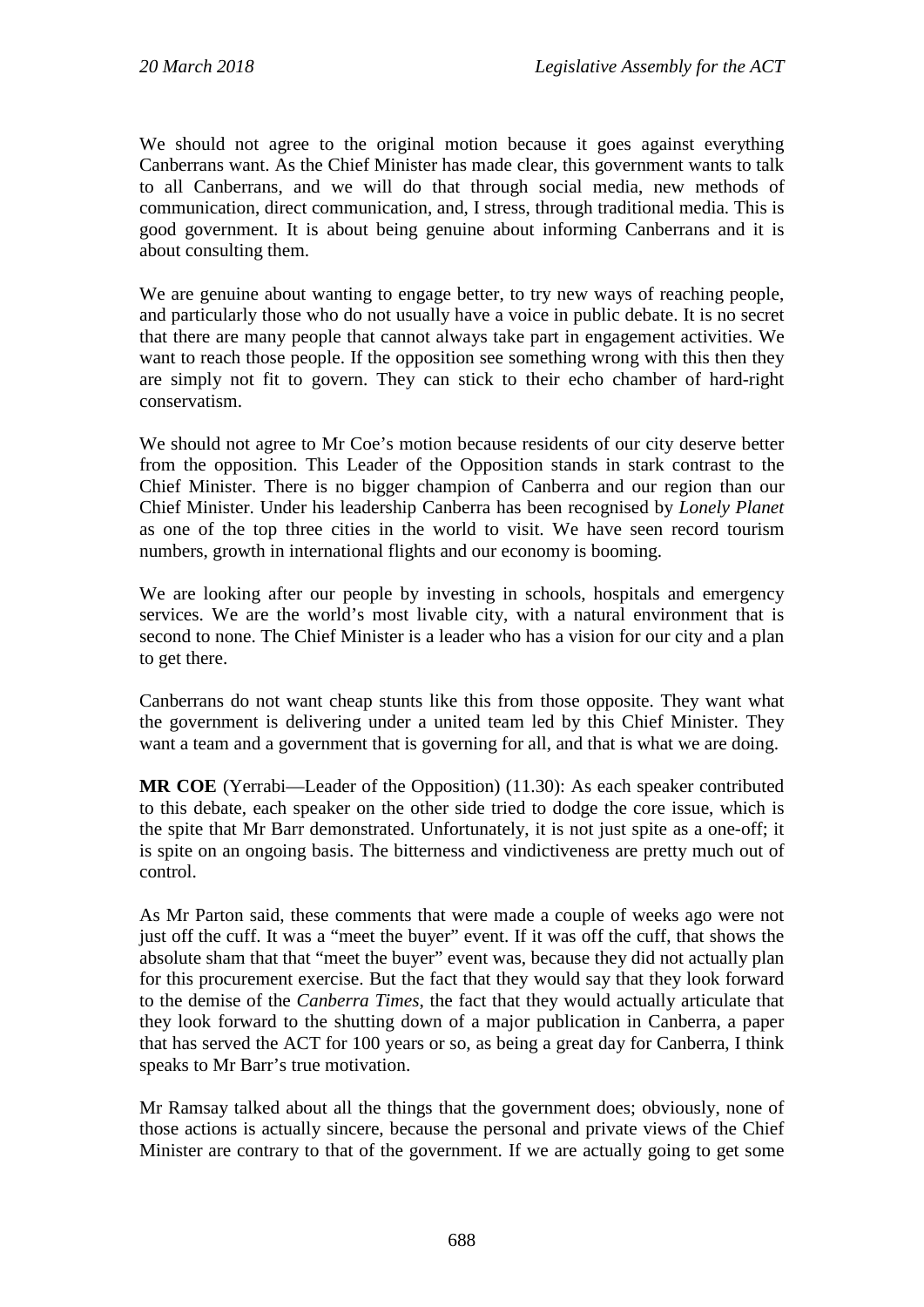We should not agree to the original motion because it goes against everything Canberrans want. As the Chief Minister has made clear, this government wants to talk to all Canberrans, and we will do that through social media, new methods of communication, direct communication, and, I stress, through traditional media. This is good government. It is about being genuine about informing Canberrans and it is about consulting them.

We are genuine about wanting to engage better, to try new ways of reaching people, and particularly those who do not usually have a voice in public debate. It is no secret that there are many people that cannot always take part in engagement activities. We want to reach those people. If the opposition see something wrong with this then they are simply not fit to govern. They can stick to their echo chamber of hard-right conservatism.

We should not agree to Mr Coe's motion because residents of our city deserve better from the opposition. This Leader of the Opposition stands in stark contrast to the Chief Minister. There is no bigger champion of Canberra and our region than our Chief Minister. Under his leadership Canberra has been recognised by *Lonely Planet* as one of the top three cities in the world to visit. We have seen record tourism numbers, growth in international flights and our economy is booming.

We are looking after our people by investing in schools, hospitals and emergency services. We are the world's most livable city, with a natural environment that is second to none. The Chief Minister is a leader who has a vision for our city and a plan to get there.

Canberrans do not want cheap stunts like this from those opposite. They want what the government is delivering under a united team led by this Chief Minister. They want a team and a government that is governing for all, and that is what we are doing.

**MR COE** (Yerrabi—Leader of the Opposition) (11.30): As each speaker contributed to this debate, each speaker on the other side tried to dodge the core issue, which is the spite that Mr Barr demonstrated. Unfortunately, it is not just spite as a one-off; it is spite on an ongoing basis. The bitterness and vindictiveness are pretty much out of control.

As Mr Parton said, these comments that were made a couple of weeks ago were not just off the cuff. It was a "meet the buyer" event. If it was off the cuff, that shows the absolute sham that that "meet the buyer" event was, because they did not actually plan for this procurement exercise. But the fact that they would say that they look forward to the demise of the *Canberra Times*, the fact that they would actually articulate that they look forward to the shutting down of a major publication in Canberra, a paper that has served the ACT for 100 years or so, as being a great day for Canberra, I think speaks to Mr Barr's true motivation.

Mr Ramsay talked about all the things that the government does; obviously, none of those actions is actually sincere, because the personal and private views of the Chief Minister are contrary to that of the government. If we are actually going to get some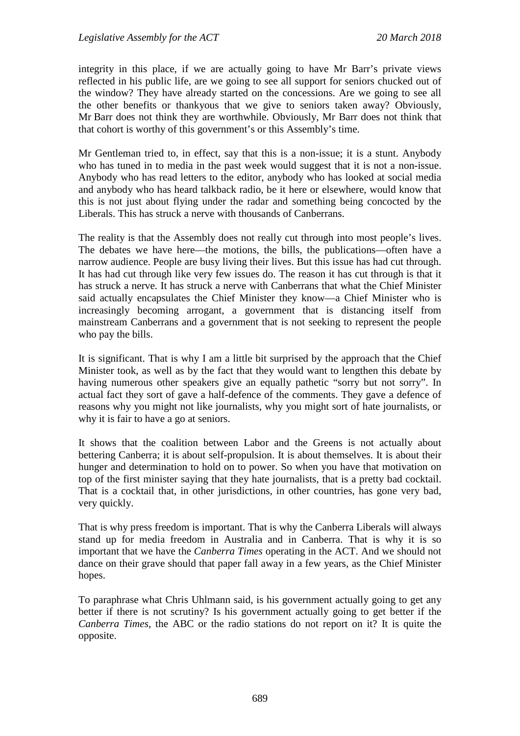integrity in this place, if we are actually going to have Mr Barr's private views reflected in his public life, are we going to see all support for seniors chucked out of the window? They have already started on the concessions. Are we going to see all the other benefits or thankyous that we give to seniors taken away? Obviously, Mr Barr does not think they are worthwhile. Obviously, Mr Barr does not think that that cohort is worthy of this government's or this Assembly's time.

Mr Gentleman tried to, in effect, say that this is a non-issue; it is a stunt. Anybody who has tuned in to media in the past week would suggest that it is not a non-issue. Anybody who has read letters to the editor, anybody who has looked at social media and anybody who has heard talkback radio, be it here or elsewhere, would know that this is not just about flying under the radar and something being concocted by the Liberals. This has struck a nerve with thousands of Canberrans.

The reality is that the Assembly does not really cut through into most people's lives. The debates we have here—the motions, the bills, the publications—often have a narrow audience. People are busy living their lives. But this issue has had cut through. It has had cut through like very few issues do. The reason it has cut through is that it has struck a nerve. It has struck a nerve with Canberrans that what the Chief Minister said actually encapsulates the Chief Minister they know—a Chief Minister who is increasingly becoming arrogant, a government that is distancing itself from mainstream Canberrans and a government that is not seeking to represent the people who pay the bills.

It is significant. That is why I am a little bit surprised by the approach that the Chief Minister took, as well as by the fact that they would want to lengthen this debate by having numerous other speakers give an equally pathetic "sorry but not sorry". In actual fact they sort of gave a half-defence of the comments. They gave a defence of reasons why you might not like journalists, why you might sort of hate journalists, or why it is fair to have a go at seniors.

It shows that the coalition between Labor and the Greens is not actually about bettering Canberra; it is about self-propulsion. It is about themselves. It is about their hunger and determination to hold on to power. So when you have that motivation on top of the first minister saying that they hate journalists, that is a pretty bad cocktail. That is a cocktail that, in other jurisdictions, in other countries, has gone very bad, very quickly.

That is why press freedom is important. That is why the Canberra Liberals will always stand up for media freedom in Australia and in Canberra. That is why it is so important that we have the *Canberra Times* operating in the ACT. And we should not dance on their grave should that paper fall away in a few years, as the Chief Minister hopes.

To paraphrase what Chris Uhlmann said, is his government actually going to get any better if there is not scrutiny? Is his government actually going to get better if the *Canberra Times*, the ABC or the radio stations do not report on it? It is quite the opposite.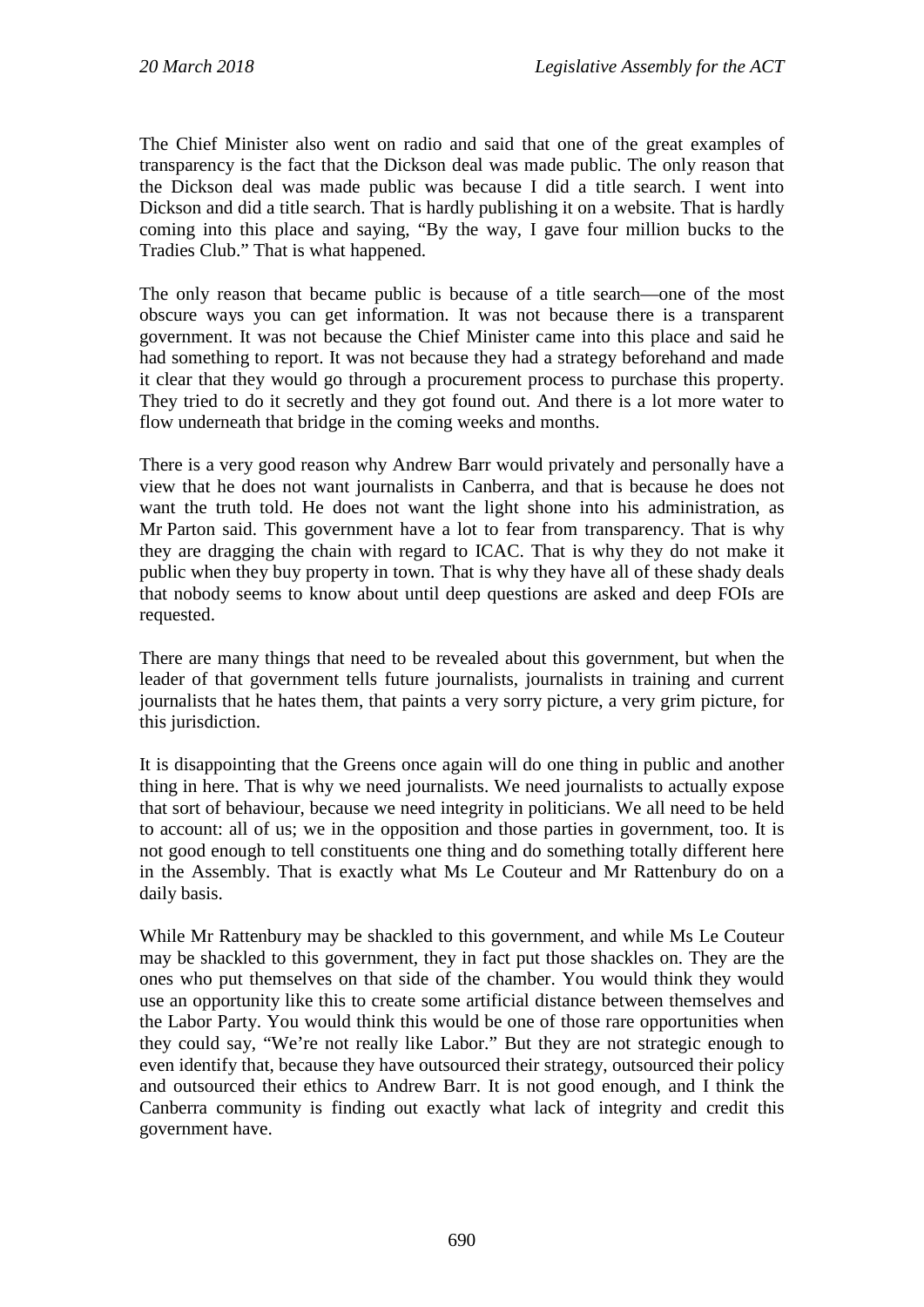The Chief Minister also went on radio and said that one of the great examples of transparency is the fact that the Dickson deal was made public. The only reason that the Dickson deal was made public was because I did a title search. I went into Dickson and did a title search. That is hardly publishing it on a website. That is hardly coming into this place and saying, "By the way, I gave four million bucks to the Tradies Club." That is what happened.

The only reason that became public is because of a title search—one of the most obscure ways you can get information. It was not because there is a transparent government. It was not because the Chief Minister came into this place and said he had something to report. It was not because they had a strategy beforehand and made it clear that they would go through a procurement process to purchase this property. They tried to do it secretly and they got found out. And there is a lot more water to flow underneath that bridge in the coming weeks and months.

There is a very good reason why Andrew Barr would privately and personally have a view that he does not want journalists in Canberra, and that is because he does not want the truth told. He does not want the light shone into his administration, as Mr Parton said. This government have a lot to fear from transparency. That is why they are dragging the chain with regard to ICAC. That is why they do not make it public when they buy property in town. That is why they have all of these shady deals that nobody seems to know about until deep questions are asked and deep FOIs are requested.

There are many things that need to be revealed about this government, but when the leader of that government tells future journalists, journalists in training and current journalists that he hates them, that paints a very sorry picture, a very grim picture, for this jurisdiction.

It is disappointing that the Greens once again will do one thing in public and another thing in here. That is why we need journalists. We need journalists to actually expose that sort of behaviour, because we need integrity in politicians. We all need to be held to account: all of us; we in the opposition and those parties in government, too. It is not good enough to tell constituents one thing and do something totally different here in the Assembly. That is exactly what Ms Le Couteur and Mr Rattenbury do on a daily basis.

While Mr Rattenbury may be shackled to this government, and while Ms Le Couteur may be shackled to this government, they in fact put those shackles on. They are the ones who put themselves on that side of the chamber. You would think they would use an opportunity like this to create some artificial distance between themselves and the Labor Party. You would think this would be one of those rare opportunities when they could say, "We're not really like Labor." But they are not strategic enough to even identify that, because they have outsourced their strategy, outsourced their policy and outsourced their ethics to Andrew Barr. It is not good enough, and I think the Canberra community is finding out exactly what lack of integrity and credit this government have.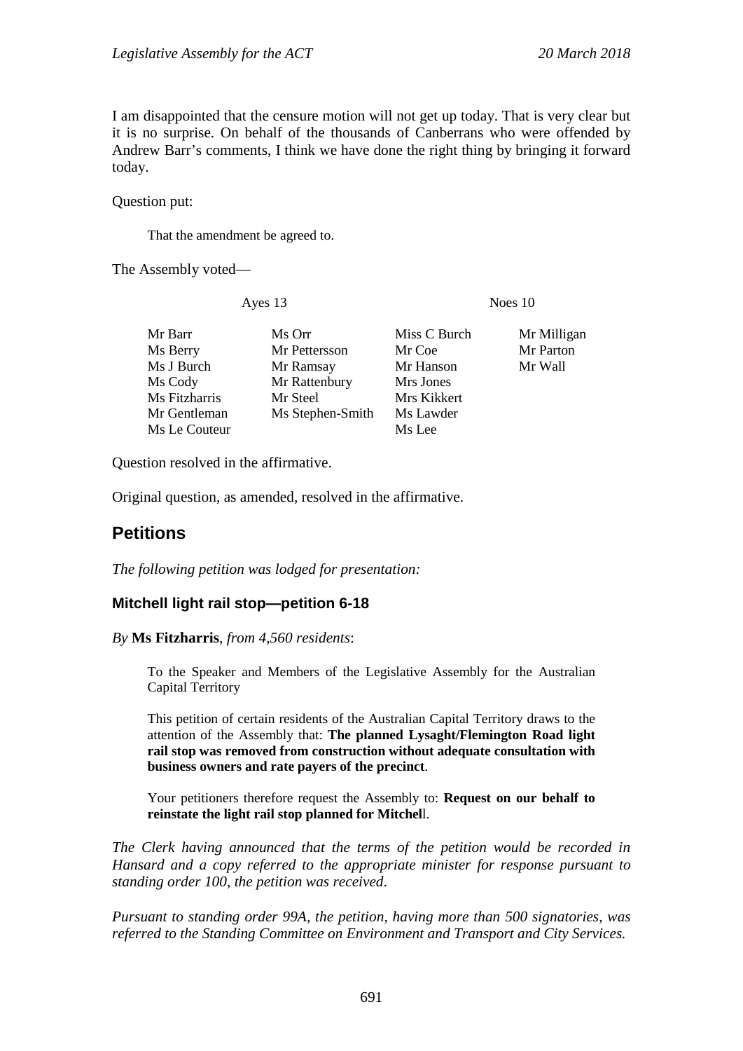I am disappointed that the censure motion will not get up today. That is very clear but it is no surprise. On behalf of the thousands of Canberrans who were offended by Andrew Barr's comments, I think we have done the right thing by bringing it forward today.

Question put:

> That the amendment be agreed to.

The Assembly voted—

| Ayes 13 | | Noes 10 | |
|---|---|---|---|
| Mr Barr | Ms Orr | Miss C Burch | Mr Milligan |
| Ms Berry | Mr Pettersson | Mr Coe | Mr Parton |
| Ms J Burch | Mr Ramsay | Mr Hanson | Mr Wall |
| Ms Cody | Mr Rattenbury | Mrs Jones | |
| Ms Fitzharris | Mr Steel | Mrs Kikkert | |
| Mr Gentleman | Ms Stephen-Smith | Ms Lawder | |
| Ms Le Couteur | | Ms Lee | |

Question resolved in the affirmative.

Original question, as amended, resolved in the affirmative.

## Petitions

*The following petition was lodged for presentation:*

### Mitchell light rail stop—petition 6-18

*By* **Ms Fitzharris**, *from 4,560 residents*:

> To the Speaker and Members of the Legislative Assembly for the Australian Capital Territory
>
> This petition of certain residents of the Australian Capital Territory draws to the attention of the Assembly that: **The planned Lysaght/Flemington Road light rail stop was removed from construction without adequate consultation with business owners and rate payers of the precinct**.
>
> Your petitioners therefore request the Assembly to: **Request on our behalf to reinstate the light rail stop planned for Mitchel**l.

*The Clerk having announced that the terms of the petition would be recorded in Hansard and a copy referred to the appropriate minister for response pursuant to standing order 100, the petition was received.*

*Pursuant to standing order 99A, the petition, having more than 500 signatories, was referred to the Standing Committee on Environment and Transport and City Services.*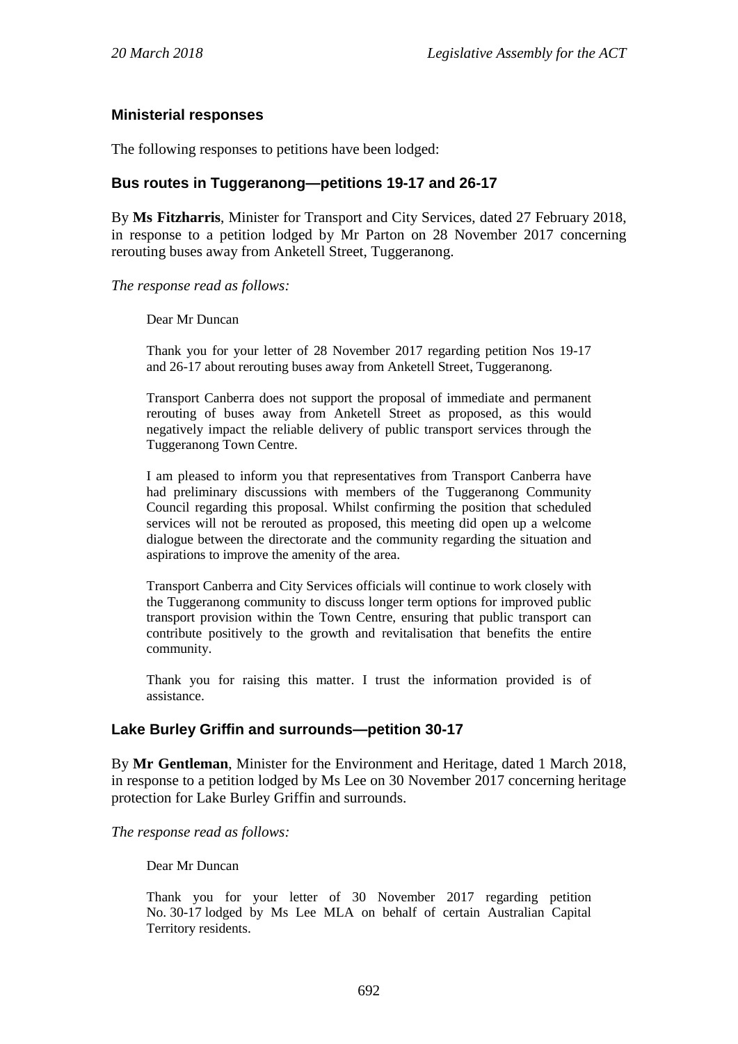## Ministerial responses

The following responses to petitions have been lodged:

### Bus routes in Tuggeranong—petitions 19-17 and 26-17

By **Ms Fitzharris**, Minister for Transport and City Services, dated 27 February 2018, in response to a petition lodged by Mr Parton on 28 November 2017 concerning rerouting buses away from Anketell Street, Tuggeranong.

*The response read as follows:*

> Dear Mr Duncan
>
> Thank you for your letter of 28 November 2017 regarding petition Nos 19-17 and 26-17 about rerouting buses away from Anketell Street, Tuggeranong.
>
> Transport Canberra does not support the proposal of immediate and permanent rerouting of buses away from Anketell Street as proposed, as this would negatively impact the reliable delivery of public transport services through the Tuggeranong Town Centre.
>
> I am pleased to inform you that representatives from Transport Canberra have had preliminary discussions with members of the Tuggeranong Community Council regarding this proposal. Whilst confirming the position that scheduled services will not be rerouted as proposed, this meeting did open up a welcome dialogue between the directorate and the community regarding the situation and aspirations to improve the amenity of the area.
>
> Transport Canberra and City Services officials will continue to work closely with the Tuggeranong community to discuss longer term options for improved public transport provision within the Town Centre, ensuring that public transport can contribute positively to the growth and revitalisation that benefits the entire community.
>
> Thank you for raising this matter. I trust the information provided is of assistance.

### Lake Burley Griffin and surrounds—petition 30-17

By **Mr Gentleman**, Minister for the Environment and Heritage, dated 1 March 2018, in response to a petition lodged by Ms Lee on 30 November 2017 concerning heritage protection for Lake Burley Griffin and surrounds.

*The response read as follows:*

> Dear Mr Duncan
>
> Thank you for your letter of 30 November 2017 regarding petition No. 30-17 lodged by Ms Lee MLA on behalf of certain Australian Capital Territory residents.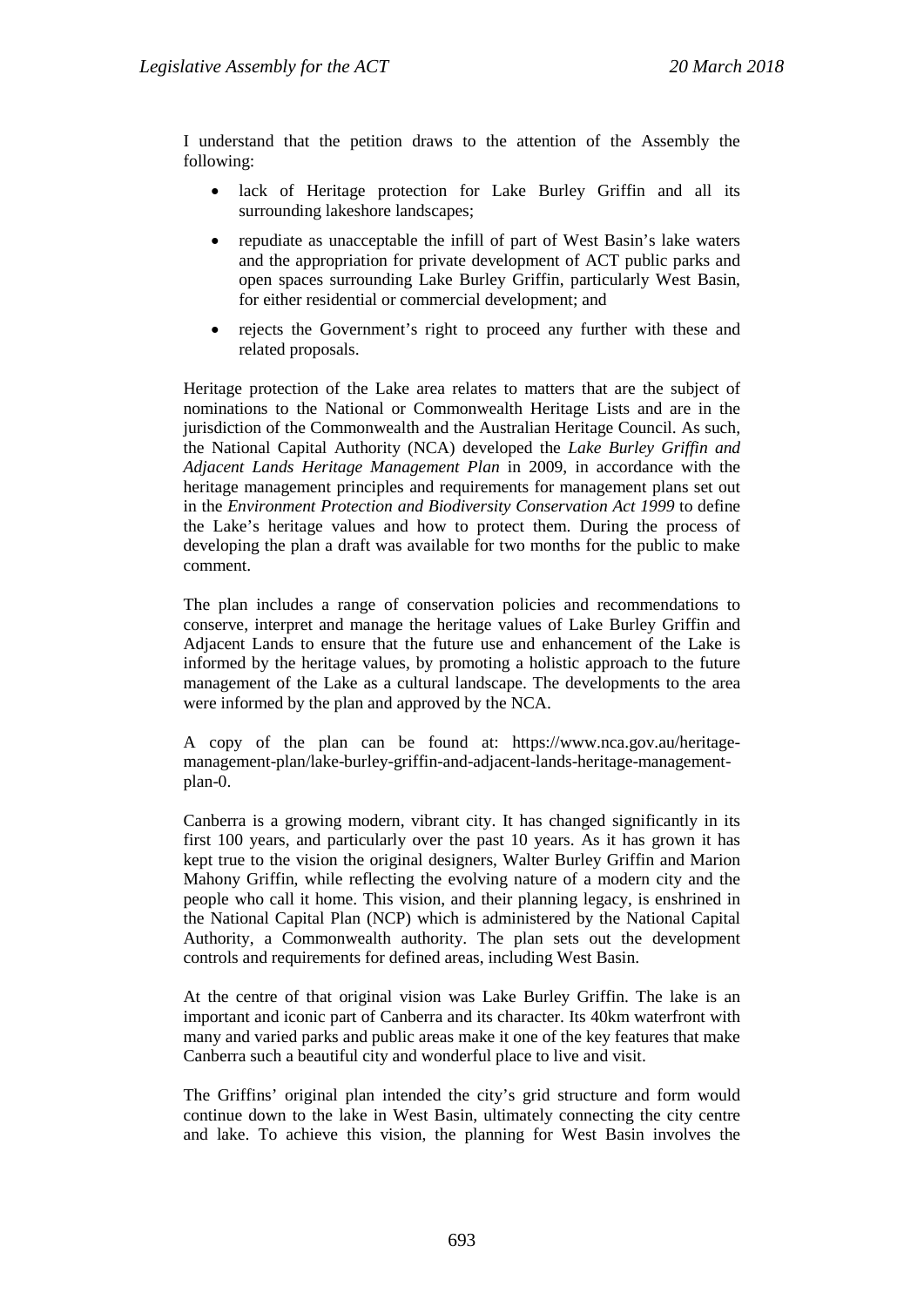I understand that the petition draws to the attention of the Assembly the following:

- lack of Heritage protection for Lake Burley Griffin and all its surrounding lakeshore landscapes;
- repudiate as unacceptable the infill of part of West Basin's lake waters and the appropriation for private development of ACT public parks and open spaces surrounding Lake Burley Griffin, particularly West Basin, for either residential or commercial development; and
- rejects the Government's right to proceed any further with these and related proposals.

Heritage protection of the Lake area relates to matters that are the subject of nominations to the National or Commonwealth Heritage Lists and are in the jurisdiction of the Commonwealth and the Australian Heritage Council. As such, the National Capital Authority (NCA) developed the *Lake Burley Griffin and Adjacent Lands Heritage Management Plan* in 2009, in accordance with the heritage management principles and requirements for management plans set out in the *Environment Protection and Biodiversity Conservation Act 1999* to define the Lake's heritage values and how to protect them. During the process of developing the plan a draft was available for two months for the public to make comment.

The plan includes a range of conservation policies and recommendations to conserve, interpret and manage the heritage values of Lake Burley Griffin and Adjacent Lands to ensure that the future use and enhancement of the Lake is informed by the heritage values, by promoting a holistic approach to the future management of the Lake as a cultural landscape. The developments to the area were informed by the plan and approved by the NCA.

A copy of the plan can be found at: https://www.nca.gov.au/heritage-management-plan/lake-burley-griffin-and-adjacent-lands-heritage-management-plan-0.

Canberra is a growing modern, vibrant city. It has changed significantly in its first 100 years, and particularly over the past 10 years. As it has grown it has kept true to the vision the original designers, Walter Burley Griffin and Marion Mahony Griffin, while reflecting the evolving nature of a modern city and the people who call it home. This vision, and their planning legacy, is enshrined in the National Capital Plan (NCP) which is administered by the National Capital Authority, a Commonwealth authority. The plan sets out the development controls and requirements for defined areas, including West Basin.

At the centre of that original vision was Lake Burley Griffin. The lake is an important and iconic part of Canberra and its character. Its 40km waterfront with many and varied parks and public areas make it one of the key features that make Canberra such a beautiful city and wonderful place to live and visit.

The Griffins' original plan intended the city's grid structure and form would continue down to the lake in West Basin, ultimately connecting the city centre and lake. To achieve this vision, the planning for West Basin involves the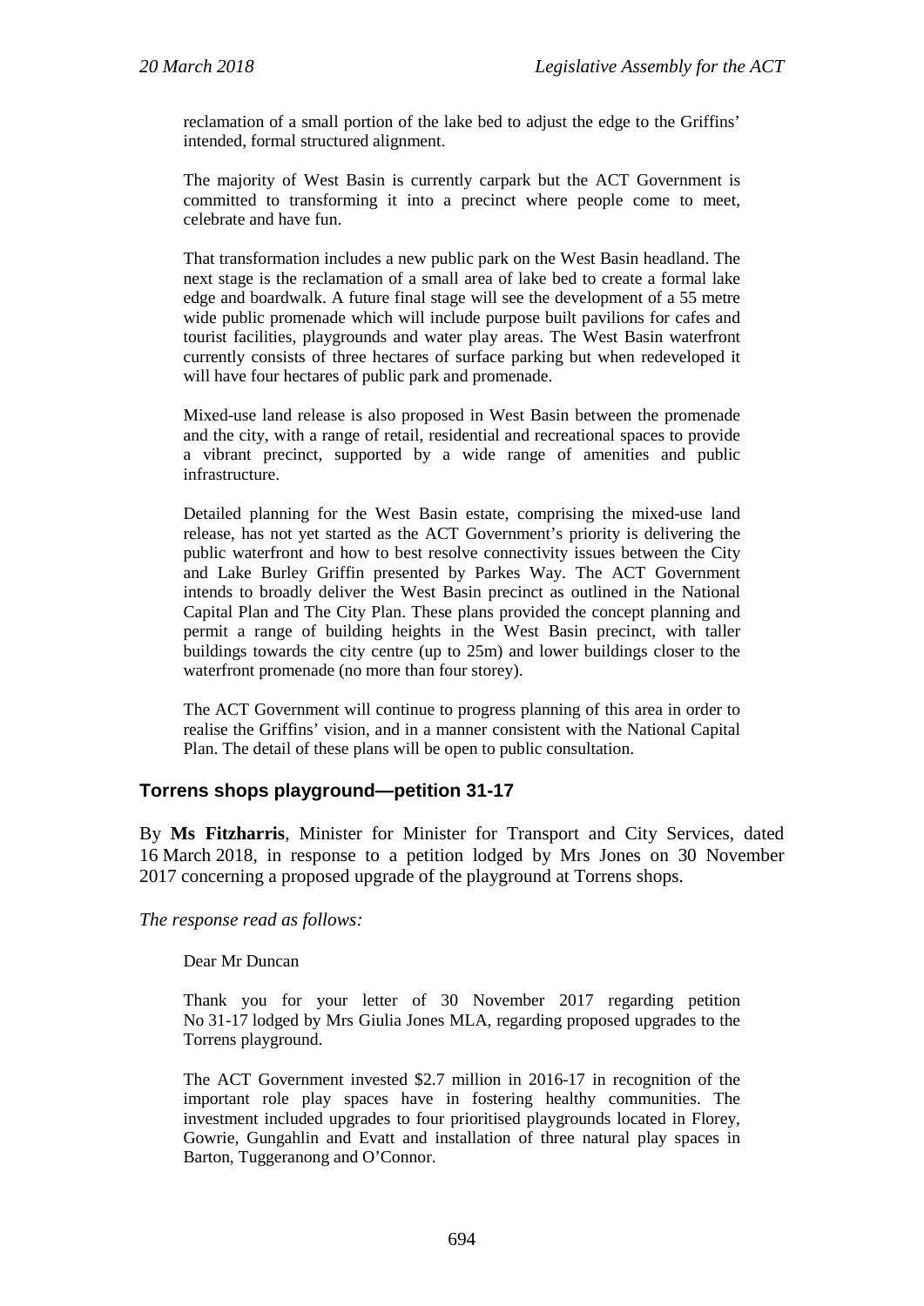reclamation of a small portion of the lake bed to adjust the edge to the Griffins' intended, formal structured alignment.

The majority of West Basin is currently carpark but the ACT Government is committed to transforming it into a precinct where people come to meet, celebrate and have fun.

That transformation includes a new public park on the West Basin headland. The next stage is the reclamation of a small area of lake bed to create a formal lake edge and boardwalk. A future final stage will see the development of a 55 metre wide public promenade which will include purpose built pavilions for cafes and tourist facilities, playgrounds and water play areas. The West Basin waterfront currently consists of three hectares of surface parking but when redeveloped it will have four hectares of public park and promenade.

Mixed-use land release is also proposed in West Basin between the promenade and the city, with a range of retail, residential and recreational spaces to provide a vibrant precinct, supported by a wide range of amenities and public infrastructure.

Detailed planning for the West Basin estate, comprising the mixed-use land release, has not yet started as the ACT Government's priority is delivering the public waterfront and how to best resolve connectivity issues between the City and Lake Burley Griffin presented by Parkes Way. The ACT Government intends to broadly deliver the West Basin precinct as outlined in the National Capital Plan and The City Plan. These plans provided the concept planning and permit a range of building heights in the West Basin precinct, with taller buildings towards the city centre (up to 25m) and lower buildings closer to the waterfront promenade (no more than four storey).

The ACT Government will continue to progress planning of this area in order to realise the Griffins' vision, and in a manner consistent with the National Capital Plan. The detail of these plans will be open to public consultation.

## Torrens shops playground—petition 31-17

By **Ms Fitzharris**, Minister for Minister for Transport and City Services, dated 16 March 2018, in response to a petition lodged by Mrs Jones on 30 November 2017 concerning a proposed upgrade of the playground at Torrens shops.

*The response read as follows:*

Dear Mr Duncan

Thank you for your letter of 30 November 2017 regarding petition No 31-17 lodged by Mrs Giulia Jones MLA, regarding proposed upgrades to the Torrens playground.

The ACT Government invested $2.7 million in 2016-17 in recognition of the important role play spaces have in fostering healthy communities. The investment included upgrades to four prioritised playgrounds located in Florey, Gowrie, Gungahlin and Evatt and installation of three natural play spaces in Barton, Tuggeranong and O'Connor.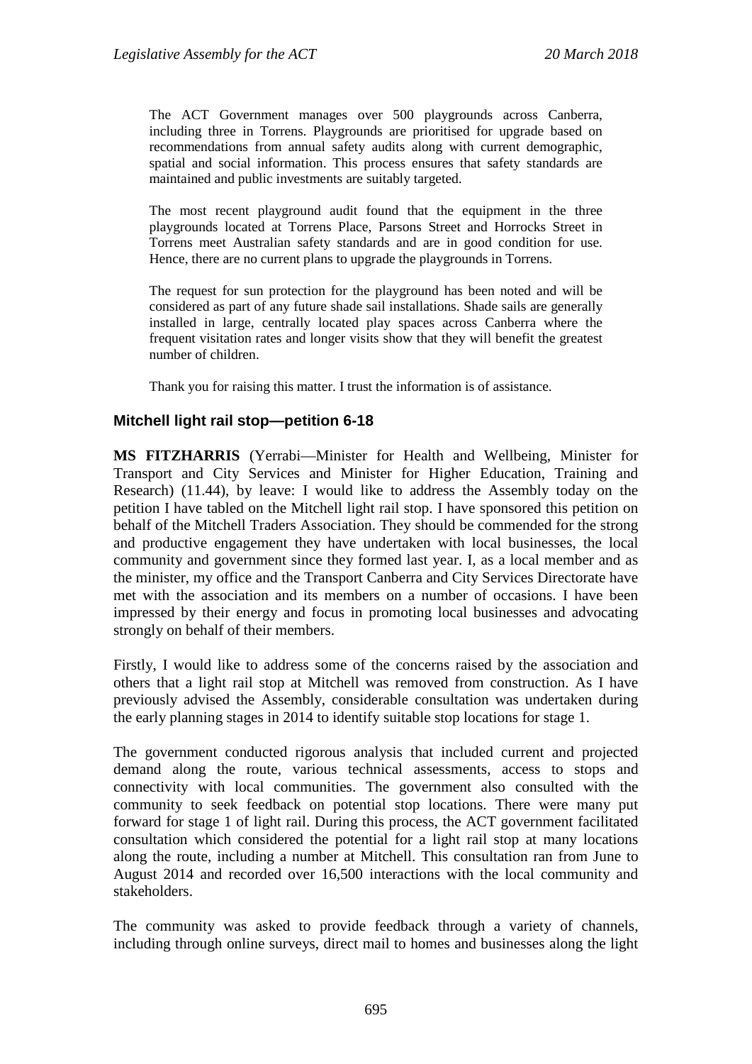The ACT Government manages over 500 playgrounds across Canberra, including three in Torrens. Playgrounds are prioritised for upgrade based on recommendations from annual safety audits along with current demographic, spatial and social information. This process ensures that safety standards are maintained and public investments are suitably targeted.

The most recent playground audit found that the equipment in the three playgrounds located at Torrens Place, Parsons Street and Horrocks Street in Torrens meet Australian safety standards and are in good condition for use. Hence, there are no current plans to upgrade the playgrounds in Torrens.

The request for sun protection for the playground has been noted and will be considered as part of any future shade sail installations. Shade sails are generally installed in large, centrally located play spaces across Canberra where the frequent visitation rates and longer visits show that they will benefit the greatest number of children.

Thank you for raising this matter. I trust the information is of assistance.

### Mitchell light rail stop—petition 6-18

**MS FITZHARRIS** (Yerrabi—Minister for Health and Wellbeing, Minister for Transport and City Services and Minister for Higher Education, Training and Research) (11.44), by leave: I would like to address the Assembly today on the petition I have tabled on the Mitchell light rail stop. I have sponsored this petition on behalf of the Mitchell Traders Association. They should be commended for the strong and productive engagement they have undertaken with local businesses, the local community and government since they formed last year. I, as a local member and as the minister, my office and the Transport Canberra and City Services Directorate have met with the association and its members on a number of occasions. I have been impressed by their energy and focus in promoting local businesses and advocating strongly on behalf of their members.

Firstly, I would like to address some of the concerns raised by the association and others that a light rail stop at Mitchell was removed from construction. As I have previously advised the Assembly, considerable consultation was undertaken during the early planning stages in 2014 to identify suitable stop locations for stage 1.

The government conducted rigorous analysis that included current and projected demand along the route, various technical assessments, access to stops and connectivity with local communities. The government also consulted with the community to seek feedback on potential stop locations. There were many put forward for stage 1 of light rail. During this process, the ACT government facilitated consultation which considered the potential for a light rail stop at many locations along the route, including a number at Mitchell. This consultation ran from June to August 2014 and recorded over 16,500 interactions with the local community and stakeholders.

The community was asked to provide feedback through a variety of channels, including through online surveys, direct mail to homes and businesses along the light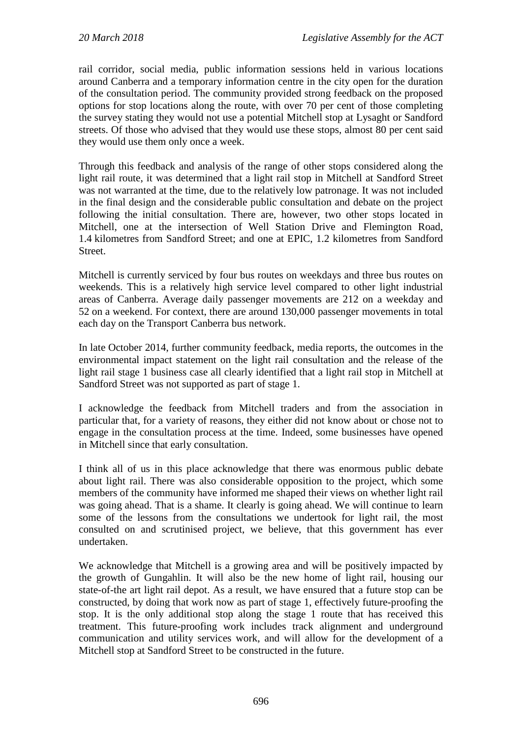rail corridor, social media, public information sessions held in various locations around Canberra and a temporary information centre in the city open for the duration of the consultation period. The community provided strong feedback on the proposed options for stop locations along the route, with over 70 per cent of those completing the survey stating they would not use a potential Mitchell stop at Lysaght or Sandford streets. Of those who advised that they would use these stops, almost 80 per cent said they would use them only once a week.

Through this feedback and analysis of the range of other stops considered along the light rail route, it was determined that a light rail stop in Mitchell at Sandford Street was not warranted at the time, due to the relatively low patronage. It was not included in the final design and the considerable public consultation and debate on the project following the initial consultation. There are, however, two other stops located in Mitchell, one at the intersection of Well Station Drive and Flemington Road, 1.4 kilometres from Sandford Street; and one at EPIC, 1.2 kilometres from Sandford Street.

Mitchell is currently serviced by four bus routes on weekdays and three bus routes on weekends. This is a relatively high service level compared to other light industrial areas of Canberra. Average daily passenger movements are 212 on a weekday and 52 on a weekend. For context, there are around 130,000 passenger movements in total each day on the Transport Canberra bus network.

In late October 2014, further community feedback, media reports, the outcomes in the environmental impact statement on the light rail consultation and the release of the light rail stage 1 business case all clearly identified that a light rail stop in Mitchell at Sandford Street was not supported as part of stage 1.

I acknowledge the feedback from Mitchell traders and from the association in particular that, for a variety of reasons, they either did not know about or chose not to engage in the consultation process at the time. Indeed, some businesses have opened in Mitchell since that early consultation.

I think all of us in this place acknowledge that there was enormous public debate about light rail. There was also considerable opposition to the project, which some members of the community have informed me shaped their views on whether light rail was going ahead. That is a shame. It clearly is going ahead. We will continue to learn some of the lessons from the consultations we undertook for light rail, the most consulted on and scrutinised project, we believe, that this government has ever undertaken.

We acknowledge that Mitchell is a growing area and will be positively impacted by the growth of Gungahlin. It will also be the new home of light rail, housing our state-of-the art light rail depot. As a result, we have ensured that a future stop can be constructed, by doing that work now as part of stage 1, effectively future-proofing the stop. It is the only additional stop along the stage 1 route that has received this treatment. This future-proofing work includes track alignment and underground communication and utility services work, and will allow for the development of a Mitchell stop at Sandford Street to be constructed in the future.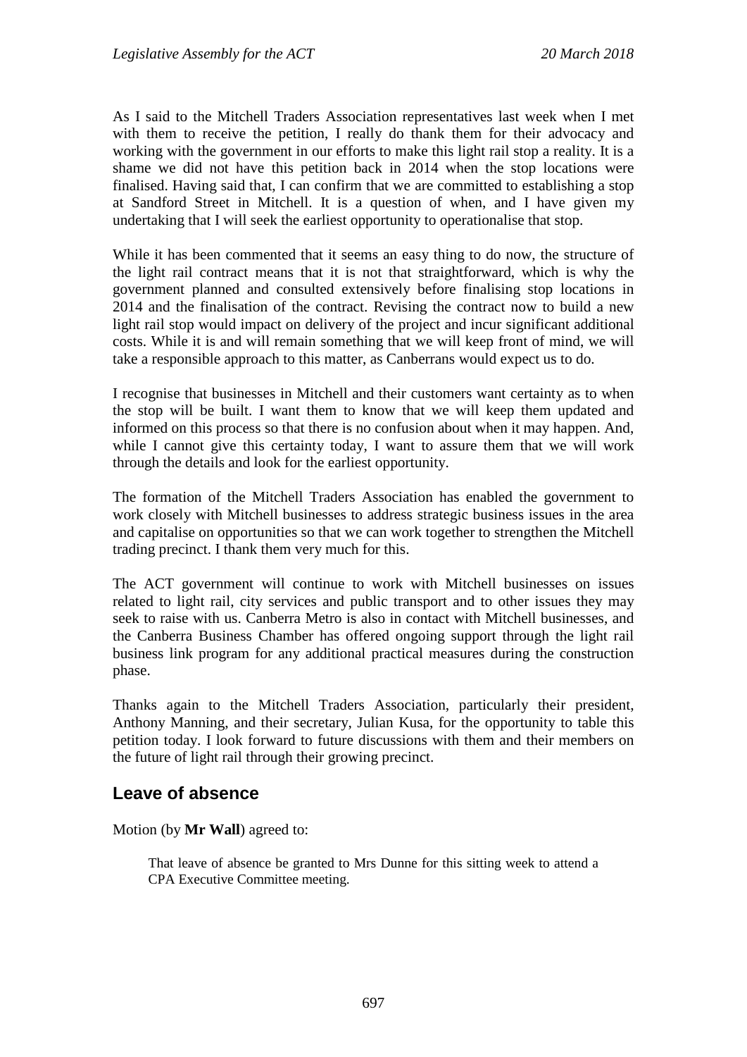As I said to the Mitchell Traders Association representatives last week when I met with them to receive the petition, I really do thank them for their advocacy and working with the government in our efforts to make this light rail stop a reality. It is a shame we did not have this petition back in 2014 when the stop locations were finalised. Having said that, I can confirm that we are committed to establishing a stop at Sandford Street in Mitchell. It is a question of when, and I have given my undertaking that I will seek the earliest opportunity to operationalise that stop.

While it has been commented that it seems an easy thing to do now, the structure of the light rail contract means that it is not that straightforward, which is why the government planned and consulted extensively before finalising stop locations in 2014 and the finalisation of the contract. Revising the contract now to build a new light rail stop would impact on delivery of the project and incur significant additional costs. While it is and will remain something that we will keep front of mind, we will take a responsible approach to this matter, as Canberrans would expect us to do.

I recognise that businesses in Mitchell and their customers want certainty as to when the stop will be built. I want them to know that we will keep them updated and informed on this process so that there is no confusion about when it may happen. And, while I cannot give this certainty today, I want to assure them that we will work through the details and look for the earliest opportunity.

The formation of the Mitchell Traders Association has enabled the government to work closely with Mitchell businesses to address strategic business issues in the area and capitalise on opportunities so that we can work together to strengthen the Mitchell trading precinct. I thank them very much for this.

The ACT government will continue to work with Mitchell businesses on issues related to light rail, city services and public transport and to other issues they may seek to raise with us. Canberra Metro is also in contact with Mitchell businesses, and the Canberra Business Chamber has offered ongoing support through the light rail business link program for any additional practical measures during the construction phase.

Thanks again to the Mitchell Traders Association, particularly their president, Anthony Manning, and their secretary, Julian Kusa, for the opportunity to table this petition today. I look forward to future discussions with them and their members on the future of light rail through their growing precinct.

## Leave of absence

Motion (by **Mr Wall**) agreed to:

> That leave of absence be granted to Mrs Dunne for this sitting week to attend a CPA Executive Committee meeting.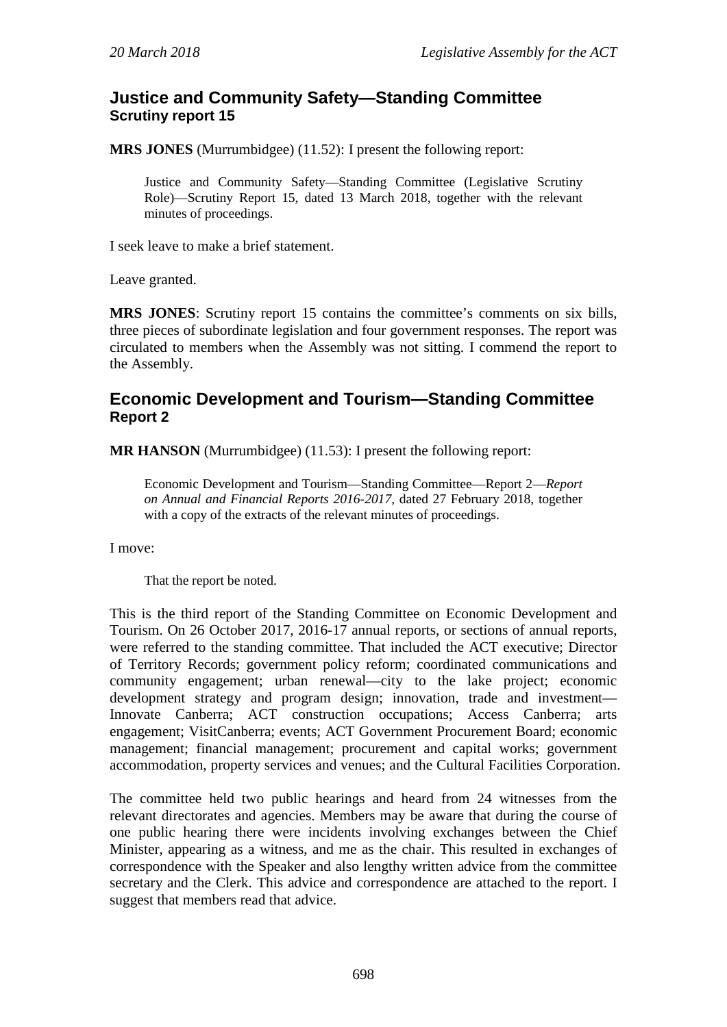## Justice and Community Safety—Standing Committee
### Scrutiny report 15

**MRS JONES** (Murrumbidgee) (11.52): I present the following report:

> Justice and Community Safety—Standing Committee (Legislative Scrutiny Role)—Scrutiny Report 15, dated 13 March 2018, together with the relevant minutes of proceedings.

I seek leave to make a brief statement.

Leave granted.

**MRS JONES**: Scrutiny report 15 contains the committee's comments on six bills, three pieces of subordinate legislation and four government responses. The report was circulated to members when the Assembly was not sitting. I commend the report to the Assembly.

## Economic Development and Tourism—Standing Committee
### Report 2

**MR HANSON** (Murrumbidgee) (11.53): I present the following report:

> Economic Development and Tourism—Standing Committee—Report 2—*Report on Annual and Financial Reports 2016-2017*, dated 27 February 2018, together with a copy of the extracts of the relevant minutes of proceedings.

I move:

> That the report be noted.

This is the third report of the Standing Committee on Economic Development and Tourism. On 26 October 2017, 2016-17 annual reports, or sections of annual reports, were referred to the standing committee. That included the ACT executive; Director of Territory Records; government policy reform; coordinated communications and community engagement; urban renewal—city to the lake project; economic development strategy and program design; innovation, trade and investment—Innovate Canberra; ACT construction occupations; Access Canberra; arts engagement; VisitCanberra; events; ACT Government Procurement Board; economic management; financial management; procurement and capital works; government accommodation, property services and venues; and the Cultural Facilities Corporation.

The committee held two public hearings and heard from 24 witnesses from the relevant directorates and agencies. Members may be aware that during the course of one public hearing there were incidents involving exchanges between the Chief Minister, appearing as a witness, and me as the chair. This resulted in exchanges of correspondence with the Speaker and also lengthy written advice from the committee secretary and the Clerk. This advice and correspondence are attached to the report. I suggest that members read that advice.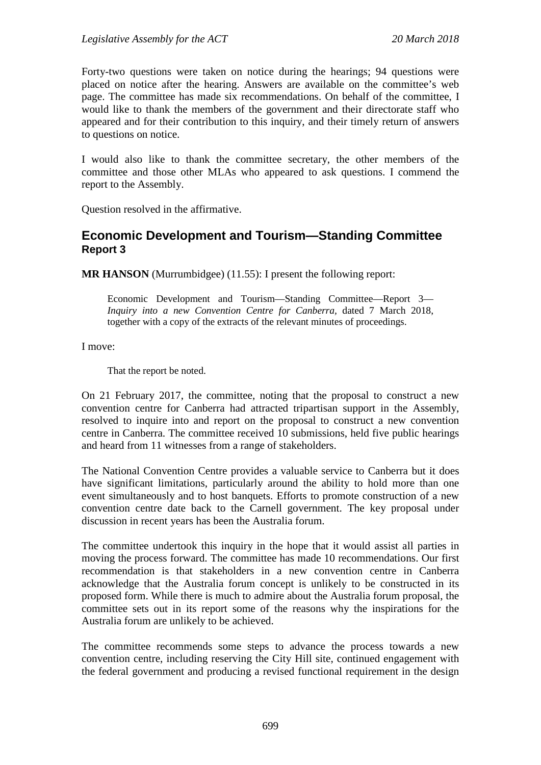Forty-two questions were taken on notice during the hearings; 94 questions were placed on notice after the hearing. Answers are available on the committee's web page. The committee has made six recommendations. On behalf of the committee, I would like to thank the members of the government and their directorate staff who appeared and for their contribution to this inquiry, and their timely return of answers to questions on notice.

I would also like to thank the committee secretary, the other members of the committee and those other MLAs who appeared to ask questions. I commend the report to the Assembly.

Question resolved in the affirmative.

## Economic Development and Tourism—Standing Committee
### Report 3

**MR HANSON** (Murrumbidgee) (11.55): I present the following report:

> Economic Development and Tourism—Standing Committee—Report 3—*Inquiry into a new Convention Centre for Canberra*, dated 7 March 2018, together with a copy of the extracts of the relevant minutes of proceedings.

I move:

> That the report be noted.

On 21 February 2017, the committee, noting that the proposal to construct a new convention centre for Canberra had attracted tripartisan support in the Assembly, resolved to inquire into and report on the proposal to construct a new convention centre in Canberra. The committee received 10 submissions, held five public hearings and heard from 11 witnesses from a range of stakeholders.

The National Convention Centre provides a valuable service to Canberra but it does have significant limitations, particularly around the ability to hold more than one event simultaneously and to host banquets. Efforts to promote construction of a new convention centre date back to the Carnell government. The key proposal under discussion in recent years has been the Australia forum.

The committee undertook this inquiry in the hope that it would assist all parties in moving the process forward. The committee has made 10 recommendations. Our first recommendation is that stakeholders in a new convention centre in Canberra acknowledge that the Australia forum concept is unlikely to be constructed in its proposed form. While there is much to admire about the Australia forum proposal, the committee sets out in its report some of the reasons why the inspirations for the Australia forum are unlikely to be achieved.

The committee recommends some steps to advance the process towards a new convention centre, including reserving the City Hill site, continued engagement with the federal government and producing a revised functional requirement in the design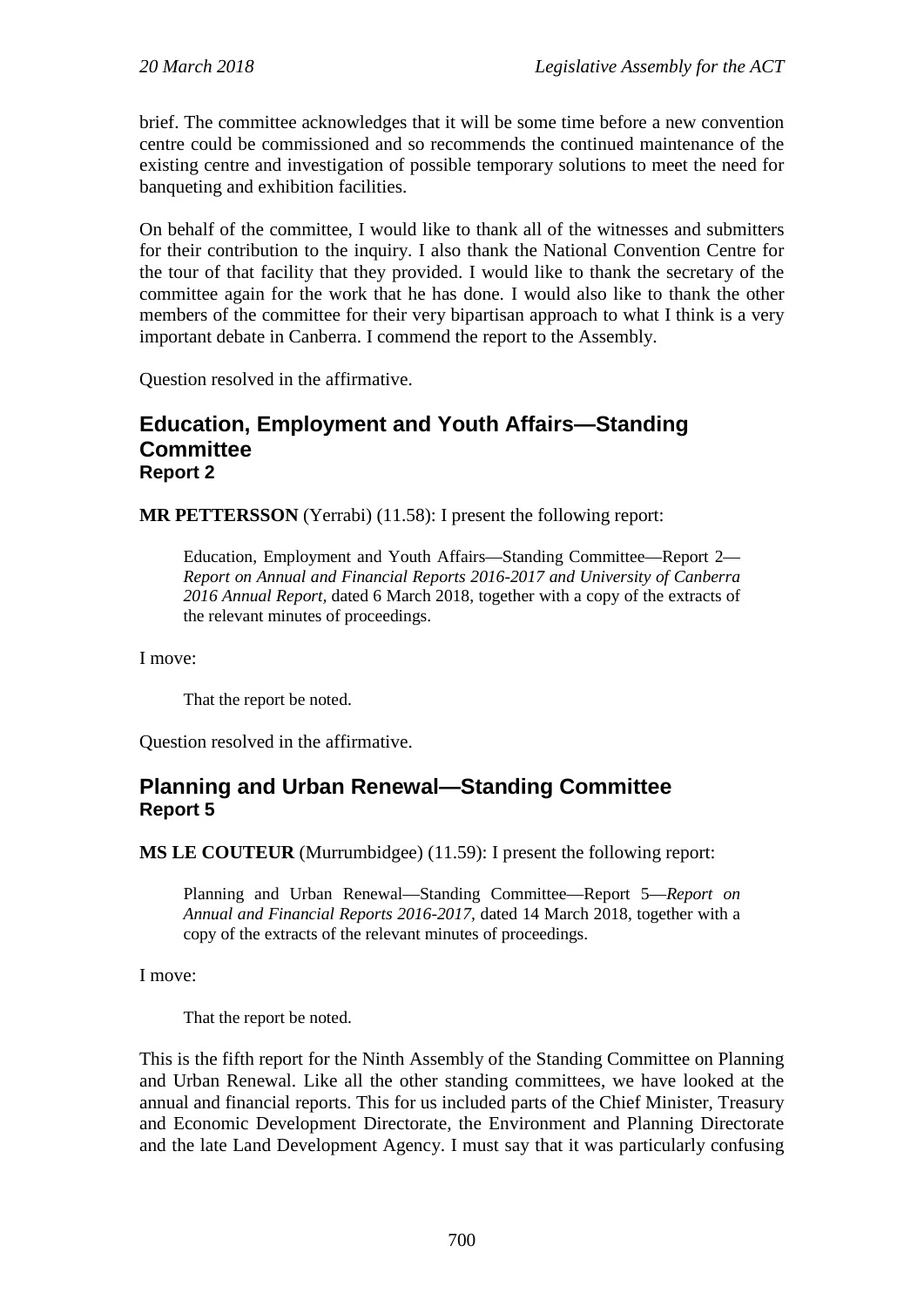brief. The committee acknowledges that it will be some time before a new convention centre could be commissioned and so recommends the continued maintenance of the existing centre and investigation of possible temporary solutions to meet the need for banqueting and exhibition facilities.

On behalf of the committee, I would like to thank all of the witnesses and submitters for their contribution to the inquiry. I also thank the National Convention Centre for the tour of that facility that they provided. I would like to thank the secretary of the committee again for the work that he has done. I would also like to thank the other members of the committee for their very bipartisan approach to what I think is a very important debate in Canberra. I commend the report to the Assembly.

Question resolved in the affirmative.

## Education, Employment and Youth Affairs—Standing Committee
### Report 2

**MR PETTERSSON** (Yerrabi) (11.58): I present the following report:

> Education, Employment and Youth Affairs—Standing Committee—Report 2—*Report on Annual and Financial Reports 2016-2017 and University of Canberra 2016 Annual Report,* dated 6 March 2018, together with a copy of the extracts of the relevant minutes of proceedings.

I move:

> That the report be noted.

Question resolved in the affirmative.

## Planning and Urban Renewal—Standing Committee
### Report 5

**MS LE COUTEUR** (Murrumbidgee) (11.59): I present the following report:

> Planning and Urban Renewal—Standing Committee—Report 5—*Report on Annual and Financial Reports 2016-2017,* dated 14 March 2018, together with a copy of the extracts of the relevant minutes of proceedings.

I move:

> That the report be noted.

This is the fifth report for the Ninth Assembly of the Standing Committee on Planning and Urban Renewal. Like all the other standing committees, we have looked at the annual and financial reports. This for us included parts of the Chief Minister, Treasury and Economic Development Directorate, the Environment and Planning Directorate and the late Land Development Agency. I must say that it was particularly confusing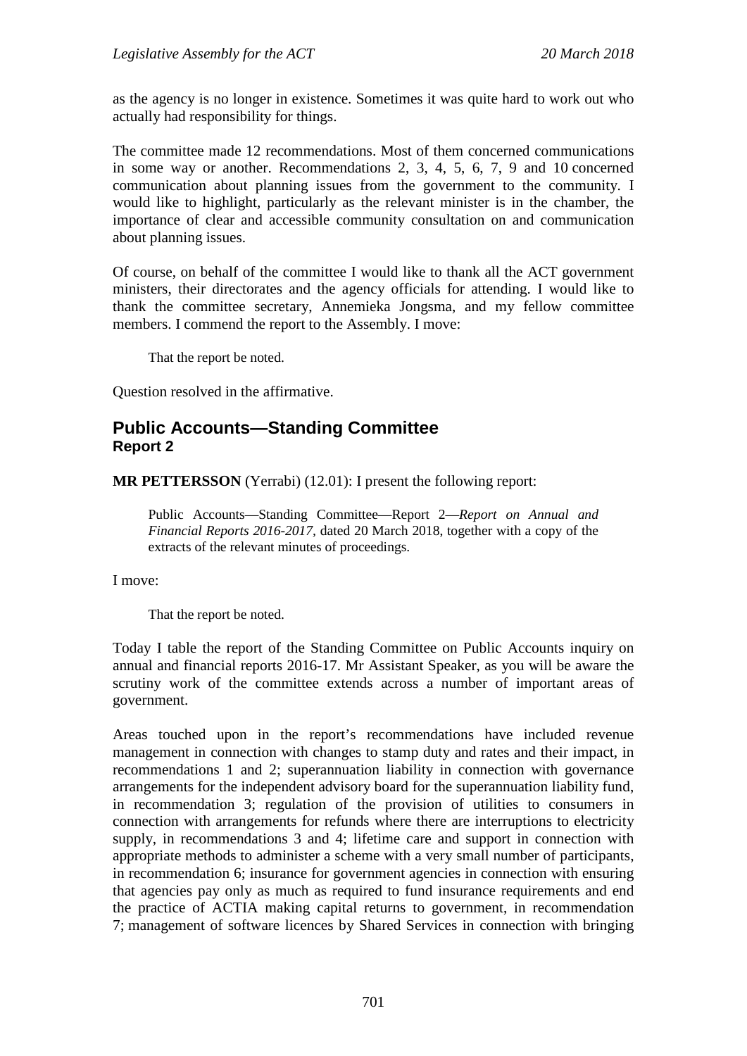as the agency is no longer in existence. Sometimes it was quite hard to work out who actually had responsibility for things.

The committee made 12 recommendations. Most of them concerned communications in some way or another. Recommendations 2, 3, 4, 5, 6, 7, 9 and 10 concerned communication about planning issues from the government to the community. I would like to highlight, particularly as the relevant minister is in the chamber, the importance of clear and accessible community consultation on and communication about planning issues.

Of course, on behalf of the committee I would like to thank all the ACT government ministers, their directorates and the agency officials for attending. I would like to thank the committee secretary, Annemieka Jongsma, and my fellow committee members. I commend the report to the Assembly. I move:

> That the report be noted.

Question resolved in the affirmative.

## Public Accounts—Standing Committee
### Report 2

**MR PETTERSSON** (Yerrabi) (12.01): I present the following report:

> Public Accounts—Standing Committee—Report 2—*Report on Annual and Financial Reports 2016-2017,* dated 20 March 2018, together with a copy of the extracts of the relevant minutes of proceedings.

I move:

> That the report be noted.

Today I table the report of the Standing Committee on Public Accounts inquiry on annual and financial reports 2016-17. Mr Assistant Speaker, as you will be aware the scrutiny work of the committee extends across a number of important areas of government.

Areas touched upon in the report's recommendations have included revenue management in connection with changes to stamp duty and rates and their impact, in recommendations 1 and 2; superannuation liability in connection with governance arrangements for the independent advisory board for the superannuation liability fund, in recommendation 3; regulation of the provision of utilities to consumers in connection with arrangements for refunds where there are interruptions to electricity supply, in recommendations 3 and 4; lifetime care and support in connection with appropriate methods to administer a scheme with a very small number of participants, in recommendation 6; insurance for government agencies in connection with ensuring that agencies pay only as much as required to fund insurance requirements and end the practice of ACTIA making capital returns to government, in recommendation 7; management of software licences by Shared Services in connection with bringing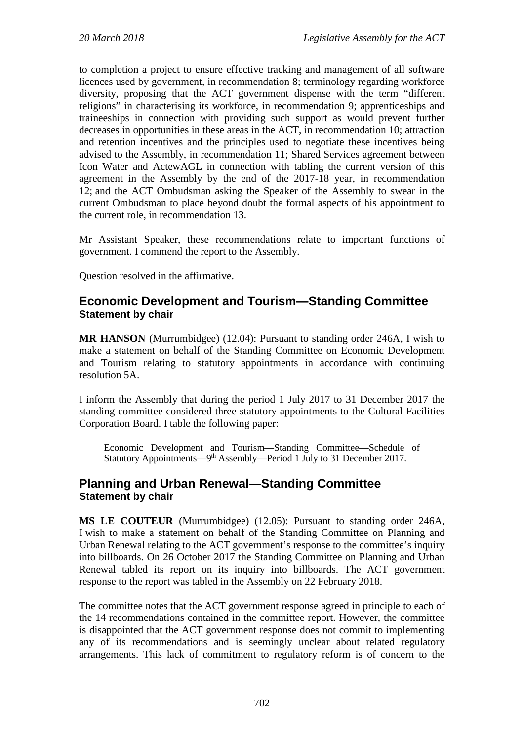to completion a project to ensure effective tracking and management of all software licences used by government, in recommendation 8; terminology regarding workforce diversity, proposing that the ACT government dispense with the term "different religions" in characterising its workforce, in recommendation 9; apprenticeships and traineeships in connection with providing such support as would prevent further decreases in opportunities in these areas in the ACT, in recommendation 10; attraction and retention incentives and the principles used to negotiate these incentives being advised to the Assembly, in recommendation 11; Shared Services agreement between Icon Water and ActewAGL in connection with tabling the current version of this agreement in the Assembly by the end of the 2017-18 year, in recommendation 12; and the ACT Ombudsman asking the Speaker of the Assembly to swear in the current Ombudsman to place beyond doubt the formal aspects of his appointment to the current role, in recommendation 13.

Mr Assistant Speaker, these recommendations relate to important functions of government. I commend the report to the Assembly.

Question resolved in the affirmative.

## Economic Development and Tourism—Standing Committee
### Statement by chair

**MR HANSON** (Murrumbidgee) (12.04): Pursuant to standing order 246A, I wish to make a statement on behalf of the Standing Committee on Economic Development and Tourism relating to statutory appointments in accordance with continuing resolution 5A.

I inform the Assembly that during the period 1 July 2017 to 31 December 2017 the standing committee considered three statutory appointments to the Cultural Facilities Corporation Board. I table the following paper:

> Economic Development and Tourism—Standing Committee—Schedule of Statutory Appointments—9th Assembly—Period 1 July to 31 December 2017.

## Planning and Urban Renewal—Standing Committee
### Statement by chair

**MS LE COUTEUR** (Murrumbidgee) (12.05): Pursuant to standing order 246A, I wish to make a statement on behalf of the Standing Committee on Planning and Urban Renewal relating to the ACT government's response to the committee's inquiry into billboards. On 26 October 2017 the Standing Committee on Planning and Urban Renewal tabled its report on its inquiry into billboards. The ACT government response to the report was tabled in the Assembly on 22 February 2018.

The committee notes that the ACT government response agreed in principle to each of the 14 recommendations contained in the committee report. However, the committee is disappointed that the ACT government response does not commit to implementing any of its recommendations and is seemingly unclear about related regulatory arrangements. This lack of commitment to regulatory reform is of concern to the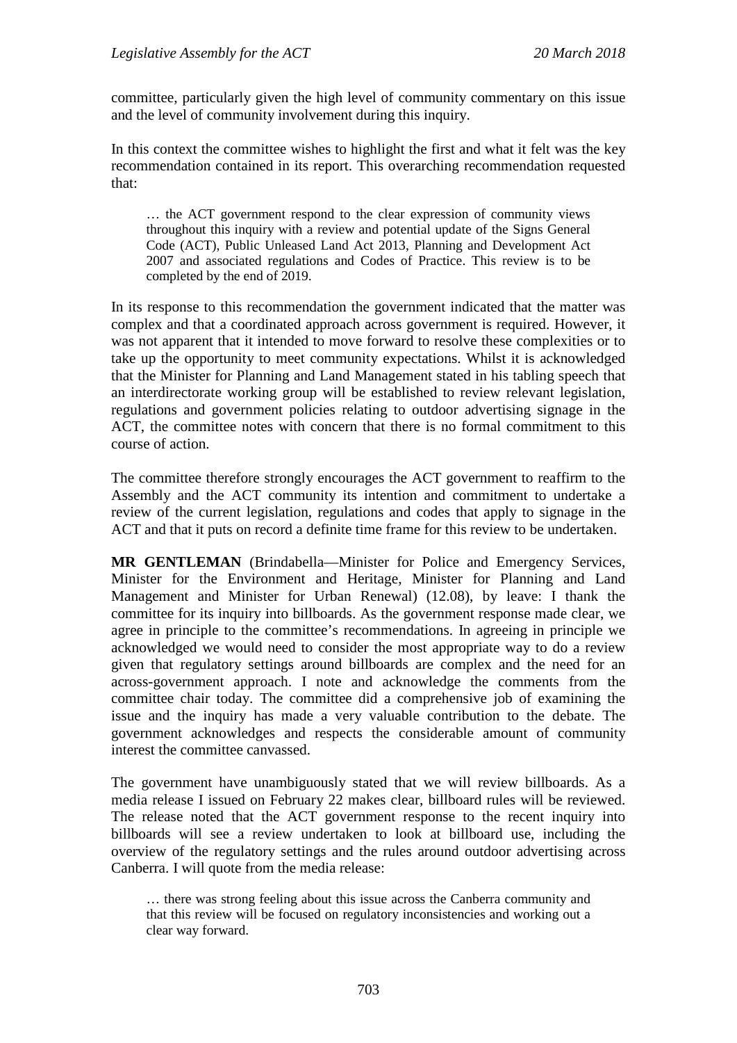committee, particularly given the high level of community commentary on this issue and the level of community involvement during this inquiry.

In this context the committee wishes to highlight the first and what it felt was the key recommendation contained in its report. This overarching recommendation requested that:

> … the ACT government respond to the clear expression of community views throughout this inquiry with a review and potential update of the Signs General Code (ACT), Public Unleased Land Act 2013, Planning and Development Act 2007 and associated regulations and Codes of Practice. This review is to be completed by the end of 2019.

In its response to this recommendation the government indicated that the matter was complex and that a coordinated approach across government is required. However, it was not apparent that it intended to move forward to resolve these complexities or to take up the opportunity to meet community expectations. Whilst it is acknowledged that the Minister for Planning and Land Management stated in his tabling speech that an interdirectorate working group will be established to review relevant legislation, regulations and government policies relating to outdoor advertising signage in the ACT, the committee notes with concern that there is no formal commitment to this course of action.

The committee therefore strongly encourages the ACT government to reaffirm to the Assembly and the ACT community its intention and commitment to undertake a review of the current legislation, regulations and codes that apply to signage in the ACT and that it puts on record a definite time frame for this review to be undertaken.

**MR GENTLEMAN** (Brindabella—Minister for Police and Emergency Services, Minister for the Environment and Heritage, Minister for Planning and Land Management and Minister for Urban Renewal) (12.08), by leave: I thank the committee for its inquiry into billboards. As the government response made clear, we agree in principle to the committee's recommendations. In agreeing in principle we acknowledged we would need to consider the most appropriate way to do a review given that regulatory settings around billboards are complex and the need for an across-government approach. I note and acknowledge the comments from the committee chair today. The committee did a comprehensive job of examining the issue and the inquiry has made a very valuable contribution to the debate. The government acknowledges and respects the considerable amount of community interest the committee canvassed.

The government have unambiguously stated that we will review billboards. As a media release I issued on February 22 makes clear, billboard rules will be reviewed. The release noted that the ACT government response to the recent inquiry into billboards will see a review undertaken to look at billboard use, including the overview of the regulatory settings and the rules around outdoor advertising across Canberra. I will quote from the media release:

> … there was strong feeling about this issue across the Canberra community and that this review will be focused on regulatory inconsistencies and working out a clear way forward.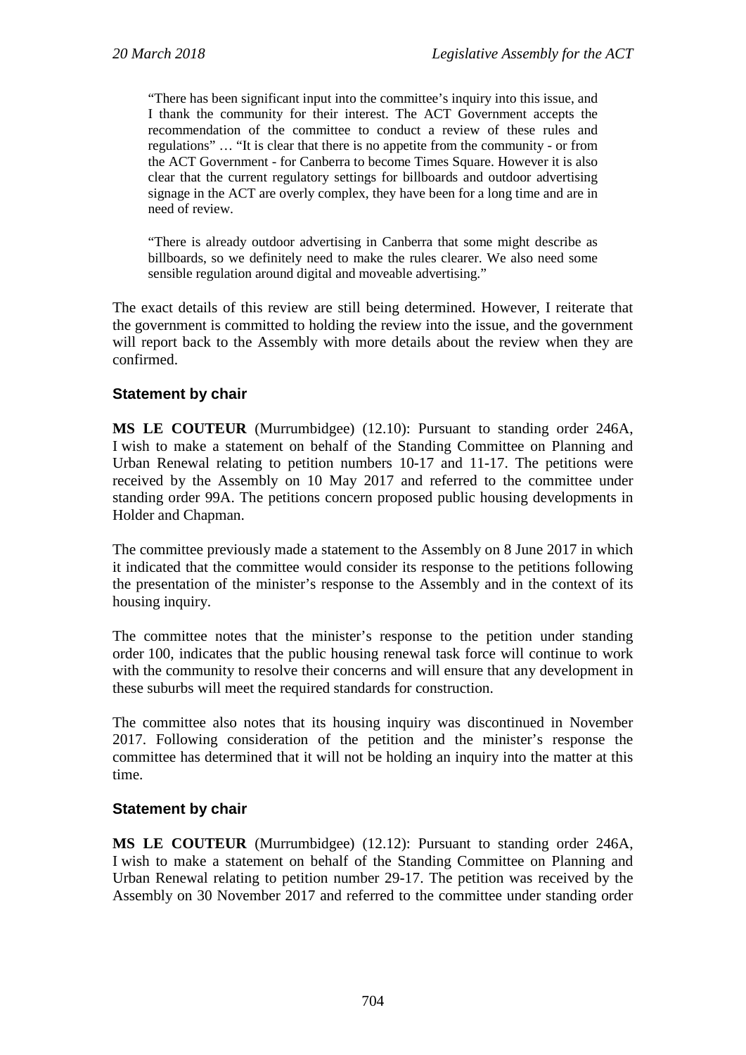> "There has been significant input into the committee's inquiry into this issue, and I thank the community for their interest. The ACT Government accepts the recommendation of the committee to conduct a review of these rules and regulations" … "It is clear that there is no appetite from the community - or from the ACT Government - for Canberra to become Times Square. However it is also clear that the current regulatory settings for billboards and outdoor advertising signage in the ACT are overly complex, they have been for a long time and are in need of review.
>
> "There is already outdoor advertising in Canberra that some might describe as billboards, so we definitely need to make the rules clearer. We also need some sensible regulation around digital and moveable advertising."

The exact details of this review are still being determined. However, I reiterate that the government is committed to holding the review into the issue, and the government will report back to the Assembly with more details about the review when they are confirmed.

### Statement by chair

**MS LE COUTEUR** (Murrumbidgee) (12.10): Pursuant to standing order 246A, I wish to make a statement on behalf of the Standing Committee on Planning and Urban Renewal relating to petition numbers 10-17 and 11-17. The petitions were received by the Assembly on 10 May 2017 and referred to the committee under standing order 99A. The petitions concern proposed public housing developments in Holder and Chapman.

The committee previously made a statement to the Assembly on 8 June 2017 in which it indicated that the committee would consider its response to the petitions following the presentation of the minister's response to the Assembly and in the context of its housing inquiry.

The committee notes that the minister's response to the petition under standing order 100, indicates that the public housing renewal task force will continue to work with the community to resolve their concerns and will ensure that any development in these suburbs will meet the required standards for construction.

The committee also notes that its housing inquiry was discontinued in November 2017. Following consideration of the petition and the minister's response the committee has determined that it will not be holding an inquiry into the matter at this time.

### Statement by chair

**MS LE COUTEUR** (Murrumbidgee) (12.12): Pursuant to standing order 246A, I wish to make a statement on behalf of the Standing Committee on Planning and Urban Renewal relating to petition number 29-17. The petition was received by the Assembly on 30 November 2017 and referred to the committee under standing order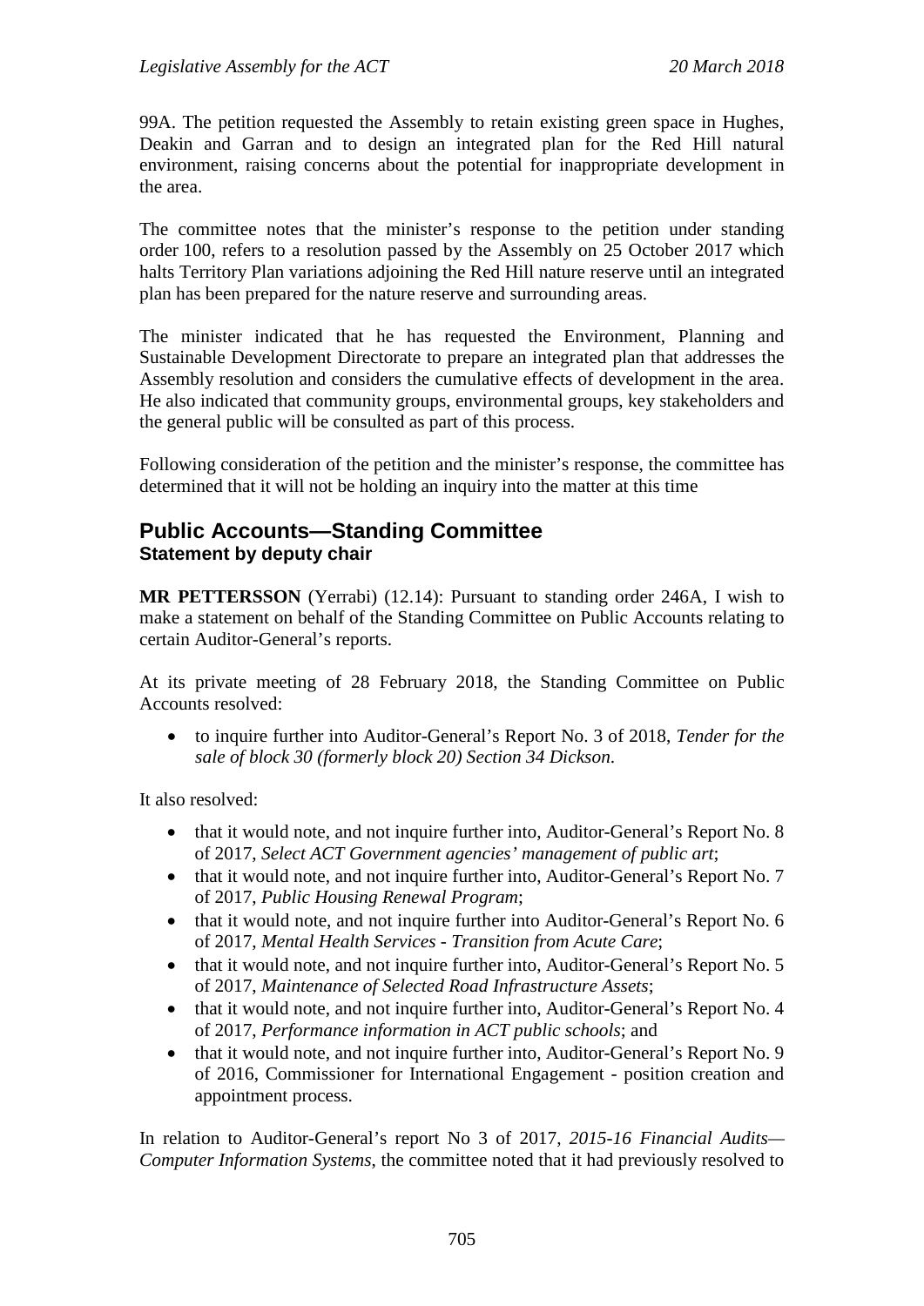99A. The petition requested the Assembly to retain existing green space in Hughes, Deakin and Garran and to design an integrated plan for the Red Hill natural environment, raising concerns about the potential for inappropriate development in the area.

The committee notes that the minister's response to the petition under standing order 100, refers to a resolution passed by the Assembly on 25 October 2017 which halts Territory Plan variations adjoining the Red Hill nature reserve until an integrated plan has been prepared for the nature reserve and surrounding areas.

The minister indicated that he has requested the Environment, Planning and Sustainable Development Directorate to prepare an integrated plan that addresses the Assembly resolution and considers the cumulative effects of development in the area. He also indicated that community groups, environmental groups, key stakeholders and the general public will be consulted as part of this process.

Following consideration of the petition and the minister's response, the committee has determined that it will not be holding an inquiry into the matter at this time

## Public Accounts—Standing Committee

### Statement by deputy chair

**MR PETTERSSON** (Yerrabi) (12.14): Pursuant to standing order 246A, I wish to make a statement on behalf of the Standing Committee on Public Accounts relating to certain Auditor-General's reports.

At its private meeting of 28 February 2018, the Standing Committee on Public Accounts resolved:

- to inquire further into Auditor-General's Report No. 3 of 2018, *Tender for the sale of block 30 (formerly block 20) Section 34 Dickson*.

It also resolved:

- that it would note, and not inquire further into, Auditor-General's Report No. 8 of 2017, *Select ACT Government agencies' management of public art*;
- that it would note, and not inquire further into, Auditor-General's Report No. 7 of 2017, *Public Housing Renewal Program*;
- that it would note, and not inquire further into Auditor-General's Report No. 6 of 2017, *Mental Health Services - Transition from Acute Care*;
- that it would note, and not inquire further into, Auditor-General's Report No. 5 of 2017, *Maintenance of Selected Road Infrastructure Assets*;
- that it would note, and not inquire further into, Auditor-General's Report No. 4 of 2017, *Performance information in ACT public schools*; and
- that it would note, and not inquire further into, Auditor-General's Report No. 9 of 2016, Commissioner for International Engagement - position creation and appointment process.

In relation to Auditor-General's report No 3 of 2017, *2015-16 Financial Audits—Computer Information Systems*, the committee noted that it had previously resolved to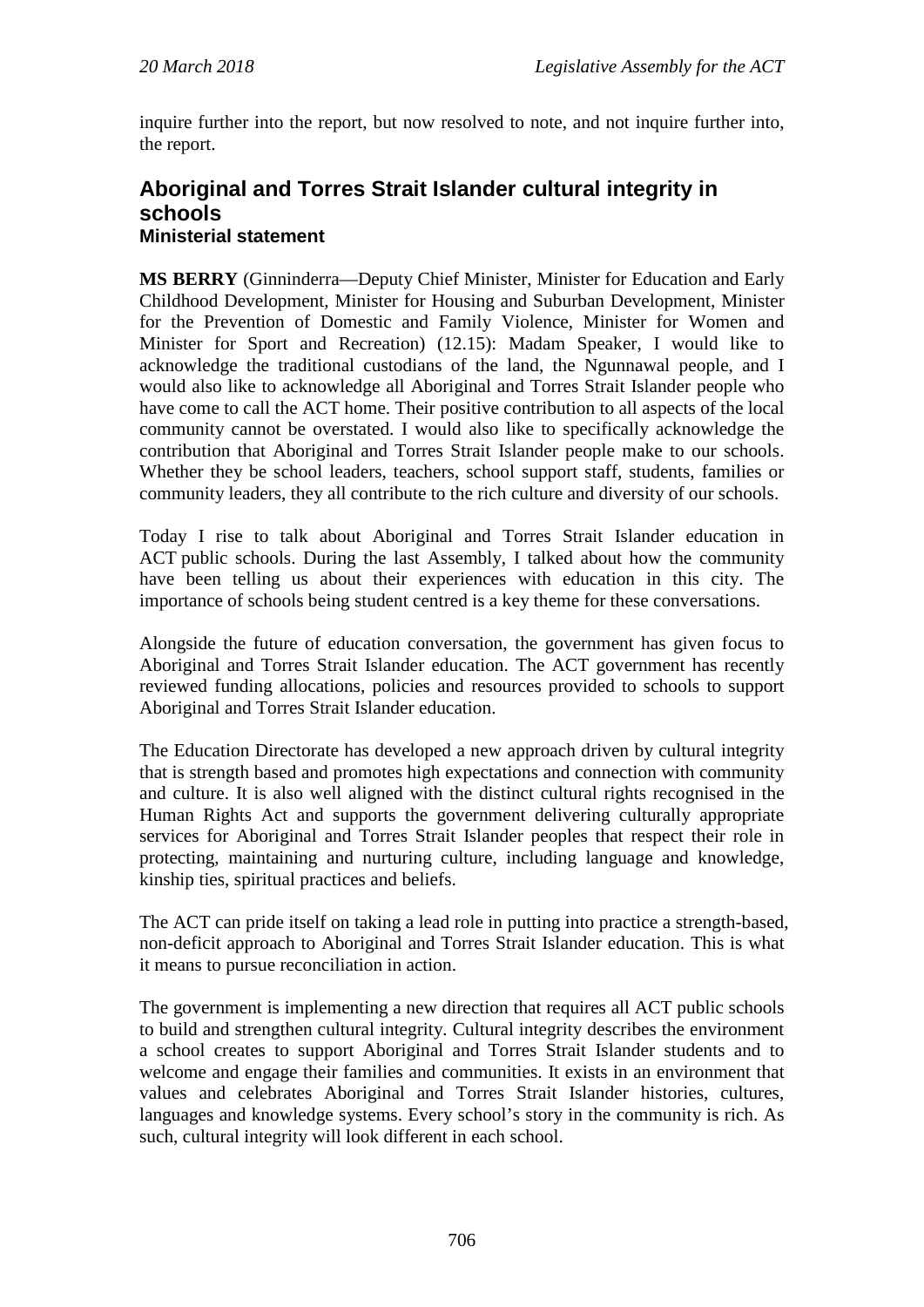inquire further into the report, but now resolved to note, and not inquire further into, the report.

## Aboriginal and Torres Strait Islander cultural integrity in schools

### Ministerial statement

**MS BERRY** (Ginninderra—Deputy Chief Minister, Minister for Education and Early Childhood Development, Minister for Housing and Suburban Development, Minister for the Prevention of Domestic and Family Violence, Minister for Women and Minister for Sport and Recreation) (12.15): Madam Speaker, I would like to acknowledge the traditional custodians of the land, the Ngunnawal people, and I would also like to acknowledge all Aboriginal and Torres Strait Islander people who have come to call the ACT home. Their positive contribution to all aspects of the local community cannot be overstated. I would also like to specifically acknowledge the contribution that Aboriginal and Torres Strait Islander people make to our schools. Whether they be school leaders, teachers, school support staff, students, families or community leaders, they all contribute to the rich culture and diversity of our schools.

Today I rise to talk about Aboriginal and Torres Strait Islander education in ACT public schools. During the last Assembly, I talked about how the community have been telling us about their experiences with education in this city. The importance of schools being student centred is a key theme for these conversations.

Alongside the future of education conversation, the government has given focus to Aboriginal and Torres Strait Islander education. The ACT government has recently reviewed funding allocations, policies and resources provided to schools to support Aboriginal and Torres Strait Islander education.

The Education Directorate has developed a new approach driven by cultural integrity that is strength based and promotes high expectations and connection with community and culture. It is also well aligned with the distinct cultural rights recognised in the Human Rights Act and supports the government delivering culturally appropriate services for Aboriginal and Torres Strait Islander peoples that respect their role in protecting, maintaining and nurturing culture, including language and knowledge, kinship ties, spiritual practices and beliefs.

The ACT can pride itself on taking a lead role in putting into practice a strength-based, non-deficit approach to Aboriginal and Torres Strait Islander education. This is what it means to pursue reconciliation in action.

The government is implementing a new direction that requires all ACT public schools to build and strengthen cultural integrity. Cultural integrity describes the environment a school creates to support Aboriginal and Torres Strait Islander students and to welcome and engage their families and communities. It exists in an environment that values and celebrates Aboriginal and Torres Strait Islander histories, cultures, languages and knowledge systems. Every school's story in the community is rich. As such, cultural integrity will look different in each school.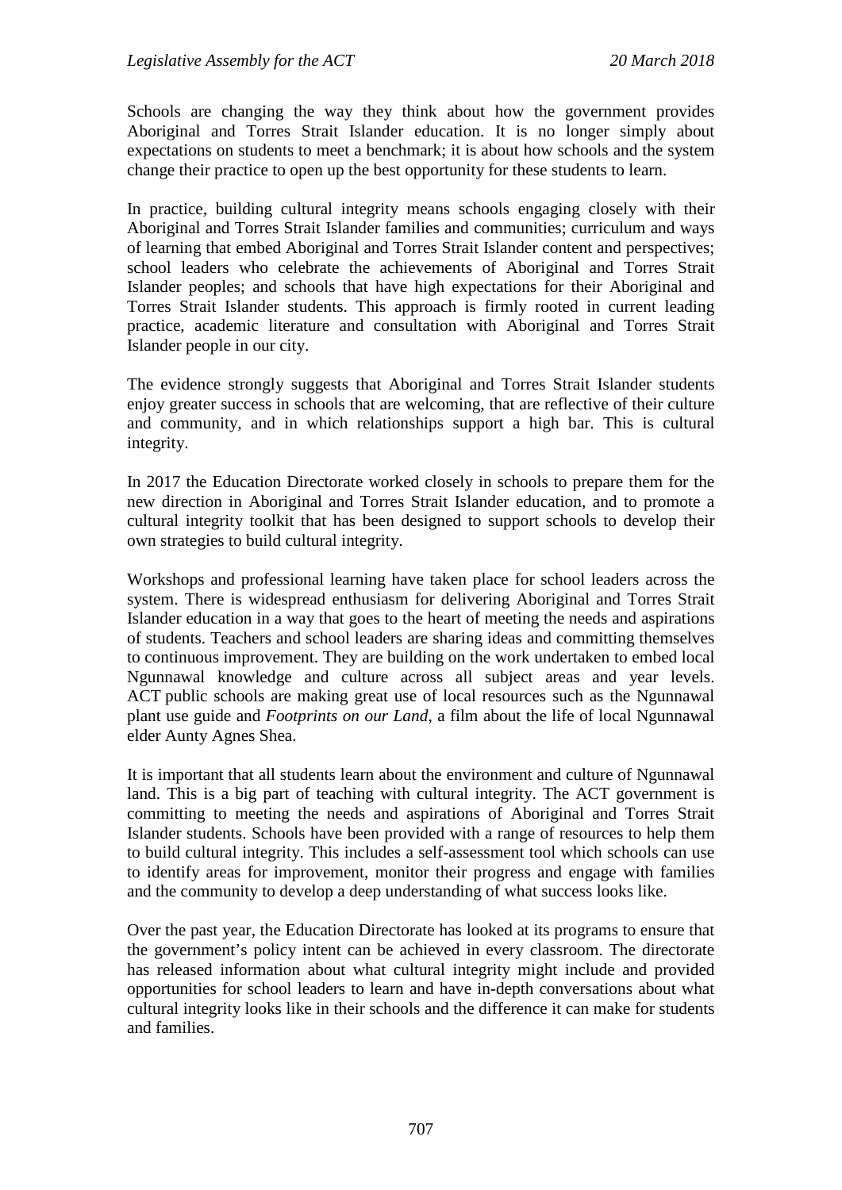Schools are changing the way they think about how the government provides Aboriginal and Torres Strait Islander education. It is no longer simply about expectations on students to meet a benchmark; it is about how schools and the system change their practice to open up the best opportunity for these students to learn.

In practice, building cultural integrity means schools engaging closely with their Aboriginal and Torres Strait Islander families and communities; curriculum and ways of learning that embed Aboriginal and Torres Strait Islander content and perspectives; school leaders who celebrate the achievements of Aboriginal and Torres Strait Islander peoples; and schools that have high expectations for their Aboriginal and Torres Strait Islander students. This approach is firmly rooted in current leading practice, academic literature and consultation with Aboriginal and Torres Strait Islander people in our city.

The evidence strongly suggests that Aboriginal and Torres Strait Islander students enjoy greater success in schools that are welcoming, that are reflective of their culture and community, and in which relationships support a high bar. This is cultural integrity.

In 2017 the Education Directorate worked closely in schools to prepare them for the new direction in Aboriginal and Torres Strait Islander education, and to promote a cultural integrity toolkit that has been designed to support schools to develop their own strategies to build cultural integrity.

Workshops and professional learning have taken place for school leaders across the system. There is widespread enthusiasm for delivering Aboriginal and Torres Strait Islander education in a way that goes to the heart of meeting the needs and aspirations of students. Teachers and school leaders are sharing ideas and committing themselves to continuous improvement. They are building on the work undertaken to embed local Ngunnawal knowledge and culture across all subject areas and year levels. ACT public schools are making great use of local resources such as the Ngunnawal plant use guide and *Footprints on our Land*, a film about the life of local Ngunnawal elder Aunty Agnes Shea.

It is important that all students learn about the environment and culture of Ngunnawal land. This is a big part of teaching with cultural integrity. The ACT government is committing to meeting the needs and aspirations of Aboriginal and Torres Strait Islander students. Schools have been provided with a range of resources to help them to build cultural integrity. This includes a self-assessment tool which schools can use to identify areas for improvement, monitor their progress and engage with families and the community to develop a deep understanding of what success looks like.

Over the past year, the Education Directorate has looked at its programs to ensure that the government's policy intent can be achieved in every classroom. The directorate has released information about what cultural integrity might include and provided opportunities for school leaders to learn and have in-depth conversations about what cultural integrity looks like in their schools and the difference it can make for students and families.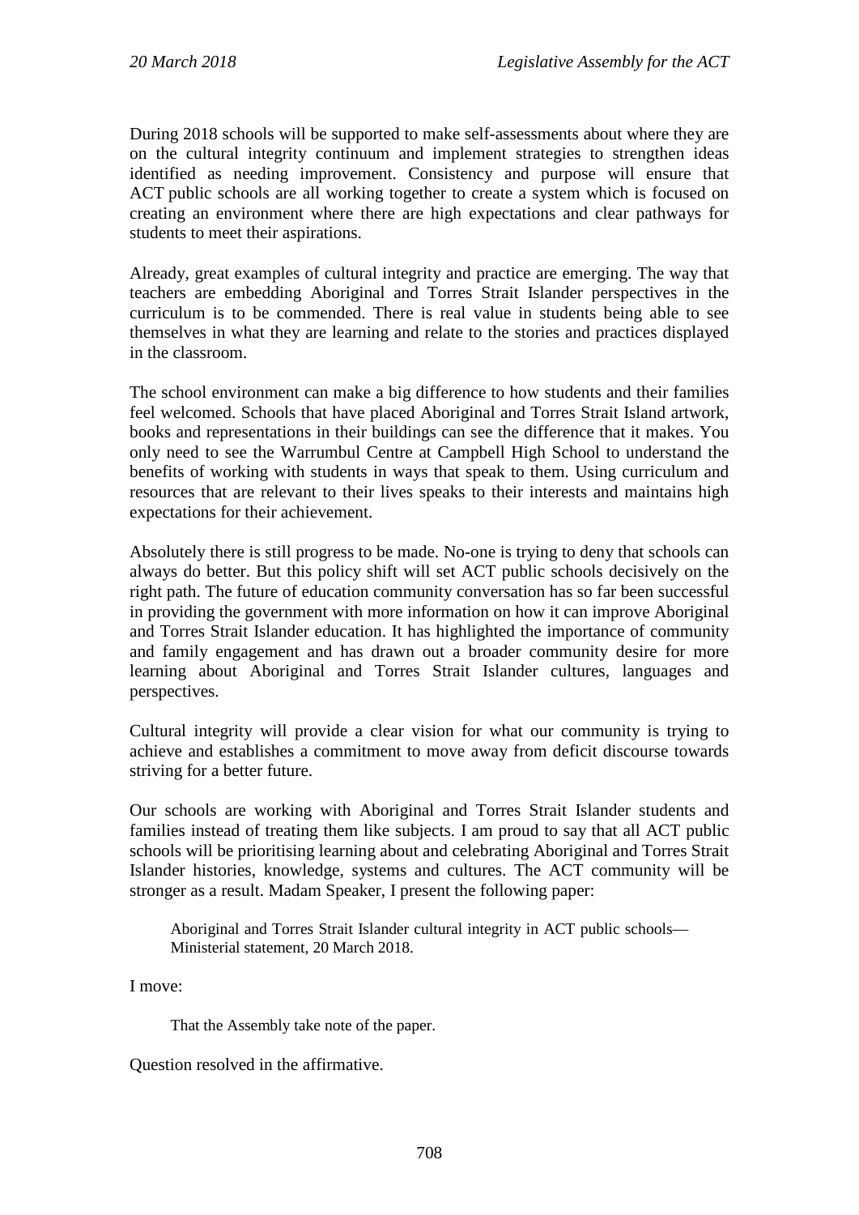During 2018 schools will be supported to make self-assessments about where they are on the cultural integrity continuum and implement strategies to strengthen ideas identified as needing improvement. Consistency and purpose will ensure that ACT public schools are all working together to create a system which is focused on creating an environment where there are high expectations and clear pathways for students to meet their aspirations.

Already, great examples of cultural integrity and practice are emerging. The way that teachers are embedding Aboriginal and Torres Strait Islander perspectives in the curriculum is to be commended. There is real value in students being able to see themselves in what they are learning and relate to the stories and practices displayed in the classroom.

The school environment can make a big difference to how students and their families feel welcomed. Schools that have placed Aboriginal and Torres Strait Island artwork, books and representations in their buildings can see the difference that it makes. You only need to see the Warrumbul Centre at Campbell High School to understand the benefits of working with students in ways that speak to them. Using curriculum and resources that are relevant to their lives speaks to their interests and maintains high expectations for their achievement.

Absolutely there is still progress to be made. No-one is trying to deny that schools can always do better. But this policy shift will set ACT public schools decisively on the right path. The future of education community conversation has so far been successful in providing the government with more information on how it can improve Aboriginal and Torres Strait Islander education. It has highlighted the importance of community and family engagement and has drawn out a broader community desire for more learning about Aboriginal and Torres Strait Islander cultures, languages and perspectives.

Cultural integrity will provide a clear vision for what our community is trying to achieve and establishes a commitment to move away from deficit discourse towards striving for a better future.

Our schools are working with Aboriginal and Torres Strait Islander students and families instead of treating them like subjects. I am proud to say that all ACT public schools will be prioritising learning about and celebrating Aboriginal and Torres Strait Islander histories, knowledge, systems and cultures. The ACT community will be stronger as a result. Madam Speaker, I present the following paper:

> Aboriginal and Torres Strait Islander cultural integrity in ACT public schools—Ministerial statement, 20 March 2018.

I move:

> That the Assembly take note of the paper.

Question resolved in the affirmative.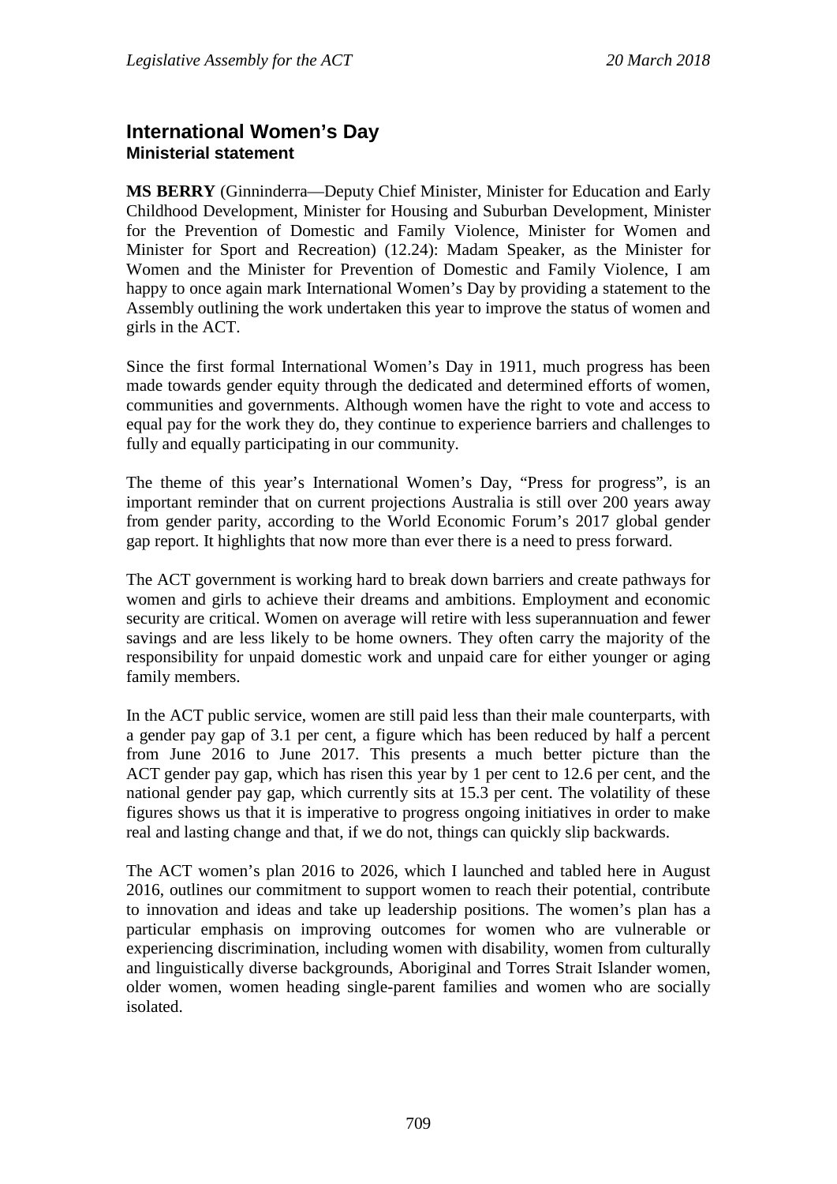## International Women's Day
### Ministerial statement

**MS BERRY** (Ginninderra—Deputy Chief Minister, Minister for Education and Early Childhood Development, Minister for Housing and Suburban Development, Minister for the Prevention of Domestic and Family Violence, Minister for Women and Minister for Sport and Recreation) (12.24): Madam Speaker, as the Minister for Women and the Minister for Prevention of Domestic and Family Violence, I am happy to once again mark International Women's Day by providing a statement to the Assembly outlining the work undertaken this year to improve the status of women and girls in the ACT.

Since the first formal International Women's Day in 1911, much progress has been made towards gender equity through the dedicated and determined efforts of women, communities and governments. Although women have the right to vote and access to equal pay for the work they do, they continue to experience barriers and challenges to fully and equally participating in our community.

The theme of this year's International Women's Day, "Press for progress", is an important reminder that on current projections Australia is still over 200 years away from gender parity, according to the World Economic Forum's 2017 global gender gap report. It highlights that now more than ever there is a need to press forward.

The ACT government is working hard to break down barriers and create pathways for women and girls to achieve their dreams and ambitions. Employment and economic security are critical. Women on average will retire with less superannuation and fewer savings and are less likely to be home owners. They often carry the majority of the responsibility for unpaid domestic work and unpaid care for either younger or aging family members.

In the ACT public service, women are still paid less than their male counterparts, with a gender pay gap of 3.1 per cent, a figure which has been reduced by half a percent from June 2016 to June 2017. This presents a much better picture than the ACT gender pay gap, which has risen this year by 1 per cent to 12.6 per cent, and the national gender pay gap, which currently sits at 15.3 per cent. The volatility of these figures shows us that it is imperative to progress ongoing initiatives in order to make real and lasting change and that, if we do not, things can quickly slip backwards.

The ACT women's plan 2016 to 2026, which I launched and tabled here in August 2016, outlines our commitment to support women to reach their potential, contribute to innovation and ideas and take up leadership positions. The women's plan has a particular emphasis on improving outcomes for women who are vulnerable or experiencing discrimination, including women with disability, women from culturally and linguistically diverse backgrounds, Aboriginal and Torres Strait Islander women, older women, women heading single-parent families and women who are socially isolated.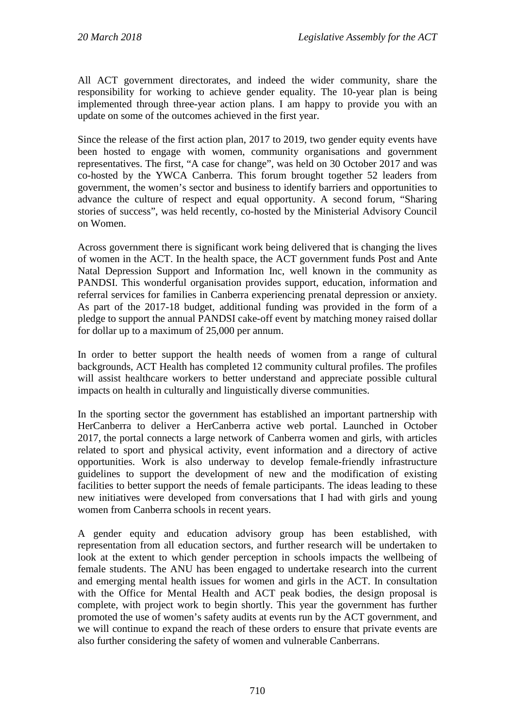All ACT government directorates, and indeed the wider community, share the responsibility for working to achieve gender equality. The 10-year plan is being implemented through three-year action plans. I am happy to provide you with an update on some of the outcomes achieved in the first year.

Since the release of the first action plan, 2017 to 2019, two gender equity events have been hosted to engage with women, community organisations and government representatives. The first, "A case for change", was held on 30 October 2017 and was co-hosted by the YWCA Canberra. This forum brought together 52 leaders from government, the women's sector and business to identify barriers and opportunities to advance the culture of respect and equal opportunity. A second forum, "Sharing stories of success", was held recently, co-hosted by the Ministerial Advisory Council on Women.

Across government there is significant work being delivered that is changing the lives of women in the ACT. In the health space, the ACT government funds Post and Ante Natal Depression Support and Information Inc, well known in the community as PANDSI. This wonderful organisation provides support, education, information and referral services for families in Canberra experiencing prenatal depression or anxiety. As part of the 2017-18 budget, additional funding was provided in the form of a pledge to support the annual PANDSI cake-off event by matching money raised dollar for dollar up to a maximum of 25,000 per annum.

In order to better support the health needs of women from a range of cultural backgrounds, ACT Health has completed 12 community cultural profiles. The profiles will assist healthcare workers to better understand and appreciate possible cultural impacts on health in culturally and linguistically diverse communities.

In the sporting sector the government has established an important partnership with HerCanberra to deliver a HerCanberra active web portal. Launched in October 2017, the portal connects a large network of Canberra women and girls, with articles related to sport and physical activity, event information and a directory of active opportunities. Work is also underway to develop female-friendly infrastructure guidelines to support the development of new and the modification of existing facilities to better support the needs of female participants. The ideas leading to these new initiatives were developed from conversations that I had with girls and young women from Canberra schools in recent years.

A gender equity and education advisory group has been established, with representation from all education sectors, and further research will be undertaken to look at the extent to which gender perception in schools impacts the wellbeing of female students. The ANU has been engaged to undertake research into the current and emerging mental health issues for women and girls in the ACT. In consultation with the Office for Mental Health and ACT peak bodies, the design proposal is complete, with project work to begin shortly. This year the government has further promoted the use of women's safety audits at events run by the ACT government, and we will continue to expand the reach of these orders to ensure that private events are also further considering the safety of women and vulnerable Canberrans.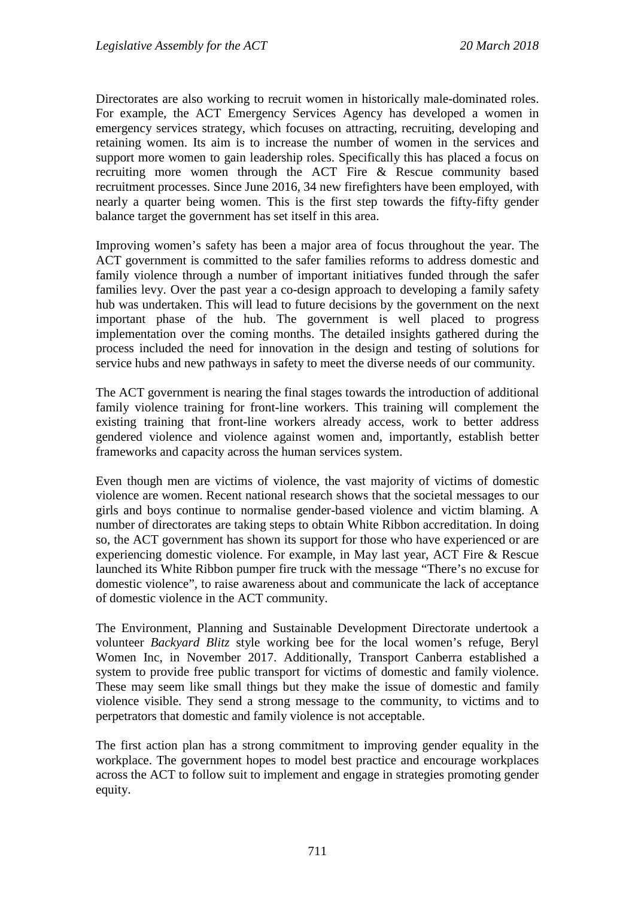Directorates are also working to recruit women in historically male-dominated roles. For example, the ACT Emergency Services Agency has developed a women in emergency services strategy, which focuses on attracting, recruiting, developing and retaining women. Its aim is to increase the number of women in the services and support more women to gain leadership roles. Specifically this has placed a focus on recruiting more women through the ACT Fire & Rescue community based recruitment processes. Since June 2016, 34 new firefighters have been employed, with nearly a quarter being women. This is the first step towards the fifty-fifty gender balance target the government has set itself in this area.

Improving women's safety has been a major area of focus throughout the year. The ACT government is committed to the safer families reforms to address domestic and family violence through a number of important initiatives funded through the safer families levy. Over the past year a co-design approach to developing a family safety hub was undertaken. This will lead to future decisions by the government on the next important phase of the hub. The government is well placed to progress implementation over the coming months. The detailed insights gathered during the process included the need for innovation in the design and testing of solutions for service hubs and new pathways in safety to meet the diverse needs of our community.

The ACT government is nearing the final stages towards the introduction of additional family violence training for front-line workers. This training will complement the existing training that front-line workers already access, work to better address gendered violence and violence against women and, importantly, establish better frameworks and capacity across the human services system.

Even though men are victims of violence, the vast majority of victims of domestic violence are women. Recent national research shows that the societal messages to our girls and boys continue to normalise gender-based violence and victim blaming. A number of directorates are taking steps to obtain White Ribbon accreditation. In doing so, the ACT government has shown its support for those who have experienced or are experiencing domestic violence. For example, in May last year, ACT Fire & Rescue launched its White Ribbon pumper fire truck with the message "There's no excuse for domestic violence", to raise awareness about and communicate the lack of acceptance of domestic violence in the ACT community.

The Environment, Planning and Sustainable Development Directorate undertook a volunteer *Backyard Blitz* style working bee for the local women's refuge, Beryl Women Inc, in November 2017. Additionally, Transport Canberra established a system to provide free public transport for victims of domestic and family violence. These may seem like small things but they make the issue of domestic and family violence visible. They send a strong message to the community, to victims and to perpetrators that domestic and family violence is not acceptable.

The first action plan has a strong commitment to improving gender equality in the workplace. The government hopes to model best practice and encourage workplaces across the ACT to follow suit to implement and engage in strategies promoting gender equity.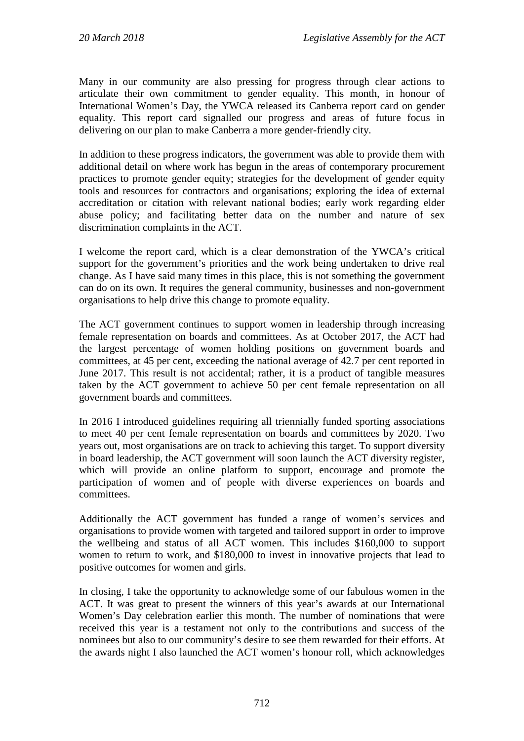Many in our community are also pressing for progress through clear actions to articulate their own commitment to gender equality. This month, in honour of International Women's Day, the YWCA released its Canberra report card on gender equality. This report card signalled our progress and areas of future focus in delivering on our plan to make Canberra a more gender-friendly city.

In addition to these progress indicators, the government was able to provide them with additional detail on where work has begun in the areas of contemporary procurement practices to promote gender equity; strategies for the development of gender equity tools and resources for contractors and organisations; exploring the idea of external accreditation or citation with relevant national bodies; early work regarding elder abuse policy; and facilitating better data on the number and nature of sex discrimination complaints in the ACT.

I welcome the report card, which is a clear demonstration of the YWCA's critical support for the government's priorities and the work being undertaken to drive real change. As I have said many times in this place, this is not something the government can do on its own. It requires the general community, businesses and non-government organisations to help drive this change to promote equality.

The ACT government continues to support women in leadership through increasing female representation on boards and committees. As at October 2017, the ACT had the largest percentage of women holding positions on government boards and committees, at 45 per cent, exceeding the national average of 42.7 per cent reported in June 2017. This result is not accidental; rather, it is a product of tangible measures taken by the ACT government to achieve 50 per cent female representation on all government boards and committees.

In 2016 I introduced guidelines requiring all triennially funded sporting associations to meet 40 per cent female representation on boards and committees by 2020. Two years out, most organisations are on track to achieving this target. To support diversity in board leadership, the ACT government will soon launch the ACT diversity register, which will provide an online platform to support, encourage and promote the participation of women and of people with diverse experiences on boards and committees.

Additionally the ACT government has funded a range of women's services and organisations to provide women with targeted and tailored support in order to improve the wellbeing and status of all ACT women. This includes $160,000 to support women to return to work, and $180,000 to invest in innovative projects that lead to positive outcomes for women and girls.

In closing, I take the opportunity to acknowledge some of our fabulous women in the ACT. It was great to present the winners of this year's awards at our International Women's Day celebration earlier this month. The number of nominations that were received this year is a testament not only to the contributions and success of the nominees but also to our community's desire to see them rewarded for their efforts. At the awards night I also launched the ACT women's honour roll, which acknowledges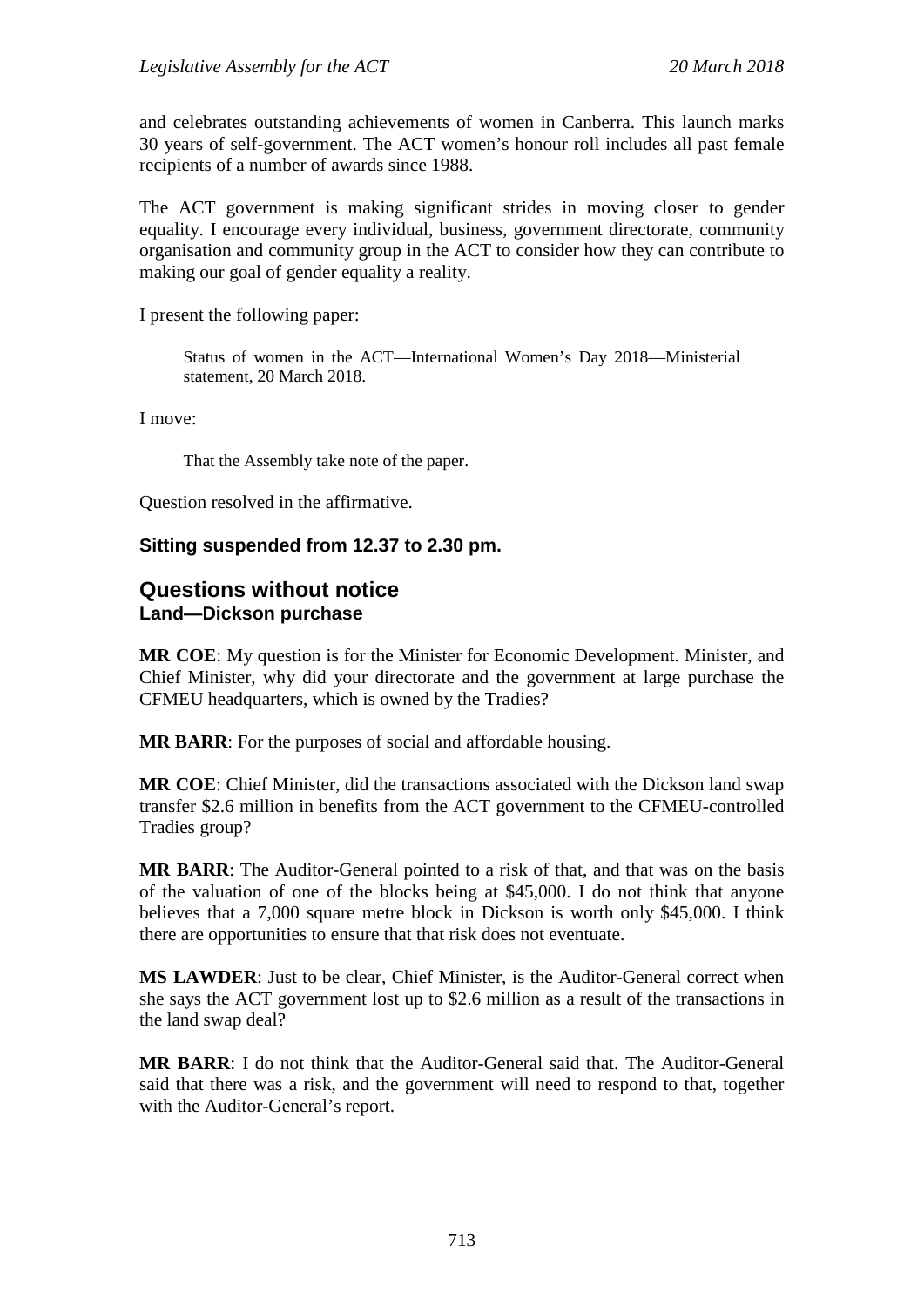and celebrates outstanding achievements of women in Canberra. This launch marks 30 years of self-government. The ACT women's honour roll includes all past female recipients of a number of awards since 1988.

The ACT government is making significant strides in moving closer to gender equality. I encourage every individual, business, government directorate, community organisation and community group in the ACT to consider how they can contribute to making our goal of gender equality a reality.

I present the following paper:

> Status of women in the ACT—International Women's Day 2018—Ministerial statement, 20 March 2018.

I move:

> That the Assembly take note of the paper.

Question resolved in the affirmative.

**Sitting suspended from 12.37 to 2.30 pm.**

## Questions without notice

### Land—Dickson purchase

**MR COE**: My question is for the Minister for Economic Development. Minister, and Chief Minister, why did your directorate and the government at large purchase the CFMEU headquarters, which is owned by the Tradies?

**MR BARR**: For the purposes of social and affordable housing.

**MR COE**: Chief Minister, did the transactions associated with the Dickson land swap transfer \$2.6 million in benefits from the ACT government to the CFMEU-controlled Tradies group?

**MR BARR**: The Auditor-General pointed to a risk of that, and that was on the basis of the valuation of one of the blocks being at \$45,000. I do not think that anyone believes that a 7,000 square metre block in Dickson is worth only \$45,000. I think there are opportunities to ensure that that risk does not eventuate.

**MS LAWDER**: Just to be clear, Chief Minister, is the Auditor-General correct when she says the ACT government lost up to \$2.6 million as a result of the transactions in the land swap deal?

**MR BARR**: I do not think that the Auditor-General said that. The Auditor-General said that there was a risk, and the government will need to respond to that, together with the Auditor-General's report.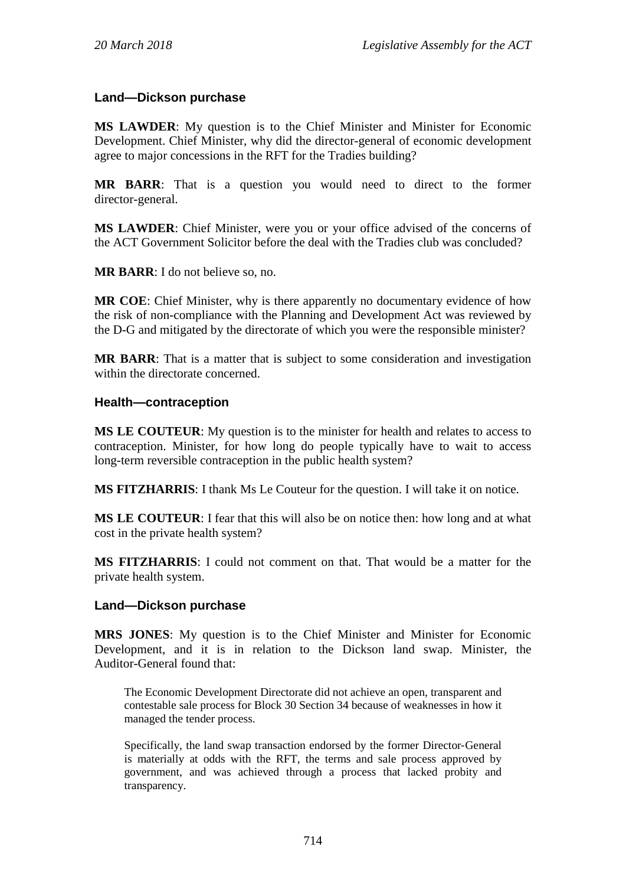### Land—Dickson purchase

**MS LAWDER**: My question is to the Chief Minister and Minister for Economic Development. Chief Minister, why did the director-general of economic development agree to major concessions in the RFT for the Tradies building?

**MR BARR**: That is a question you would need to direct to the former director-general.

**MS LAWDER**: Chief Minister, were you or your office advised of the concerns of the ACT Government Solicitor before the deal with the Tradies club was concluded?

**MR BARR**: I do not believe so, no.

**MR COE**: Chief Minister, why is there apparently no documentary evidence of how the risk of non-compliance with the Planning and Development Act was reviewed by the D-G and mitigated by the directorate of which you were the responsible minister?

**MR BARR**: That is a matter that is subject to some consideration and investigation within the directorate concerned.

### Health—contraception

**MS LE COUTEUR**: My question is to the minister for health and relates to access to contraception. Minister, for how long do people typically have to wait to access long-term reversible contraception in the public health system?

**MS FITZHARRIS**: I thank Ms Le Couteur for the question. I will take it on notice.

**MS LE COUTEUR**: I fear that this will also be on notice then: how long and at what cost in the private health system?

**MS FITZHARRIS**: I could not comment on that. That would be a matter for the private health system.

### Land—Dickson purchase

**MRS JONES**: My question is to the Chief Minister and Minister for Economic Development, and it is in relation to the Dickson land swap. Minister, the Auditor-General found that:

> The Economic Development Directorate did not achieve an open, transparent and contestable sale process for Block 30 Section 34 because of weaknesses in how it managed the tender process.
>
> Specifically, the land swap transaction endorsed by the former Director-General is materially at odds with the RFT, the terms and sale process approved by government, and was achieved through a process that lacked probity and transparency.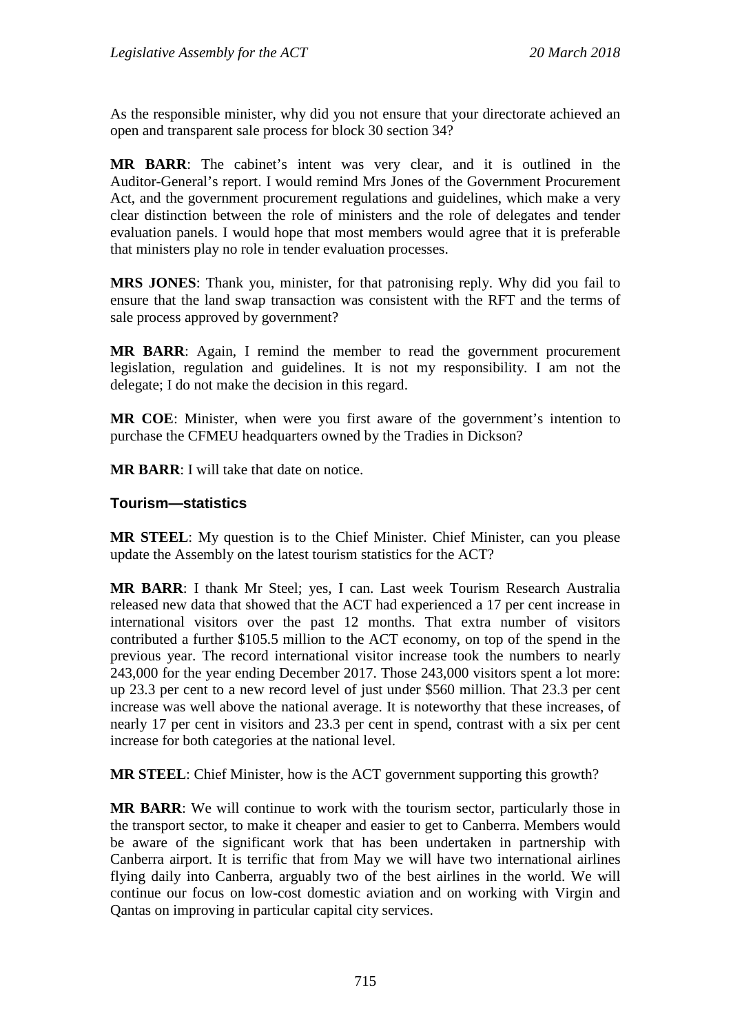As the responsible minister, why did you not ensure that your directorate achieved an open and transparent sale process for block 30 section 34?

**MR BARR**: The cabinet's intent was very clear, and it is outlined in the Auditor-General's report. I would remind Mrs Jones of the Government Procurement Act, and the government procurement regulations and guidelines, which make a very clear distinction between the role of ministers and the role of delegates and tender evaluation panels. I would hope that most members would agree that it is preferable that ministers play no role in tender evaluation processes.

**MRS JONES**: Thank you, minister, for that patronising reply. Why did you fail to ensure that the land swap transaction was consistent with the RFT and the terms of sale process approved by government?

**MR BARR**: Again, I remind the member to read the government procurement legislation, regulation and guidelines. It is not my responsibility. I am not the delegate; I do not make the decision in this regard.

**MR COE**: Minister, when were you first aware of the government's intention to purchase the CFMEU headquarters owned by the Tradies in Dickson?

**MR BARR**: I will take that date on notice.

### Tourism—statistics

**MR STEEL**: My question is to the Chief Minister. Chief Minister, can you please update the Assembly on the latest tourism statistics for the ACT?

**MR BARR**: I thank Mr Steel; yes, I can. Last week Tourism Research Australia released new data that showed that the ACT had experienced a 17 per cent increase in international visitors over the past 12 months. That extra number of visitors contributed a further $105.5 million to the ACT economy, on top of the spend in the previous year. The record international visitor increase took the numbers to nearly 243,000 for the year ending December 2017. Those 243,000 visitors spent a lot more: up 23.3 per cent to a new record level of just under $560 million. That 23.3 per cent increase was well above the national average. It is noteworthy that these increases, of nearly 17 per cent in visitors and 23.3 per cent in spend, contrast with a six per cent increase for both categories at the national level.

**MR STEEL**: Chief Minister, how is the ACT government supporting this growth?

**MR BARR**: We will continue to work with the tourism sector, particularly those in the transport sector, to make it cheaper and easier to get to Canberra. Members would be aware of the significant work that has been undertaken in partnership with Canberra airport. It is terrific that from May we will have two international airlines flying daily into Canberra, arguably two of the best airlines in the world. We will continue our focus on low-cost domestic aviation and on working with Virgin and Qantas on improving in particular capital city services.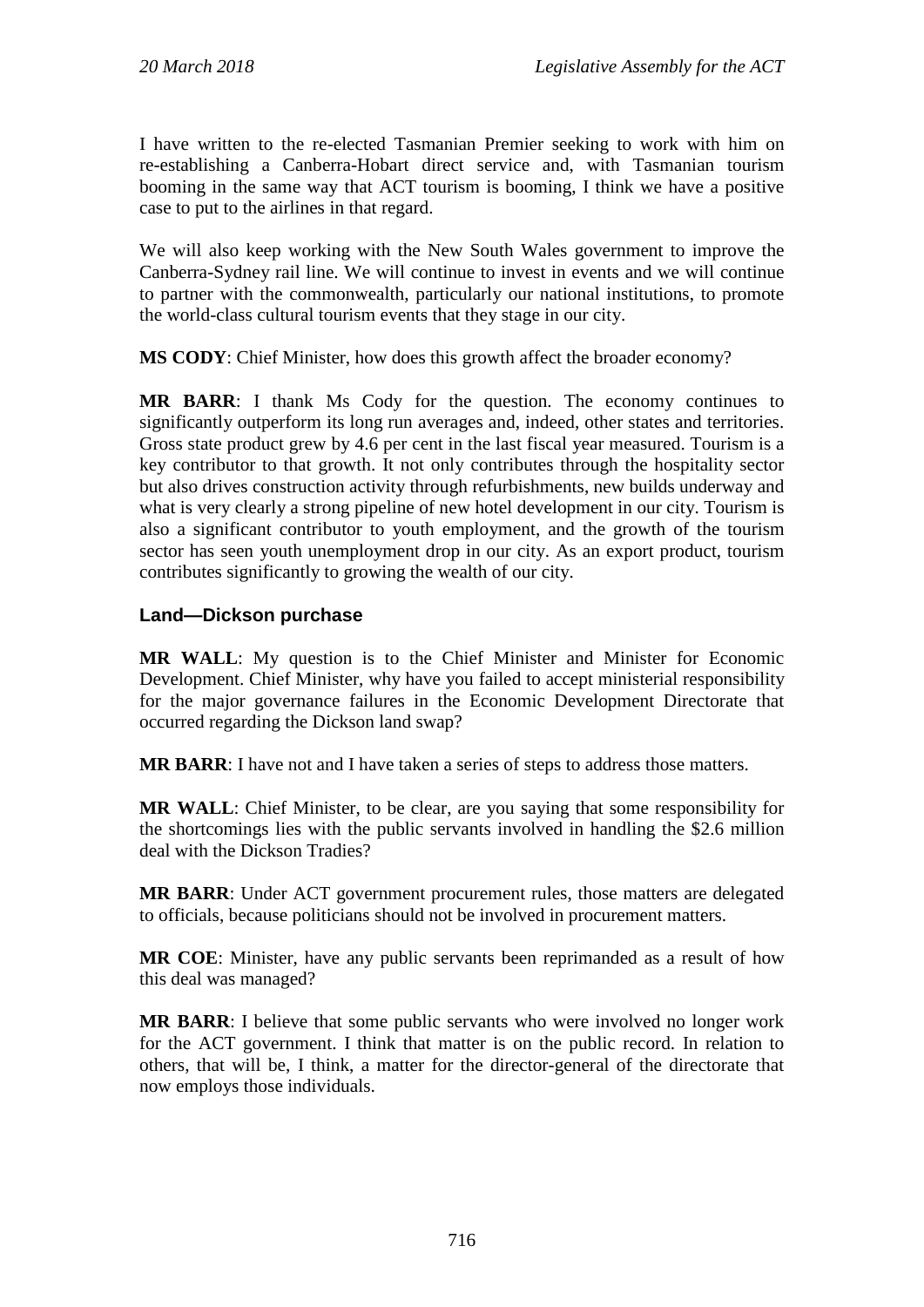I have written to the re-elected Tasmanian Premier seeking to work with him on re-establishing a Canberra-Hobart direct service and, with Tasmanian tourism booming in the same way that ACT tourism is booming, I think we have a positive case to put to the airlines in that regard.

We will also keep working with the New South Wales government to improve the Canberra-Sydney rail line. We will continue to invest in events and we will continue to partner with the commonwealth, particularly our national institutions, to promote the world-class cultural tourism events that they stage in our city.

**MS CODY**: Chief Minister, how does this growth affect the broader economy?

**MR BARR**: I thank Ms Cody for the question. The economy continues to significantly outperform its long run averages and, indeed, other states and territories. Gross state product grew by 4.6 per cent in the last fiscal year measured. Tourism is a key contributor to that growth. It not only contributes through the hospitality sector but also drives construction activity through refurbishments, new builds underway and what is very clearly a strong pipeline of new hotel development in our city. Tourism is also a significant contributor to youth employment, and the growth of the tourism sector has seen youth unemployment drop in our city. As an export product, tourism contributes significantly to growing the wealth of our city.

### Land—Dickson purchase

**MR WALL**: My question is to the Chief Minister and Minister for Economic Development. Chief Minister, why have you failed to accept ministerial responsibility for the major governance failures in the Economic Development Directorate that occurred regarding the Dickson land swap?

**MR BARR**: I have not and I have taken a series of steps to address those matters.

**MR WALL**: Chief Minister, to be clear, are you saying that some responsibility for the shortcomings lies with the public servants involved in handling the $2.6 million deal with the Dickson Tradies?

**MR BARR**: Under ACT government procurement rules, those matters are delegated to officials, because politicians should not be involved in procurement matters.

**MR COE**: Minister, have any public servants been reprimanded as a result of how this deal was managed?

**MR BARR**: I believe that some public servants who were involved no longer work for the ACT government. I think that matter is on the public record. In relation to others, that will be, I think, a matter for the director-general of the directorate that now employs those individuals.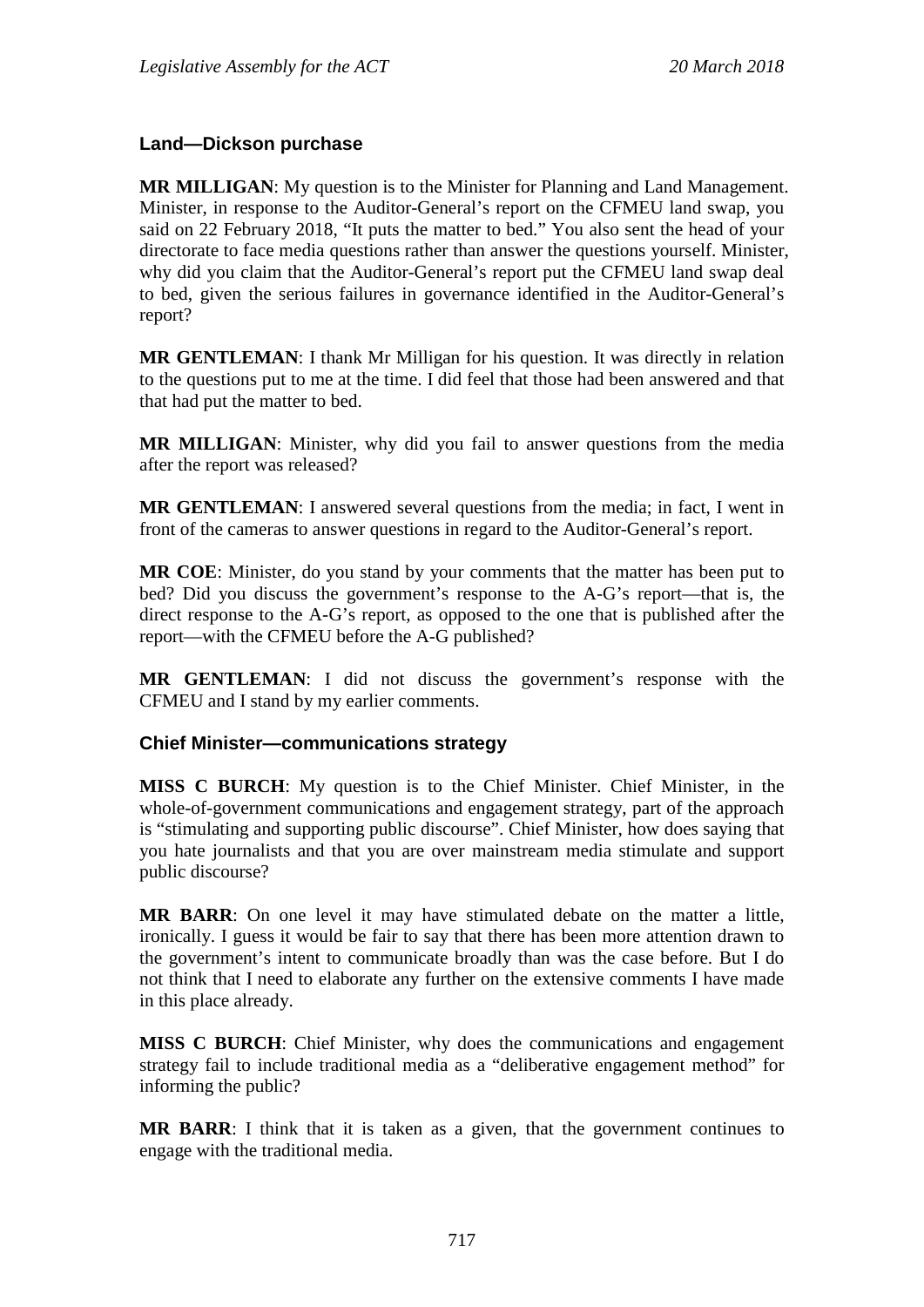### Land—Dickson purchase

**MR MILLIGAN**: My question is to the Minister for Planning and Land Management. Minister, in response to the Auditor-General's report on the CFMEU land swap, you said on 22 February 2018, "It puts the matter to bed." You also sent the head of your directorate to face media questions rather than answer the questions yourself. Minister, why did you claim that the Auditor-General's report put the CFMEU land swap deal to bed, given the serious failures in governance identified in the Auditor-General's report?

**MR GENTLEMAN**: I thank Mr Milligan for his question. It was directly in relation to the questions put to me at the time. I did feel that those had been answered and that that had put the matter to bed.

**MR MILLIGAN**: Minister, why did you fail to answer questions from the media after the report was released?

**MR GENTLEMAN**: I answered several questions from the media; in fact, I went in front of the cameras to answer questions in regard to the Auditor-General's report.

**MR COE**: Minister, do you stand by your comments that the matter has been put to bed? Did you discuss the government's response to the A-G's report—that is, the direct response to the A-G's report, as opposed to the one that is published after the report—with the CFMEU before the A-G published?

**MR GENTLEMAN**: I did not discuss the government's response with the CFMEU and I stand by my earlier comments.

### Chief Minister—communications strategy

**MISS C BURCH**: My question is to the Chief Minister. Chief Minister, in the whole-of-government communications and engagement strategy, part of the approach is "stimulating and supporting public discourse". Chief Minister, how does saying that you hate journalists and that you are over mainstream media stimulate and support public discourse?

**MR BARR**: On one level it may have stimulated debate on the matter a little, ironically. I guess it would be fair to say that there has been more attention drawn to the government's intent to communicate broadly than was the case before. But I do not think that I need to elaborate any further on the extensive comments I have made in this place already.

**MISS C BURCH**: Chief Minister, why does the communications and engagement strategy fail to include traditional media as a "deliberative engagement method" for informing the public?

**MR BARR**: I think that it is taken as a given, that the government continues to engage with the traditional media.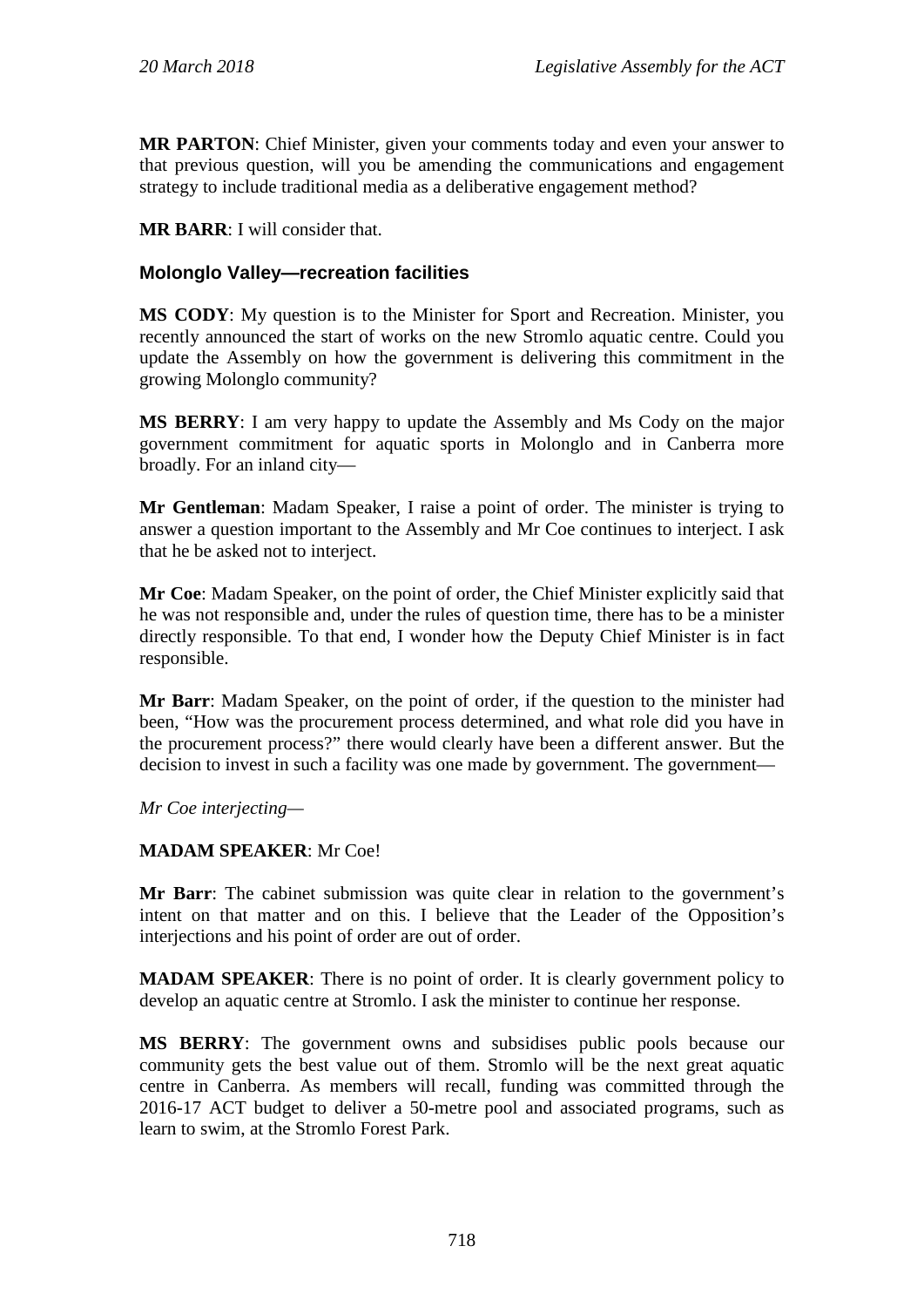**MR PARTON**: Chief Minister, given your comments today and even your answer to that previous question, will you be amending the communications and engagement strategy to include traditional media as a deliberative engagement method?

**MR BARR**: I will consider that.

### Molonglo Valley—recreation facilities

**MS CODY**: My question is to the Minister for Sport and Recreation. Minister, you recently announced the start of works on the new Stromlo aquatic centre. Could you update the Assembly on how the government is delivering this commitment in the growing Molonglo community?

**MS BERRY**: I am very happy to update the Assembly and Ms Cody on the major government commitment for aquatic sports in Molonglo and in Canberra more broadly. For an inland city—

**Mr Gentleman**: Madam Speaker, I raise a point of order. The minister is trying to answer a question important to the Assembly and Mr Coe continues to interject. I ask that he be asked not to interject.

**Mr Coe**: Madam Speaker, on the point of order, the Chief Minister explicitly said that he was not responsible and, under the rules of question time, there has to be a minister directly responsible. To that end, I wonder how the Deputy Chief Minister is in fact responsible.

**Mr Barr**: Madam Speaker, on the point of order, if the question to the minister had been, "How was the procurement process determined, and what role did you have in the procurement process?" there would clearly have been a different answer. But the decision to invest in such a facility was one made by government. The government—

*Mr Coe interjecting—*

**MADAM SPEAKER**: Mr Coe!

**Mr Barr**: The cabinet submission was quite clear in relation to the government's intent on that matter and on this. I believe that the Leader of the Opposition's interjections and his point of order are out of order.

**MADAM SPEAKER**: There is no point of order. It is clearly government policy to develop an aquatic centre at Stromlo. I ask the minister to continue her response.

**MS BERRY**: The government owns and subsidises public pools because our community gets the best value out of them. Stromlo will be the next great aquatic centre in Canberra. As members will recall, funding was committed through the 2016-17 ACT budget to deliver a 50-metre pool and associated programs, such as learn to swim, at the Stromlo Forest Park.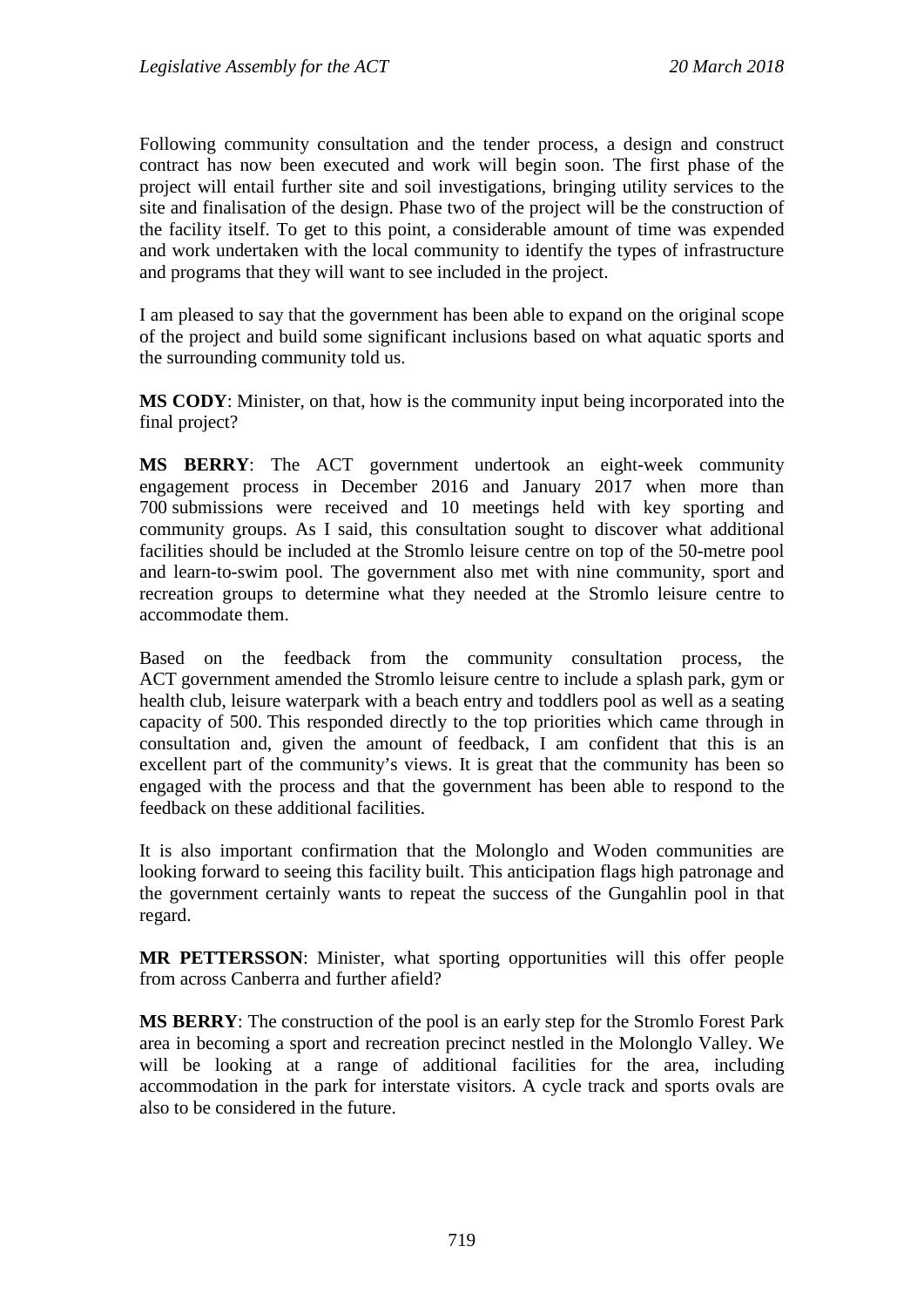Following community consultation and the tender process, a design and construct contract has now been executed and work will begin soon. The first phase of the project will entail further site and soil investigations, bringing utility services to the site and finalisation of the design. Phase two of the project will be the construction of the facility itself. To get to this point, a considerable amount of time was expended and work undertaken with the local community to identify the types of infrastructure and programs that they will want to see included in the project.

I am pleased to say that the government has been able to expand on the original scope of the project and build some significant inclusions based on what aquatic sports and the surrounding community told us.

**MS CODY**: Minister, on that, how is the community input being incorporated into the final project?

**MS BERRY**: The ACT government undertook an eight-week community engagement process in December 2016 and January 2017 when more than 700 submissions were received and 10 meetings held with key sporting and community groups. As I said, this consultation sought to discover what additional facilities should be included at the Stromlo leisure centre on top of the 50-metre pool and learn-to-swim pool. The government also met with nine community, sport and recreation groups to determine what they needed at the Stromlo leisure centre to accommodate them.

Based on the feedback from the community consultation process, the ACT government amended the Stromlo leisure centre to include a splash park, gym or health club, leisure waterpark with a beach entry and toddlers pool as well as a seating capacity of 500. This responded directly to the top priorities which came through in consultation and, given the amount of feedback, I am confident that this is an excellent part of the community's views. It is great that the community has been so engaged with the process and that the government has been able to respond to the feedback on these additional facilities.

It is also important confirmation that the Molonglo and Woden communities are looking forward to seeing this facility built. This anticipation flags high patronage and the government certainly wants to repeat the success of the Gungahlin pool in that regard.

**MR PETTERSSON**: Minister, what sporting opportunities will this offer people from across Canberra and further afield?

**MS BERRY**: The construction of the pool is an early step for the Stromlo Forest Park area in becoming a sport and recreation precinct nestled in the Molonglo Valley. We will be looking at a range of additional facilities for the area, including accommodation in the park for interstate visitors. A cycle track and sports ovals are also to be considered in the future.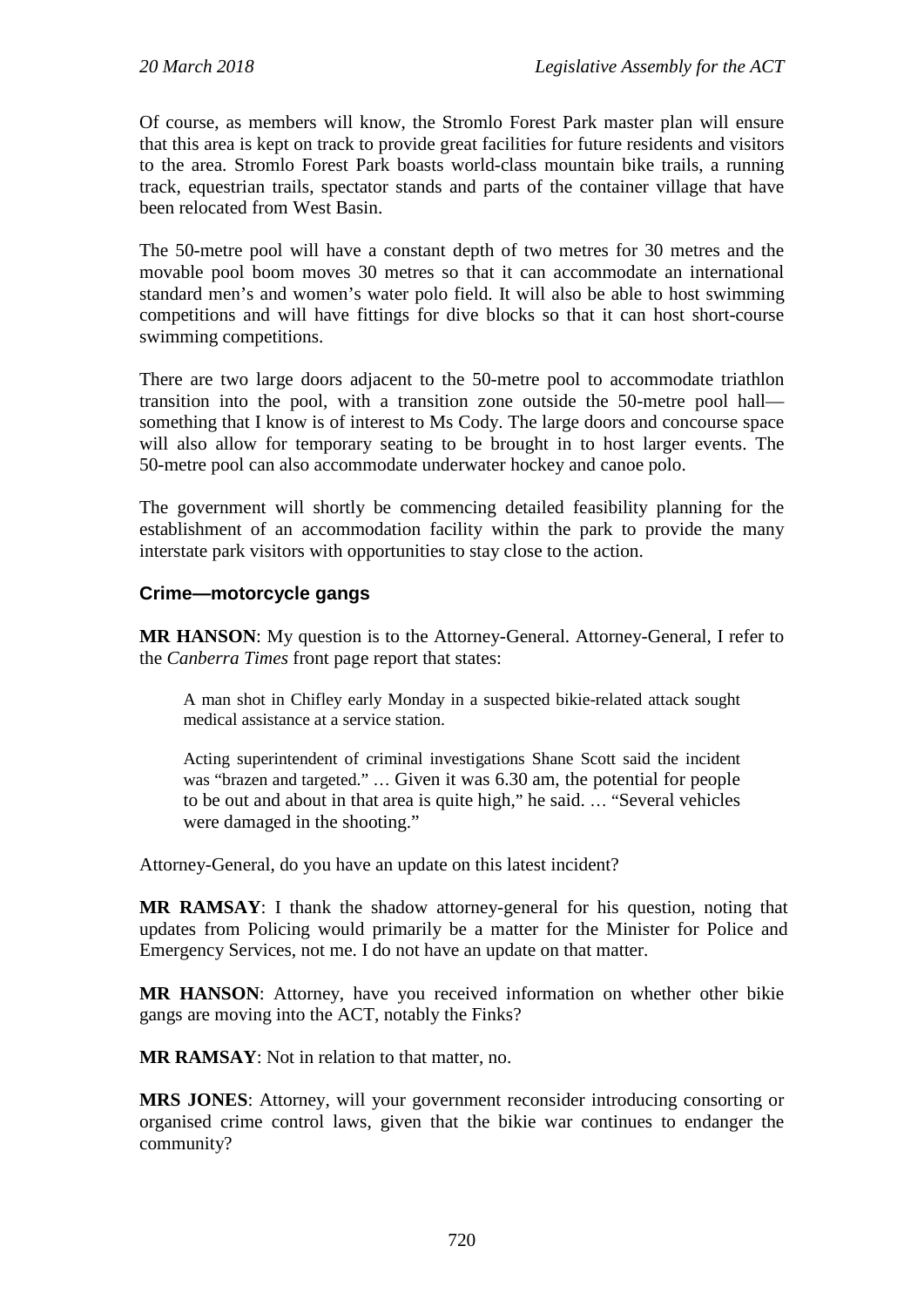Of course, as members will know, the Stromlo Forest Park master plan will ensure that this area is kept on track to provide great facilities for future residents and visitors to the area. Stromlo Forest Park boasts world-class mountain bike trails, a running track, equestrian trails, spectator stands and parts of the container village that have been relocated from West Basin.

The 50-metre pool will have a constant depth of two metres for 30 metres and the movable pool boom moves 30 metres so that it can accommodate an international standard men's and women's water polo field. It will also be able to host swimming competitions and will have fittings for dive blocks so that it can host short-course swimming competitions.

There are two large doors adjacent to the 50-metre pool to accommodate triathlon transition into the pool, with a transition zone outside the 50-metre pool hall—something that I know is of interest to Ms Cody. The large doors and concourse space will also allow for temporary seating to be brought in to host larger events. The 50-metre pool can also accommodate underwater hockey and canoe polo.

The government will shortly be commencing detailed feasibility planning for the establishment of an accommodation facility within the park to provide the many interstate park visitors with opportunities to stay close to the action.

### Crime—motorcycle gangs

**MR HANSON**: My question is to the Attorney-General. Attorney-General, I refer to the *Canberra Times* front page report that states:

> A man shot in Chifley early Monday in a suspected bikie-related attack sought medical assistance at a service station.
>
> Acting superintendent of criminal investigations Shane Scott said the incident was "brazen and targeted." … Given it was 6.30 am, the potential for people to be out and about in that area is quite high," he said. … "Several vehicles were damaged in the shooting."

Attorney-General, do you have an update on this latest incident?

**MR RAMSAY**: I thank the shadow attorney-general for his question, noting that updates from Policing would primarily be a matter for the Minister for Police and Emergency Services, not me. I do not have an update on that matter.

**MR HANSON**: Attorney, have you received information on whether other bikie gangs are moving into the ACT, notably the Finks?

**MR RAMSAY**: Not in relation to that matter, no.

**MRS JONES**: Attorney, will your government reconsider introducing consorting or organised crime control laws, given that the bikie war continues to endanger the community?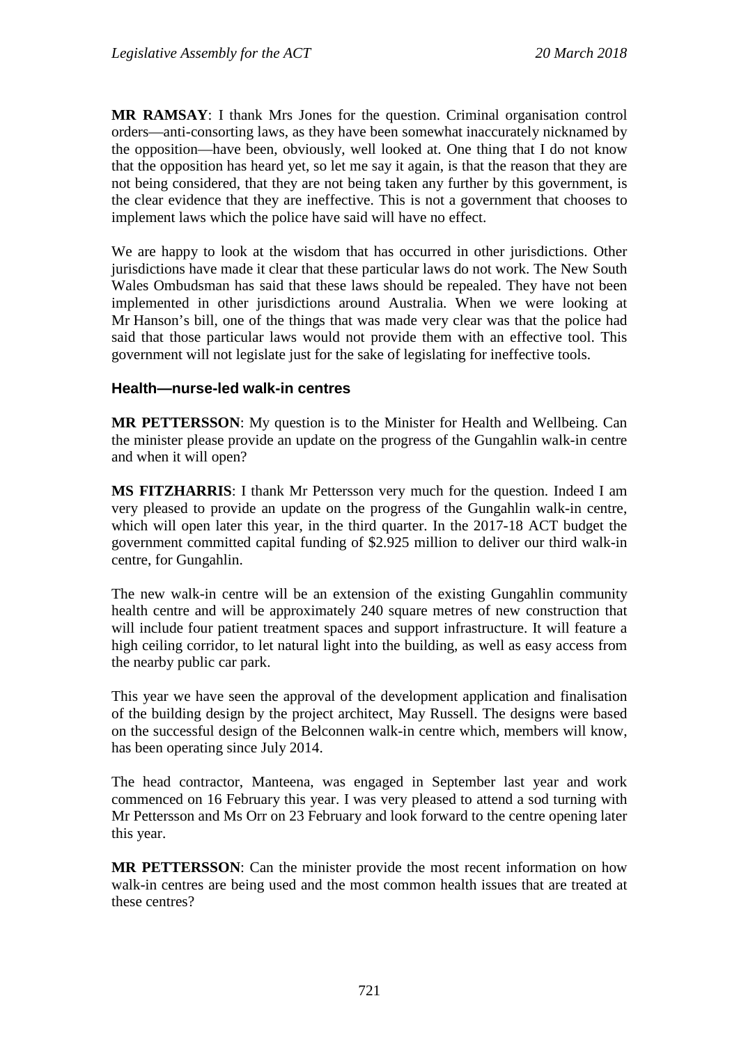**MR RAMSAY**: I thank Mrs Jones for the question. Criminal organisation control orders—anti-consorting laws, as they have been somewhat inaccurately nicknamed by the opposition—have been, obviously, well looked at. One thing that I do not know that the opposition has heard yet, so let me say it again, is that the reason that they are not being considered, that they are not being taken any further by this government, is the clear evidence that they are ineffective. This is not a government that chooses to implement laws which the police have said will have no effect.

We are happy to look at the wisdom that has occurred in other jurisdictions. Other jurisdictions have made it clear that these particular laws do not work. The New South Wales Ombudsman has said that these laws should be repealed. They have not been implemented in other jurisdictions around Australia. When we were looking at Mr Hanson's bill, one of the things that was made very clear was that the police had said that those particular laws would not provide them with an effective tool. This government will not legislate just for the sake of legislating for ineffective tools.

### Health—nurse-led walk-in centres

**MR PETTERSSON**: My question is to the Minister for Health and Wellbeing. Can the minister please provide an update on the progress of the Gungahlin walk-in centre and when it will open?

**MS FITZHARRIS**: I thank Mr Pettersson very much for the question. Indeed I am very pleased to provide an update on the progress of the Gungahlin walk-in centre, which will open later this year, in the third quarter. In the 2017-18 ACT budget the government committed capital funding of $2.925 million to deliver our third walk-in centre, for Gungahlin.

The new walk-in centre will be an extension of the existing Gungahlin community health centre and will be approximately 240 square metres of new construction that will include four patient treatment spaces and support infrastructure. It will feature a high ceiling corridor, to let natural light into the building, as well as easy access from the nearby public car park.

This year we have seen the approval of the development application and finalisation of the building design by the project architect, May Russell. The designs were based on the successful design of the Belconnen walk-in centre which, members will know, has been operating since July 2014.

The head contractor, Manteena, was engaged in September last year and work commenced on 16 February this year. I was very pleased to attend a sod turning with Mr Pettersson and Ms Orr on 23 February and look forward to the centre opening later this year.

**MR PETTERSSON**: Can the minister provide the most recent information on how walk-in centres are being used and the most common health issues that are treated at these centres?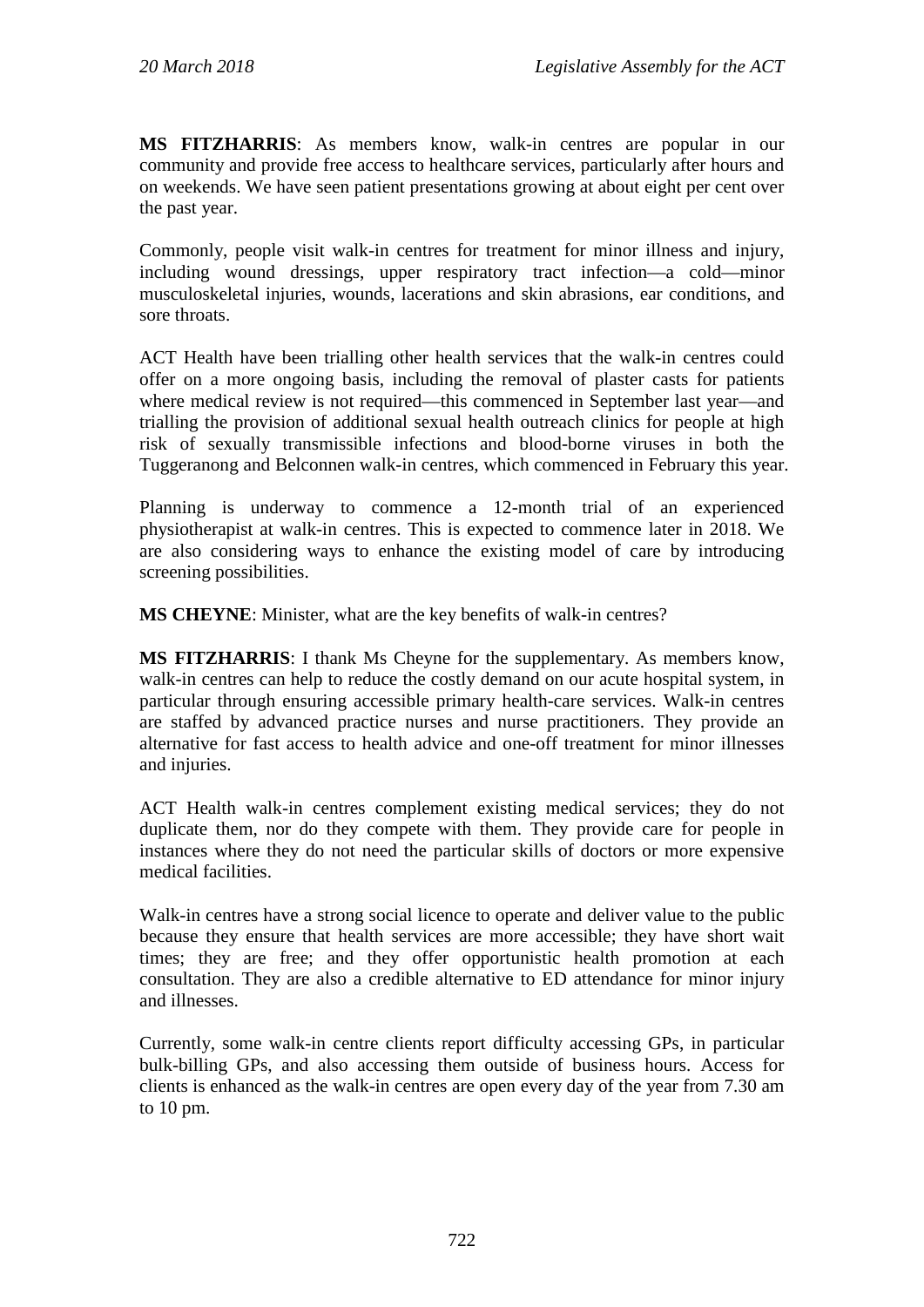**MS FITZHARRIS**: As members know, walk-in centres are popular in our community and provide free access to healthcare services, particularly after hours and on weekends. We have seen patient presentations growing at about eight per cent over the past year.

Commonly, people visit walk-in centres for treatment for minor illness and injury, including wound dressings, upper respiratory tract infection—a cold—minor musculoskeletal injuries, wounds, lacerations and skin abrasions, ear conditions, and sore throats.

ACT Health have been trialling other health services that the walk-in centres could offer on a more ongoing basis, including the removal of plaster casts for patients where medical review is not required—this commenced in September last year—and trialling the provision of additional sexual health outreach clinics for people at high risk of sexually transmissible infections and blood-borne viruses in both the Tuggeranong and Belconnen walk-in centres, which commenced in February this year.

Planning is underway to commence a 12-month trial of an experienced physiotherapist at walk-in centres. This is expected to commence later in 2018. We are also considering ways to enhance the existing model of care by introducing screening possibilities.

**MS CHEYNE**: Minister, what are the key benefits of walk-in centres?

**MS FITZHARRIS**: I thank Ms Cheyne for the supplementary. As members know, walk-in centres can help to reduce the costly demand on our acute hospital system, in particular through ensuring accessible primary health-care services. Walk-in centres are staffed by advanced practice nurses and nurse practitioners. They provide an alternative for fast access to health advice and one-off treatment for minor illnesses and injuries.

ACT Health walk-in centres complement existing medical services; they do not duplicate them, nor do they compete with them. They provide care for people in instances where they do not need the particular skills of doctors or more expensive medical facilities.

Walk-in centres have a strong social licence to operate and deliver value to the public because they ensure that health services are more accessible; they have short wait times; they are free; and they offer opportunistic health promotion at each consultation. They are also a credible alternative to ED attendance for minor injury and illnesses.

Currently, some walk-in centre clients report difficulty accessing GPs, in particular bulk-billing GPs, and also accessing them outside of business hours. Access for clients is enhanced as the walk-in centres are open every day of the year from 7.30 am to 10 pm.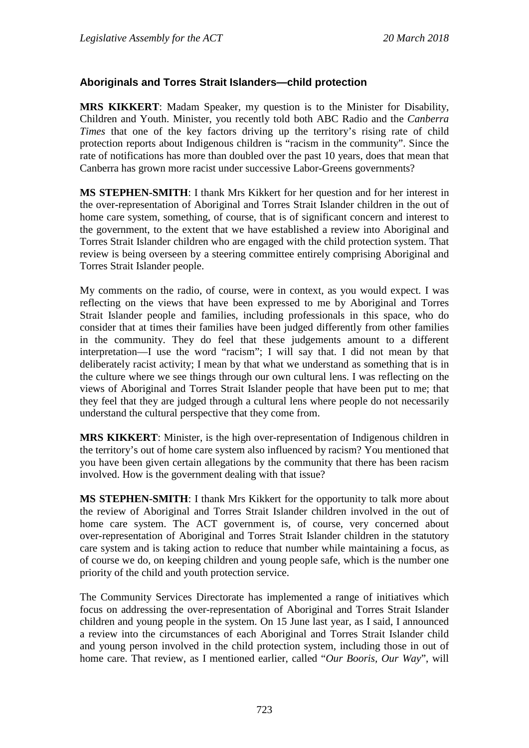### Aboriginals and Torres Strait Islanders—child protection

**MRS KIKKERT**: Madam Speaker, my question is to the Minister for Disability, Children and Youth. Minister, you recently told both ABC Radio and the *Canberra Times* that one of the key factors driving up the territory's rising rate of child protection reports about Indigenous children is "racism in the community". Since the rate of notifications has more than doubled over the past 10 years, does that mean that Canberra has grown more racist under successive Labor-Greens governments?

**MS STEPHEN-SMITH**: I thank Mrs Kikkert for her question and for her interest in the over-representation of Aboriginal and Torres Strait Islander children in the out of home care system, something, of course, that is of significant concern and interest to the government, to the extent that we have established a review into Aboriginal and Torres Strait Islander children who are engaged with the child protection system. That review is being overseen by a steering committee entirely comprising Aboriginal and Torres Strait Islander people.

My comments on the radio, of course, were in context, as you would expect. I was reflecting on the views that have been expressed to me by Aboriginal and Torres Strait Islander people and families, including professionals in this space, who do consider that at times their families have been judged differently from other families in the community. They do feel that these judgements amount to a different interpretation—I use the word "racism"; I will say that. I did not mean by that deliberately racist activity; I mean by that what we understand as something that is in the culture where we see things through our own cultural lens. I was reflecting on the views of Aboriginal and Torres Strait Islander people that have been put to me; that they feel that they are judged through a cultural lens where people do not necessarily understand the cultural perspective that they come from.

**MRS KIKKERT**: Minister, is the high over-representation of Indigenous children in the territory's out of home care system also influenced by racism? You mentioned that you have been given certain allegations by the community that there has been racism involved. How is the government dealing with that issue?

**MS STEPHEN-SMITH**: I thank Mrs Kikkert for the opportunity to talk more about the review of Aboriginal and Torres Strait Islander children involved in the out of home care system. The ACT government is, of course, very concerned about over-representation of Aboriginal and Torres Strait Islander children in the statutory care system and is taking action to reduce that number while maintaining a focus, as of course we do, on keeping children and young people safe, which is the number one priority of the child and youth protection service.

The Community Services Directorate has implemented a range of initiatives which focus on addressing the over-representation of Aboriginal and Torres Strait Islander children and young people in the system. On 15 June last year, as I said, I announced a review into the circumstances of each Aboriginal and Torres Strait Islander child and young person involved in the child protection system, including those in out of home care. That review, as I mentioned earlier, called "*Our Booris, Our Way*", will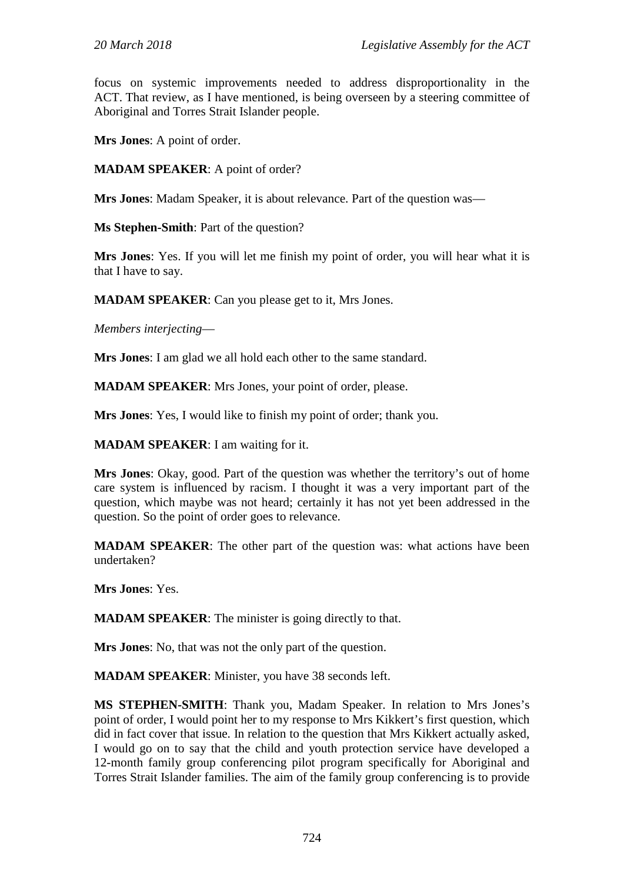focus on systemic improvements needed to address disproportionality in the ACT. That review, as I have mentioned, is being overseen by a steering committee of Aboriginal and Torres Strait Islander people.

**Mrs Jones**: A point of order.

**MADAM SPEAKER**: A point of order?

**Mrs Jones**: Madam Speaker, it is about relevance. Part of the question was—

**Ms Stephen-Smith**: Part of the question?

**Mrs Jones**: Yes. If you will let me finish my point of order, you will hear what it is that I have to say.

**MADAM SPEAKER**: Can you please get to it, Mrs Jones.

*Members interjecting*—

**Mrs Jones**: I am glad we all hold each other to the same standard.

**MADAM SPEAKER**: Mrs Jones, your point of order, please.

**Mrs Jones**: Yes, I would like to finish my point of order; thank you.

**MADAM SPEAKER**: I am waiting for it.

**Mrs Jones**: Okay, good. Part of the question was whether the territory's out of home care system is influenced by racism. I thought it was a very important part of the question, which maybe was not heard; certainly it has not yet been addressed in the question. So the point of order goes to relevance.

**MADAM SPEAKER**: The other part of the question was: what actions have been undertaken?

**Mrs Jones**: Yes.

**MADAM SPEAKER**: The minister is going directly to that.

**Mrs Jones**: No, that was not the only part of the question.

**MADAM SPEAKER**: Minister, you have 38 seconds left.

**MS STEPHEN-SMITH**: Thank you, Madam Speaker. In relation to Mrs Jones's point of order, I would point her to my response to Mrs Kikkert's first question, which did in fact cover that issue. In relation to the question that Mrs Kikkert actually asked, I would go on to say that the child and youth protection service have developed a 12-month family group conferencing pilot program specifically for Aboriginal and Torres Strait Islander families. The aim of the family group conferencing is to provide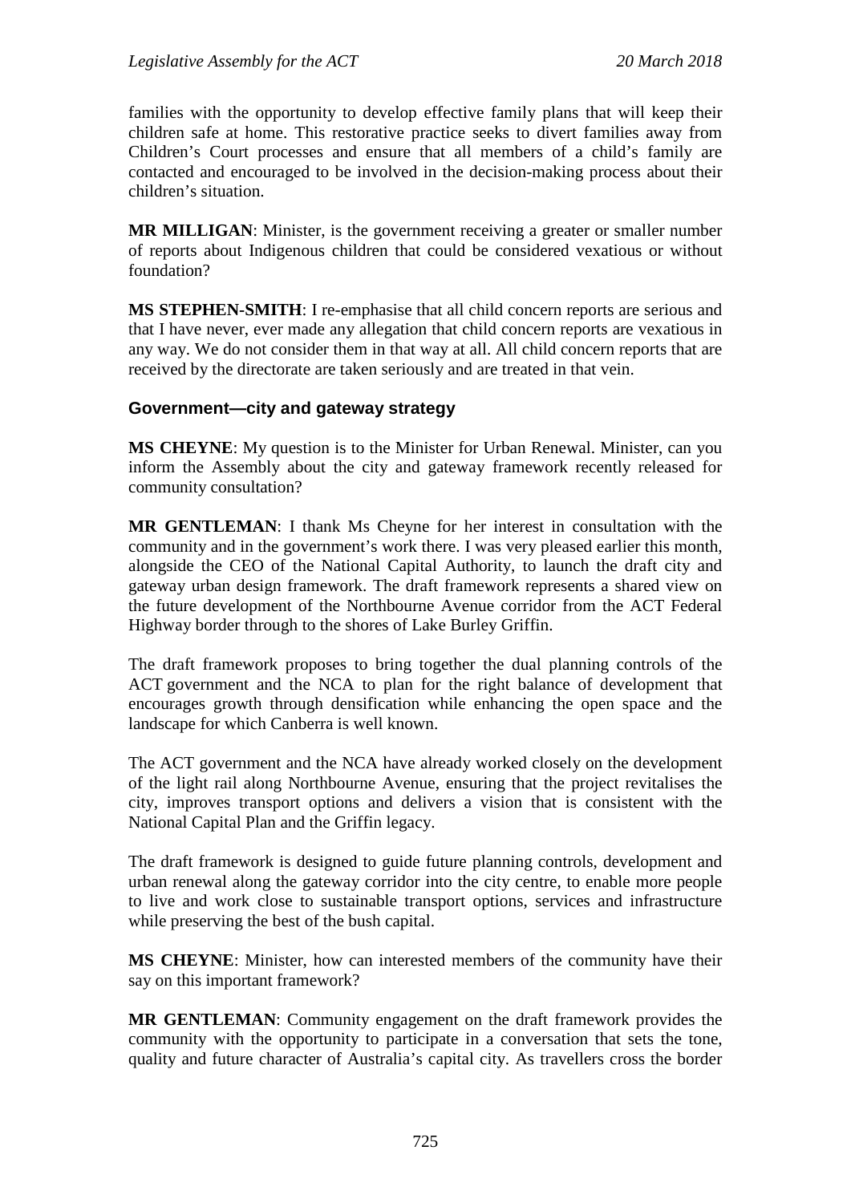families with the opportunity to develop effective family plans that will keep their children safe at home. This restorative practice seeks to divert families away from Children's Court processes and ensure that all members of a child's family are contacted and encouraged to be involved in the decision-making process about their children's situation.

**MR MILLIGAN**: Minister, is the government receiving a greater or smaller number of reports about Indigenous children that could be considered vexatious or without foundation?

**MS STEPHEN-SMITH**: I re-emphasise that all child concern reports are serious and that I have never, ever made any allegation that child concern reports are vexatious in any way. We do not consider them in that way at all. All child concern reports that are received by the directorate are taken seriously and are treated in that vein.

### Government—city and gateway strategy

**MS CHEYNE**: My question is to the Minister for Urban Renewal. Minister, can you inform the Assembly about the city and gateway framework recently released for community consultation?

**MR GENTLEMAN**: I thank Ms Cheyne for her interest in consultation with the community and in the government's work there. I was very pleased earlier this month, alongside the CEO of the National Capital Authority, to launch the draft city and gateway urban design framework. The draft framework represents a shared view on the future development of the Northbourne Avenue corridor from the ACT Federal Highway border through to the shores of Lake Burley Griffin.

The draft framework proposes to bring together the dual planning controls of the ACT government and the NCA to plan for the right balance of development that encourages growth through densification while enhancing the open space and the landscape for which Canberra is well known.

The ACT government and the NCA have already worked closely on the development of the light rail along Northbourne Avenue, ensuring that the project revitalises the city, improves transport options and delivers a vision that is consistent with the National Capital Plan and the Griffin legacy.

The draft framework is designed to guide future planning controls, development and urban renewal along the gateway corridor into the city centre, to enable more people to live and work close to sustainable transport options, services and infrastructure while preserving the best of the bush capital.

**MS CHEYNE**: Minister, how can interested members of the community have their say on this important framework?

**MR GENTLEMAN**: Community engagement on the draft framework provides the community with the opportunity to participate in a conversation that sets the tone, quality and future character of Australia's capital city. As travellers cross the border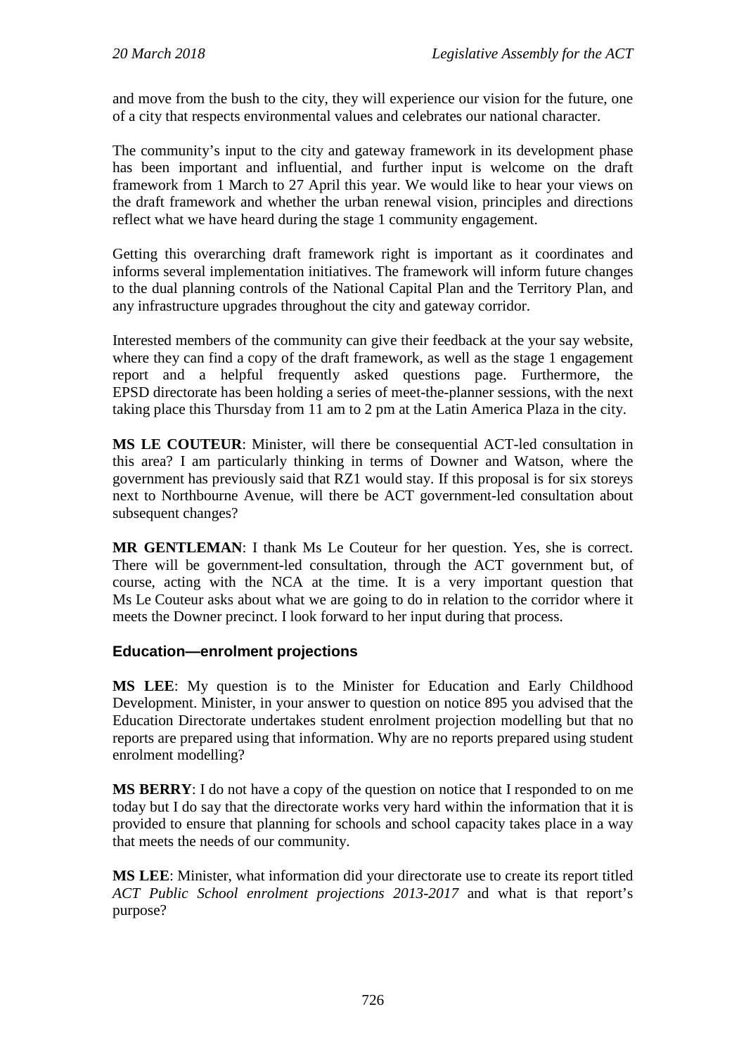and move from the bush to the city, they will experience our vision for the future, one of a city that respects environmental values and celebrates our national character.

The community's input to the city and gateway framework in its development phase has been important and influential, and further input is welcome on the draft framework from 1 March to 27 April this year. We would like to hear your views on the draft framework and whether the urban renewal vision, principles and directions reflect what we have heard during the stage 1 community engagement.

Getting this overarching draft framework right is important as it coordinates and informs several implementation initiatives. The framework will inform future changes to the dual planning controls of the National Capital Plan and the Territory Plan, and any infrastructure upgrades throughout the city and gateway corridor.

Interested members of the community can give their feedback at the your say website, where they can find a copy of the draft framework, as well as the stage 1 engagement report and a helpful frequently asked questions page. Furthermore, the EPSD directorate has been holding a series of meet-the-planner sessions, with the next taking place this Thursday from 11 am to 2 pm at the Latin America Plaza in the city.

**MS LE COUTEUR**: Minister, will there be consequential ACT-led consultation in this area? I am particularly thinking in terms of Downer and Watson, where the government has previously said that RZ1 would stay. If this proposal is for six storeys next to Northbourne Avenue, will there be ACT government-led consultation about subsequent changes?

**MR GENTLEMAN**: I thank Ms Le Couteur for her question. Yes, she is correct. There will be government-led consultation, through the ACT government but, of course, acting with the NCA at the time. It is a very important question that Ms Le Couteur asks about what we are going to do in relation to the corridor where it meets the Downer precinct. I look forward to her input during that process.

### Education—enrolment projections

**MS LEE**: My question is to the Minister for Education and Early Childhood Development. Minister, in your answer to question on notice 895 you advised that the Education Directorate undertakes student enrolment projection modelling but that no reports are prepared using that information. Why are no reports prepared using student enrolment modelling?

**MS BERRY**: I do not have a copy of the question on notice that I responded to on me today but I do say that the directorate works very hard within the information that it is provided to ensure that planning for schools and school capacity takes place in a way that meets the needs of our community.

**MS LEE**: Minister, what information did your directorate use to create its report titled *ACT Public School enrolment projections 2013-2017* and what is that report's purpose?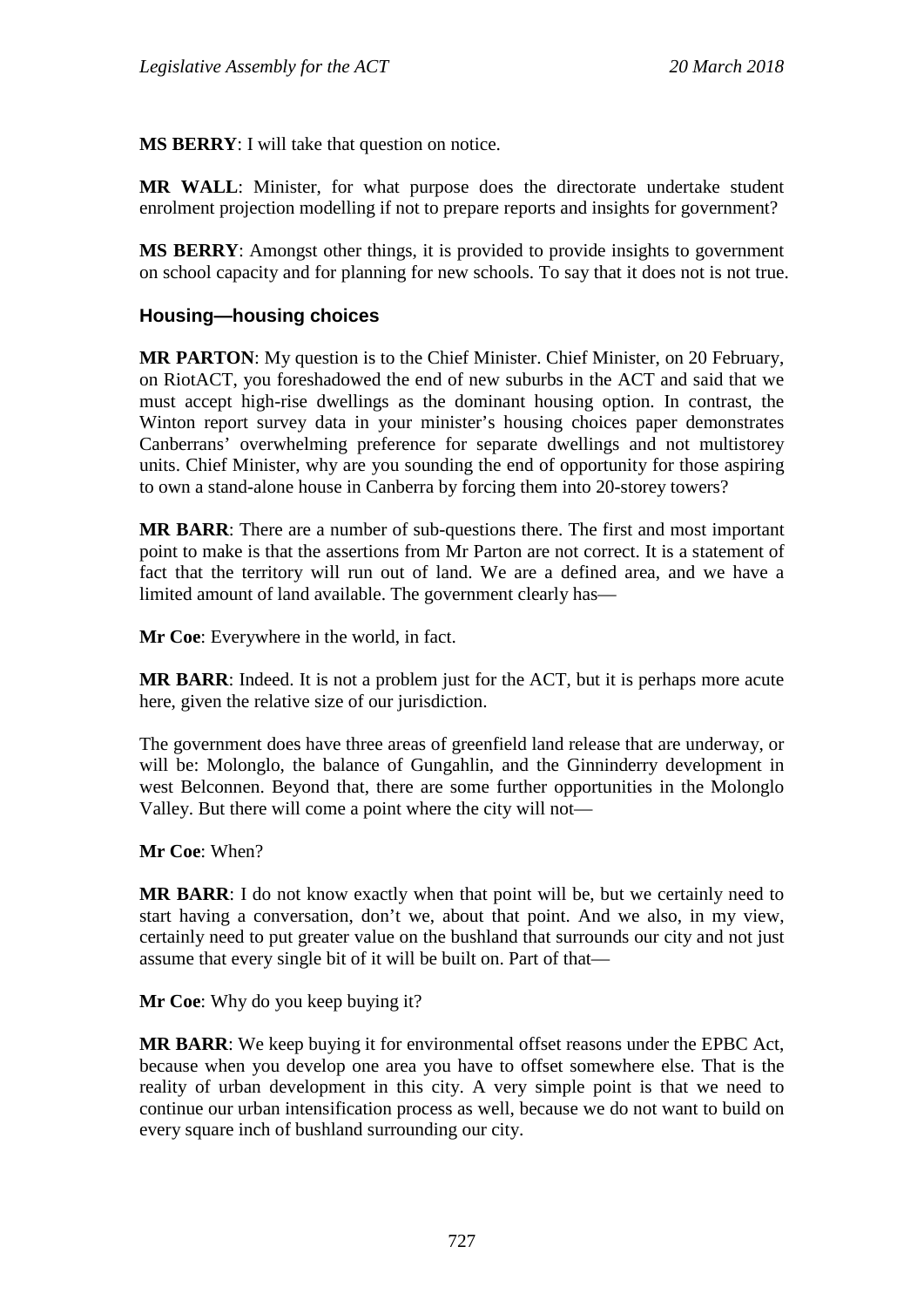**MS BERRY**: I will take that question on notice.

**MR WALL**: Minister, for what purpose does the directorate undertake student enrolment projection modelling if not to prepare reports and insights for government?

**MS BERRY**: Amongst other things, it is provided to provide insights to government on school capacity and for planning for new schools. To say that it does not is not true.

### Housing—housing choices

**MR PARTON**: My question is to the Chief Minister. Chief Minister, on 20 February, on RiotACT, you foreshadowed the end of new suburbs in the ACT and said that we must accept high-rise dwellings as the dominant housing option. In contrast, the Winton report survey data in your minister's housing choices paper demonstrates Canberrans' overwhelming preference for separate dwellings and not multistorey units. Chief Minister, why are you sounding the end of opportunity for those aspiring to own a stand-alone house in Canberra by forcing them into 20-storey towers?

**MR BARR**: There are a number of sub-questions there. The first and most important point to make is that the assertions from Mr Parton are not correct. It is a statement of fact that the territory will run out of land. We are a defined area, and we have a limited amount of land available. The government clearly has—

**Mr Coe**: Everywhere in the world, in fact.

**MR BARR**: Indeed. It is not a problem just for the ACT, but it is perhaps more acute here, given the relative size of our jurisdiction.

The government does have three areas of greenfield land release that are underway, or will be: Molonglo, the balance of Gungahlin, and the Ginninderry development in west Belconnen. Beyond that, there are some further opportunities in the Molonglo Valley. But there will come a point where the city will not—

**Mr Coe**: When?

**MR BARR**: I do not know exactly when that point will be, but we certainly need to start having a conversation, don't we, about that point. And we also, in my view, certainly need to put greater value on the bushland that surrounds our city and not just assume that every single bit of it will be built on. Part of that—

**Mr Coe**: Why do you keep buying it?

**MR BARR**: We keep buying it for environmental offset reasons under the EPBC Act, because when you develop one area you have to offset somewhere else. That is the reality of urban development in this city. A very simple point is that we need to continue our urban intensification process as well, because we do not want to build on every square inch of bushland surrounding our city.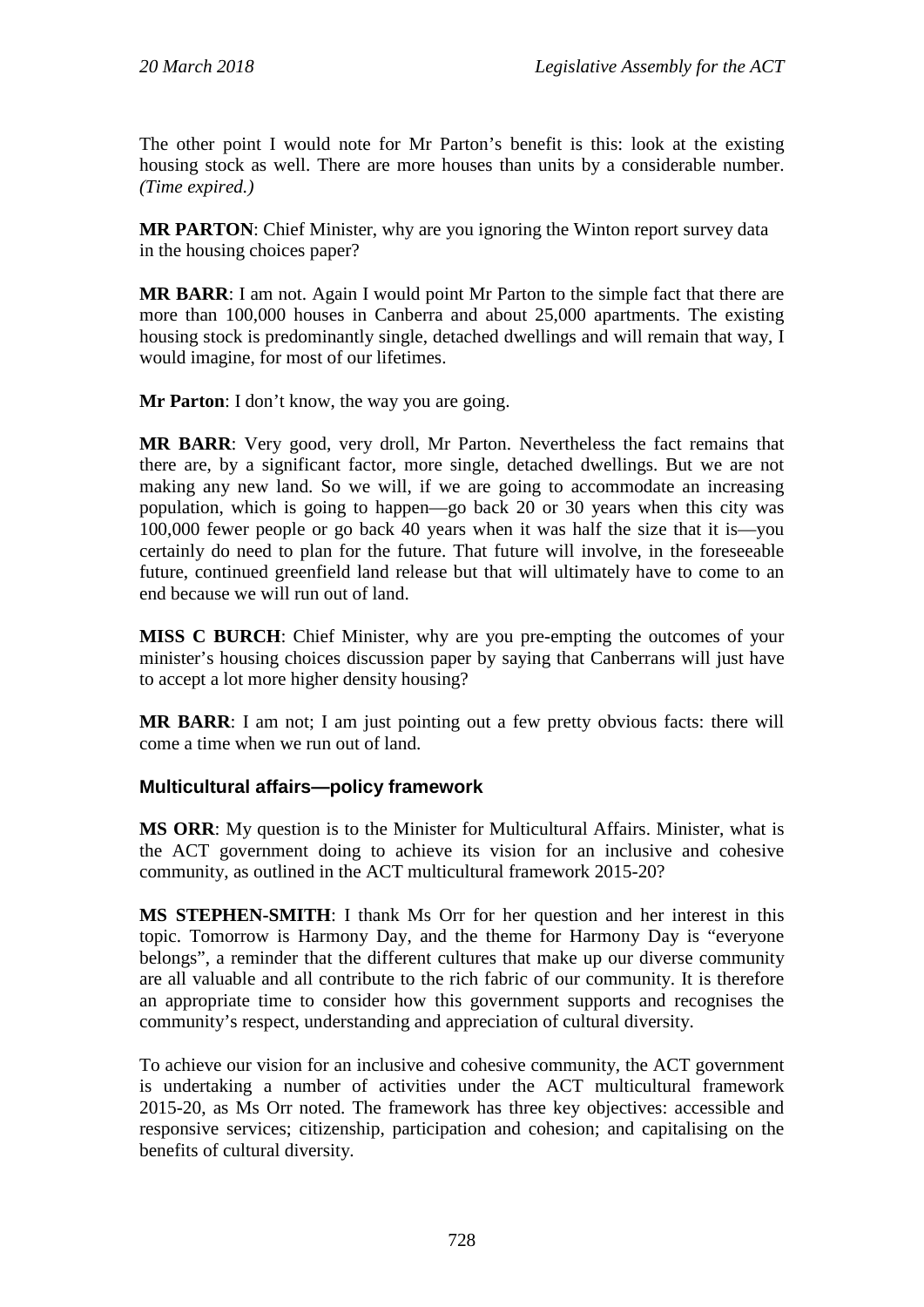The other point I would note for Mr Parton's benefit is this: look at the existing housing stock as well. There are more houses than units by a considerable number. *(Time expired.)*

**MR PARTON**: Chief Minister, why are you ignoring the Winton report survey data in the housing choices paper?

**MR BARR**: I am not. Again I would point Mr Parton to the simple fact that there are more than 100,000 houses in Canberra and about 25,000 apartments. The existing housing stock is predominantly single, detached dwellings and will remain that way, I would imagine, for most of our lifetimes.

**Mr Parton**: I don't know, the way you are going.

**MR BARR**: Very good, very droll, Mr Parton. Nevertheless the fact remains that there are, by a significant factor, more single, detached dwellings. But we are not making any new land. So we will, if we are going to accommodate an increasing population, which is going to happen—go back 20 or 30 years when this city was 100,000 fewer people or go back 40 years when it was half the size that it is—you certainly do need to plan for the future. That future will involve, in the foreseeable future, continued greenfield land release but that will ultimately have to come to an end because we will run out of land.

**MISS C BURCH**: Chief Minister, why are you pre-empting the outcomes of your minister's housing choices discussion paper by saying that Canberrans will just have to accept a lot more higher density housing?

**MR BARR**: I am not; I am just pointing out a few pretty obvious facts: there will come a time when we run out of land.

### Multicultural affairs—policy framework

**MS ORR**: My question is to the Minister for Multicultural Affairs. Minister, what is the ACT government doing to achieve its vision for an inclusive and cohesive community, as outlined in the ACT multicultural framework 2015-20?

**MS STEPHEN-SMITH**: I thank Ms Orr for her question and her interest in this topic. Tomorrow is Harmony Day, and the theme for Harmony Day is "everyone belongs", a reminder that the different cultures that make up our diverse community are all valuable and all contribute to the rich fabric of our community. It is therefore an appropriate time to consider how this government supports and recognises the community's respect, understanding and appreciation of cultural diversity.

To achieve our vision for an inclusive and cohesive community, the ACT government is undertaking a number of activities under the ACT multicultural framework 2015-20, as Ms Orr noted. The framework has three key objectives: accessible and responsive services; citizenship, participation and cohesion; and capitalising on the benefits of cultural diversity.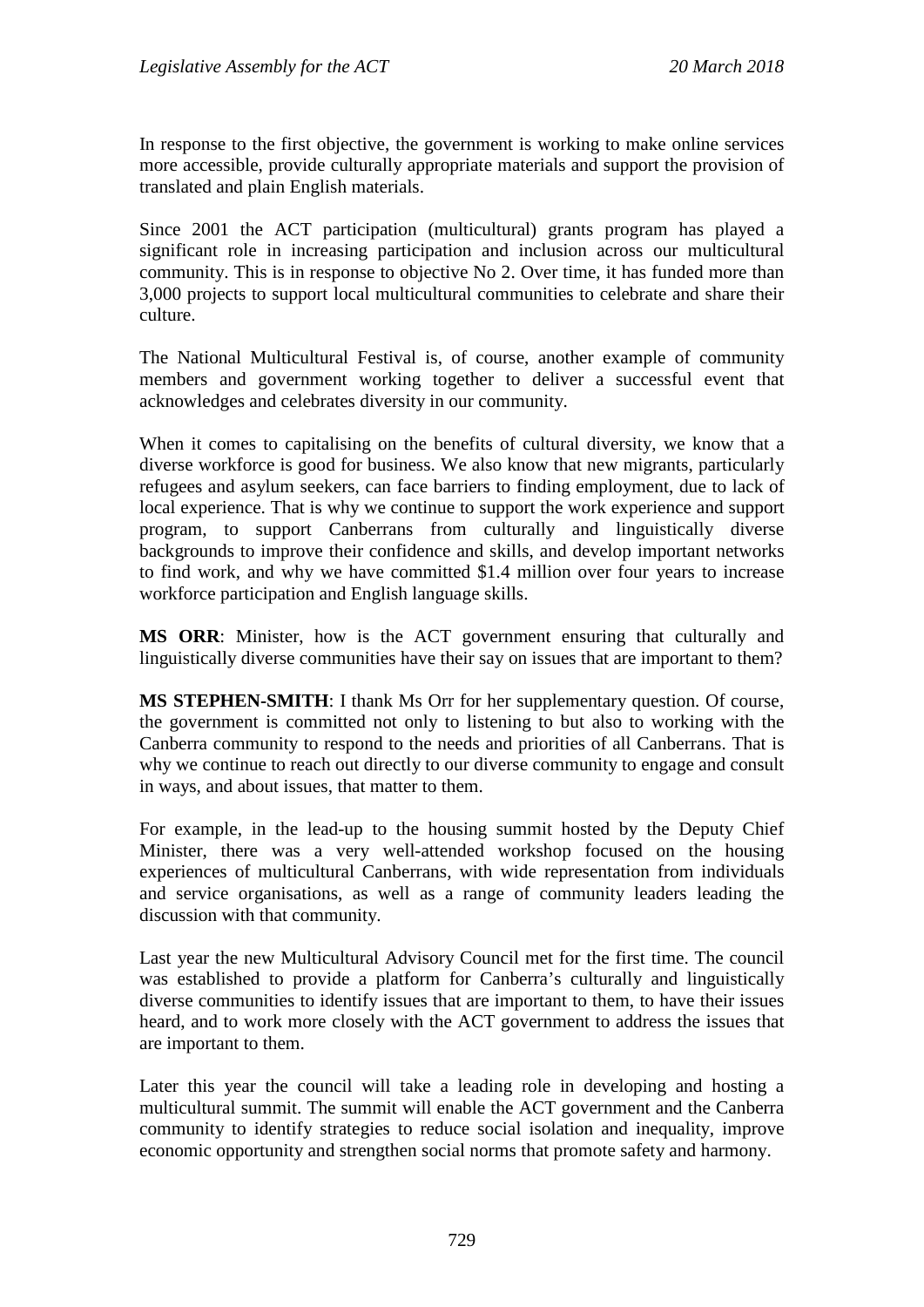In response to the first objective, the government is working to make online services more accessible, provide culturally appropriate materials and support the provision of translated and plain English materials.

Since 2001 the ACT participation (multicultural) grants program has played a significant role in increasing participation and inclusion across our multicultural community. This is in response to objective No 2. Over time, it has funded more than 3,000 projects to support local multicultural communities to celebrate and share their culture.

The National Multicultural Festival is, of course, another example of community members and government working together to deliver a successful event that acknowledges and celebrates diversity in our community.

When it comes to capitalising on the benefits of cultural diversity, we know that a diverse workforce is good for business. We also know that new migrants, particularly refugees and asylum seekers, can face barriers to finding employment, due to lack of local experience. That is why we continue to support the work experience and support program, to support Canberrans from culturally and linguistically diverse backgrounds to improve their confidence and skills, and develop important networks to find work, and why we have committed $1.4 million over four years to increase workforce participation and English language skills.

**MS ORR**: Minister, how is the ACT government ensuring that culturally and linguistically diverse communities have their say on issues that are important to them?

**MS STEPHEN-SMITH**: I thank Ms Orr for her supplementary question. Of course, the government is committed not only to listening to but also to working with the Canberra community to respond to the needs and priorities of all Canberrans. That is why we continue to reach out directly to our diverse community to engage and consult in ways, and about issues, that matter to them.

For example, in the lead-up to the housing summit hosted by the Deputy Chief Minister, there was a very well-attended workshop focused on the housing experiences of multicultural Canberrans, with wide representation from individuals and service organisations, as well as a range of community leaders leading the discussion with that community.

Last year the new Multicultural Advisory Council met for the first time. The council was established to provide a platform for Canberra's culturally and linguistically diverse communities to identify issues that are important to them, to have their issues heard, and to work more closely with the ACT government to address the issues that are important to them.

Later this year the council will take a leading role in developing and hosting a multicultural summit. The summit will enable the ACT government and the Canberra community to identify strategies to reduce social isolation and inequality, improve economic opportunity and strengthen social norms that promote safety and harmony.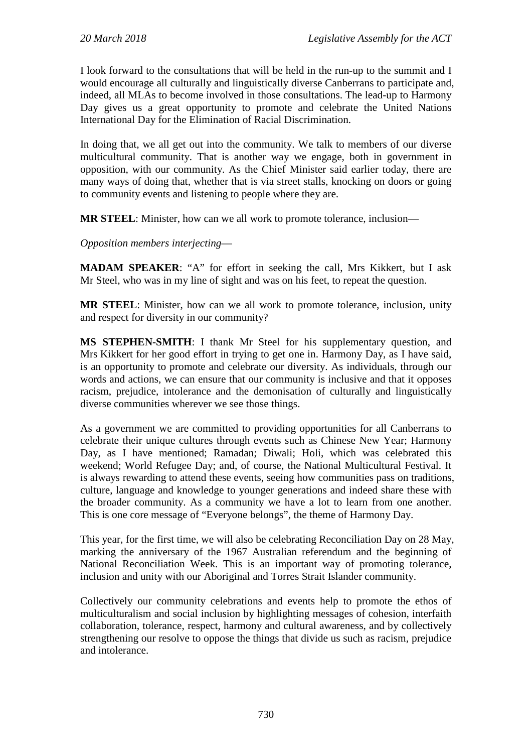I look forward to the consultations that will be held in the run-up to the summit and I would encourage all culturally and linguistically diverse Canberrans to participate and, indeed, all MLAs to become involved in those consultations. The lead-up to Harmony Day gives us a great opportunity to promote and celebrate the United Nations International Day for the Elimination of Racial Discrimination.

In doing that, we all get out into the community. We talk to members of our diverse multicultural community. That is another way we engage, both in government in opposition, with our community. As the Chief Minister said earlier today, there are many ways of doing that, whether that is via street stalls, knocking on doors or going to community events and listening to people where they are.

**MR STEEL**: Minister, how can we all work to promote tolerance, inclusion—

*Opposition members interjecting*—

**MADAM SPEAKER**: "A" for effort in seeking the call, Mrs Kikkert, but I ask Mr Steel, who was in my line of sight and was on his feet, to repeat the question.

**MR STEEL**: Minister, how can we all work to promote tolerance, inclusion, unity and respect for diversity in our community?

**MS STEPHEN-SMITH**: I thank Mr Steel for his supplementary question, and Mrs Kikkert for her good effort in trying to get one in. Harmony Day, as I have said, is an opportunity to promote and celebrate our diversity. As individuals, through our words and actions, we can ensure that our community is inclusive and that it opposes racism, prejudice, intolerance and the demonisation of culturally and linguistically diverse communities wherever we see those things.

As a government we are committed to providing opportunities for all Canberrans to celebrate their unique cultures through events such as Chinese New Year; Harmony Day, as I have mentioned; Ramadan; Diwali; Holi, which was celebrated this weekend; World Refugee Day; and, of course, the National Multicultural Festival. It is always rewarding to attend these events, seeing how communities pass on traditions, culture, language and knowledge to younger generations and indeed share these with the broader community. As a community we have a lot to learn from one another. This is one core message of "Everyone belongs", the theme of Harmony Day.

This year, for the first time, we will also be celebrating Reconciliation Day on 28 May, marking the anniversary of the 1967 Australian referendum and the beginning of National Reconciliation Week. This is an important way of promoting tolerance, inclusion and unity with our Aboriginal and Torres Strait Islander community.

Collectively our community celebrations and events help to promote the ethos of multiculturalism and social inclusion by highlighting messages of cohesion, interfaith collaboration, tolerance, respect, harmony and cultural awareness, and by collectively strengthening our resolve to oppose the things that divide us such as racism, prejudice and intolerance.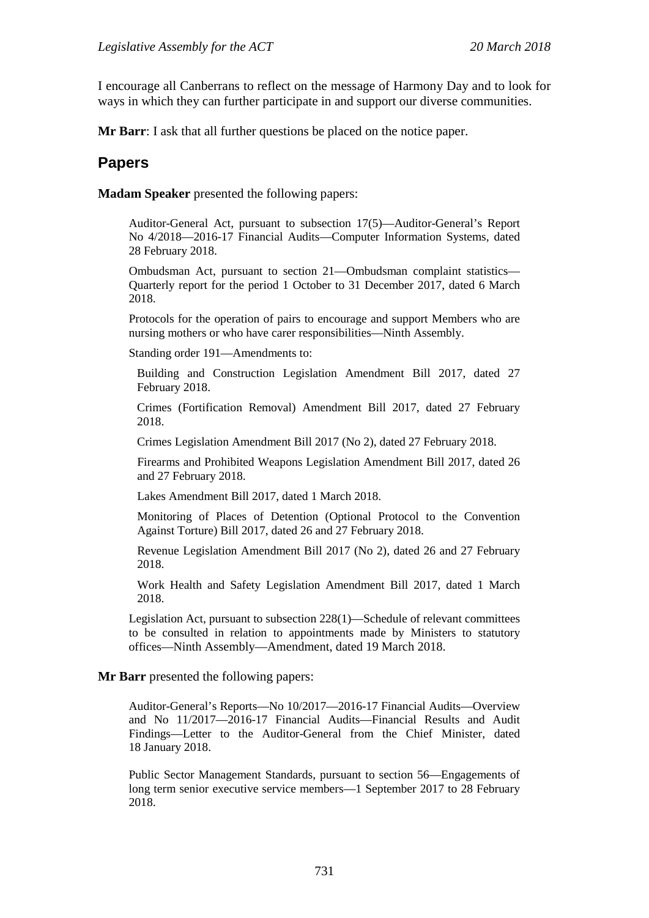I encourage all Canberrans to reflect on the message of Harmony Day and to look for ways in which they can further participate in and support our diverse communities.

**Mr Barr**: I ask that all further questions be placed on the notice paper.

## Papers

**Madam Speaker** presented the following papers:

> Auditor-General Act, pursuant to subsection 17(5)—Auditor-General's Report No 4/2018—2016-17 Financial Audits—Computer Information Systems, dated 28 February 2018.
>
> Ombudsman Act, pursuant to section 21—Ombudsman complaint statistics—Quarterly report for the period 1 October to 31 December 2017, dated 6 March 2018.
>
> Protocols for the operation of pairs to encourage and support Members who are nursing mothers or who have carer responsibilities—Ninth Assembly.
>
> Standing order 191—Amendments to:
>
> > Building and Construction Legislation Amendment Bill 2017, dated 27 February 2018.
> >
> > Crimes (Fortification Removal) Amendment Bill 2017, dated 27 February 2018.
> >
> > Crimes Legislation Amendment Bill 2017 (No 2), dated 27 February 2018.
> >
> > Firearms and Prohibited Weapons Legislation Amendment Bill 2017, dated 26 and 27 February 2018.
> >
> > Lakes Amendment Bill 2017, dated 1 March 2018.
> >
> > Monitoring of Places of Detention (Optional Protocol to the Convention Against Torture) Bill 2017, dated 26 and 27 February 2018.
> >
> > Revenue Legislation Amendment Bill 2017 (No 2), dated 26 and 27 February 2018.
> >
> > Work Health and Safety Legislation Amendment Bill 2017, dated 1 March 2018.
>
> Legislation Act, pursuant to subsection 228(1)—Schedule of relevant committees to be consulted in relation to appointments made by Ministers to statutory offices—Ninth Assembly—Amendment, dated 19 March 2018.

**Mr Barr** presented the following papers:

> Auditor-General's Reports—No 10/2017—2016-17 Financial Audits—Overview and No 11/2017—2016-17 Financial Audits—Financial Results and Audit Findings—Letter to the Auditor-General from the Chief Minister, dated 18 January 2018.
>
> Public Sector Management Standards, pursuant to section 56—Engagements of long term senior executive service members—1 September 2017 to 28 February 2018.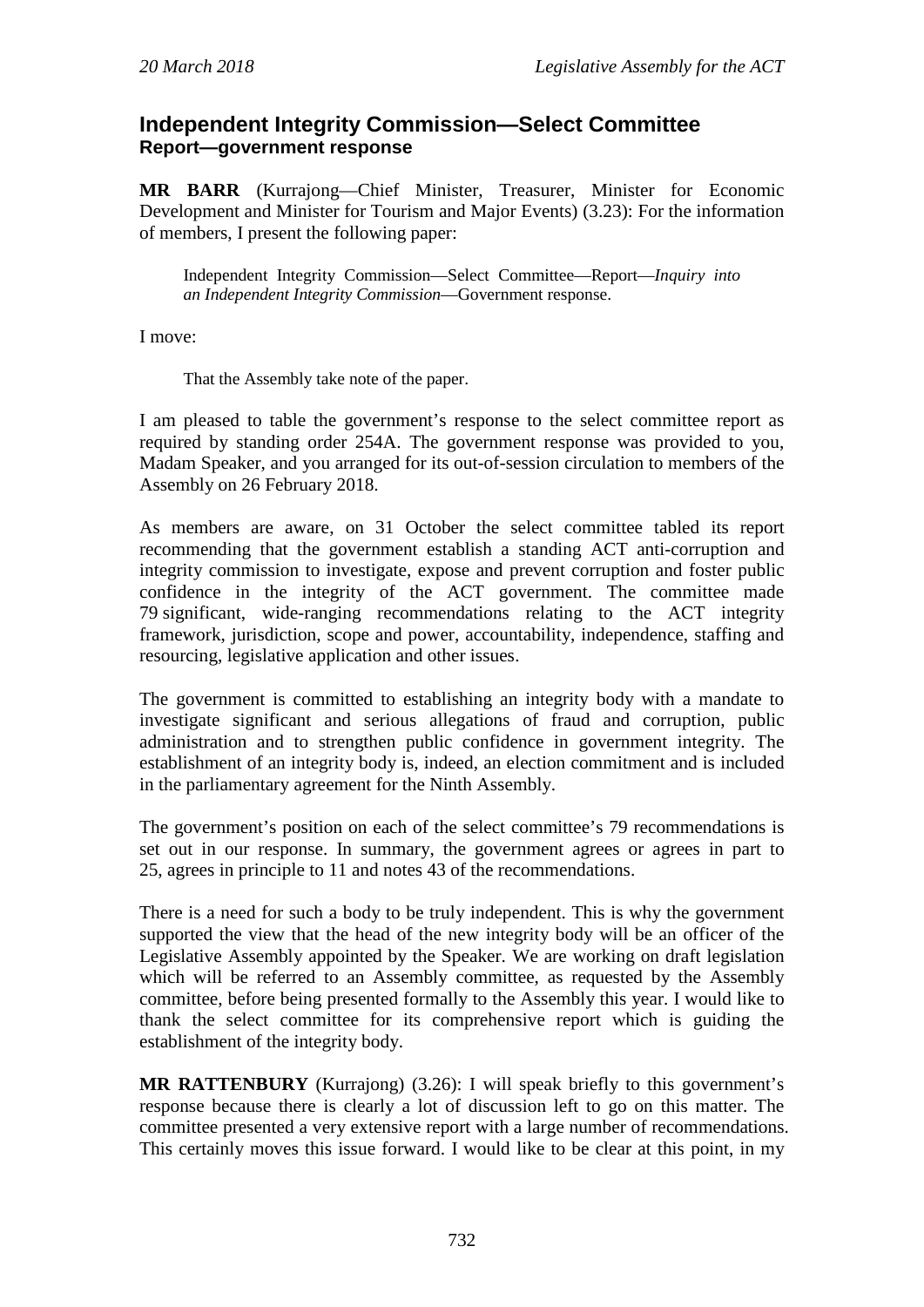## Independent Integrity Commission—Select Committee
### Report—government response

**MR BARR** (Kurrajong—Chief Minister, Treasurer, Minister for Economic Development and Minister for Tourism and Major Events) (3.23): For the information of members, I present the following paper:

> Independent Integrity Commission—Select Committee—Report—*Inquiry into an Independent Integrity Commission*—Government response.

I move:

> That the Assembly take note of the paper.

I am pleased to table the government's response to the select committee report as required by standing order 254A. The government response was provided to you, Madam Speaker, and you arranged for its out-of-session circulation to members of the Assembly on 26 February 2018.

As members are aware, on 31 October the select committee tabled its report recommending that the government establish a standing ACT anti-corruption and integrity commission to investigate, expose and prevent corruption and foster public confidence in the integrity of the ACT government. The committee made 79 significant, wide-ranging recommendations relating to the ACT integrity framework, jurisdiction, scope and power, accountability, independence, staffing and resourcing, legislative application and other issues.

The government is committed to establishing an integrity body with a mandate to investigate significant and serious allegations of fraud and corruption, public administration and to strengthen public confidence in government integrity. The establishment of an integrity body is, indeed, an election commitment and is included in the parliamentary agreement for the Ninth Assembly.

The government's position on each of the select committee's 79 recommendations is set out in our response. In summary, the government agrees or agrees in part to 25, agrees in principle to 11 and notes 43 of the recommendations.

There is a need for such a body to be truly independent. This is why the government supported the view that the head of the new integrity body will be an officer of the Legislative Assembly appointed by the Speaker. We are working on draft legislation which will be referred to an Assembly committee, as requested by the Assembly committee, before being presented formally to the Assembly this year. I would like to thank the select committee for its comprehensive report which is guiding the establishment of the integrity body.

**MR RATTENBURY** (Kurrajong) (3.26): I will speak briefly to this government's response because there is clearly a lot of discussion left to go on this matter. The committee presented a very extensive report with a large number of recommendations. This certainly moves this issue forward. I would like to be clear at this point, in my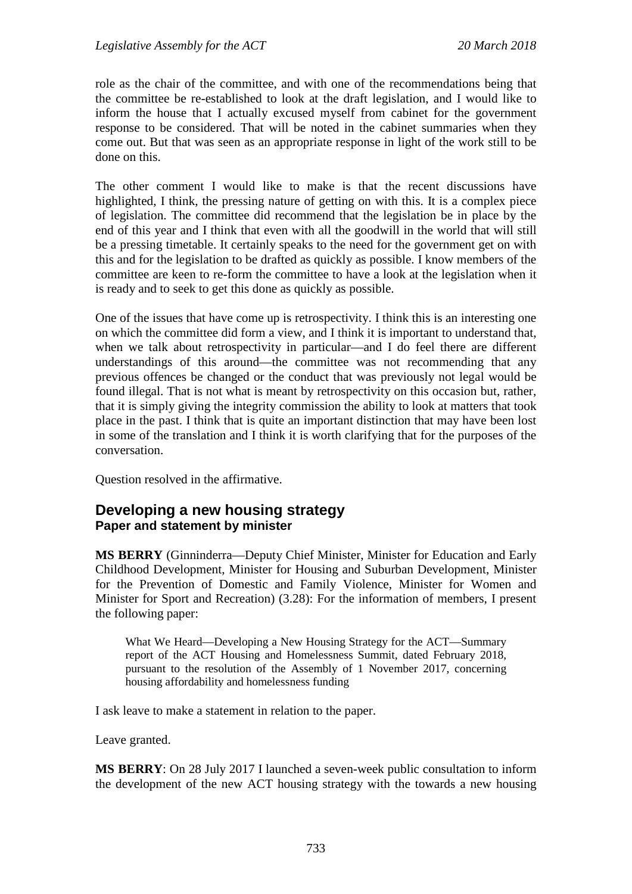role as the chair of the committee, and with one of the recommendations being that the committee be re-established to look at the draft legislation, and I would like to inform the house that I actually excused myself from cabinet for the government response to be considered. That will be noted in the cabinet summaries when they come out. But that was seen as an appropriate response in light of the work still to be done on this.

The other comment I would like to make is that the recent discussions have highlighted, I think, the pressing nature of getting on with this. It is a complex piece of legislation. The committee did recommend that the legislation be in place by the end of this year and I think that even with all the goodwill in the world that will still be a pressing timetable. It certainly speaks to the need for the government get on with this and for the legislation to be drafted as quickly as possible. I know members of the committee are keen to re-form the committee to have a look at the legislation when it is ready and to seek to get this done as quickly as possible.

One of the issues that have come up is retrospectivity. I think this is an interesting one on which the committee did form a view, and I think it is important to understand that, when we talk about retrospectivity in particular—and I do feel there are different understandings of this around—the committee was not recommending that any previous offences be changed or the conduct that was previously not legal would be found illegal. That is not what is meant by retrospectivity on this occasion but, rather, that it is simply giving the integrity commission the ability to look at matters that took place in the past. I think that is quite an important distinction that may have been lost in some of the translation and I think it is worth clarifying that for the purposes of the conversation.

Question resolved in the affirmative.

## Developing a new housing strategy
### Paper and statement by minister

**MS BERRY** (Ginninderra—Deputy Chief Minister, Minister for Education and Early Childhood Development, Minister for Housing and Suburban Development, Minister for the Prevention of Domestic and Family Violence, Minister for Women and Minister for Sport and Recreation) (3.28): For the information of members, I present the following paper:

> What We Heard—Developing a New Housing Strategy for the ACT—Summary report of the ACT Housing and Homelessness Summit, dated February 2018, pursuant to the resolution of the Assembly of 1 November 2017, concerning housing affordability and homelessness funding

I ask leave to make a statement in relation to the paper.

Leave granted.

**MS BERRY**: On 28 July 2017 I launched a seven-week public consultation to inform the development of the new ACT housing strategy with the towards a new housing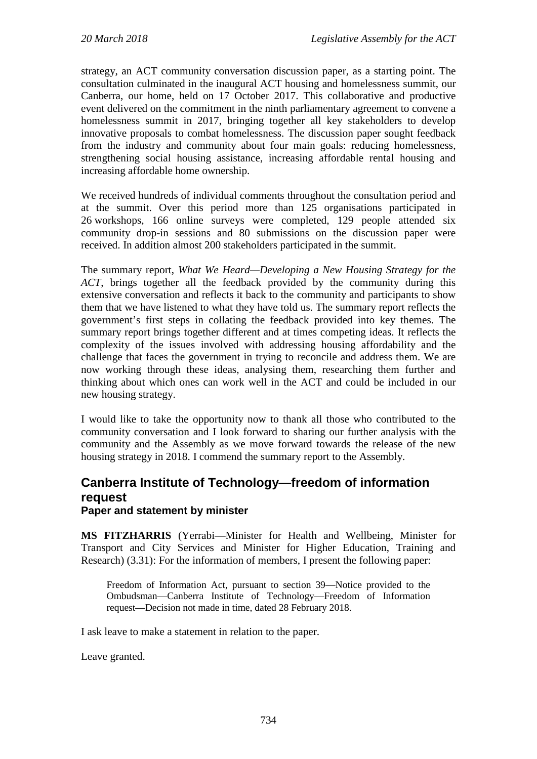strategy, an ACT community conversation discussion paper, as a starting point. The consultation culminated in the inaugural ACT housing and homelessness summit, our Canberra, our home, held on 17 October 2017. This collaborative and productive event delivered on the commitment in the ninth parliamentary agreement to convene a homelessness summit in 2017, bringing together all key stakeholders to develop innovative proposals to combat homelessness. The discussion paper sought feedback from the industry and community about four main goals: reducing homelessness, strengthening social housing assistance, increasing affordable rental housing and increasing affordable home ownership.

We received hundreds of individual comments throughout the consultation period and at the summit. Over this period more than 125 organisations participated in 26 workshops, 166 online surveys were completed, 129 people attended six community drop-in sessions and 80 submissions on the discussion paper were received. In addition almost 200 stakeholders participated in the summit.

The summary report, *What We Heard—Developing a New Housing Strategy for the ACT*, brings together all the feedback provided by the community during this extensive conversation and reflects it back to the community and participants to show them that we have listened to what they have told us. The summary report reflects the government's first steps in collating the feedback provided into key themes. The summary report brings together different and at times competing ideas. It reflects the complexity of the issues involved with addressing housing affordability and the challenge that faces the government in trying to reconcile and address them. We are now working through these ideas, analysing them, researching them further and thinking about which ones can work well in the ACT and could be included in our new housing strategy.

I would like to take the opportunity now to thank all those who contributed to the community conversation and I look forward to sharing our further analysis with the community and the Assembly as we move forward towards the release of the new housing strategy in 2018. I commend the summary report to the Assembly.

## Canberra Institute of Technology—freedom of information request

### Paper and statement by minister

**MS FITZHARRIS** (Yerrabi—Minister for Health and Wellbeing, Minister for Transport and City Services and Minister for Higher Education, Training and Research) (3.31): For the information of members, I present the following paper:

> Freedom of Information Act, pursuant to section 39—Notice provided to the Ombudsman—Canberra Institute of Technology—Freedom of Information request—Decision not made in time, dated 28 February 2018.

I ask leave to make a statement in relation to the paper.

Leave granted.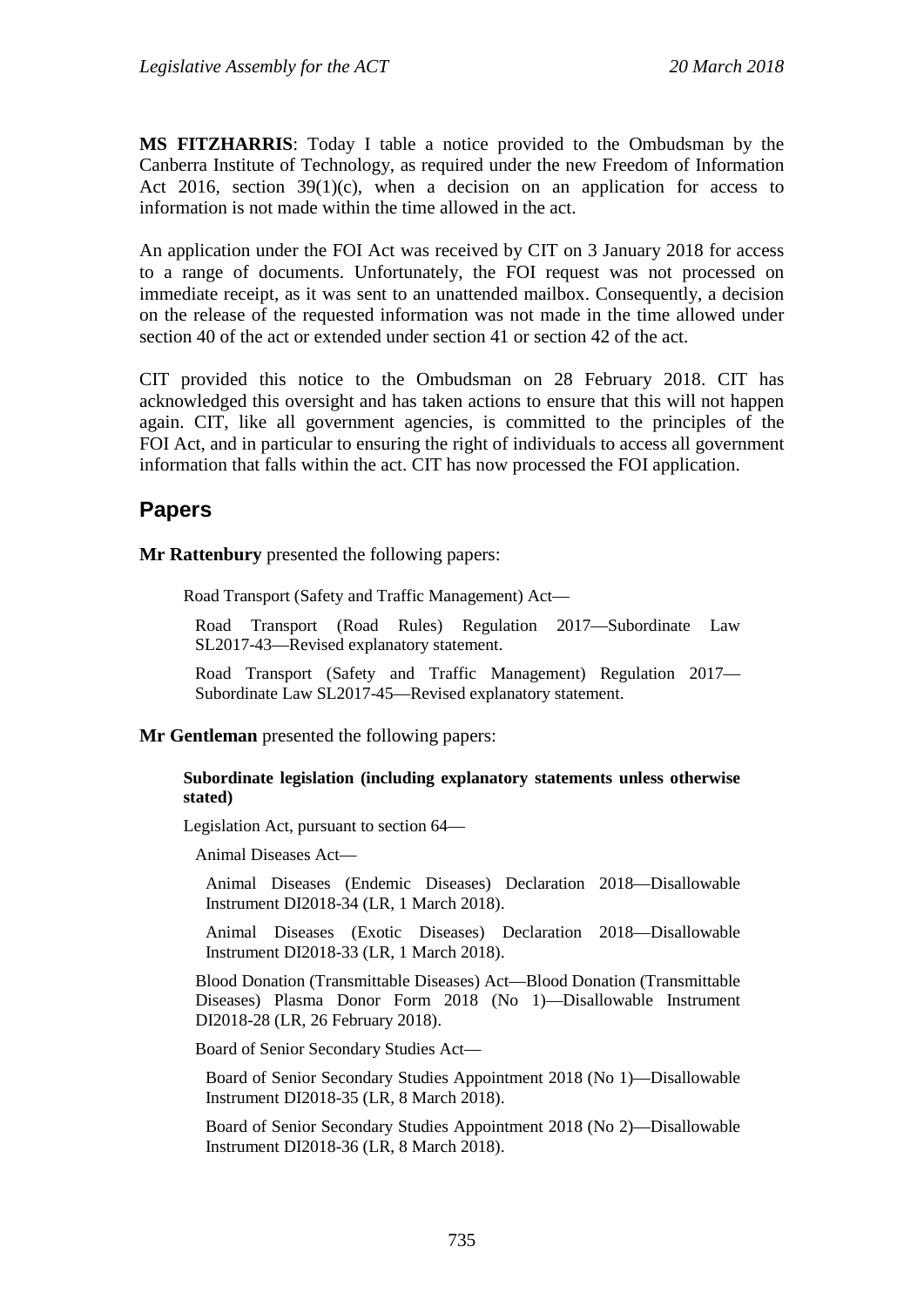**MS FITZHARRIS**: Today I table a notice provided to the Ombudsman by the Canberra Institute of Technology, as required under the new Freedom of Information Act 2016, section 39(1)(c), when a decision on an application for access to information is not made within the time allowed in the act.

An application under the FOI Act was received by CIT on 3 January 2018 for access to a range of documents. Unfortunately, the FOI request was not processed on immediate receipt, as it was sent to an unattended mailbox. Consequently, a decision on the release of the requested information was not made in the time allowed under section 40 of the act or extended under section 41 or section 42 of the act.

CIT provided this notice to the Ombudsman on 28 February 2018. CIT has acknowledged this oversight and has taken actions to ensure that this will not happen again. CIT, like all government agencies, is committed to the principles of the FOI Act, and in particular to ensuring the right of individuals to access all government information that falls within the act. CIT has now processed the FOI application.

## Papers

**Mr Rattenbury** presented the following papers:

Road Transport (Safety and Traffic Management) Act—

Road Transport (Road Rules) Regulation 2017—Subordinate Law SL2017-43—Revised explanatory statement.

Road Transport (Safety and Traffic Management) Regulation 2017—Subordinate Law SL2017-45—Revised explanatory statement.

**Mr Gentleman** presented the following papers:

**Subordinate legislation (including explanatory statements unless otherwise stated)**

Legislation Act, pursuant to section 64—

Animal Diseases Act—

Animal Diseases (Endemic Diseases) Declaration 2018—Disallowable Instrument DI2018-34 (LR, 1 March 2018).

Animal Diseases (Exotic Diseases) Declaration 2018—Disallowable Instrument DI2018-33 (LR, 1 March 2018).

Blood Donation (Transmittable Diseases) Act—Blood Donation (Transmittable Diseases) Plasma Donor Form 2018 (No 1)—Disallowable Instrument DI2018-28 (LR, 26 February 2018).

Board of Senior Secondary Studies Act—

Board of Senior Secondary Studies Appointment 2018 (No 1)—Disallowable Instrument DI2018-35 (LR, 8 March 2018).

Board of Senior Secondary Studies Appointment 2018 (No 2)—Disallowable Instrument DI2018-36 (LR, 8 March 2018).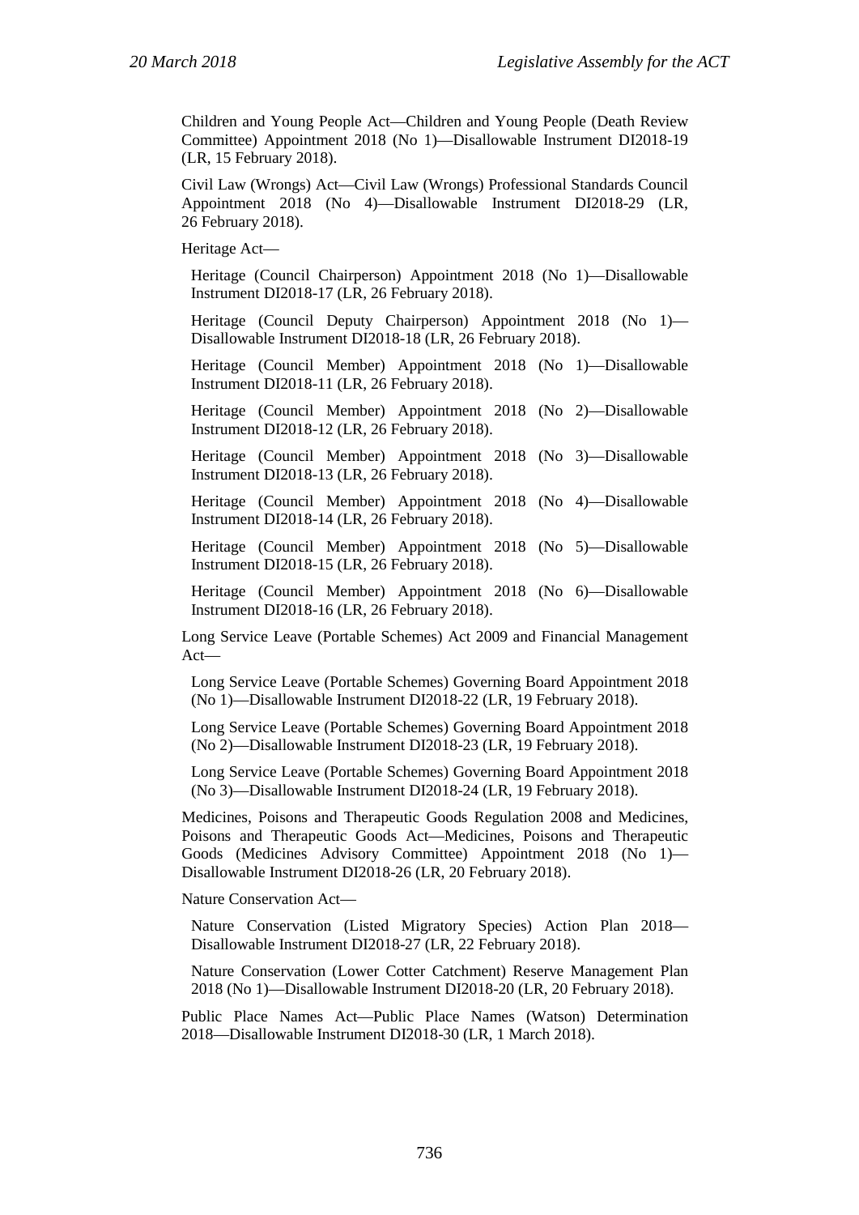Children and Young People Act—Children and Young People (Death Review Committee) Appointment 2018 (No 1)—Disallowable Instrument DI2018-19 (LR, 15 February 2018).

Civil Law (Wrongs) Act—Civil Law (Wrongs) Professional Standards Council Appointment 2018 (No 4)—Disallowable Instrument DI2018-29 (LR, 26 February 2018).

Heritage Act—

Heritage (Council Chairperson) Appointment 2018 (No 1)—Disallowable Instrument DI2018-17 (LR, 26 February 2018).

Heritage (Council Deputy Chairperson) Appointment 2018 (No 1)—Disallowable Instrument DI2018-18 (LR, 26 February 2018).

Heritage (Council Member) Appointment 2018 (No 1)—Disallowable Instrument DI2018-11 (LR, 26 February 2018).

Heritage (Council Member) Appointment 2018 (No 2)—Disallowable Instrument DI2018-12 (LR, 26 February 2018).

Heritage (Council Member) Appointment 2018 (No 3)—Disallowable Instrument DI2018-13 (LR, 26 February 2018).

Heritage (Council Member) Appointment 2018 (No 4)—Disallowable Instrument DI2018-14 (LR, 26 February 2018).

Heritage (Council Member) Appointment 2018 (No 5)—Disallowable Instrument DI2018-15 (LR, 26 February 2018).

Heritage (Council Member) Appointment 2018 (No 6)—Disallowable Instrument DI2018-16 (LR, 26 February 2018).

Long Service Leave (Portable Schemes) Act 2009 and Financial Management Act—

Long Service Leave (Portable Schemes) Governing Board Appointment 2018 (No 1)—Disallowable Instrument DI2018-22 (LR, 19 February 2018).

Long Service Leave (Portable Schemes) Governing Board Appointment 2018 (No 2)—Disallowable Instrument DI2018-23 (LR, 19 February 2018).

Long Service Leave (Portable Schemes) Governing Board Appointment 2018 (No 3)—Disallowable Instrument DI2018-24 (LR, 19 February 2018).

Medicines, Poisons and Therapeutic Goods Regulation 2008 and Medicines, Poisons and Therapeutic Goods Act—Medicines, Poisons and Therapeutic Goods (Medicines Advisory Committee) Appointment 2018 (No 1)—Disallowable Instrument DI2018-26 (LR, 20 February 2018).

Nature Conservation Act—

Nature Conservation (Listed Migratory Species) Action Plan 2018—Disallowable Instrument DI2018-27 (LR, 22 February 2018).

Nature Conservation (Lower Cotter Catchment) Reserve Management Plan 2018 (No 1)—Disallowable Instrument DI2018-20 (LR, 20 February 2018).

Public Place Names Act—Public Place Names (Watson) Determination 2018—Disallowable Instrument DI2018-30 (LR, 1 March 2018).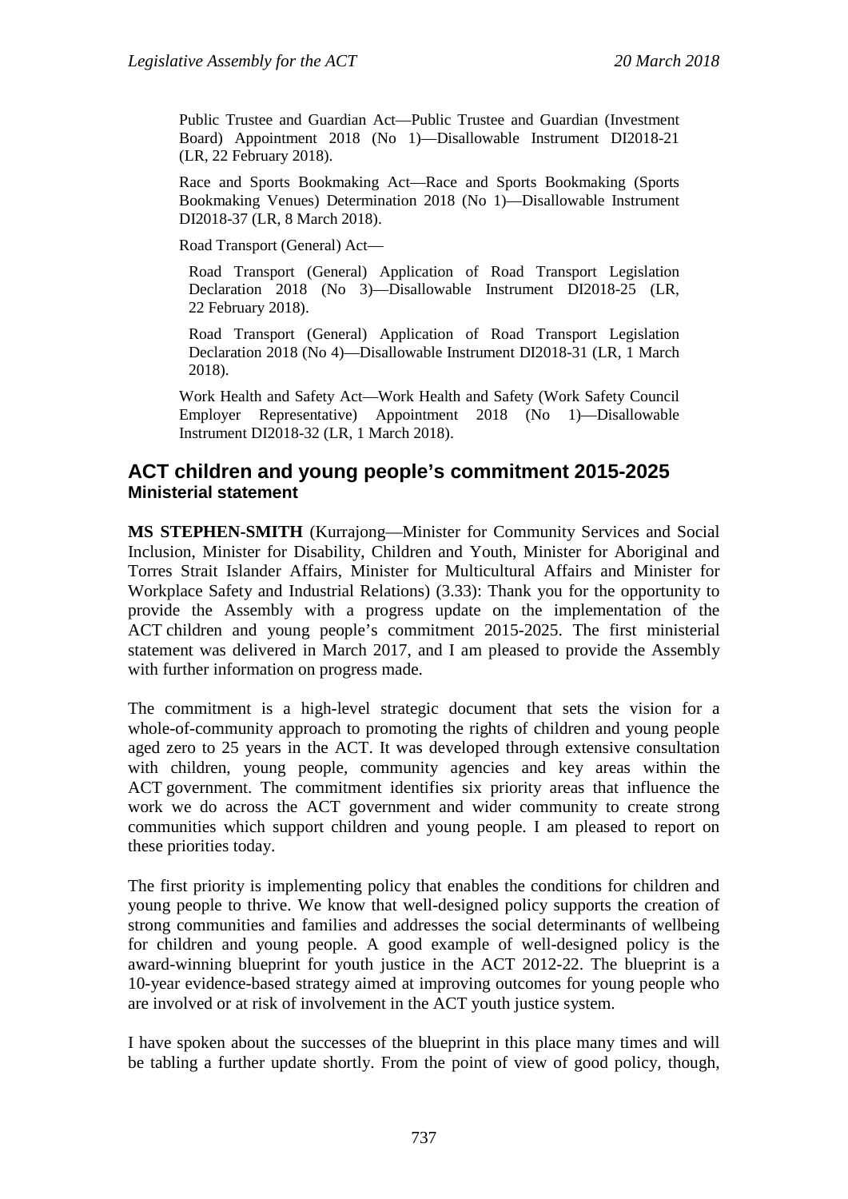Public Trustee and Guardian Act—Public Trustee and Guardian (Investment Board) Appointment 2018 (No 1)—Disallowable Instrument DI2018-21 (LR, 22 February 2018).

Race and Sports Bookmaking Act—Race and Sports Bookmaking (Sports Bookmaking Venues) Determination 2018 (No 1)—Disallowable Instrument DI2018-37 (LR, 8 March 2018).

Road Transport (General) Act—

Road Transport (General) Application of Road Transport Legislation Declaration 2018 (No 3)—Disallowable Instrument DI2018-25 (LR, 22 February 2018).

Road Transport (General) Application of Road Transport Legislation Declaration 2018 (No 4)—Disallowable Instrument DI2018-31 (LR, 1 March 2018).

Work Health and Safety Act—Work Health and Safety (Work Safety Council Employer Representative) Appointment 2018 (No 1)—Disallowable Instrument DI2018-32 (LR, 1 March 2018).

## ACT children and young people's commitment 2015-2025
### Ministerial statement

**MS STEPHEN-SMITH** (Kurrajong—Minister for Community Services and Social Inclusion, Minister for Disability, Children and Youth, Minister for Aboriginal and Torres Strait Islander Affairs, Minister for Multicultural Affairs and Minister for Workplace Safety and Industrial Relations) (3.33): Thank you for the opportunity to provide the Assembly with a progress update on the implementation of the ACT children and young people's commitment 2015-2025. The first ministerial statement was delivered in March 2017, and I am pleased to provide the Assembly with further information on progress made.

The commitment is a high-level strategic document that sets the vision for a whole-of-community approach to promoting the rights of children and young people aged zero to 25 years in the ACT. It was developed through extensive consultation with children, young people, community agencies and key areas within the ACT government. The commitment identifies six priority areas that influence the work we do across the ACT government and wider community to create strong communities which support children and young people. I am pleased to report on these priorities today.

The first priority is implementing policy that enables the conditions for children and young people to thrive. We know that well-designed policy supports the creation of strong communities and families and addresses the social determinants of wellbeing for children and young people. A good example of well-designed policy is the award-winning blueprint for youth justice in the ACT 2012-22. The blueprint is a 10-year evidence-based strategy aimed at improving outcomes for young people who are involved or at risk of involvement in the ACT youth justice system.

I have spoken about the successes of the blueprint in this place many times and will be tabling a further update shortly. From the point of view of good policy, though,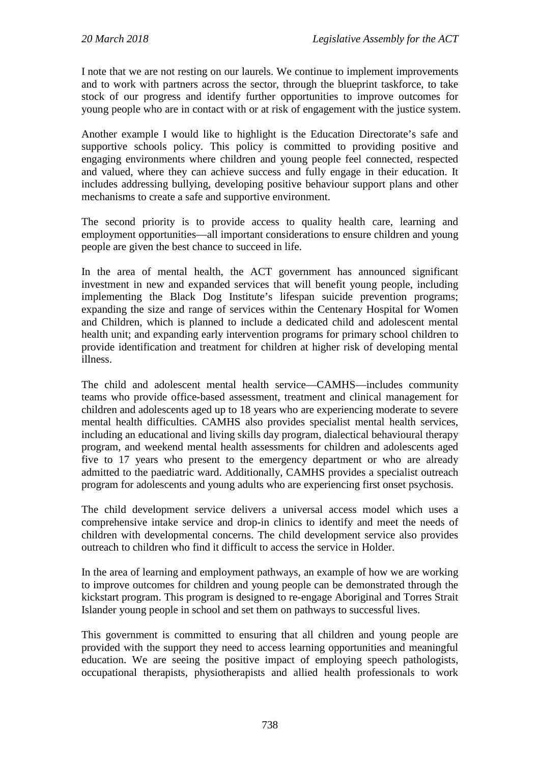I note that we are not resting on our laurels. We continue to implement improvements and to work with partners across the sector, through the blueprint taskforce, to take stock of our progress and identify further opportunities to improve outcomes for young people who are in contact with or at risk of engagement with the justice system.

Another example I would like to highlight is the Education Directorate's safe and supportive schools policy. This policy is committed to providing positive and engaging environments where children and young people feel connected, respected and valued, where they can achieve success and fully engage in their education. It includes addressing bullying, developing positive behaviour support plans and other mechanisms to create a safe and supportive environment.

The second priority is to provide access to quality health care, learning and employment opportunities—all important considerations to ensure children and young people are given the best chance to succeed in life.

In the area of mental health, the ACT government has announced significant investment in new and expanded services that will benefit young people, including implementing the Black Dog Institute's lifespan suicide prevention programs; expanding the size and range of services within the Centenary Hospital for Women and Children, which is planned to include a dedicated child and adolescent mental health unit; and expanding early intervention programs for primary school children to provide identification and treatment for children at higher risk of developing mental illness.

The child and adolescent mental health service—CAMHS—includes community teams who provide office-based assessment, treatment and clinical management for children and adolescents aged up to 18 years who are experiencing moderate to severe mental health difficulties. CAMHS also provides specialist mental health services, including an educational and living skills day program, dialectical behavioural therapy program, and weekend mental health assessments for children and adolescents aged five to 17 years who present to the emergency department or who are already admitted to the paediatric ward. Additionally, CAMHS provides a specialist outreach program for adolescents and young adults who are experiencing first onset psychosis.

The child development service delivers a universal access model which uses a comprehensive intake service and drop-in clinics to identify and meet the needs of children with developmental concerns. The child development service also provides outreach to children who find it difficult to access the service in Holder.

In the area of learning and employment pathways, an example of how we are working to improve outcomes for children and young people can be demonstrated through the kickstart program. This program is designed to re-engage Aboriginal and Torres Strait Islander young people in school and set them on pathways to successful lives.

This government is committed to ensuring that all children and young people are provided with the support they need to access learning opportunities and meaningful education. We are seeing the positive impact of employing speech pathologists, occupational therapists, physiotherapists and allied health professionals to work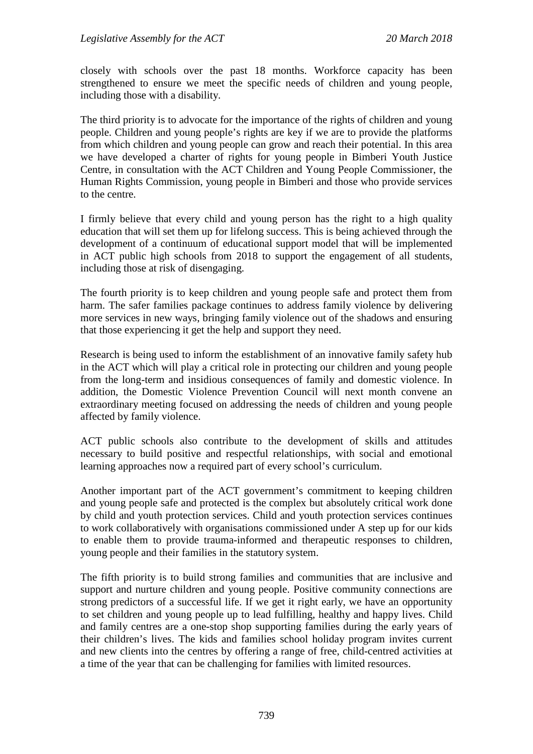closely with schools over the past 18 months. Workforce capacity has been strengthened to ensure we meet the specific needs of children and young people, including those with a disability.

The third priority is to advocate for the importance of the rights of children and young people. Children and young people's rights are key if we are to provide the platforms from which children and young people can grow and reach their potential. In this area we have developed a charter of rights for young people in Bimberi Youth Justice Centre, in consultation with the ACT Children and Young People Commissioner, the Human Rights Commission, young people in Bimberi and those who provide services to the centre.

I firmly believe that every child and young person has the right to a high quality education that will set them up for lifelong success. This is being achieved through the development of a continuum of educational support model that will be implemented in ACT public high schools from 2018 to support the engagement of all students, including those at risk of disengaging.

The fourth priority is to keep children and young people safe and protect them from harm. The safer families package continues to address family violence by delivering more services in new ways, bringing family violence out of the shadows and ensuring that those experiencing it get the help and support they need.

Research is being used to inform the establishment of an innovative family safety hub in the ACT which will play a critical role in protecting our children and young people from the long-term and insidious consequences of family and domestic violence. In addition, the Domestic Violence Prevention Council will next month convene an extraordinary meeting focused on addressing the needs of children and young people affected by family violence.

ACT public schools also contribute to the development of skills and attitudes necessary to build positive and respectful relationships, with social and emotional learning approaches now a required part of every school's curriculum.

Another important part of the ACT government's commitment to keeping children and young people safe and protected is the complex but absolutely critical work done by child and youth protection services. Child and youth protection services continues to work collaboratively with organisations commissioned under A step up for our kids to enable them to provide trauma-informed and therapeutic responses to children, young people and their families in the statutory system.

The fifth priority is to build strong families and communities that are inclusive and support and nurture children and young people. Positive community connections are strong predictors of a successful life. If we get it right early, we have an opportunity to set children and young people up to lead fulfilling, healthy and happy lives. Child and family centres are a one-stop shop supporting families during the early years of their children's lives. The kids and families school holiday program invites current and new clients into the centres by offering a range of free, child-centred activities at a time of the year that can be challenging for families with limited resources.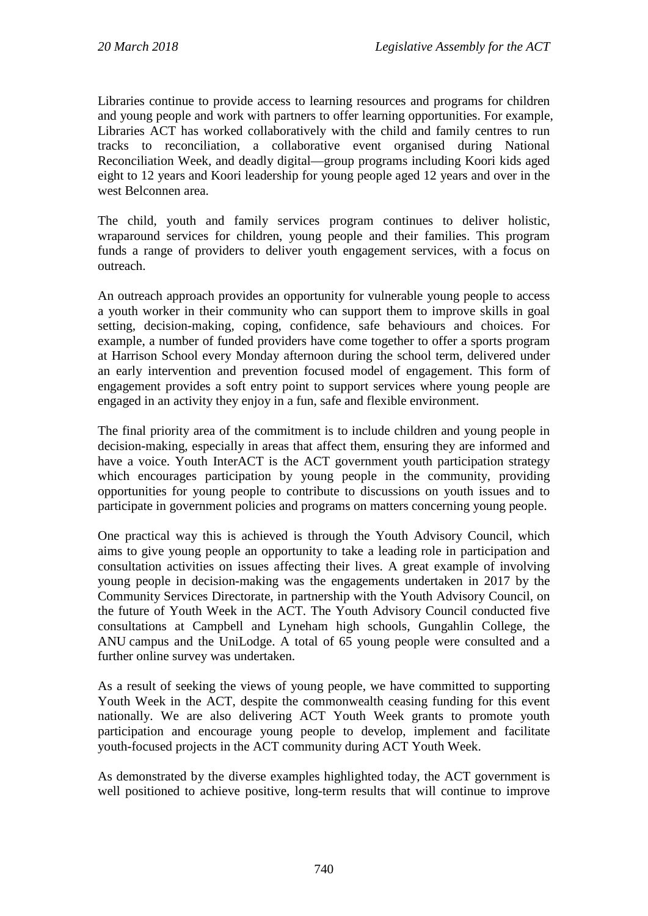Libraries continue to provide access to learning resources and programs for children and young people and work with partners to offer learning opportunities. For example, Libraries ACT has worked collaboratively with the child and family centres to run tracks to reconciliation, a collaborative event organised during National Reconciliation Week, and deadly digital—group programs including Koori kids aged eight to 12 years and Koori leadership for young people aged 12 years and over in the west Belconnen area.

The child, youth and family services program continues to deliver holistic, wraparound services for children, young people and their families. This program funds a range of providers to deliver youth engagement services, with a focus on outreach.

An outreach approach provides an opportunity for vulnerable young people to access a youth worker in their community who can support them to improve skills in goal setting, decision-making, coping, confidence, safe behaviours and choices. For example, a number of funded providers have come together to offer a sports program at Harrison School every Monday afternoon during the school term, delivered under an early intervention and prevention focused model of engagement. This form of engagement provides a soft entry point to support services where young people are engaged in an activity they enjoy in a fun, safe and flexible environment.

The final priority area of the commitment is to include children and young people in decision-making, especially in areas that affect them, ensuring they are informed and have a voice. Youth InterACT is the ACT government youth participation strategy which encourages participation by young people in the community, providing opportunities for young people to contribute to discussions on youth issues and to participate in government policies and programs on matters concerning young people.

One practical way this is achieved is through the Youth Advisory Council, which aims to give young people an opportunity to take a leading role in participation and consultation activities on issues affecting their lives. A great example of involving young people in decision-making was the engagements undertaken in 2017 by the Community Services Directorate, in partnership with the Youth Advisory Council, on the future of Youth Week in the ACT. The Youth Advisory Council conducted five consultations at Campbell and Lyneham high schools, Gungahlin College, the ANU campus and the UniLodge. A total of 65 young people were consulted and a further online survey was undertaken.

As a result of seeking the views of young people, we have committed to supporting Youth Week in the ACT, despite the commonwealth ceasing funding for this event nationally. We are also delivering ACT Youth Week grants to promote youth participation and encourage young people to develop, implement and facilitate youth-focused projects in the ACT community during ACT Youth Week.

As demonstrated by the diverse examples highlighted today, the ACT government is well positioned to achieve positive, long-term results that will continue to improve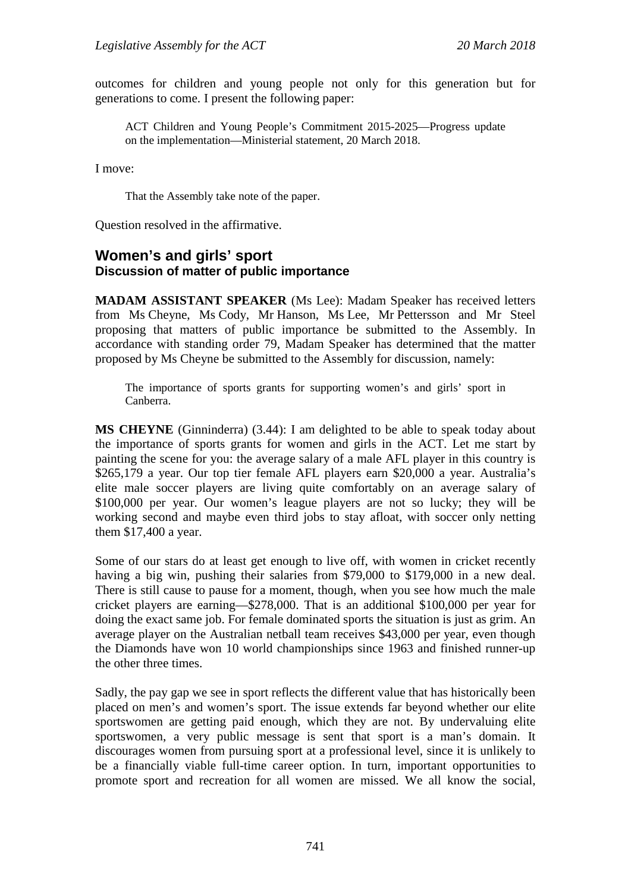outcomes for children and young people not only for this generation but for generations to come. I present the following paper:

> ACT Children and Young People's Commitment 2015-2025—Progress update on the implementation—Ministerial statement, 20 March 2018.

I move:

> That the Assembly take note of the paper.

Question resolved in the affirmative.

## Women's and girls' sport
### Discussion of matter of public importance

**MADAM ASSISTANT SPEAKER** (Ms Lee): Madam Speaker has received letters from Ms Cheyne, Ms Cody, Mr Hanson, Ms Lee, Mr Pettersson and Mr Steel proposing that matters of public importance be submitted to the Assembly. In accordance with standing order 79, Madam Speaker has determined that the matter proposed by Ms Cheyne be submitted to the Assembly for discussion, namely:

> The importance of sports grants for supporting women's and girls' sport in Canberra.

**MS CHEYNE** (Ginninderra) (3.44): I am delighted to be able to speak today about the importance of sports grants for women and girls in the ACT. Let me start by painting the scene for you: the average salary of a male AFL player in this country is $265,179 a year. Our top tier female AFL players earn $20,000 a year. Australia's elite male soccer players are living quite comfortably on an average salary of $100,000 per year. Our women's league players are not so lucky; they will be working second and maybe even third jobs to stay afloat, with soccer only netting them $17,400 a year.

Some of our stars do at least get enough to live off, with women in cricket recently having a big win, pushing their salaries from $79,000 to $179,000 in a new deal. There is still cause to pause for a moment, though, when you see how much the male cricket players are earning—$278,000. That is an additional $100,000 per year for doing the exact same job. For female dominated sports the situation is just as grim. An average player on the Australian netball team receives $43,000 per year, even though the Diamonds have won 10 world championships since 1963 and finished runner-up the other three times.

Sadly, the pay gap we see in sport reflects the different value that has historically been placed on men's and women's sport. The issue extends far beyond whether our elite sportswomen are getting paid enough, which they are not. By undervaluing elite sportswomen, a very public message is sent that sport is a man's domain. It discourages women from pursuing sport at a professional level, since it is unlikely to be a financially viable full-time career option. In turn, important opportunities to promote sport and recreation for all women are missed. We all know the social,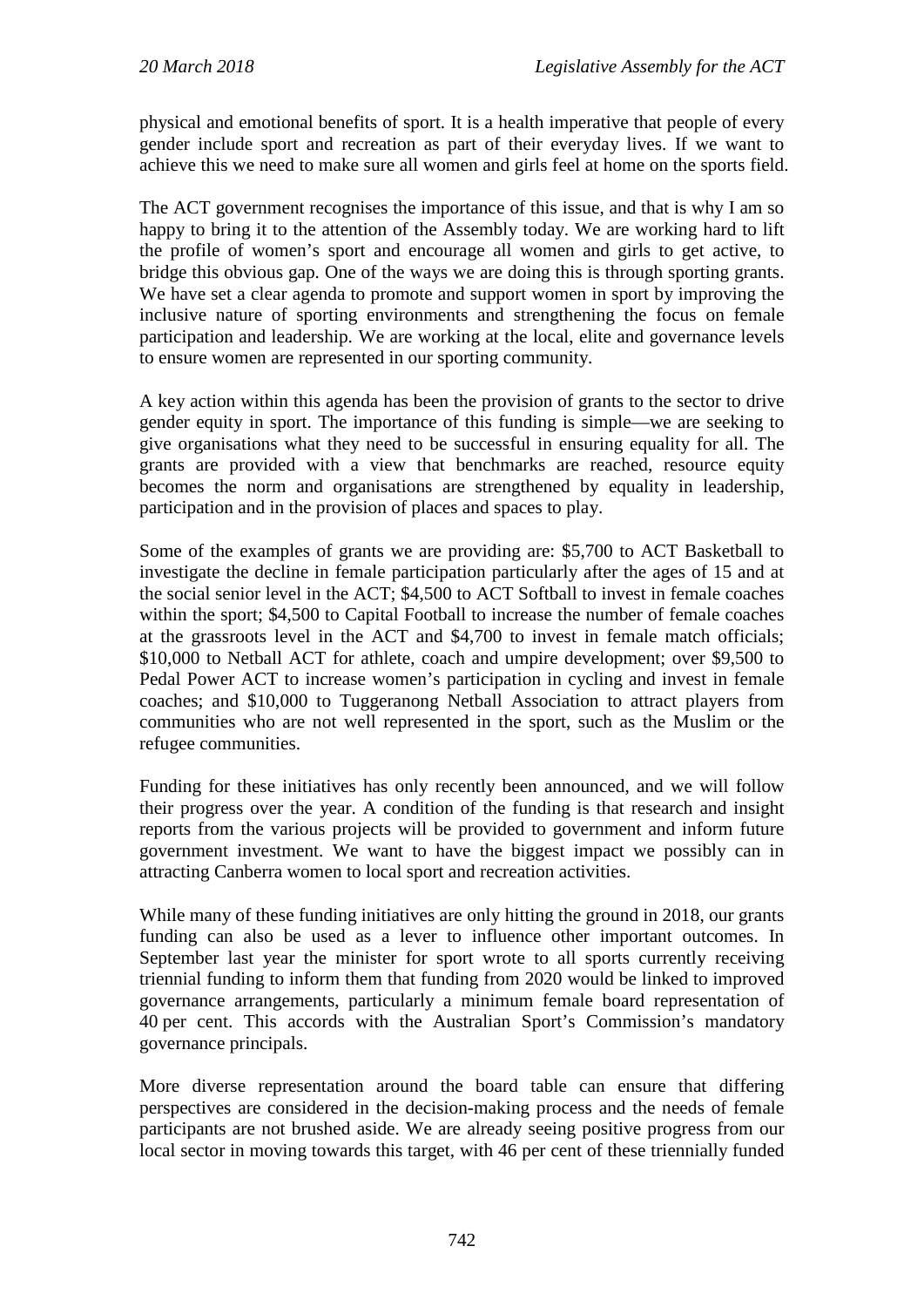physical and emotional benefits of sport. It is a health imperative that people of every gender include sport and recreation as part of their everyday lives. If we want to achieve this we need to make sure all women and girls feel at home on the sports field.

The ACT government recognises the importance of this issue, and that is why I am so happy to bring it to the attention of the Assembly today. We are working hard to lift the profile of women's sport and encourage all women and girls to get active, to bridge this obvious gap. One of the ways we are doing this is through sporting grants. We have set a clear agenda to promote and support women in sport by improving the inclusive nature of sporting environments and strengthening the focus on female participation and leadership. We are working at the local, elite and governance levels to ensure women are represented in our sporting community.

A key action within this agenda has been the provision of grants to the sector to drive gender equity in sport. The importance of this funding is simple—we are seeking to give organisations what they need to be successful in ensuring equality for all. The grants are provided with a view that benchmarks are reached, resource equity becomes the norm and organisations are strengthened by equality in leadership, participation and in the provision of places and spaces to play.

Some of the examples of grants we are providing are: $5,700 to ACT Basketball to investigate the decline in female participation particularly after the ages of 15 and at the social senior level in the ACT; $4,500 to ACT Softball to invest in female coaches within the sport; $4,500 to Capital Football to increase the number of female coaches at the grassroots level in the ACT and $4,700 to invest in female match officials; $10,000 to Netball ACT for athlete, coach and umpire development; over $9,500 to Pedal Power ACT to increase women's participation in cycling and invest in female coaches; and $10,000 to Tuggeranong Netball Association to attract players from communities who are not well represented in the sport, such as the Muslim or the refugee communities.

Funding for these initiatives has only recently been announced, and we will follow their progress over the year. A condition of the funding is that research and insight reports from the various projects will be provided to government and inform future government investment. We want to have the biggest impact we possibly can in attracting Canberra women to local sport and recreation activities.

While many of these funding initiatives are only hitting the ground in 2018, our grants funding can also be used as a lever to influence other important outcomes. In September last year the minister for sport wrote to all sports currently receiving triennial funding to inform them that funding from 2020 would be linked to improved governance arrangements, particularly a minimum female board representation of 40 per cent. This accords with the Australian Sport's Commission's mandatory governance principals.

More diverse representation around the board table can ensure that differing perspectives are considered in the decision-making process and the needs of female participants are not brushed aside. We are already seeing positive progress from our local sector in moving towards this target, with 46 per cent of these triennially funded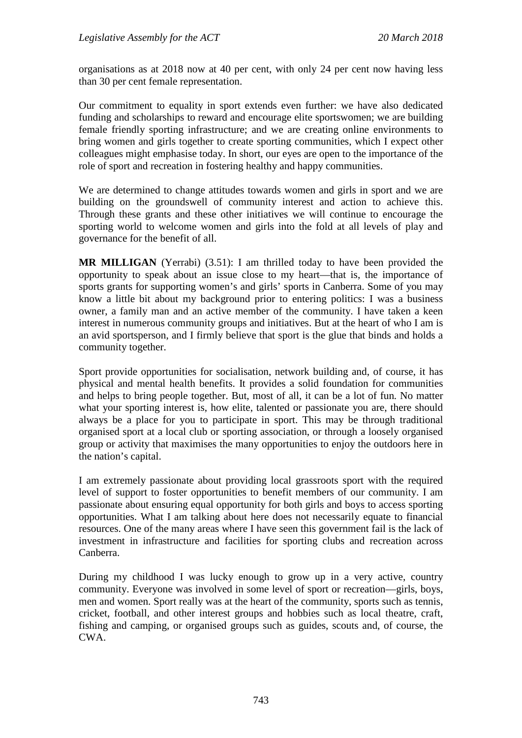organisations as at 2018 now at 40 per cent, with only 24 per cent now having less than 30 per cent female representation.

Our commitment to equality in sport extends even further: we have also dedicated funding and scholarships to reward and encourage elite sportswomen; we are building female friendly sporting infrastructure; and we are creating online environments to bring women and girls together to create sporting communities, which I expect other colleagues might emphasise today. In short, our eyes are open to the importance of the role of sport and recreation in fostering healthy and happy communities.

We are determined to change attitudes towards women and girls in sport and we are building on the groundswell of community interest and action to achieve this. Through these grants and these other initiatives we will continue to encourage the sporting world to welcome women and girls into the fold at all levels of play and governance for the benefit of all.

**MR MILLIGAN** (Yerrabi) (3.51): I am thrilled today to have been provided the opportunity to speak about an issue close to my heart—that is, the importance of sports grants for supporting women's and girls' sports in Canberra. Some of you may know a little bit about my background prior to entering politics: I was a business owner, a family man and an active member of the community. I have taken a keen interest in numerous community groups and initiatives. But at the heart of who I am is an avid sportsperson, and I firmly believe that sport is the glue that binds and holds a community together.

Sport provide opportunities for socialisation, network building and, of course, it has physical and mental health benefits. It provides a solid foundation for communities and helps to bring people together. But, most of all, it can be a lot of fun. No matter what your sporting interest is, how elite, talented or passionate you are, there should always be a place for you to participate in sport. This may be through traditional organised sport at a local club or sporting association, or through a loosely organised group or activity that maximises the many opportunities to enjoy the outdoors here in the nation's capital.

I am extremely passionate about providing local grassroots sport with the required level of support to foster opportunities to benefit members of our community. I am passionate about ensuring equal opportunity for both girls and boys to access sporting opportunities. What I am talking about here does not necessarily equate to financial resources. One of the many areas where I have seen this government fail is the lack of investment in infrastructure and facilities for sporting clubs and recreation across Canberra.

During my childhood I was lucky enough to grow up in a very active, country community. Everyone was involved in some level of sport or recreation—girls, boys, men and women. Sport really was at the heart of the community, sports such as tennis, cricket, football, and other interest groups and hobbies such as local theatre, craft, fishing and camping, or organised groups such as guides, scouts and, of course, the CWA.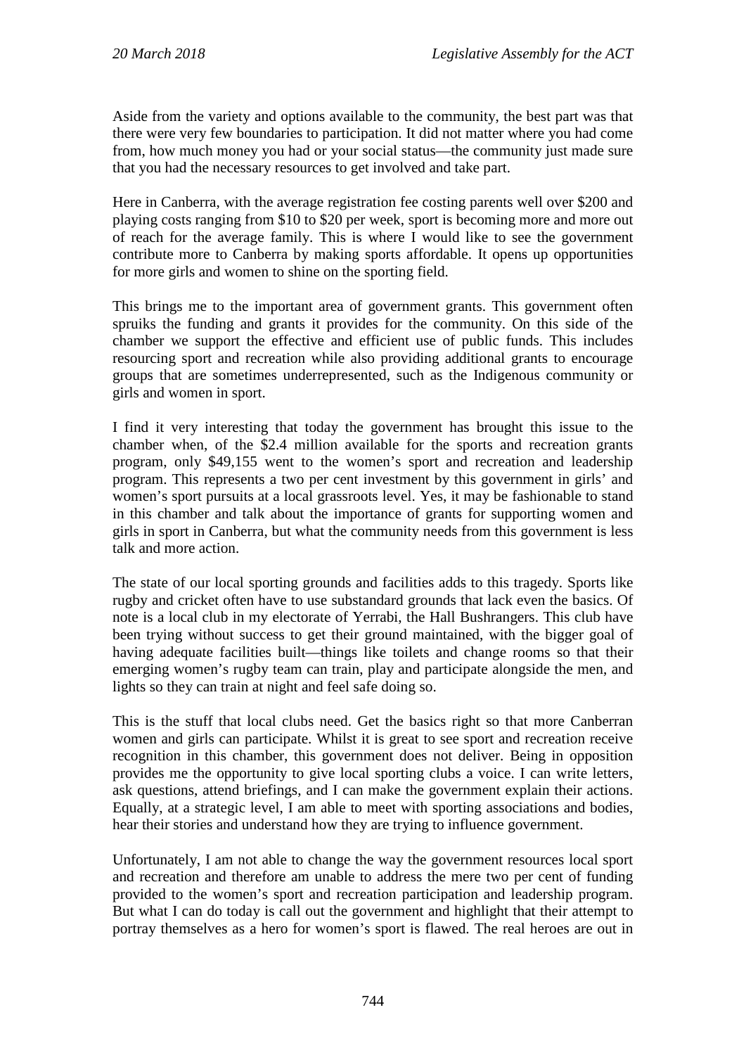Aside from the variety and options available to the community, the best part was that there were very few boundaries to participation. It did not matter where you had come from, how much money you had or your social status—the community just made sure that you had the necessary resources to get involved and take part.

Here in Canberra, with the average registration fee costing parents well over $200 and playing costs ranging from $10 to $20 per week, sport is becoming more and more out of reach for the average family. This is where I would like to see the government contribute more to Canberra by making sports affordable. It opens up opportunities for more girls and women to shine on the sporting field.

This brings me to the important area of government grants. This government often spruiks the funding and grants it provides for the community. On this side of the chamber we support the effective and efficient use of public funds. This includes resourcing sport and recreation while also providing additional grants to encourage groups that are sometimes underrepresented, such as the Indigenous community or girls and women in sport.

I find it very interesting that today the government has brought this issue to the chamber when, of the $2.4 million available for the sports and recreation grants program, only $49,155 went to the women's sport and recreation and leadership program. This represents a two per cent investment by this government in girls' and women's sport pursuits at a local grassroots level. Yes, it may be fashionable to stand in this chamber and talk about the importance of grants for supporting women and girls in sport in Canberra, but what the community needs from this government is less talk and more action.

The state of our local sporting grounds and facilities adds to this tragedy. Sports like rugby and cricket often have to use substandard grounds that lack even the basics. Of note is a local club in my electorate of Yerrabi, the Hall Bushrangers. This club have been trying without success to get their ground maintained, with the bigger goal of having adequate facilities built—things like toilets and change rooms so that their emerging women's rugby team can train, play and participate alongside the men, and lights so they can train at night and feel safe doing so.

This is the stuff that local clubs need. Get the basics right so that more Canberran women and girls can participate. Whilst it is great to see sport and recreation receive recognition in this chamber, this government does not deliver. Being in opposition provides me the opportunity to give local sporting clubs a voice. I can write letters, ask questions, attend briefings, and I can make the government explain their actions. Equally, at a strategic level, I am able to meet with sporting associations and bodies, hear their stories and understand how they are trying to influence government.

Unfortunately, I am not able to change the way the government resources local sport and recreation and therefore am unable to address the mere two per cent of funding provided to the women's sport and recreation participation and leadership program. But what I can do today is call out the government and highlight that their attempt to portray themselves as a hero for women's sport is flawed. The real heroes are out in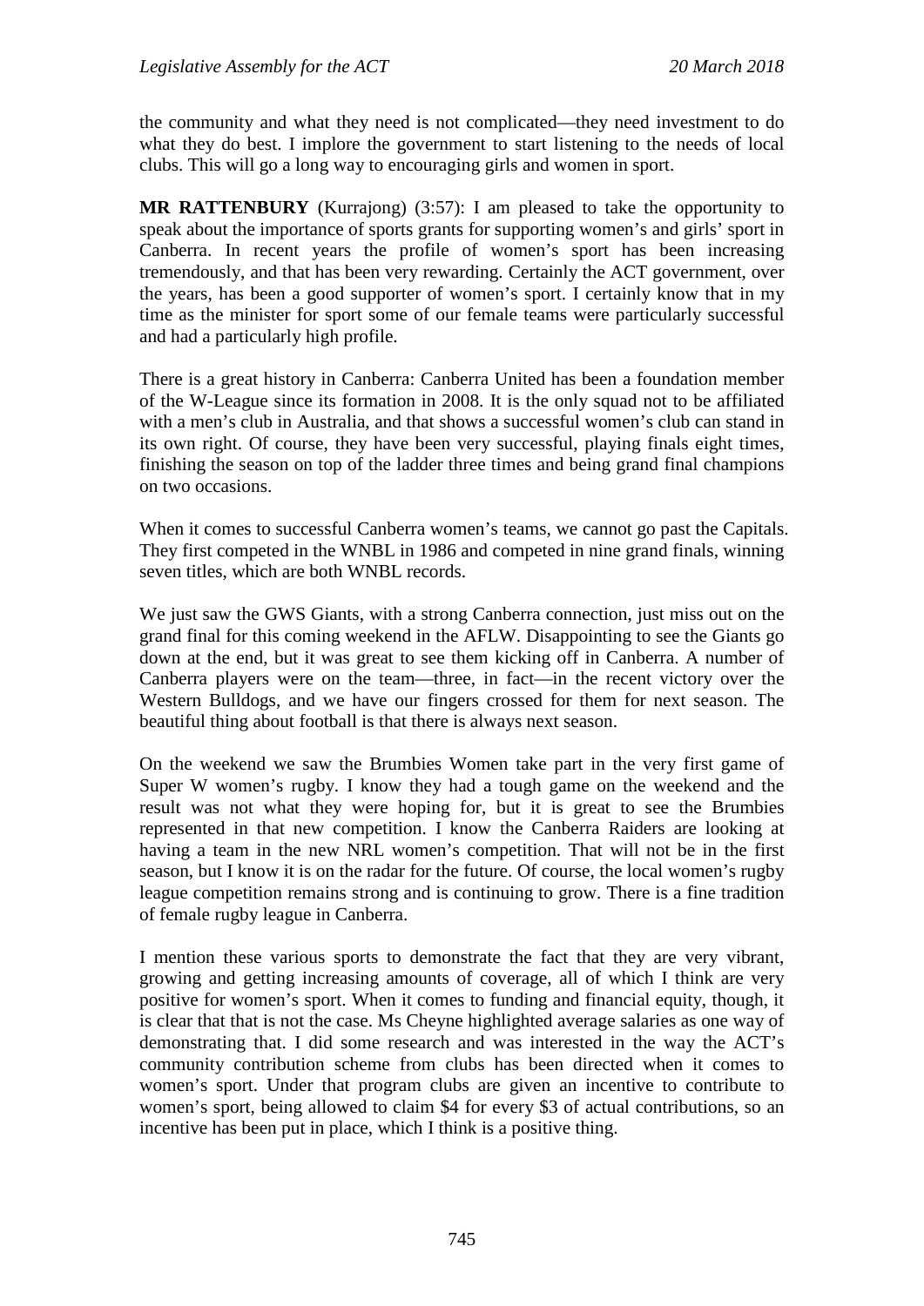the community and what they need is not complicated—they need investment to do what they do best. I implore the government to start listening to the needs of local clubs. This will go a long way to encouraging girls and women in sport.

**MR RATTENBURY** (Kurrajong) (3:57): I am pleased to take the opportunity to speak about the importance of sports grants for supporting women's and girls' sport in Canberra. In recent years the profile of women's sport has been increasing tremendously, and that has been very rewarding. Certainly the ACT government, over the years, has been a good supporter of women's sport. I certainly know that in my time as the minister for sport some of our female teams were particularly successful and had a particularly high profile.

There is a great history in Canberra: Canberra United has been a foundation member of the W-League since its formation in 2008. It is the only squad not to be affiliated with a men's club in Australia, and that shows a successful women's club can stand in its own right. Of course, they have been very successful, playing finals eight times, finishing the season on top of the ladder three times and being grand final champions on two occasions.

When it comes to successful Canberra women's teams, we cannot go past the Capitals. They first competed in the WNBL in 1986 and competed in nine grand finals, winning seven titles, which are both WNBL records.

We just saw the GWS Giants, with a strong Canberra connection, just miss out on the grand final for this coming weekend in the AFLW. Disappointing to see the Giants go down at the end, but it was great to see them kicking off in Canberra. A number of Canberra players were on the team—three, in fact—in the recent victory over the Western Bulldogs, and we have our fingers crossed for them for next season. The beautiful thing about football is that there is always next season.

On the weekend we saw the Brumbies Women take part in the very first game of Super W women's rugby. I know they had a tough game on the weekend and the result was not what they were hoping for, but it is great to see the Brumbies represented in that new competition. I know the Canberra Raiders are looking at having a team in the new NRL women's competition. That will not be in the first season, but I know it is on the radar for the future. Of course, the local women's rugby league competition remains strong and is continuing to grow. There is a fine tradition of female rugby league in Canberra.

I mention these various sports to demonstrate the fact that they are very vibrant, growing and getting increasing amounts of coverage, all of which I think are very positive for women's sport. When it comes to funding and financial equity, though, it is clear that that is not the case. Ms Cheyne highlighted average salaries as one way of demonstrating that. I did some research and was interested in the way the ACT's community contribution scheme from clubs has been directed when it comes to women's sport. Under that program clubs are given an incentive to contribute to women's sport, being allowed to claim $4 for every $3 of actual contributions, so an incentive has been put in place, which I think is a positive thing.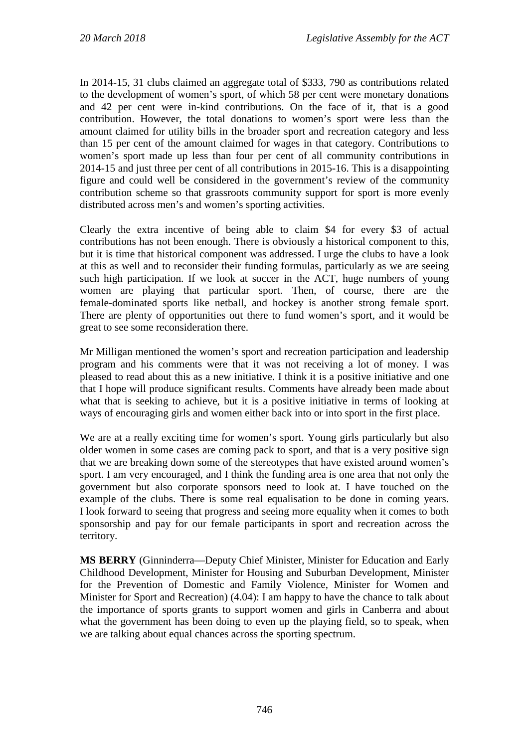In 2014-15, 31 clubs claimed an aggregate total of $333, 790 as contributions related to the development of women's sport, of which 58 per cent were monetary donations and 42 per cent were in-kind contributions. On the face of it, that is a good contribution. However, the total donations to women's sport were less than the amount claimed for utility bills in the broader sport and recreation category and less than 15 per cent of the amount claimed for wages in that category. Contributions to women's sport made up less than four per cent of all community contributions in 2014-15 and just three per cent of all contributions in 2015-16. This is a disappointing figure and could well be considered in the government's review of the community contribution scheme so that grassroots community support for sport is more evenly distributed across men's and women's sporting activities.

Clearly the extra incentive of being able to claim $4 for every $3 of actual contributions has not been enough. There is obviously a historical component to this, but it is time that historical component was addressed. I urge the clubs to have a look at this as well and to reconsider their funding formulas, particularly as we are seeing such high participation. If we look at soccer in the ACT, huge numbers of young women are playing that particular sport. Then, of course, there are the female-dominated sports like netball, and hockey is another strong female sport. There are plenty of opportunities out there to fund women's sport, and it would be great to see some reconsideration there.

Mr Milligan mentioned the women's sport and recreation participation and leadership program and his comments were that it was not receiving a lot of money. I was pleased to read about this as a new initiative. I think it is a positive initiative and one that I hope will produce significant results. Comments have already been made about what that is seeking to achieve, but it is a positive initiative in terms of looking at ways of encouraging girls and women either back into or into sport in the first place.

We are at a really exciting time for women's sport. Young girls particularly but also older women in some cases are coming pack to sport, and that is a very positive sign that we are breaking down some of the stereotypes that have existed around women's sport. I am very encouraged, and I think the funding area is one area that not only the government but also corporate sponsors need to look at. I have touched on the example of the clubs. There is some real equalisation to be done in coming years. I look forward to seeing that progress and seeing more equality when it comes to both sponsorship and pay for our female participants in sport and recreation across the territory.

**MS BERRY** (Ginninderra—Deputy Chief Minister, Minister for Education and Early Childhood Development, Minister for Housing and Suburban Development, Minister for the Prevention of Domestic and Family Violence, Minister for Women and Minister for Sport and Recreation) (4.04): I am happy to have the chance to talk about the importance of sports grants to support women and girls in Canberra and about what the government has been doing to even up the playing field, so to speak, when we are talking about equal chances across the sporting spectrum.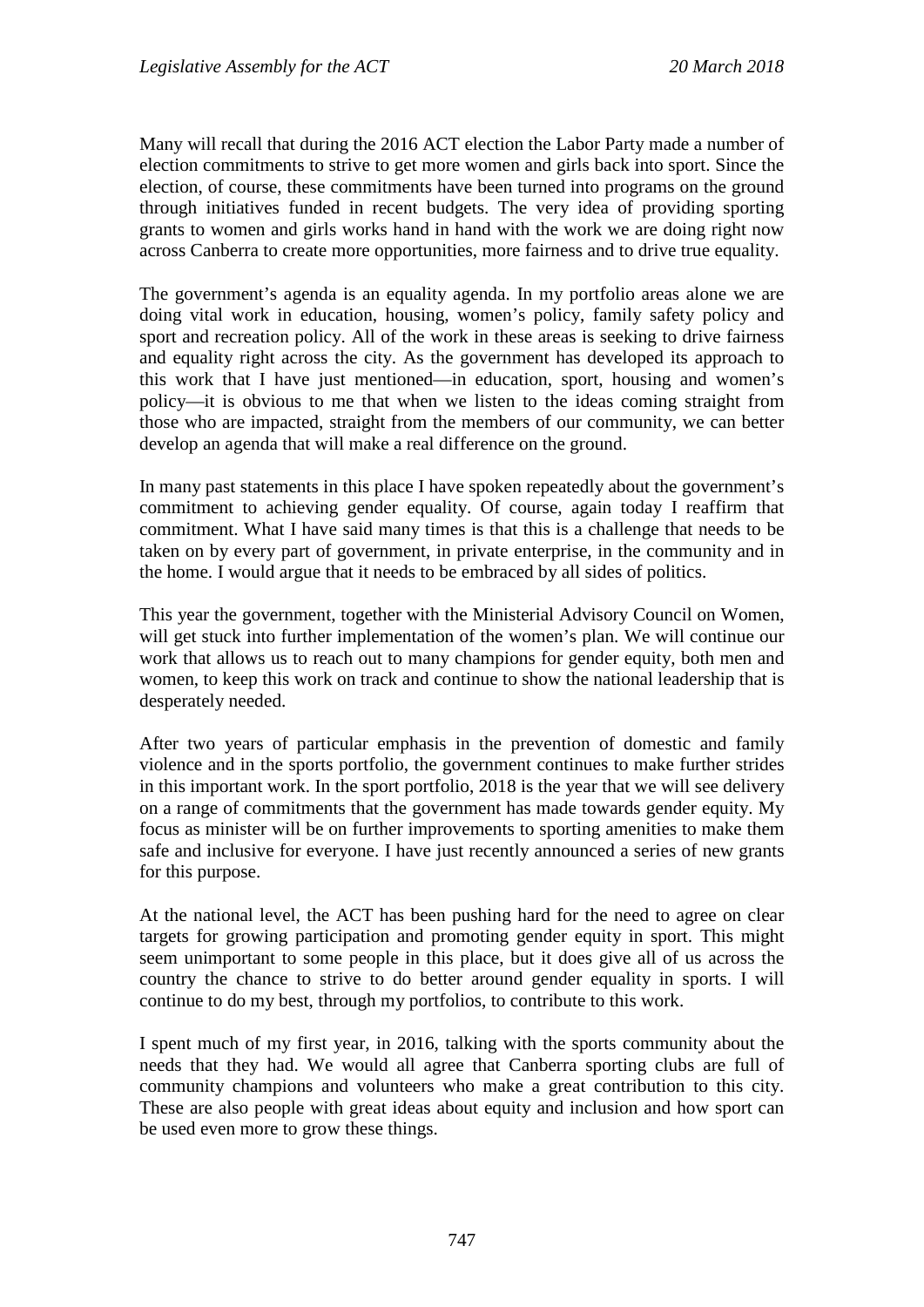Many will recall that during the 2016 ACT election the Labor Party made a number of election commitments to strive to get more women and girls back into sport. Since the election, of course, these commitments have been turned into programs on the ground through initiatives funded in recent budgets. The very idea of providing sporting grants to women and girls works hand in hand with the work we are doing right now across Canberra to create more opportunities, more fairness and to drive true equality.

The government's agenda is an equality agenda. In my portfolio areas alone we are doing vital work in education, housing, women's policy, family safety policy and sport and recreation policy. All of the work in these areas is seeking to drive fairness and equality right across the city. As the government has developed its approach to this work that I have just mentioned—in education, sport, housing and women's policy—it is obvious to me that when we listen to the ideas coming straight from those who are impacted, straight from the members of our community, we can better develop an agenda that will make a real difference on the ground.

In many past statements in this place I have spoken repeatedly about the government's commitment to achieving gender equality. Of course, again today I reaffirm that commitment. What I have said many times is that this is a challenge that needs to be taken on by every part of government, in private enterprise, in the community and in the home. I would argue that it needs to be embraced by all sides of politics.

This year the government, together with the Ministerial Advisory Council on Women, will get stuck into further implementation of the women's plan. We will continue our work that allows us to reach out to many champions for gender equity, both men and women, to keep this work on track and continue to show the national leadership that is desperately needed.

After two years of particular emphasis in the prevention of domestic and family violence and in the sports portfolio, the government continues to make further strides in this important work. In the sport portfolio, 2018 is the year that we will see delivery on a range of commitments that the government has made towards gender equity. My focus as minister will be on further improvements to sporting amenities to make them safe and inclusive for everyone. I have just recently announced a series of new grants for this purpose.

At the national level, the ACT has been pushing hard for the need to agree on clear targets for growing participation and promoting gender equity in sport. This might seem unimportant to some people in this place, but it does give all of us across the country the chance to strive to do better around gender equality in sports. I will continue to do my best, through my portfolios, to contribute to this work.

I spent much of my first year, in 2016, talking with the sports community about the needs that they had. We would all agree that Canberra sporting clubs are full of community champions and volunteers who make a great contribution to this city. These are also people with great ideas about equity and inclusion and how sport can be used even more to grow these things.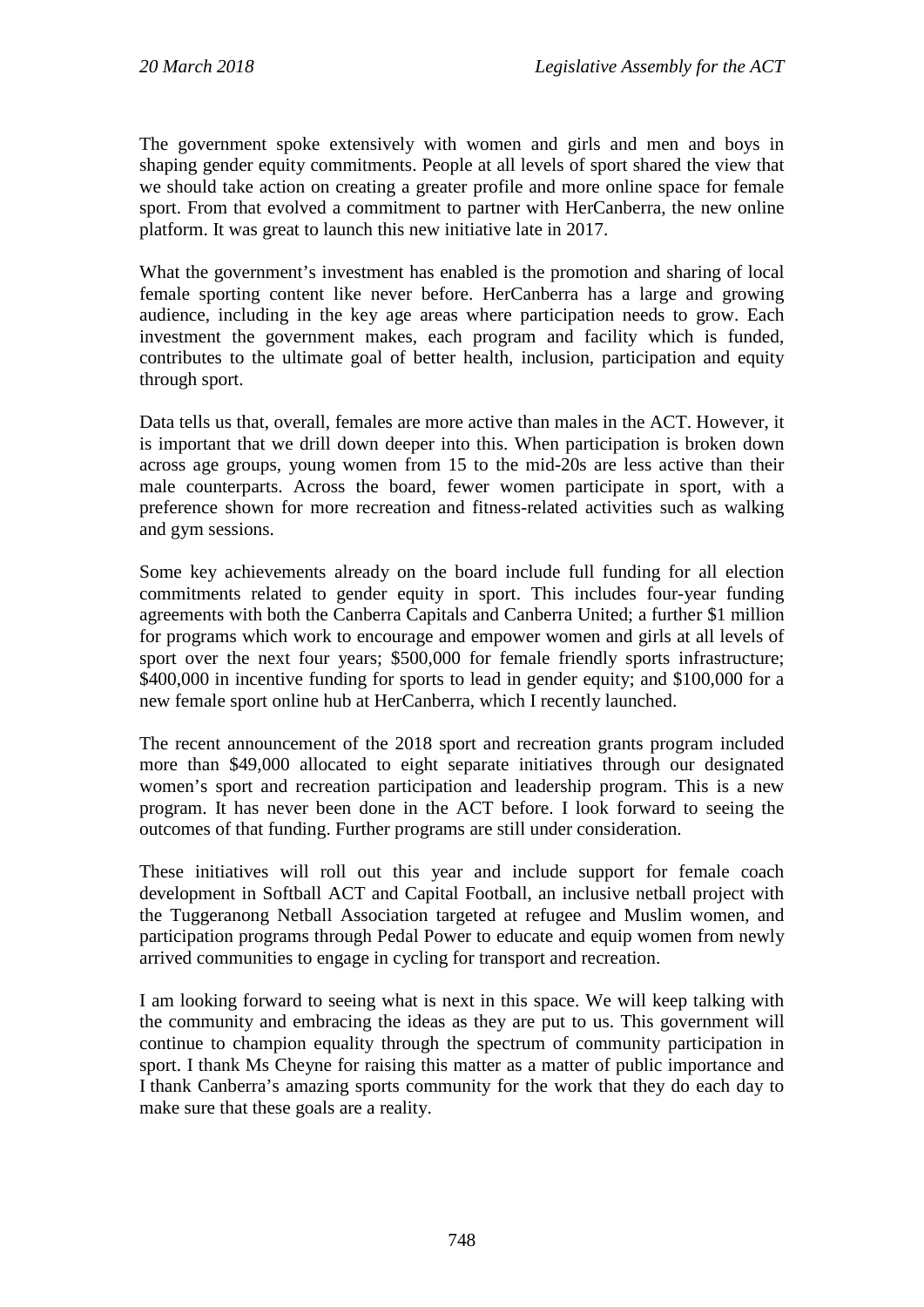The government spoke extensively with women and girls and men and boys in shaping gender equity commitments. People at all levels of sport shared the view that we should take action on creating a greater profile and more online space for female sport. From that evolved a commitment to partner with HerCanberra, the new online platform. It was great to launch this new initiative late in 2017.

What the government's investment has enabled is the promotion and sharing of local female sporting content like never before. HerCanberra has a large and growing audience, including in the key age areas where participation needs to grow. Each investment the government makes, each program and facility which is funded, contributes to the ultimate goal of better health, inclusion, participation and equity through sport.

Data tells us that, overall, females are more active than males in the ACT. However, it is important that we drill down deeper into this. When participation is broken down across age groups, young women from 15 to the mid-20s are less active than their male counterparts. Across the board, fewer women participate in sport, with a preference shown for more recreation and fitness-related activities such as walking and gym sessions.

Some key achievements already on the board include full funding for all election commitments related to gender equity in sport. This includes four-year funding agreements with both the Canberra Capitals and Canberra United; a further $1 million for programs which work to encourage and empower women and girls at all levels of sport over the next four years; $500,000 for female friendly sports infrastructure; $400,000 in incentive funding for sports to lead in gender equity; and $100,000 for a new female sport online hub at HerCanberra, which I recently launched.

The recent announcement of the 2018 sport and recreation grants program included more than $49,000 allocated to eight separate initiatives through our designated women's sport and recreation participation and leadership program. This is a new program. It has never been done in the ACT before. I look forward to seeing the outcomes of that funding. Further programs are still under consideration.

These initiatives will roll out this year and include support for female coach development in Softball ACT and Capital Football, an inclusive netball project with the Tuggeranong Netball Association targeted at refugee and Muslim women, and participation programs through Pedal Power to educate and equip women from newly arrived communities to engage in cycling for transport and recreation.

I am looking forward to seeing what is next in this space. We will keep talking with the community and embracing the ideas as they are put to us. This government will continue to champion equality through the spectrum of community participation in sport. I thank Ms Cheyne for raising this matter as a matter of public importance and I thank Canberra's amazing sports community for the work that they do each day to make sure that these goals are a reality.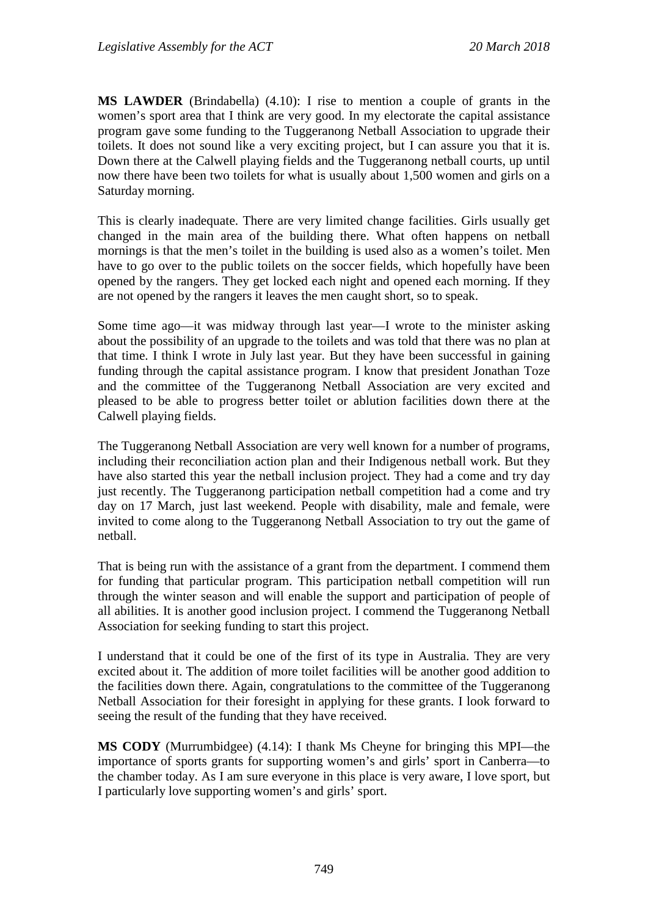**MS LAWDER** (Brindabella) (4.10): I rise to mention a couple of grants in the women's sport area that I think are very good. In my electorate the capital assistance program gave some funding to the Tuggeranong Netball Association to upgrade their toilets. It does not sound like a very exciting project, but I can assure you that it is. Down there at the Calwell playing fields and the Tuggeranong netball courts, up until now there have been two toilets for what is usually about 1,500 women and girls on a Saturday morning.

This is clearly inadequate. There are very limited change facilities. Girls usually get changed in the main area of the building there. What often happens on netball mornings is that the men's toilet in the building is used also as a women's toilet. Men have to go over to the public toilets on the soccer fields, which hopefully have been opened by the rangers. They get locked each night and opened each morning. If they are not opened by the rangers it leaves the men caught short, so to speak.

Some time ago—it was midway through last year—I wrote to the minister asking about the possibility of an upgrade to the toilets and was told that there was no plan at that time. I think I wrote in July last year. But they have been successful in gaining funding through the capital assistance program. I know that president Jonathan Toze and the committee of the Tuggeranong Netball Association are very excited and pleased to be able to progress better toilet or ablution facilities down there at the Calwell playing fields.

The Tuggeranong Netball Association are very well known for a number of programs, including their reconciliation action plan and their Indigenous netball work. But they have also started this year the netball inclusion project. They had a come and try day just recently. The Tuggeranong participation netball competition had a come and try day on 17 March, just last weekend. People with disability, male and female, were invited to come along to the Tuggeranong Netball Association to try out the game of netball.

That is being run with the assistance of a grant from the department. I commend them for funding that particular program. This participation netball competition will run through the winter season and will enable the support and participation of people of all abilities. It is another good inclusion project. I commend the Tuggeranong Netball Association for seeking funding to start this project.

I understand that it could be one of the first of its type in Australia. They are very excited about it. The addition of more toilet facilities will be another good addition to the facilities down there. Again, congratulations to the committee of the Tuggeranong Netball Association for their foresight in applying for these grants. I look forward to seeing the result of the funding that they have received.

**MS CODY** (Murrumbidgee) (4.14): I thank Ms Cheyne for bringing this MPI—the importance of sports grants for supporting women's and girls' sport in Canberra—to the chamber today. As I am sure everyone in this place is very aware, I love sport, but I particularly love supporting women's and girls' sport.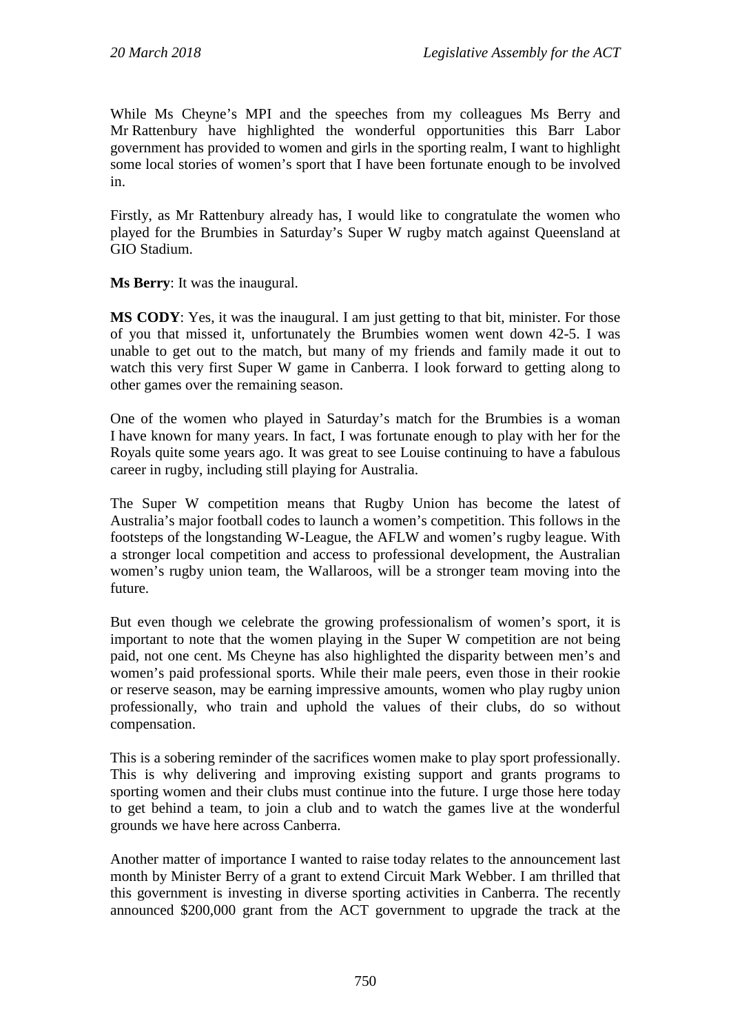While Ms Cheyne's MPI and the speeches from my colleagues Ms Berry and Mr Rattenbury have highlighted the wonderful opportunities this Barr Labor government has provided to women and girls in the sporting realm, I want to highlight some local stories of women's sport that I have been fortunate enough to be involved in.

Firstly, as Mr Rattenbury already has, I would like to congratulate the women who played for the Brumbies in Saturday's Super W rugby match against Queensland at GIO Stadium.

**Ms Berry**: It was the inaugural.

**MS CODY**: Yes, it was the inaugural. I am just getting to that bit, minister. For those of you that missed it, unfortunately the Brumbies women went down 42-5. I was unable to get out to the match, but many of my friends and family made it out to watch this very first Super W game in Canberra. I look forward to getting along to other games over the remaining season.

One of the women who played in Saturday's match for the Brumbies is a woman I have known for many years. In fact, I was fortunate enough to play with her for the Royals quite some years ago. It was great to see Louise continuing to have a fabulous career in rugby, including still playing for Australia.

The Super W competition means that Rugby Union has become the latest of Australia's major football codes to launch a women's competition. This follows in the footsteps of the longstanding W-League, the AFLW and women's rugby league. With a stronger local competition and access to professional development, the Australian women's rugby union team, the Wallaroos, will be a stronger team moving into the future.

But even though we celebrate the growing professionalism of women's sport, it is important to note that the women playing in the Super W competition are not being paid, not one cent. Ms Cheyne has also highlighted the disparity between men's and women's paid professional sports. While their male peers, even those in their rookie or reserve season, may be earning impressive amounts, women who play rugby union professionally, who train and uphold the values of their clubs, do so without compensation.

This is a sobering reminder of the sacrifices women make to play sport professionally. This is why delivering and improving existing support and grants programs to sporting women and their clubs must continue into the future. I urge those here today to get behind a team, to join a club and to watch the games live at the wonderful grounds we have here across Canberra.

Another matter of importance I wanted to raise today relates to the announcement last month by Minister Berry of a grant to extend Circuit Mark Webber. I am thrilled that this government is investing in diverse sporting activities in Canberra. The recently announced $200,000 grant from the ACT government to upgrade the track at the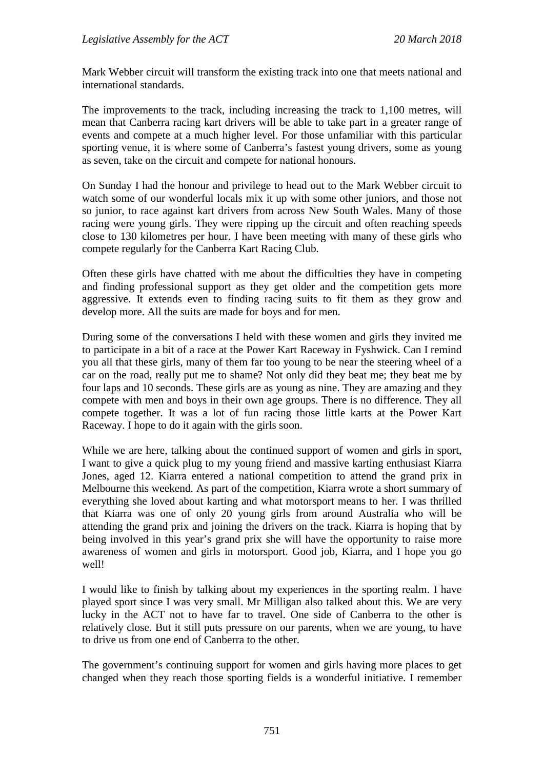Mark Webber circuit will transform the existing track into one that meets national and international standards.

The improvements to the track, including increasing the track to 1,100 metres, will mean that Canberra racing kart drivers will be able to take part in a greater range of events and compete at a much higher level. For those unfamiliar with this particular sporting venue, it is where some of Canberra's fastest young drivers, some as young as seven, take on the circuit and compete for national honours.

On Sunday I had the honour and privilege to head out to the Mark Webber circuit to watch some of our wonderful locals mix it up with some other juniors, and those not so junior, to race against kart drivers from across New South Wales. Many of those racing were young girls. They were ripping up the circuit and often reaching speeds close to 130 kilometres per hour. I have been meeting with many of these girls who compete regularly for the Canberra Kart Racing Club.

Often these girls have chatted with me about the difficulties they have in competing and finding professional support as they get older and the competition gets more aggressive. It extends even to finding racing suits to fit them as they grow and develop more. All the suits are made for boys and for men.

During some of the conversations I held with these women and girls they invited me to participate in a bit of a race at the Power Kart Raceway in Fyshwick. Can I remind you all that these girls, many of them far too young to be near the steering wheel of a car on the road, really put me to shame? Not only did they beat me; they beat me by four laps and 10 seconds. These girls are as young as nine. They are amazing and they compete with men and boys in their own age groups. There is no difference. They all compete together. It was a lot of fun racing those little karts at the Power Kart Raceway. I hope to do it again with the girls soon.

While we are here, talking about the continued support of women and girls in sport, I want to give a quick plug to my young friend and massive karting enthusiast Kiarra Jones, aged 12. Kiarra entered a national competition to attend the grand prix in Melbourne this weekend. As part of the competition, Kiarra wrote a short summary of everything she loved about karting and what motorsport means to her. I was thrilled that Kiarra was one of only 20 young girls from around Australia who will be attending the grand prix and joining the drivers on the track. Kiarra is hoping that by being involved in this year's grand prix she will have the opportunity to raise more awareness of women and girls in motorsport. Good job, Kiarra, and I hope you go well!

I would like to finish by talking about my experiences in the sporting realm. I have played sport since I was very small. Mr Milligan also talked about this. We are very lucky in the ACT not to have far to travel. One side of Canberra to the other is relatively close. But it still puts pressure on our parents, when we are young, to have to drive us from one end of Canberra to the other.

The government's continuing support for women and girls having more places to get changed when they reach those sporting fields is a wonderful initiative. I remember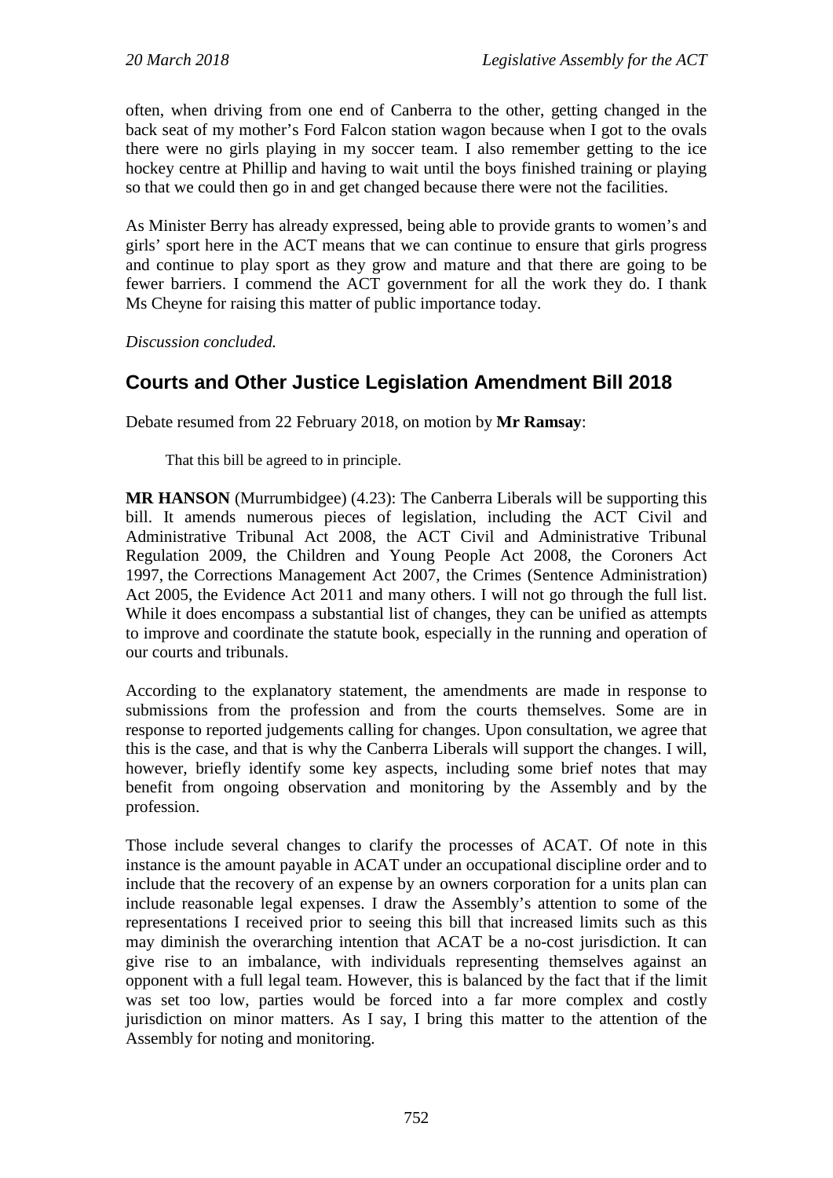often, when driving from one end of Canberra to the other, getting changed in the back seat of my mother's Ford Falcon station wagon because when I got to the ovals there were no girls playing in my soccer team. I also remember getting to the ice hockey centre at Phillip and having to wait until the boys finished training or playing so that we could then go in and get changed because there were not the facilities.

As Minister Berry has already expressed, being able to provide grants to women's and girls' sport here in the ACT means that we can continue to ensure that girls progress and continue to play sport as they grow and mature and that there are going to be fewer barriers. I commend the ACT government for all the work they do. I thank Ms Cheyne for raising this matter of public importance today.

*Discussion concluded.*

## Courts and Other Justice Legislation Amendment Bill 2018

Debate resumed from 22 February 2018, on motion by **Mr Ramsay**:

> That this bill be agreed to in principle.

**MR HANSON** (Murrumbidgee) (4.23): The Canberra Liberals will be supporting this bill. It amends numerous pieces of legislation, including the ACT Civil and Administrative Tribunal Act 2008, the ACT Civil and Administrative Tribunal Regulation 2009, the Children and Young People Act 2008, the Coroners Act 1997, the Corrections Management Act 2007, the Crimes (Sentence Administration) Act 2005, the Evidence Act 2011 and many others. I will not go through the full list. While it does encompass a substantial list of changes, they can be unified as attempts to improve and coordinate the statute book, especially in the running and operation of our courts and tribunals.

According to the explanatory statement, the amendments are made in response to submissions from the profession and from the courts themselves. Some are in response to reported judgements calling for changes. Upon consultation, we agree that this is the case, and that is why the Canberra Liberals will support the changes. I will, however, briefly identify some key aspects, including some brief notes that may benefit from ongoing observation and monitoring by the Assembly and by the profession.

Those include several changes to clarify the processes of ACAT. Of note in this instance is the amount payable in ACAT under an occupational discipline order and to include that the recovery of an expense by an owners corporation for a units plan can include reasonable legal expenses. I draw the Assembly's attention to some of the representations I received prior to seeing this bill that increased limits such as this may diminish the overarching intention that ACAT be a no-cost jurisdiction. It can give rise to an imbalance, with individuals representing themselves against an opponent with a full legal team. However, this is balanced by the fact that if the limit was set too low, parties would be forced into a far more complex and costly jurisdiction on minor matters. As I say, I bring this matter to the attention of the Assembly for noting and monitoring.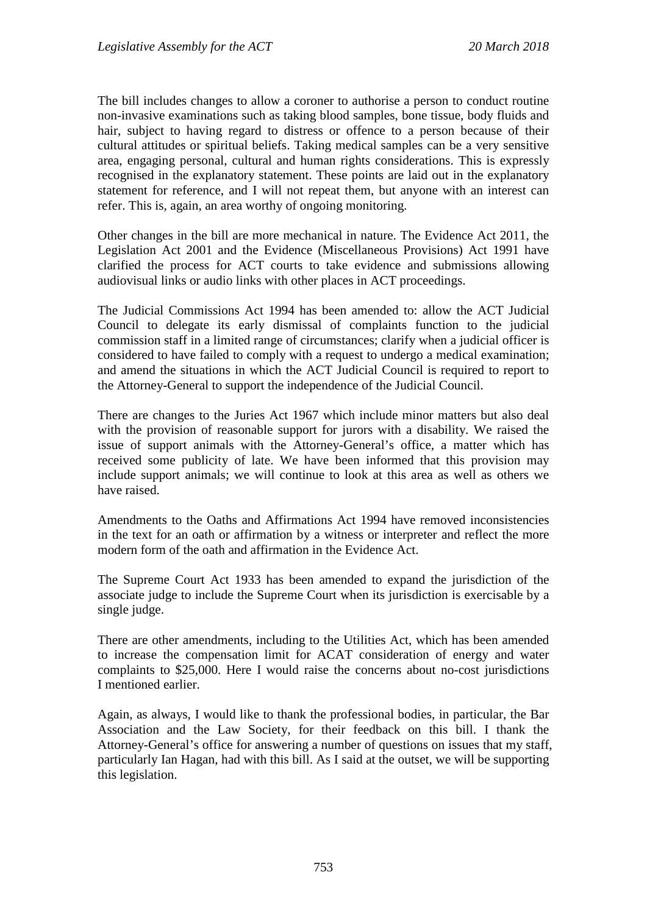The bill includes changes to allow a coroner to authorise a person to conduct routine non-invasive examinations such as taking blood samples, bone tissue, body fluids and hair, subject to having regard to distress or offence to a person because of their cultural attitudes or spiritual beliefs. Taking medical samples can be a very sensitive area, engaging personal, cultural and human rights considerations. This is expressly recognised in the explanatory statement. These points are laid out in the explanatory statement for reference, and I will not repeat them, but anyone with an interest can refer. This is, again, an area worthy of ongoing monitoring.

Other changes in the bill are more mechanical in nature. The Evidence Act 2011, the Legislation Act 2001 and the Evidence (Miscellaneous Provisions) Act 1991 have clarified the process for ACT courts to take evidence and submissions allowing audiovisual links or audio links with other places in ACT proceedings.

The Judicial Commissions Act 1994 has been amended to: allow the ACT Judicial Council to delegate its early dismissal of complaints function to the judicial commission staff in a limited range of circumstances; clarify when a judicial officer is considered to have failed to comply with a request to undergo a medical examination; and amend the situations in which the ACT Judicial Council is required to report to the Attorney-General to support the independence of the Judicial Council.

There are changes to the Juries Act 1967 which include minor matters but also deal with the provision of reasonable support for jurors with a disability. We raised the issue of support animals with the Attorney-General's office, a matter which has received some publicity of late. We have been informed that this provision may include support animals; we will continue to look at this area as well as others we have raised.

Amendments to the Oaths and Affirmations Act 1994 have removed inconsistencies in the text for an oath or affirmation by a witness or interpreter and reflect the more modern form of the oath and affirmation in the Evidence Act.

The Supreme Court Act 1933 has been amended to expand the jurisdiction of the associate judge to include the Supreme Court when its jurisdiction is exercisable by a single judge.

There are other amendments, including to the Utilities Act, which has been amended to increase the compensation limit for ACAT consideration of energy and water complaints to $25,000. Here I would raise the concerns about no-cost jurisdictions I mentioned earlier.

Again, as always, I would like to thank the professional bodies, in particular, the Bar Association and the Law Society, for their feedback on this bill. I thank the Attorney-General's office for answering a number of questions on issues that my staff, particularly Ian Hagan, had with this bill. As I said at the outset, we will be supporting this legislation.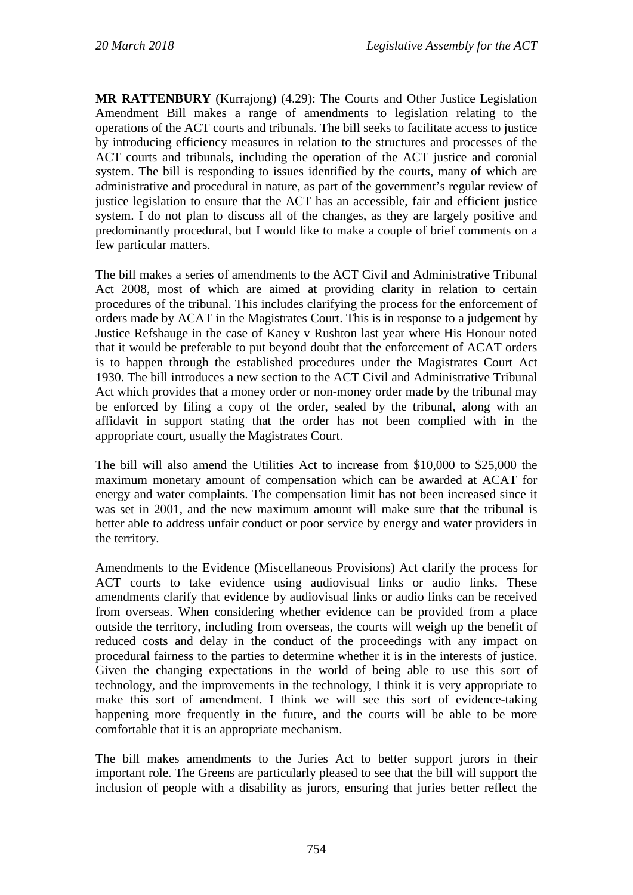**MR RATTENBURY** (Kurrajong) (4.29): The Courts and Other Justice Legislation Amendment Bill makes a range of amendments to legislation relating to the operations of the ACT courts and tribunals. The bill seeks to facilitate access to justice by introducing efficiency measures in relation to the structures and processes of the ACT courts and tribunals, including the operation of the ACT justice and coronial system. The bill is responding to issues identified by the courts, many of which are administrative and procedural in nature, as part of the government's regular review of justice legislation to ensure that the ACT has an accessible, fair and efficient justice system. I do not plan to discuss all of the changes, as they are largely positive and predominantly procedural, but I would like to make a couple of brief comments on a few particular matters.

The bill makes a series of amendments to the ACT Civil and Administrative Tribunal Act 2008, most of which are aimed at providing clarity in relation to certain procedures of the tribunal. This includes clarifying the process for the enforcement of orders made by ACAT in the Magistrates Court. This is in response to a judgement by Justice Refshauge in the case of Kaney v Rushton last year where His Honour noted that it would be preferable to put beyond doubt that the enforcement of ACAT orders is to happen through the established procedures under the Magistrates Court Act 1930. The bill introduces a new section to the ACT Civil and Administrative Tribunal Act which provides that a money order or non-money order made by the tribunal may be enforced by filing a copy of the order, sealed by the tribunal, along with an affidavit in support stating that the order has not been complied with in the appropriate court, usually the Magistrates Court.

The bill will also amend the Utilities Act to increase from $10,000 to $25,000 the maximum monetary amount of compensation which can be awarded at ACAT for energy and water complaints. The compensation limit has not been increased since it was set in 2001, and the new maximum amount will make sure that the tribunal is better able to address unfair conduct or poor service by energy and water providers in the territory.

Amendments to the Evidence (Miscellaneous Provisions) Act clarify the process for ACT courts to take evidence using audiovisual links or audio links. These amendments clarify that evidence by audiovisual links or audio links can be received from overseas. When considering whether evidence can be provided from a place outside the territory, including from overseas, the courts will weigh up the benefit of reduced costs and delay in the conduct of the proceedings with any impact on procedural fairness to the parties to determine whether it is in the interests of justice. Given the changing expectations in the world of being able to use this sort of technology, and the improvements in the technology, I think it is very appropriate to make this sort of amendment. I think we will see this sort of evidence-taking happening more frequently in the future, and the courts will be able to be more comfortable that it is an appropriate mechanism.

The bill makes amendments to the Juries Act to better support jurors in their important role. The Greens are particularly pleased to see that the bill will support the inclusion of people with a disability as jurors, ensuring that juries better reflect the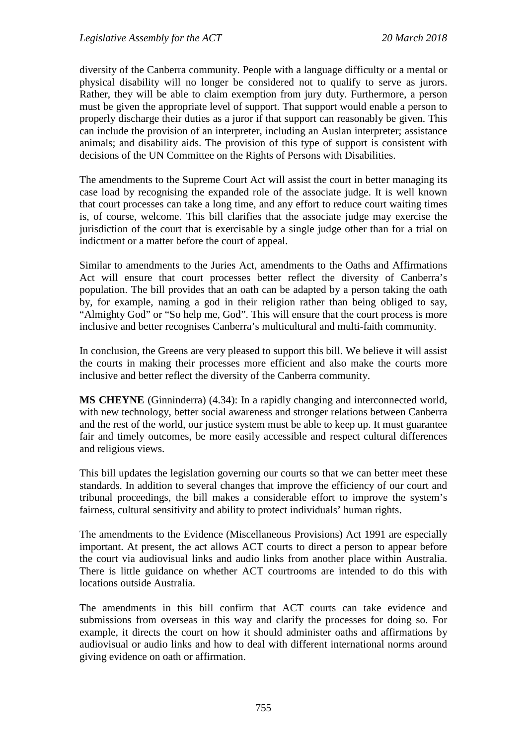diversity of the Canberra community. People with a language difficulty or a mental or physical disability will no longer be considered not to qualify to serve as jurors. Rather, they will be able to claim exemption from jury duty. Furthermore, a person must be given the appropriate level of support. That support would enable a person to properly discharge their duties as a juror if that support can reasonably be given. This can include the provision of an interpreter, including an Auslan interpreter; assistance animals; and disability aids. The provision of this type of support is consistent with decisions of the UN Committee on the Rights of Persons with Disabilities.

The amendments to the Supreme Court Act will assist the court in better managing its case load by recognising the expanded role of the associate judge. It is well known that court processes can take a long time, and any effort to reduce court waiting times is, of course, welcome. This bill clarifies that the associate judge may exercise the jurisdiction of the court that is exercisable by a single judge other than for a trial on indictment or a matter before the court of appeal.

Similar to amendments to the Juries Act, amendments to the Oaths and Affirmations Act will ensure that court processes better reflect the diversity of Canberra's population. The bill provides that an oath can be adapted by a person taking the oath by, for example, naming a god in their religion rather than being obliged to say, "Almighty God" or "So help me, God". This will ensure that the court process is more inclusive and better recognises Canberra's multicultural and multi-faith community.

In conclusion, the Greens are very pleased to support this bill. We believe it will assist the courts in making their processes more efficient and also make the courts more inclusive and better reflect the diversity of the Canberra community.

**MS CHEYNE** (Ginninderra) (4.34): In a rapidly changing and interconnected world, with new technology, better social awareness and stronger relations between Canberra and the rest of the world, our justice system must be able to keep up. It must guarantee fair and timely outcomes, be more easily accessible and respect cultural differences and religious views.

This bill updates the legislation governing our courts so that we can better meet these standards. In addition to several changes that improve the efficiency of our court and tribunal proceedings, the bill makes a considerable effort to improve the system's fairness, cultural sensitivity and ability to protect individuals' human rights.

The amendments to the Evidence (Miscellaneous Provisions) Act 1991 are especially important. At present, the act allows ACT courts to direct a person to appear before the court via audiovisual links and audio links from another place within Australia. There is little guidance on whether ACT courtrooms are intended to do this with locations outside Australia.

The amendments in this bill confirm that ACT courts can take evidence and submissions from overseas in this way and clarify the processes for doing so. For example, it directs the court on how it should administer oaths and affirmations by audiovisual or audio links and how to deal with different international norms around giving evidence on oath or affirmation.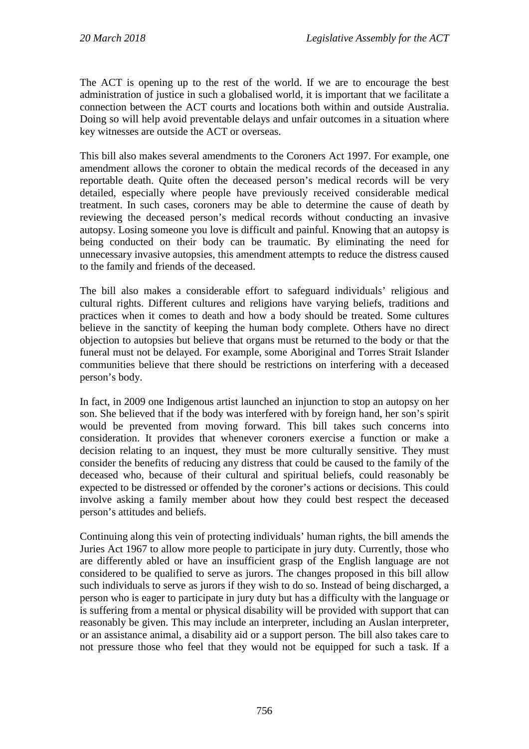The ACT is opening up to the rest of the world. If we are to encourage the best administration of justice in such a globalised world, it is important that we facilitate a connection between the ACT courts and locations both within and outside Australia. Doing so will help avoid preventable delays and unfair outcomes in a situation where key witnesses are outside the ACT or overseas.

This bill also makes several amendments to the Coroners Act 1997. For example, one amendment allows the coroner to obtain the medical records of the deceased in any reportable death. Quite often the deceased person's medical records will be very detailed, especially where people have previously received considerable medical treatment. In such cases, coroners may be able to determine the cause of death by reviewing the deceased person's medical records without conducting an invasive autopsy. Losing someone you love is difficult and painful. Knowing that an autopsy is being conducted on their body can be traumatic. By eliminating the need for unnecessary invasive autopsies, this amendment attempts to reduce the distress caused to the family and friends of the deceased.

The bill also makes a considerable effort to safeguard individuals' religious and cultural rights. Different cultures and religions have varying beliefs, traditions and practices when it comes to death and how a body should be treated. Some cultures believe in the sanctity of keeping the human body complete. Others have no direct objection to autopsies but believe that organs must be returned to the body or that the funeral must not be delayed. For example, some Aboriginal and Torres Strait Islander communities believe that there should be restrictions on interfering with a deceased person's body.

In fact, in 2009 one Indigenous artist launched an injunction to stop an autopsy on her son. She believed that if the body was interfered with by foreign hand, her son's spirit would be prevented from moving forward. This bill takes such concerns into consideration. It provides that whenever coroners exercise a function or make a decision relating to an inquest, they must be more culturally sensitive. They must consider the benefits of reducing any distress that could be caused to the family of the deceased who, because of their cultural and spiritual beliefs, could reasonably be expected to be distressed or offended by the coroner's actions or decisions. This could involve asking a family member about how they could best respect the deceased person's attitudes and beliefs.

Continuing along this vein of protecting individuals' human rights, the bill amends the Juries Act 1967 to allow more people to participate in jury duty. Currently, those who are differently abled or have an insufficient grasp of the English language are not considered to be qualified to serve as jurors. The changes proposed in this bill allow such individuals to serve as jurors if they wish to do so. Instead of being discharged, a person who is eager to participate in jury duty but has a difficulty with the language or is suffering from a mental or physical disability will be provided with support that can reasonably be given. This may include an interpreter, including an Auslan interpreter, or an assistance animal, a disability aid or a support person. The bill also takes care to not pressure those who feel that they would not be equipped for such a task. If a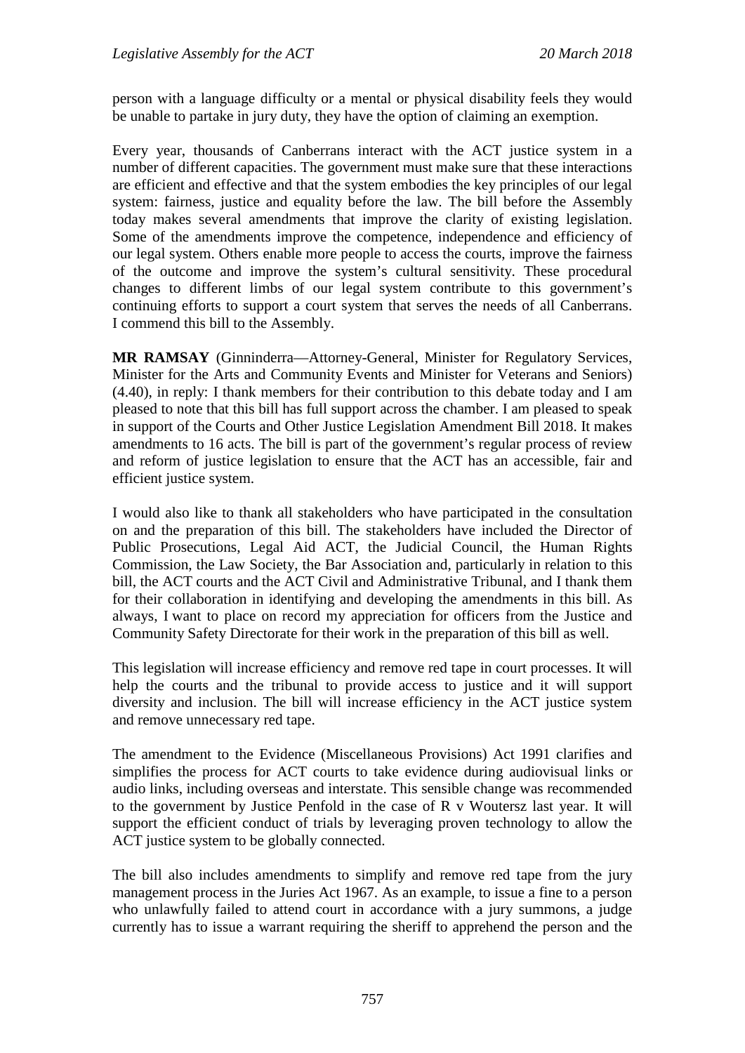person with a language difficulty or a mental or physical disability feels they would be unable to partake in jury duty, they have the option of claiming an exemption.

Every year, thousands of Canberrans interact with the ACT justice system in a number of different capacities. The government must make sure that these interactions are efficient and effective and that the system embodies the key principles of our legal system: fairness, justice and equality before the law. The bill before the Assembly today makes several amendments that improve the clarity of existing legislation. Some of the amendments improve the competence, independence and efficiency of our legal system. Others enable more people to access the courts, improve the fairness of the outcome and improve the system's cultural sensitivity. These procedural changes to different limbs of our legal system contribute to this government's continuing efforts to support a court system that serves the needs of all Canberrans. I commend this bill to the Assembly.

**MR RAMSAY** (Ginninderra—Attorney-General, Minister for Regulatory Services, Minister for the Arts and Community Events and Minister for Veterans and Seniors) (4.40), in reply: I thank members for their contribution to this debate today and I am pleased to note that this bill has full support across the chamber. I am pleased to speak in support of the Courts and Other Justice Legislation Amendment Bill 2018. It makes amendments to 16 acts. The bill is part of the government's regular process of review and reform of justice legislation to ensure that the ACT has an accessible, fair and efficient justice system.

I would also like to thank all stakeholders who have participated in the consultation on and the preparation of this bill. The stakeholders have included the Director of Public Prosecutions, Legal Aid ACT, the Judicial Council, the Human Rights Commission, the Law Society, the Bar Association and, particularly in relation to this bill, the ACT courts and the ACT Civil and Administrative Tribunal, and I thank them for their collaboration in identifying and developing the amendments in this bill. As always, I want to place on record my appreciation for officers from the Justice and Community Safety Directorate for their work in the preparation of this bill as well.

This legislation will increase efficiency and remove red tape in court processes. It will help the courts and the tribunal to provide access to justice and it will support diversity and inclusion. The bill will increase efficiency in the ACT justice system and remove unnecessary red tape.

The amendment to the Evidence (Miscellaneous Provisions) Act 1991 clarifies and simplifies the process for ACT courts to take evidence during audiovisual links or audio links, including overseas and interstate. This sensible change was recommended to the government by Justice Penfold in the case of R v Woutersz last year. It will support the efficient conduct of trials by leveraging proven technology to allow the ACT justice system to be globally connected.

The bill also includes amendments to simplify and remove red tape from the jury management process in the Juries Act 1967. As an example, to issue a fine to a person who unlawfully failed to attend court in accordance with a jury summons, a judge currently has to issue a warrant requiring the sheriff to apprehend the person and the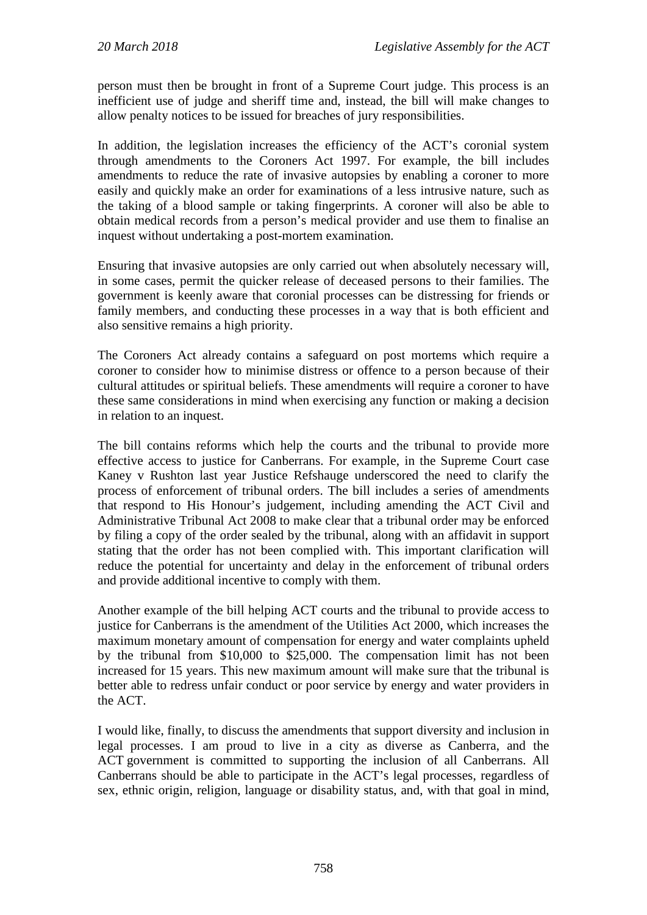person must then be brought in front of a Supreme Court judge. This process is an inefficient use of judge and sheriff time and, instead, the bill will make changes to allow penalty notices to be issued for breaches of jury responsibilities.

In addition, the legislation increases the efficiency of the ACT's coronial system through amendments to the Coroners Act 1997. For example, the bill includes amendments to reduce the rate of invasive autopsies by enabling a coroner to more easily and quickly make an order for examinations of a less intrusive nature, such as the taking of a blood sample or taking fingerprints. A coroner will also be able to obtain medical records from a person's medical provider and use them to finalise an inquest without undertaking a post-mortem examination.

Ensuring that invasive autopsies are only carried out when absolutely necessary will, in some cases, permit the quicker release of deceased persons to their families. The government is keenly aware that coronial processes can be distressing for friends or family members, and conducting these processes in a way that is both efficient and also sensitive remains a high priority.

The Coroners Act already contains a safeguard on post mortems which require a coroner to consider how to minimise distress or offence to a person because of their cultural attitudes or spiritual beliefs. These amendments will require a coroner to have these same considerations in mind when exercising any function or making a decision in relation to an inquest.

The bill contains reforms which help the courts and the tribunal to provide more effective access to justice for Canberrans. For example, in the Supreme Court case Kaney v Rushton last year Justice Refshauge underscored the need to clarify the process of enforcement of tribunal orders. The bill includes a series of amendments that respond to His Honour's judgement, including amending the ACT Civil and Administrative Tribunal Act 2008 to make clear that a tribunal order may be enforced by filing a copy of the order sealed by the tribunal, along with an affidavit in support stating that the order has not been complied with. This important clarification will reduce the potential for uncertainty and delay in the enforcement of tribunal orders and provide additional incentive to comply with them.

Another example of the bill helping ACT courts and the tribunal to provide access to justice for Canberrans is the amendment of the Utilities Act 2000, which increases the maximum monetary amount of compensation for energy and water complaints upheld by the tribunal from $10,000 to $25,000. The compensation limit has not been increased for 15 years. This new maximum amount will make sure that the tribunal is better able to redress unfair conduct or poor service by energy and water providers in the ACT.

I would like, finally, to discuss the amendments that support diversity and inclusion in legal processes. I am proud to live in a city as diverse as Canberra, and the ACT government is committed to supporting the inclusion of all Canberrans. All Canberrans should be able to participate in the ACT's legal processes, regardless of sex, ethnic origin, religion, language or disability status, and, with that goal in mind,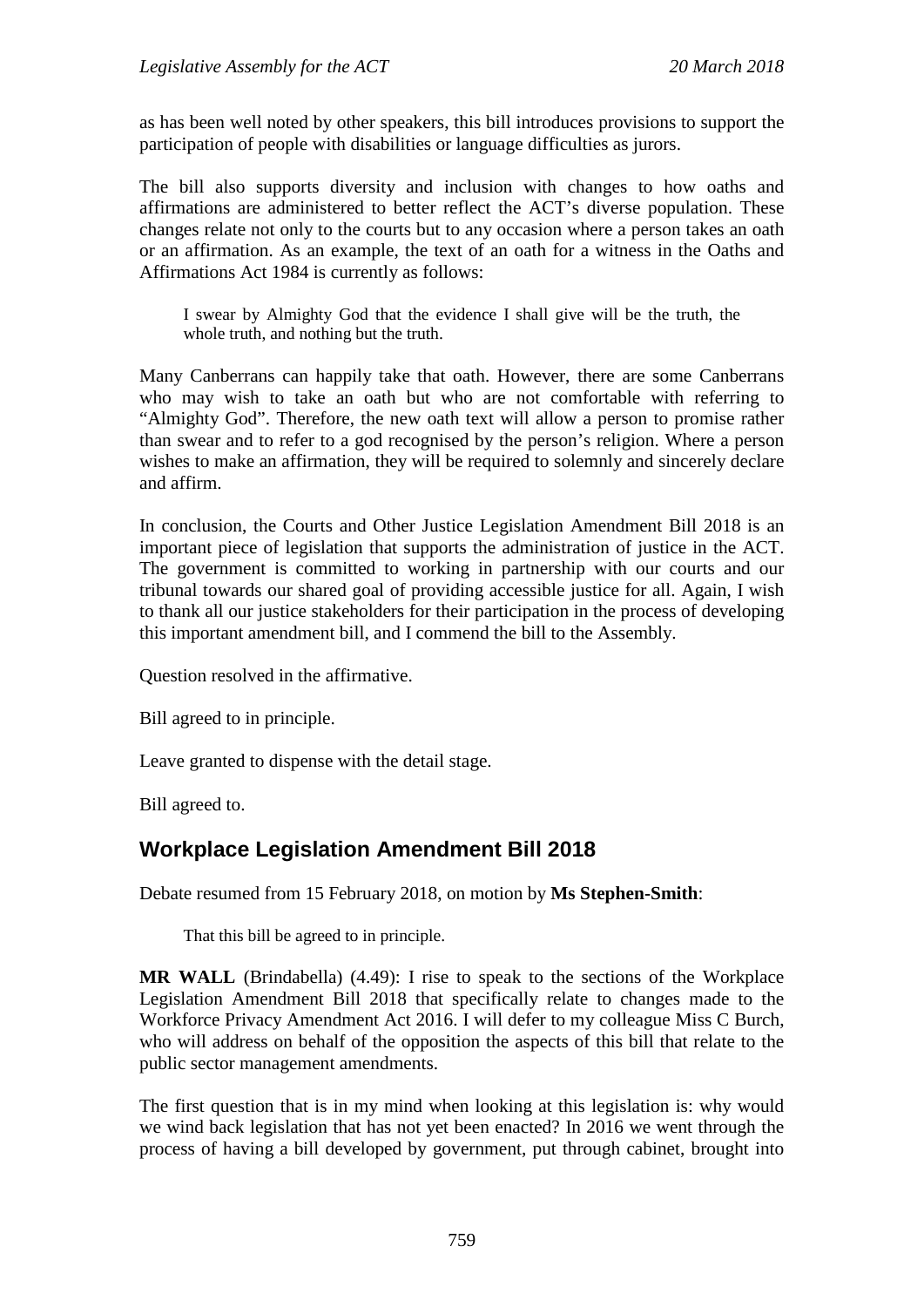as has been well noted by other speakers, this bill introduces provisions to support the participation of people with disabilities or language difficulties as jurors.

The bill also supports diversity and inclusion with changes to how oaths and affirmations are administered to better reflect the ACT's diverse population. These changes relate not only to the courts but to any occasion where a person takes an oath or an affirmation. As an example, the text of an oath for a witness in the Oaths and Affirmations Act 1984 is currently as follows:

> I swear by Almighty God that the evidence I shall give will be the truth, the whole truth, and nothing but the truth.

Many Canberrans can happily take that oath. However, there are some Canberrans who may wish to take an oath but who are not comfortable with referring to "Almighty God". Therefore, the new oath text will allow a person to promise rather than swear and to refer to a god recognised by the person's religion. Where a person wishes to make an affirmation, they will be required to solemnly and sincerely declare and affirm.

In conclusion, the Courts and Other Justice Legislation Amendment Bill 2018 is an important piece of legislation that supports the administration of justice in the ACT. The government is committed to working in partnership with our courts and our tribunal towards our shared goal of providing accessible justice for all. Again, I wish to thank all our justice stakeholders for their participation in the process of developing this important amendment bill, and I commend the bill to the Assembly.

Question resolved in the affirmative.

Bill agreed to in principle.

Leave granted to dispense with the detail stage.

Bill agreed to.

## Workplace Legislation Amendment Bill 2018

Debate resumed from 15 February 2018, on motion by **Ms Stephen-Smith**:

> That this bill be agreed to in principle.

**MR WALL** (Brindabella) (4.49): I rise to speak to the sections of the Workplace Legislation Amendment Bill 2018 that specifically relate to changes made to the Workforce Privacy Amendment Act 2016. I will defer to my colleague Miss C Burch, who will address on behalf of the opposition the aspects of this bill that relate to the public sector management amendments.

The first question that is in my mind when looking at this legislation is: why would we wind back legislation that has not yet been enacted? In 2016 we went through the process of having a bill developed by government, put through cabinet, brought into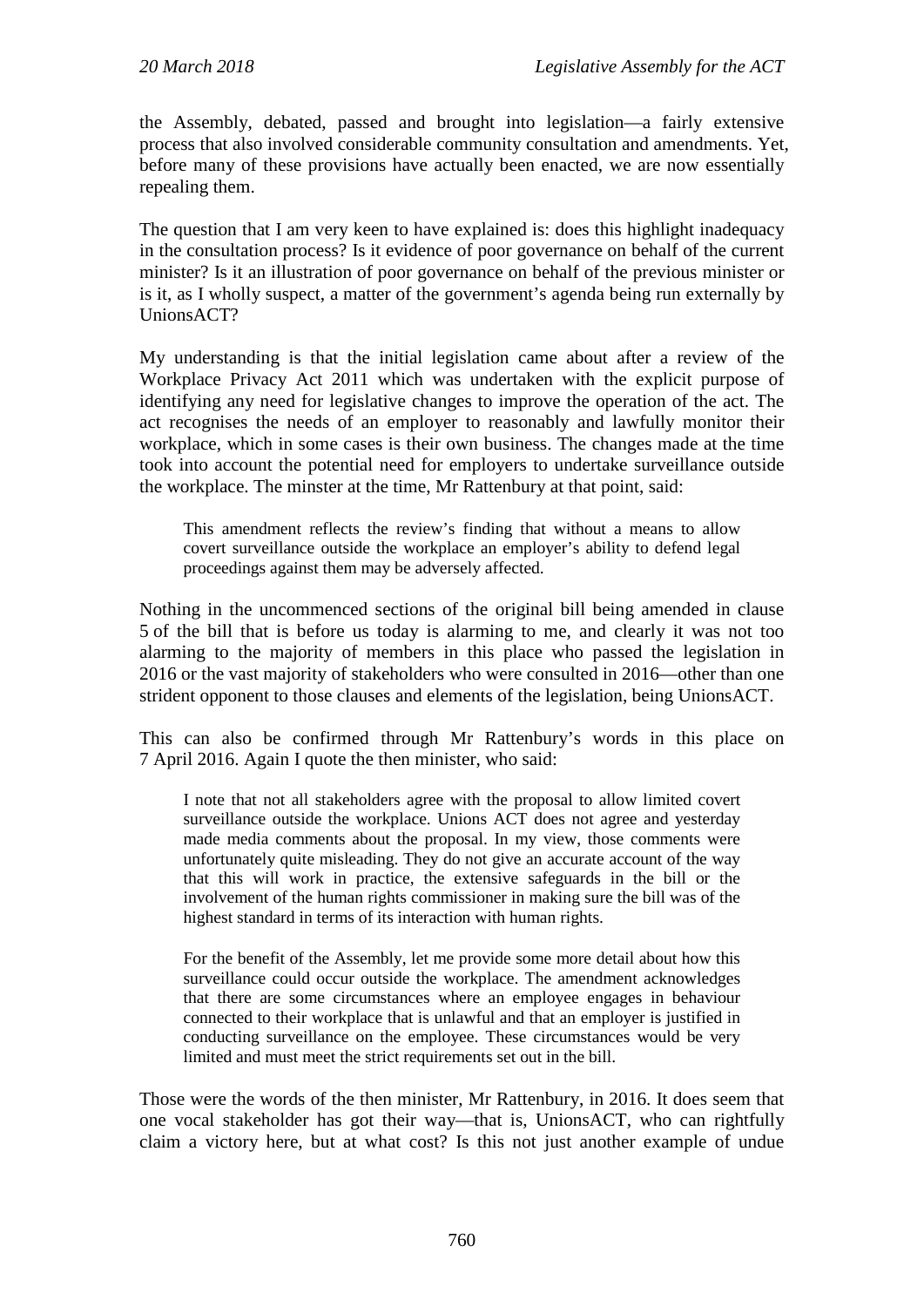the Assembly, debated, passed and brought into legislation—a fairly extensive process that also involved considerable community consultation and amendments. Yet, before many of these provisions have actually been enacted, we are now essentially repealing them.

The question that I am very keen to have explained is: does this highlight inadequacy in the consultation process? Is it evidence of poor governance on behalf of the current minister? Is it an illustration of poor governance on behalf of the previous minister or is it, as I wholly suspect, a matter of the government's agenda being run externally by UnionsACT?

My understanding is that the initial legislation came about after a review of the Workplace Privacy Act 2011 which was undertaken with the explicit purpose of identifying any need for legislative changes to improve the operation of the act. The act recognises the needs of an employer to reasonably and lawfully monitor their workplace, which in some cases is their own business. The changes made at the time took into account the potential need for employers to undertake surveillance outside the workplace. The minster at the time, Mr Rattenbury at that point, said:

> This amendment reflects the review's finding that without a means to allow covert surveillance outside the workplace an employer's ability to defend legal proceedings against them may be adversely affected.

Nothing in the uncommenced sections of the original bill being amended in clause 5 of the bill that is before us today is alarming to me, and clearly it was not too alarming to the majority of members in this place who passed the legislation in 2016 or the vast majority of stakeholders who were consulted in 2016—other than one strident opponent to those clauses and elements of the legislation, being UnionsACT.

This can also be confirmed through Mr Rattenbury's words in this place on 7 April 2016. Again I quote the then minister, who said:

> I note that not all stakeholders agree with the proposal to allow limited covert surveillance outside the workplace. Unions ACT does not agree and yesterday made media comments about the proposal. In my view, those comments were unfortunately quite misleading. They do not give an accurate account of the way that this will work in practice, the extensive safeguards in the bill or the involvement of the human rights commissioner in making sure the bill was of the highest standard in terms of its interaction with human rights.
>
> For the benefit of the Assembly, let me provide some more detail about how this surveillance could occur outside the workplace. The amendment acknowledges that there are some circumstances where an employee engages in behaviour connected to their workplace that is unlawful and that an employer is justified in conducting surveillance on the employee. These circumstances would be very limited and must meet the strict requirements set out in the bill.

Those were the words of the then minister, Mr Rattenbury, in 2016. It does seem that one vocal stakeholder has got their way—that is, UnionsACT, who can rightfully claim a victory here, but at what cost? Is this not just another example of undue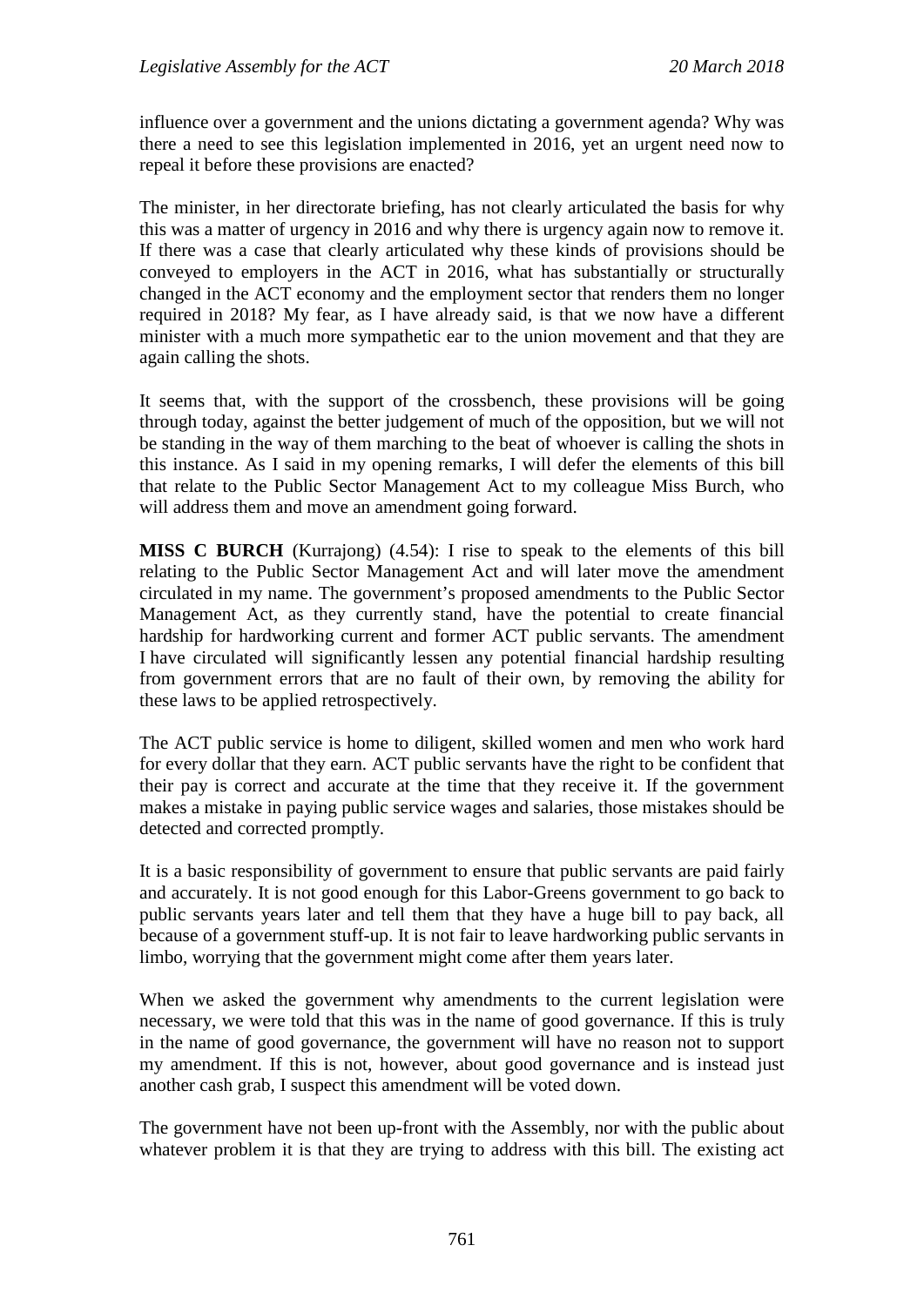influence over a government and the unions dictating a government agenda? Why was there a need to see this legislation implemented in 2016, yet an urgent need now to repeal it before these provisions are enacted?

The minister, in her directorate briefing, has not clearly articulated the basis for why this was a matter of urgency in 2016 and why there is urgency again now to remove it. If there was a case that clearly articulated why these kinds of provisions should be conveyed to employers in the ACT in 2016, what has substantially or structurally changed in the ACT economy and the employment sector that renders them no longer required in 2018? My fear, as I have already said, is that we now have a different minister with a much more sympathetic ear to the union movement and that they are again calling the shots.

It seems that, with the support of the crossbench, these provisions will be going through today, against the better judgement of much of the opposition, but we will not be standing in the way of them marching to the beat of whoever is calling the shots in this instance. As I said in my opening remarks, I will defer the elements of this bill that relate to the Public Sector Management Act to my colleague Miss Burch, who will address them and move an amendment going forward.

**MISS C BURCH** (Kurrajong) (4.54): I rise to speak to the elements of this bill relating to the Public Sector Management Act and will later move the amendment circulated in my name. The government's proposed amendments to the Public Sector Management Act, as they currently stand, have the potential to create financial hardship for hardworking current and former ACT public servants. The amendment I have circulated will significantly lessen any potential financial hardship resulting from government errors that are no fault of their own, by removing the ability for these laws to be applied retrospectively.

The ACT public service is home to diligent, skilled women and men who work hard for every dollar that they earn. ACT public servants have the right to be confident that their pay is correct and accurate at the time that they receive it. If the government makes a mistake in paying public service wages and salaries, those mistakes should be detected and corrected promptly.

It is a basic responsibility of government to ensure that public servants are paid fairly and accurately. It is not good enough for this Labor-Greens government to go back to public servants years later and tell them that they have a huge bill to pay back, all because of a government stuff-up. It is not fair to leave hardworking public servants in limbo, worrying that the government might come after them years later.

When we asked the government why amendments to the current legislation were necessary, we were told that this was in the name of good governance. If this is truly in the name of good governance, the government will have no reason not to support my amendment. If this is not, however, about good governance and is instead just another cash grab, I suspect this amendment will be voted down.

The government have not been up-front with the Assembly, nor with the public about whatever problem it is that they are trying to address with this bill. The existing act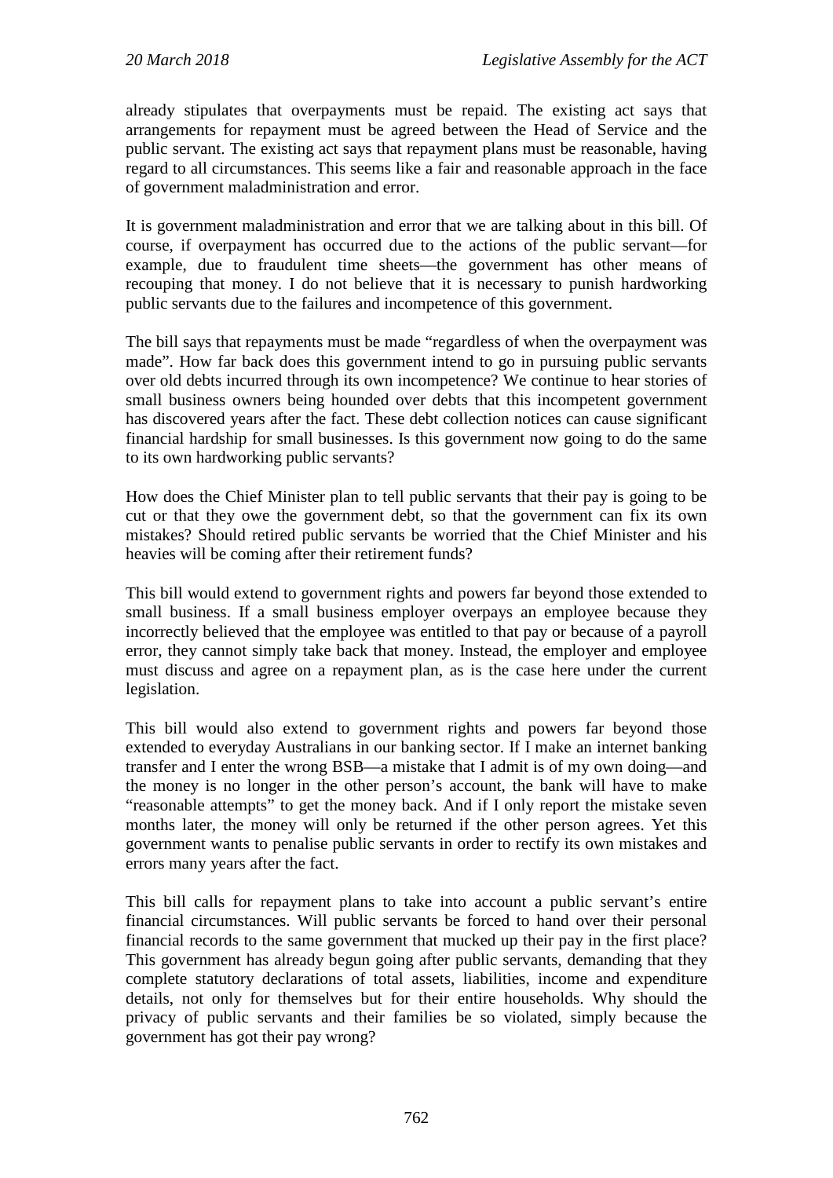already stipulates that overpayments must be repaid. The existing act says that arrangements for repayment must be agreed between the Head of Service and the public servant. The existing act says that repayment plans must be reasonable, having regard to all circumstances. This seems like a fair and reasonable approach in the face of government maladministration and error.

It is government maladministration and error that we are talking about in this bill. Of course, if overpayment has occurred due to the actions of the public servant—for example, due to fraudulent time sheets—the government has other means of recouping that money. I do not believe that it is necessary to punish hardworking public servants due to the failures and incompetence of this government.

The bill says that repayments must be made "regardless of when the overpayment was made". How far back does this government intend to go in pursuing public servants over old debts incurred through its own incompetence? We continue to hear stories of small business owners being hounded over debts that this incompetent government has discovered years after the fact. These debt collection notices can cause significant financial hardship for small businesses. Is this government now going to do the same to its own hardworking public servants?

How does the Chief Minister plan to tell public servants that their pay is going to be cut or that they owe the government debt, so that the government can fix its own mistakes? Should retired public servants be worried that the Chief Minister and his heavies will be coming after their retirement funds?

This bill would extend to government rights and powers far beyond those extended to small business. If a small business employer overpays an employee because they incorrectly believed that the employee was entitled to that pay or because of a payroll error, they cannot simply take back that money. Instead, the employer and employee must discuss and agree on a repayment plan, as is the case here under the current legislation.

This bill would also extend to government rights and powers far beyond those extended to everyday Australians in our banking sector. If I make an internet banking transfer and I enter the wrong BSB—a mistake that I admit is of my own doing—and the money is no longer in the other person's account, the bank will have to make "reasonable attempts" to get the money back. And if I only report the mistake seven months later, the money will only be returned if the other person agrees. Yet this government wants to penalise public servants in order to rectify its own mistakes and errors many years after the fact.

This bill calls for repayment plans to take into account a public servant's entire financial circumstances. Will public servants be forced to hand over their personal financial records to the same government that mucked up their pay in the first place? This government has already begun going after public servants, demanding that they complete statutory declarations of total assets, liabilities, income and expenditure details, not only for themselves but for their entire households. Why should the privacy of public servants and their families be so violated, simply because the government has got their pay wrong?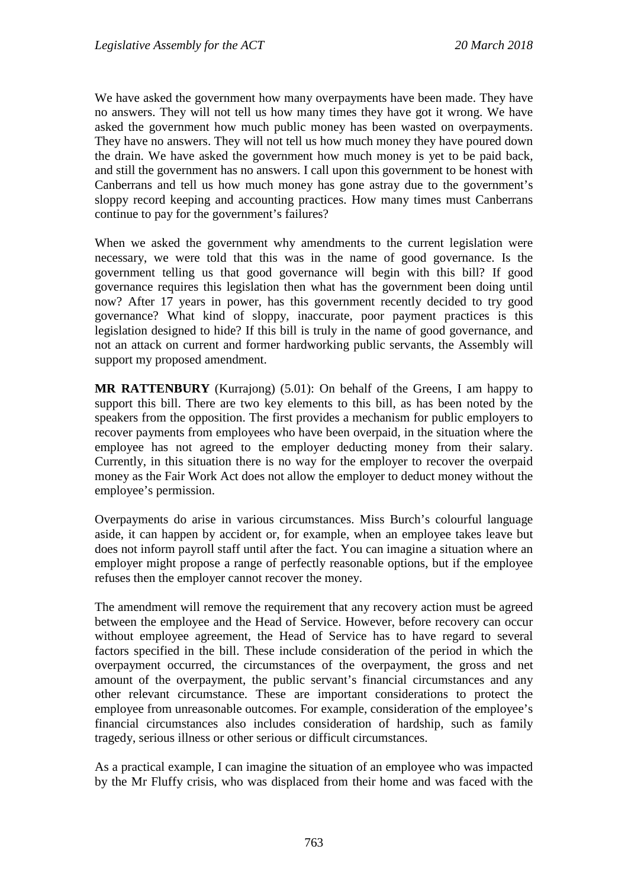We have asked the government how many overpayments have been made. They have no answers. They will not tell us how many times they have got it wrong. We have asked the government how much public money has been wasted on overpayments. They have no answers. They will not tell us how much money they have poured down the drain. We have asked the government how much money is yet to be paid back, and still the government has no answers. I call upon this government to be honest with Canberrans and tell us how much money has gone astray due to the government's sloppy record keeping and accounting practices. How many times must Canberrans continue to pay for the government's failures?

When we asked the government why amendments to the current legislation were necessary, we were told that this was in the name of good governance. Is the government telling us that good governance will begin with this bill? If good governance requires this legislation then what has the government been doing until now? After 17 years in power, has this government recently decided to try good governance? What kind of sloppy, inaccurate, poor payment practices is this legislation designed to hide? If this bill is truly in the name of good governance, and not an attack on current and former hardworking public servants, the Assembly will support my proposed amendment.

**MR RATTENBURY** (Kurrajong) (5.01): On behalf of the Greens, I am happy to support this bill. There are two key elements to this bill, as has been noted by the speakers from the opposition. The first provides a mechanism for public employers to recover payments from employees who have been overpaid, in the situation where the employee has not agreed to the employer deducting money from their salary. Currently, in this situation there is no way for the employer to recover the overpaid money as the Fair Work Act does not allow the employer to deduct money without the employee's permission.

Overpayments do arise in various circumstances. Miss Burch's colourful language aside, it can happen by accident or, for example, when an employee takes leave but does not inform payroll staff until after the fact. You can imagine a situation where an employer might propose a range of perfectly reasonable options, but if the employee refuses then the employer cannot recover the money.

The amendment will remove the requirement that any recovery action must be agreed between the employee and the Head of Service. However, before recovery can occur without employee agreement, the Head of Service has to have regard to several factors specified in the bill. These include consideration of the period in which the overpayment occurred, the circumstances of the overpayment, the gross and net amount of the overpayment, the public servant's financial circumstances and any other relevant circumstance. These are important considerations to protect the employee from unreasonable outcomes. For example, consideration of the employee's financial circumstances also includes consideration of hardship, such as family tragedy, serious illness or other serious or difficult circumstances.

As a practical example, I can imagine the situation of an employee who was impacted by the Mr Fluffy crisis, who was displaced from their home and was faced with the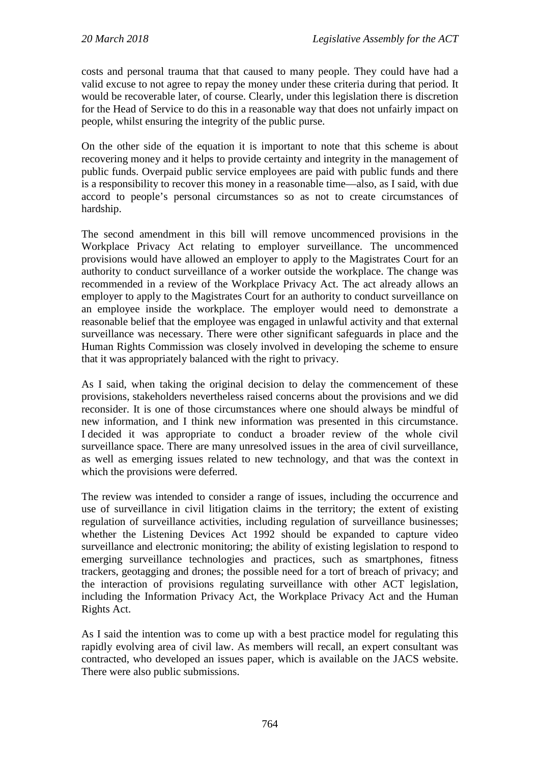costs and personal trauma that that caused to many people. They could have had a valid excuse to not agree to repay the money under these criteria during that period. It would be recoverable later, of course. Clearly, under this legislation there is discretion for the Head of Service to do this in a reasonable way that does not unfairly impact on people, whilst ensuring the integrity of the public purse.

On the other side of the equation it is important to note that this scheme is about recovering money and it helps to provide certainty and integrity in the management of public funds. Overpaid public service employees are paid with public funds and there is a responsibility to recover this money in a reasonable time—also, as I said, with due accord to people's personal circumstances so as not to create circumstances of hardship.

The second amendment in this bill will remove uncommenced provisions in the Workplace Privacy Act relating to employer surveillance. The uncommenced provisions would have allowed an employer to apply to the Magistrates Court for an authority to conduct surveillance of a worker outside the workplace. The change was recommended in a review of the Workplace Privacy Act. The act already allows an employer to apply to the Magistrates Court for an authority to conduct surveillance on an employee inside the workplace. The employer would need to demonstrate a reasonable belief that the employee was engaged in unlawful activity and that external surveillance was necessary. There were other significant safeguards in place and the Human Rights Commission was closely involved in developing the scheme to ensure that it was appropriately balanced with the right to privacy.

As I said, when taking the original decision to delay the commencement of these provisions, stakeholders nevertheless raised concerns about the provisions and we did reconsider. It is one of those circumstances where one should always be mindful of new information, and I think new information was presented in this circumstance. I decided it was appropriate to conduct a broader review of the whole civil surveillance space. There are many unresolved issues in the area of civil surveillance, as well as emerging issues related to new technology, and that was the context in which the provisions were deferred.

The review was intended to consider a range of issues, including the occurrence and use of surveillance in civil litigation claims in the territory; the extent of existing regulation of surveillance activities, including regulation of surveillance businesses; whether the Listening Devices Act 1992 should be expanded to capture video surveillance and electronic monitoring; the ability of existing legislation to respond to emerging surveillance technologies and practices, such as smartphones, fitness trackers, geotagging and drones; the possible need for a tort of breach of privacy; and the interaction of provisions regulating surveillance with other ACT legislation, including the Information Privacy Act, the Workplace Privacy Act and the Human Rights Act.

As I said the intention was to come up with a best practice model for regulating this rapidly evolving area of civil law. As members will recall, an expert consultant was contracted, who developed an issues paper, which is available on the JACS website. There were also public submissions.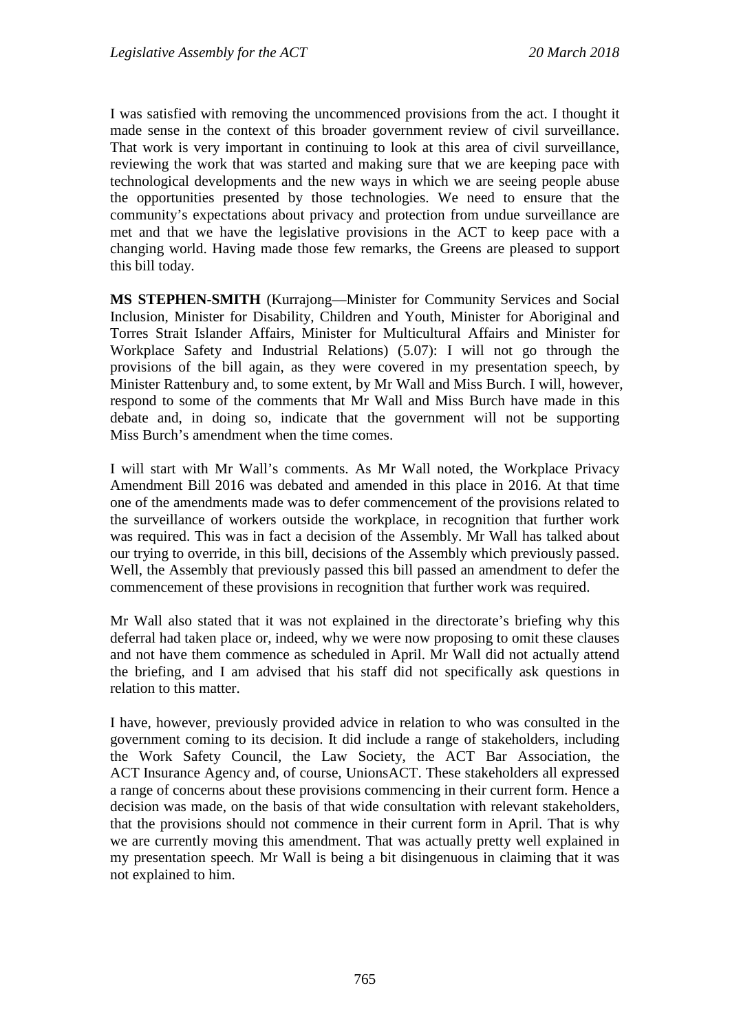I was satisfied with removing the uncommenced provisions from the act. I thought it made sense in the context of this broader government review of civil surveillance. That work is very important in continuing to look at this area of civil surveillance, reviewing the work that was started and making sure that we are keeping pace with technological developments and the new ways in which we are seeing people abuse the opportunities presented by those technologies. We need to ensure that the community's expectations about privacy and protection from undue surveillance are met and that we have the legislative provisions in the ACT to keep pace with a changing world. Having made those few remarks, the Greens are pleased to support this bill today.

**MS STEPHEN-SMITH** (Kurrajong—Minister for Community Services and Social Inclusion, Minister for Disability, Children and Youth, Minister for Aboriginal and Torres Strait Islander Affairs, Minister for Multicultural Affairs and Minister for Workplace Safety and Industrial Relations) (5.07): I will not go through the provisions of the bill again, as they were covered in my presentation speech, by Minister Rattenbury and, to some extent, by Mr Wall and Miss Burch. I will, however, respond to some of the comments that Mr Wall and Miss Burch have made in this debate and, in doing so, indicate that the government will not be supporting Miss Burch's amendment when the time comes.

I will start with Mr Wall's comments. As Mr Wall noted, the Workplace Privacy Amendment Bill 2016 was debated and amended in this place in 2016. At that time one of the amendments made was to defer commencement of the provisions related to the surveillance of workers outside the workplace, in recognition that further work was required. This was in fact a decision of the Assembly. Mr Wall has talked about our trying to override, in this bill, decisions of the Assembly which previously passed. Well, the Assembly that previously passed this bill passed an amendment to defer the commencement of these provisions in recognition that further work was required.

Mr Wall also stated that it was not explained in the directorate's briefing why this deferral had taken place or, indeed, why we were now proposing to omit these clauses and not have them commence as scheduled in April. Mr Wall did not actually attend the briefing, and I am advised that his staff did not specifically ask questions in relation to this matter.

I have, however, previously provided advice in relation to who was consulted in the government coming to its decision. It did include a range of stakeholders, including the Work Safety Council, the Law Society, the ACT Bar Association, the ACT Insurance Agency and, of course, UnionsACT. These stakeholders all expressed a range of concerns about these provisions commencing in their current form. Hence a decision was made, on the basis of that wide consultation with relevant stakeholders, that the provisions should not commence in their current form in April. That is why we are currently moving this amendment. That was actually pretty well explained in my presentation speech. Mr Wall is being a bit disingenuous in claiming that it was not explained to him.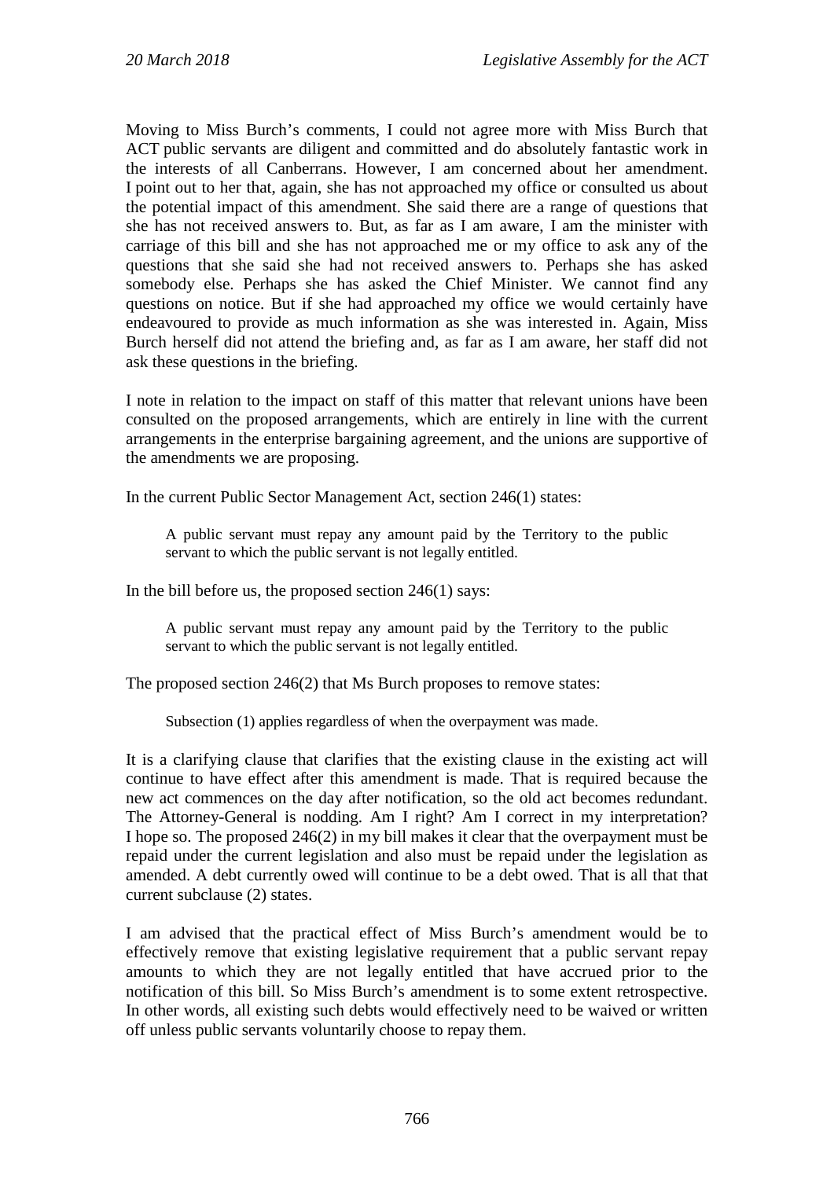Moving to Miss Burch's comments, I could not agree more with Miss Burch that ACT public servants are diligent and committed and do absolutely fantastic work in the interests of all Canberrans. However, I am concerned about her amendment. I point out to her that, again, she has not approached my office or consulted us about the potential impact of this amendment. She said there are a range of questions that she has not received answers to. But, as far as I am aware, I am the minister with carriage of this bill and she has not approached me or my office to ask any of the questions that she said she had not received answers to. Perhaps she has asked somebody else. Perhaps she has asked the Chief Minister. We cannot find any questions on notice. But if she had approached my office we would certainly have endeavoured to provide as much information as she was interested in. Again, Miss Burch herself did not attend the briefing and, as far as I am aware, her staff did not ask these questions in the briefing.

I note in relation to the impact on staff of this matter that relevant unions have been consulted on the proposed arrangements, which are entirely in line with the current arrangements in the enterprise bargaining agreement, and the unions are supportive of the amendments we are proposing.

In the current Public Sector Management Act, section 246(1) states:

> A public servant must repay any amount paid by the Territory to the public servant to which the public servant is not legally entitled.

In the bill before us, the proposed section 246(1) says:

> A public servant must repay any amount paid by the Territory to the public servant to which the public servant is not legally entitled.

The proposed section 246(2) that Ms Burch proposes to remove states:

> Subsection (1) applies regardless of when the overpayment was made.

It is a clarifying clause that clarifies that the existing clause in the existing act will continue to have effect after this amendment is made. That is required because the new act commences on the day after notification, so the old act becomes redundant. The Attorney-General is nodding. Am I right? Am I correct in my interpretation? I hope so. The proposed 246(2) in my bill makes it clear that the overpayment must be repaid under the current legislation and also must be repaid under the legislation as amended. A debt currently owed will continue to be a debt owed. That is all that that current subclause (2) states.

I am advised that the practical effect of Miss Burch's amendment would be to effectively remove that existing legislative requirement that a public servant repay amounts to which they are not legally entitled that have accrued prior to the notification of this bill. So Miss Burch's amendment is to some extent retrospective. In other words, all existing such debts would effectively need to be waived or written off unless public servants voluntarily choose to repay them.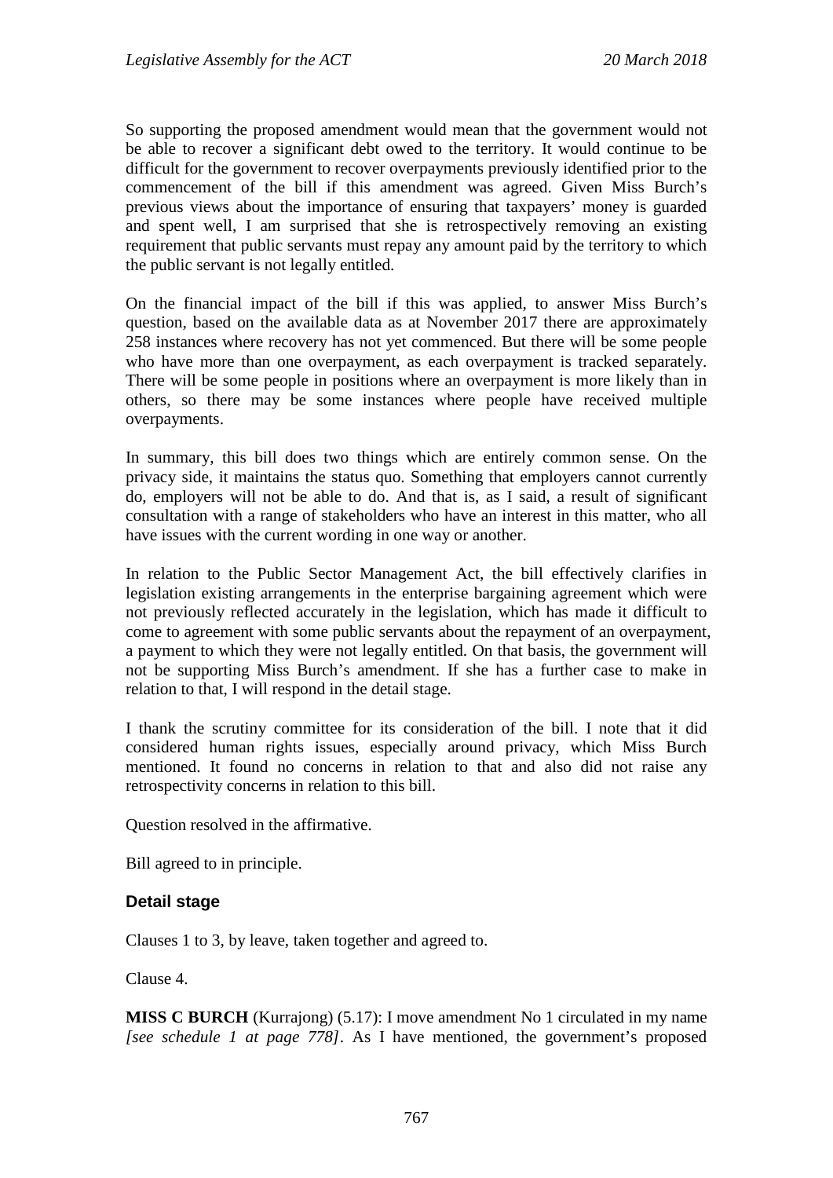So supporting the proposed amendment would mean that the government would not be able to recover a significant debt owed to the territory. It would continue to be difficult for the government to recover overpayments previously identified prior to the commencement of the bill if this amendment was agreed. Given Miss Burch's previous views about the importance of ensuring that taxpayers' money is guarded and spent well, I am surprised that she is retrospectively removing an existing requirement that public servants must repay any amount paid by the territory to which the public servant is not legally entitled.

On the financial impact of the bill if this was applied, to answer Miss Burch's question, based on the available data as at November 2017 there are approximately 258 instances where recovery has not yet commenced. But there will be some people who have more than one overpayment, as each overpayment is tracked separately. There will be some people in positions where an overpayment is more likely than in others, so there may be some instances where people have received multiple overpayments.

In summary, this bill does two things which are entirely common sense. On the privacy side, it maintains the status quo. Something that employers cannot currently do, employers will not be able to do. And that is, as I said, a result of significant consultation with a range of stakeholders who have an interest in this matter, who all have issues with the current wording in one way or another.

In relation to the Public Sector Management Act, the bill effectively clarifies in legislation existing arrangements in the enterprise bargaining agreement which were not previously reflected accurately in the legislation, which has made it difficult to come to agreement with some public servants about the repayment of an overpayment, a payment to which they were not legally entitled. On that basis, the government will not be supporting Miss Burch's amendment. If she has a further case to make in relation to that, I will respond in the detail stage.

I thank the scrutiny committee for its consideration of the bill. I note that it did considered human rights issues, especially around privacy, which Miss Burch mentioned. It found no concerns in relation to that and also did not raise any retrospectivity concerns in relation to this bill.

Question resolved in the affirmative.

Bill agreed to in principle.

### Detail stage

Clauses 1 to 3, by leave, taken together and agreed to.

Clause 4.

**MISS C BURCH** (Kurrajong) (5.17): I move amendment No 1 circulated in my name *[see schedule 1 at page 778]*. As I have mentioned, the government's proposed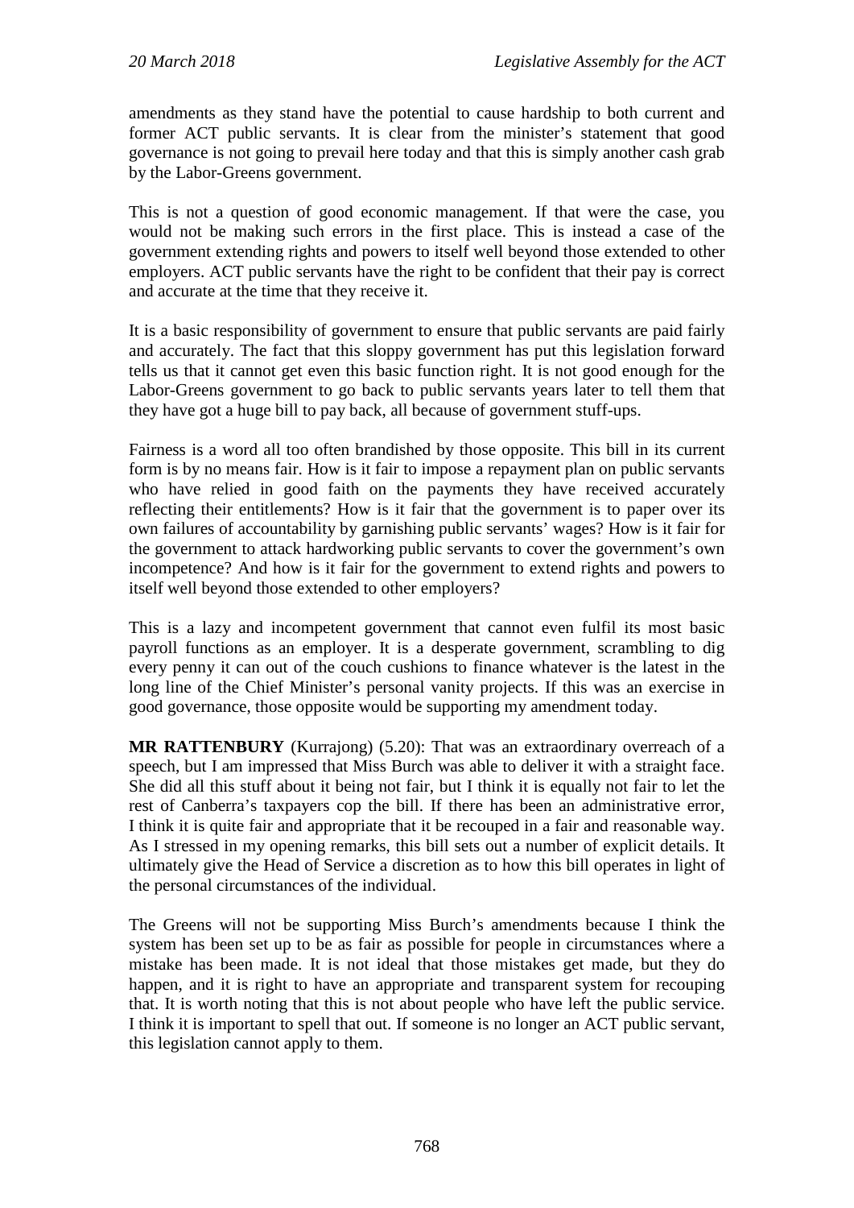amendments as they stand have the potential to cause hardship to both current and former ACT public servants. It is clear from the minister's statement that good governance is not going to prevail here today and that this is simply another cash grab by the Labor-Greens government.

This is not a question of good economic management. If that were the case, you would not be making such errors in the first place. This is instead a case of the government extending rights and powers to itself well beyond those extended to other employers. ACT public servants have the right to be confident that their pay is correct and accurate at the time that they receive it.

It is a basic responsibility of government to ensure that public servants are paid fairly and accurately. The fact that this sloppy government has put this legislation forward tells us that it cannot get even this basic function right. It is not good enough for the Labor-Greens government to go back to public servants years later to tell them that they have got a huge bill to pay back, all because of government stuff-ups.

Fairness is a word all too often brandished by those opposite. This bill in its current form is by no means fair. How is it fair to impose a repayment plan on public servants who have relied in good faith on the payments they have received accurately reflecting their entitlements? How is it fair that the government is to paper over its own failures of accountability by garnishing public servants' wages? How is it fair for the government to attack hardworking public servants to cover the government's own incompetence? And how is it fair for the government to extend rights and powers to itself well beyond those extended to other employers?

This is a lazy and incompetent government that cannot even fulfil its most basic payroll functions as an employer. It is a desperate government, scrambling to dig every penny it can out of the couch cushions to finance whatever is the latest in the long line of the Chief Minister's personal vanity projects. If this was an exercise in good governance, those opposite would be supporting my amendment today.

**MR RATTENBURY** (Kurrajong) (5.20): That was an extraordinary overreach of a speech, but I am impressed that Miss Burch was able to deliver it with a straight face. She did all this stuff about it being not fair, but I think it is equally not fair to let the rest of Canberra's taxpayers cop the bill. If there has been an administrative error, I think it is quite fair and appropriate that it be recouped in a fair and reasonable way. As I stressed in my opening remarks, this bill sets out a number of explicit details. It ultimately give the Head of Service a discretion as to how this bill operates in light of the personal circumstances of the individual.

The Greens will not be supporting Miss Burch's amendments because I think the system has been set up to be as fair as possible for people in circumstances where a mistake has been made. It is not ideal that those mistakes get made, but they do happen, and it is right to have an appropriate and transparent system for recouping that. It is worth noting that this is not about people who have left the public service. I think it is important to spell that out. If someone is no longer an ACT public servant, this legislation cannot apply to them.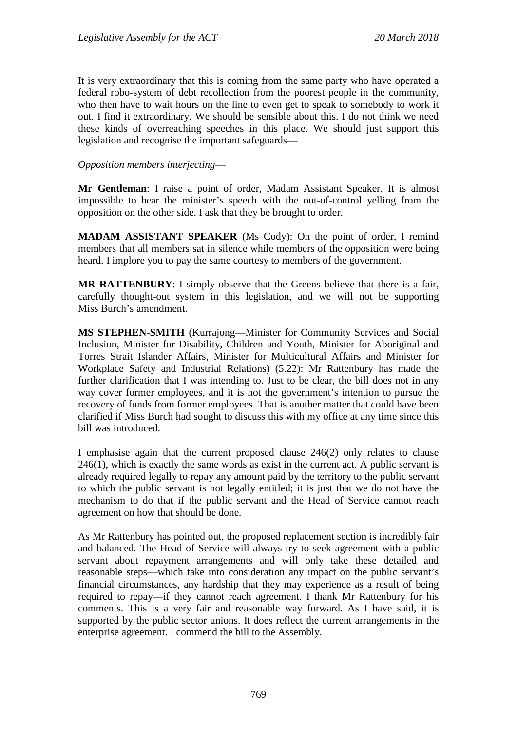It is very extraordinary that this is coming from the same party who have operated a federal robo-system of debt recollection from the poorest people in the community, who then have to wait hours on the line to even get to speak to somebody to work it out. I find it extraordinary. We should be sensible about this. I do not think we need these kinds of overreaching speeches in this place. We should just support this legislation and recognise the important safeguards—

*Opposition members interjecting*—

**Mr Gentleman**: I raise a point of order, Madam Assistant Speaker. It is almost impossible to hear the minister's speech with the out-of-control yelling from the opposition on the other side. I ask that they be brought to order.

**MADAM ASSISTANT SPEAKER** (Ms Cody): On the point of order, I remind members that all members sat in silence while members of the opposition were being heard. I implore you to pay the same courtesy to members of the government.

**MR RATTENBURY**: I simply observe that the Greens believe that there is a fair, carefully thought-out system in this legislation, and we will not be supporting Miss Burch's amendment.

**MS STEPHEN-SMITH** (Kurrajong—Minister for Community Services and Social Inclusion, Minister for Disability, Children and Youth, Minister for Aboriginal and Torres Strait Islander Affairs, Minister for Multicultural Affairs and Minister for Workplace Safety and Industrial Relations) (5.22): Mr Rattenbury has made the further clarification that I was intending to. Just to be clear, the bill does not in any way cover former employees, and it is not the government's intention to pursue the recovery of funds from former employees. That is another matter that could have been clarified if Miss Burch had sought to discuss this with my office at any time since this bill was introduced.

I emphasise again that the current proposed clause 246(2) only relates to clause 246(1), which is exactly the same words as exist in the current act. A public servant is already required legally to repay any amount paid by the territory to the public servant to which the public servant is not legally entitled; it is just that we do not have the mechanism to do that if the public servant and the Head of Service cannot reach agreement on how that should be done.

As Mr Rattenbury has pointed out, the proposed replacement section is incredibly fair and balanced. The Head of Service will always try to seek agreement with a public servant about repayment arrangements and will only take these detailed and reasonable steps—which take into consideration any impact on the public servant's financial circumstances, any hardship that they may experience as a result of being required to repay—if they cannot reach agreement. I thank Mr Rattenbury for his comments. This is a very fair and reasonable way forward. As I have said, it is supported by the public sector unions. It does reflect the current arrangements in the enterprise agreement. I commend the bill to the Assembly.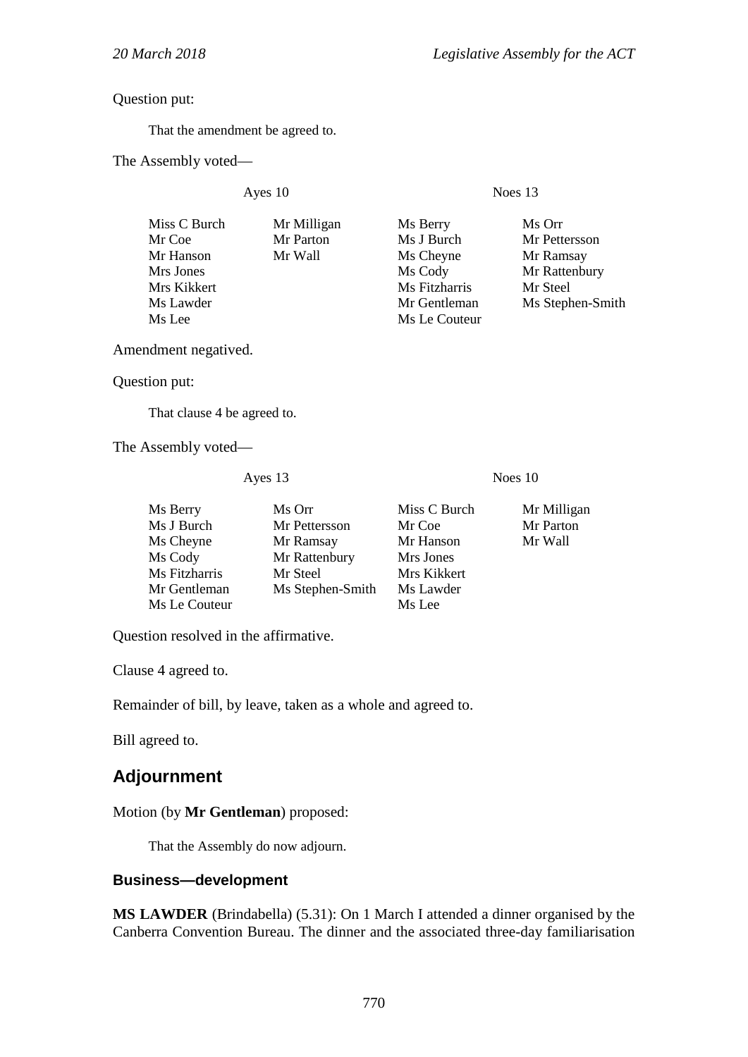Question put:

> That the amendment be agreed to.

The Assembly voted—

| Ayes 10 | | Noes 13 | |
|---|---|---|---|
| Miss C Burch | Mr Milligan | Ms Berry | Ms Orr |
| Mr Coe | Mr Parton | Ms J Burch | Mr Pettersson |
| Mr Hanson | Mr Wall | Ms Cheyne | Mr Ramsay |
| Mrs Jones | | Ms Cody | Mr Rattenbury |
| Mrs Kikkert | | Ms Fitzharris | Mr Steel |
| Ms Lawder | | Mr Gentleman | Ms Stephen-Smith |
| Ms Lee | | Ms Le Couteur | |

Amendment negatived.

Question put:

> That clause 4 be agreed to.

The Assembly voted—

| Ayes 13 | | Noes 10 | |
|---|---|---|---|
| Ms Berry | Ms Orr | Miss C Burch | Mr Milligan |
| Ms J Burch | Mr Pettersson | Mr Coe | Mr Parton |
| Ms Cheyne | Mr Ramsay | Mr Hanson | Mr Wall |
| Ms Cody | Mr Rattenbury | Mrs Jones | |
| Ms Fitzharris | Mr Steel | Mrs Kikkert | |
| Mr Gentleman | Ms Stephen-Smith | Ms Lawder | |
| Ms Le Couteur | | Ms Lee | |

Question resolved in the affirmative.

Clause 4 agreed to.

Remainder of bill, by leave, taken as a whole and agreed to.

Bill agreed to.

## Adjournment

Motion (by **Mr Gentleman**) proposed:

> That the Assembly do now adjourn.

### Business—development

**MS LAWDER** (Brindabella) (5.31): On 1 March I attended a dinner organised by the Canberra Convention Bureau. The dinner and the associated three-day familiarisation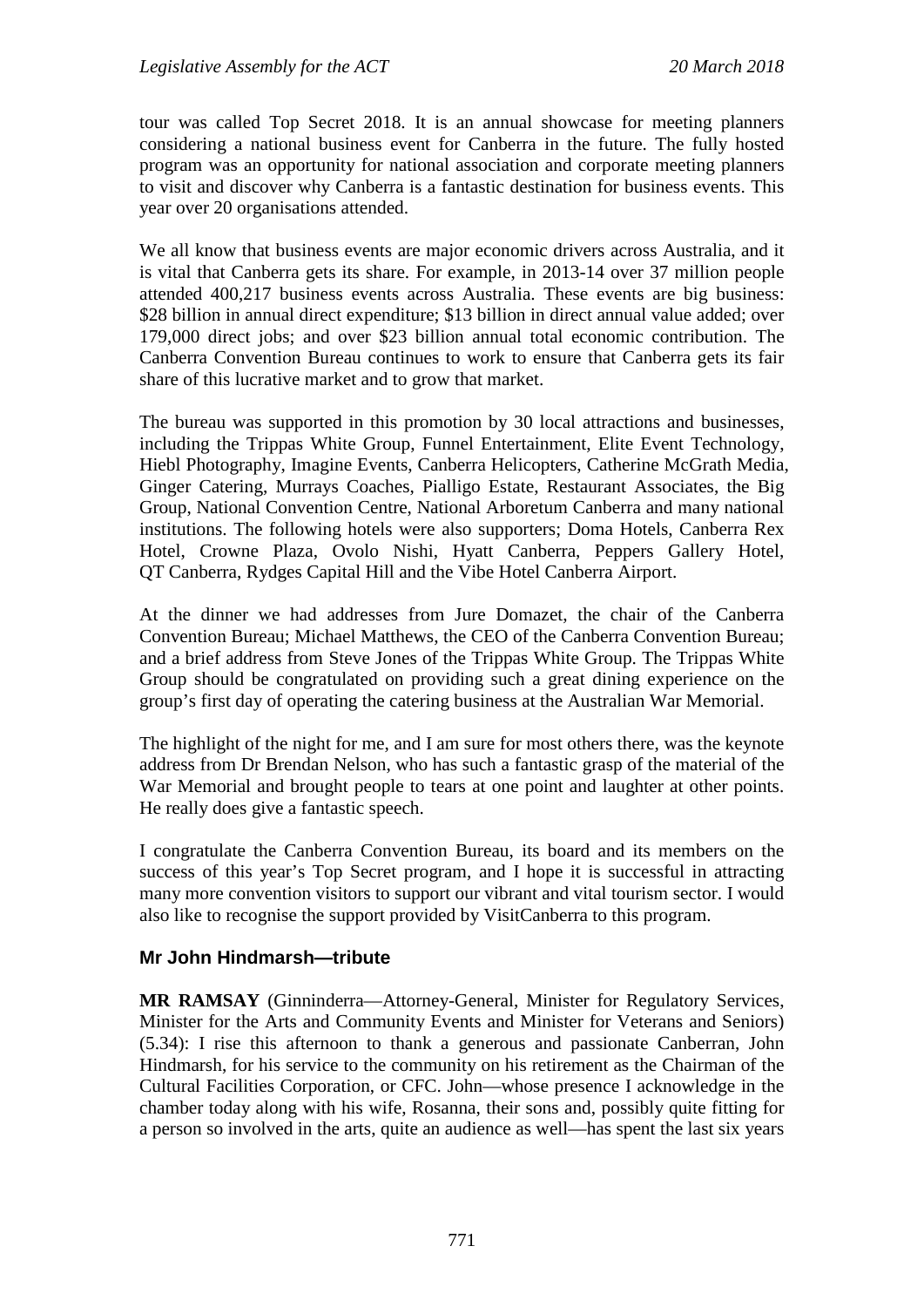tour was called Top Secret 2018. It is an annual showcase for meeting planners considering a national business event for Canberra in the future. The fully hosted program was an opportunity for national association and corporate meeting planners to visit and discover why Canberra is a fantastic destination for business events. This year over 20 organisations attended.

We all know that business events are major economic drivers across Australia, and it is vital that Canberra gets its share. For example, in 2013-14 over 37 million people attended 400,217 business events across Australia. These events are big business: $28 billion in annual direct expenditure; $13 billion in direct annual value added; over 179,000 direct jobs; and over $23 billion annual total economic contribution. The Canberra Convention Bureau continues to work to ensure that Canberra gets its fair share of this lucrative market and to grow that market.

The bureau was supported in this promotion by 30 local attractions and businesses, including the Trippas White Group, Funnel Entertainment, Elite Event Technology, Hiebl Photography, Imagine Events, Canberra Helicopters, Catherine McGrath Media, Ginger Catering, Murrays Coaches, Pialligo Estate, Restaurant Associates, the Big Group, National Convention Centre, National Arboretum Canberra and many national institutions. The following hotels were also supporters; Doma Hotels, Canberra Rex Hotel, Crowne Plaza, Ovolo Nishi, Hyatt Canberra, Peppers Gallery Hotel, QT Canberra, Rydges Capital Hill and the Vibe Hotel Canberra Airport.

At the dinner we had addresses from Jure Domazet, the chair of the Canberra Convention Bureau; Michael Matthews, the CEO of the Canberra Convention Bureau; and a brief address from Steve Jones of the Trippas White Group. The Trippas White Group should be congratulated on providing such a great dining experience on the group's first day of operating the catering business at the Australian War Memorial.

The highlight of the night for me, and I am sure for most others there, was the keynote address from Dr Brendan Nelson, who has such a fantastic grasp of the material of the War Memorial and brought people to tears at one point and laughter at other points. He really does give a fantastic speech.

I congratulate the Canberra Convention Bureau, its board and its members on the success of this year's Top Secret program, and I hope it is successful in attracting many more convention visitors to support our vibrant and vital tourism sector. I would also like to recognise the support provided by VisitCanberra to this program.

### Mr John Hindmarsh—tribute

**MR RAMSAY** (Ginninderra—Attorney-General, Minister for Regulatory Services, Minister for the Arts and Community Events and Minister for Veterans and Seniors) (5.34): I rise this afternoon to thank a generous and passionate Canberran, John Hindmarsh, for his service to the community on his retirement as the Chairman of the Cultural Facilities Corporation, or CFC. John—whose presence I acknowledge in the chamber today along with his wife, Rosanna, their sons and, possibly quite fitting for a person so involved in the arts, quite an audience as well—has spent the last six years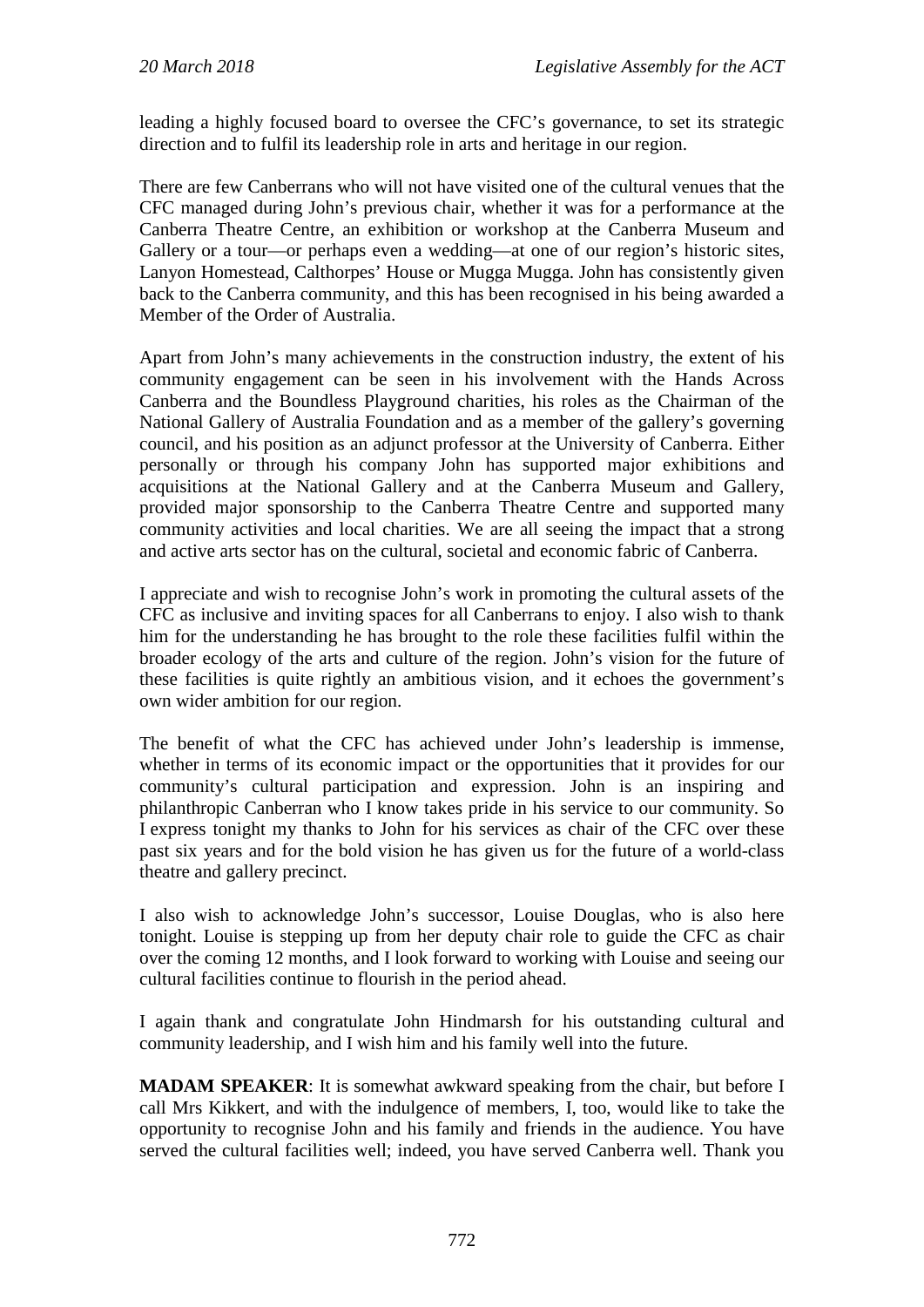leading a highly focused board to oversee the CFC's governance, to set its strategic direction and to fulfil its leadership role in arts and heritage in our region.

There are few Canberrans who will not have visited one of the cultural venues that the CFC managed during John's previous chair, whether it was for a performance at the Canberra Theatre Centre, an exhibition or workshop at the Canberra Museum and Gallery or a tour—or perhaps even a wedding—at one of our region's historic sites, Lanyon Homestead, Calthorpes' House or Mugga Mugga. John has consistently given back to the Canberra community, and this has been recognised in his being awarded a Member of the Order of Australia.

Apart from John's many achievements in the construction industry, the extent of his community engagement can be seen in his involvement with the Hands Across Canberra and the Boundless Playground charities, his roles as the Chairman of the National Gallery of Australia Foundation and as a member of the gallery's governing council, and his position as an adjunct professor at the University of Canberra. Either personally or through his company John has supported major exhibitions and acquisitions at the National Gallery and at the Canberra Museum and Gallery, provided major sponsorship to the Canberra Theatre Centre and supported many community activities and local charities. We are all seeing the impact that a strong and active arts sector has on the cultural, societal and economic fabric of Canberra.

I appreciate and wish to recognise John's work in promoting the cultural assets of the CFC as inclusive and inviting spaces for all Canberrans to enjoy. I also wish to thank him for the understanding he has brought to the role these facilities fulfil within the broader ecology of the arts and culture of the region. John's vision for the future of these facilities is quite rightly an ambitious vision, and it echoes the government's own wider ambition for our region.

The benefit of what the CFC has achieved under John's leadership is immense, whether in terms of its economic impact or the opportunities that it provides for our community's cultural participation and expression. John is an inspiring and philanthropic Canberran who I know takes pride in his service to our community. So I express tonight my thanks to John for his services as chair of the CFC over these past six years and for the bold vision he has given us for the future of a world-class theatre and gallery precinct.

I also wish to acknowledge John's successor, Louise Douglas, who is also here tonight. Louise is stepping up from her deputy chair role to guide the CFC as chair over the coming 12 months, and I look forward to working with Louise and seeing our cultural facilities continue to flourish in the period ahead.

I again thank and congratulate John Hindmarsh for his outstanding cultural and community leadership, and I wish him and his family well into the future.

**MADAM SPEAKER**: It is somewhat awkward speaking from the chair, but before I call Mrs Kikkert, and with the indulgence of members, I, too, would like to take the opportunity to recognise John and his family and friends in the audience. You have served the cultural facilities well; indeed, you have served Canberra well. Thank you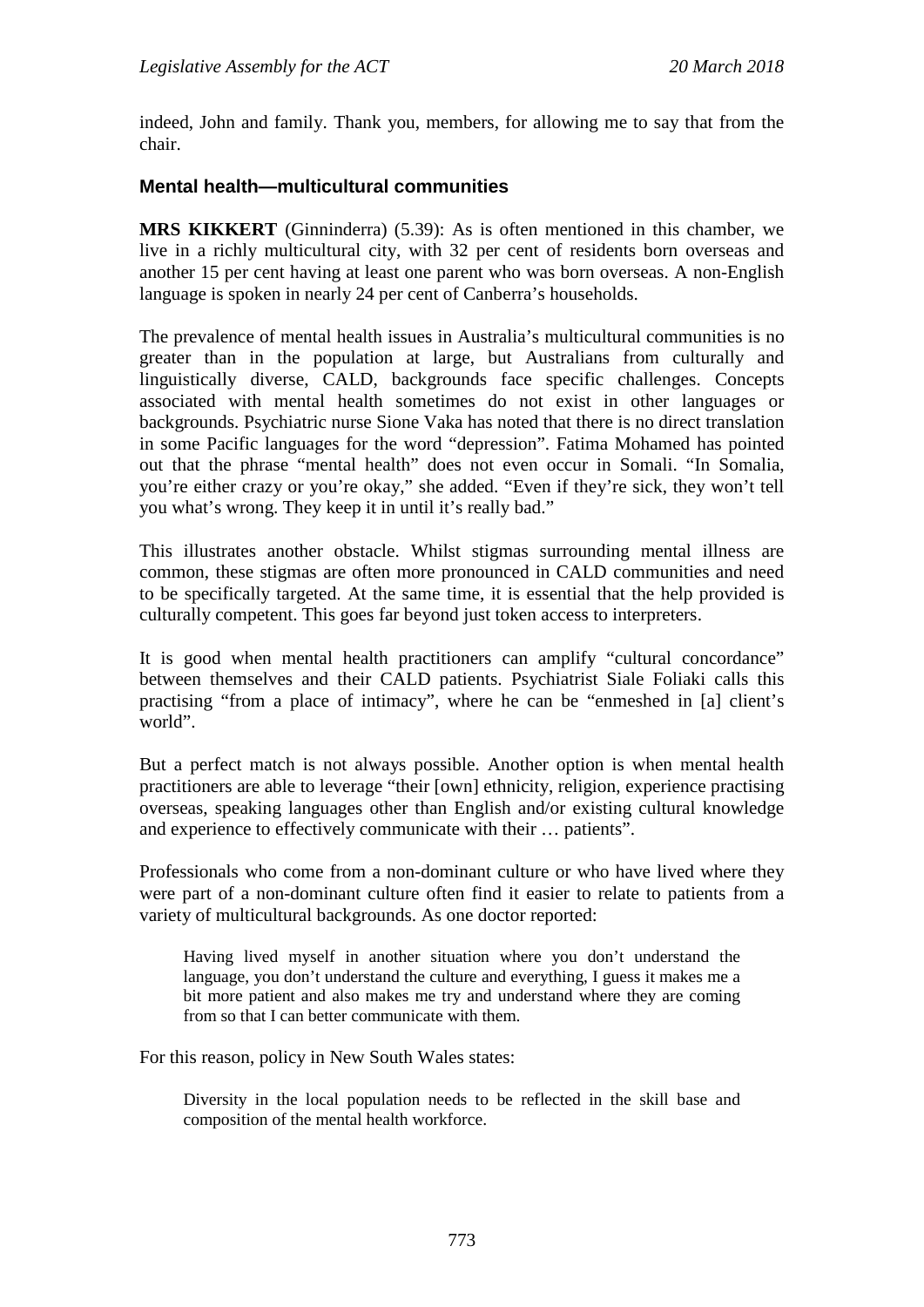indeed, John and family. Thank you, members, for allowing me to say that from the chair.

### Mental health—multicultural communities

**MRS KIKKERT** (Ginninderra) (5.39): As is often mentioned in this chamber, we live in a richly multicultural city, with 32 per cent of residents born overseas and another 15 per cent having at least one parent who was born overseas. A non-English language is spoken in nearly 24 per cent of Canberra's households.

The prevalence of mental health issues in Australia's multicultural communities is no greater than in the population at large, but Australians from culturally and linguistically diverse, CALD, backgrounds face specific challenges. Concepts associated with mental health sometimes do not exist in other languages or backgrounds. Psychiatric nurse Sione Vaka has noted that there is no direct translation in some Pacific languages for the word "depression". Fatima Mohamed has pointed out that the phrase "mental health" does not even occur in Somali. "In Somalia, you're either crazy or you're okay," she added. "Even if they're sick, they won't tell you what's wrong. They keep it in until it's really bad."

This illustrates another obstacle. Whilst stigmas surrounding mental illness are common, these stigmas are often more pronounced in CALD communities and need to be specifically targeted. At the same time, it is essential that the help provided is culturally competent. This goes far beyond just token access to interpreters.

It is good when mental health practitioners can amplify "cultural concordance" between themselves and their CALD patients. Psychiatrist Siale Foliaki calls this practising "from a place of intimacy", where he can be "enmeshed in [a] client's world".

But a perfect match is not always possible. Another option is when mental health practitioners are able to leverage "their [own] ethnicity, religion, experience practising overseas, speaking languages other than English and/or existing cultural knowledge and experience to effectively communicate with their … patients".

Professionals who come from a non-dominant culture or who have lived where they were part of a non-dominant culture often find it easier to relate to patients from a variety of multicultural backgrounds. As one doctor reported:

> Having lived myself in another situation where you don't understand the language, you don't understand the culture and everything, I guess it makes me a bit more patient and also makes me try and understand where they are coming from so that I can better communicate with them.

For this reason, policy in New South Wales states:

> Diversity in the local population needs to be reflected in the skill base and composition of the mental health workforce.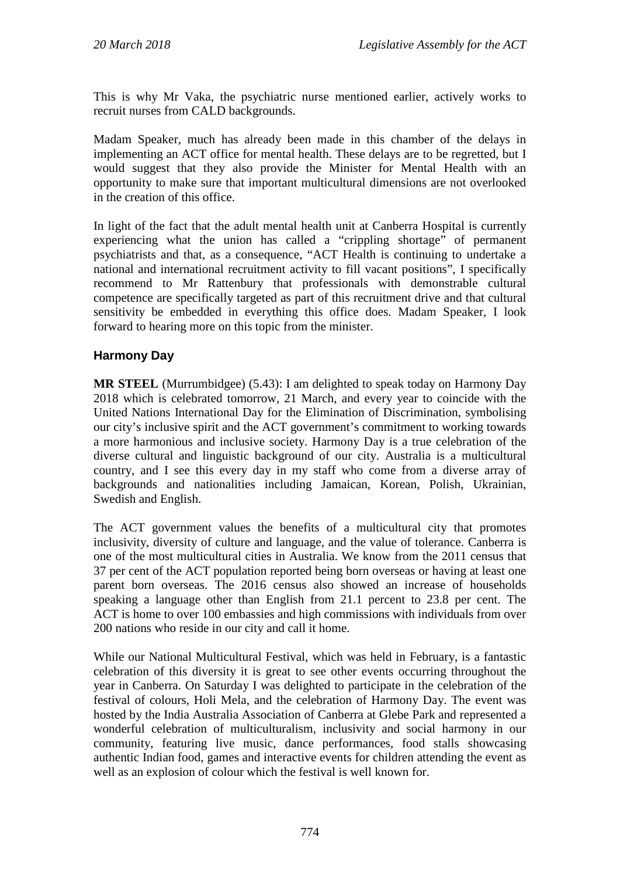This is why Mr Vaka, the psychiatric nurse mentioned earlier, actively works to recruit nurses from CALD backgrounds.

Madam Speaker, much has already been made in this chamber of the delays in implementing an ACT office for mental health. These delays are to be regretted, but I would suggest that they also provide the Minister for Mental Health with an opportunity to make sure that important multicultural dimensions are not overlooked in the creation of this office.

In light of the fact that the adult mental health unit at Canberra Hospital is currently experiencing what the union has called a "crippling shortage" of permanent psychiatrists and that, as a consequence, "ACT Health is continuing to undertake a national and international recruitment activity to fill vacant positions", I specifically recommend to Mr Rattenbury that professionals with demonstrable cultural competence are specifically targeted as part of this recruitment drive and that cultural sensitivity be embedded in everything this office does. Madam Speaker, I look forward to hearing more on this topic from the minister.

## Harmony Day

**MR STEEL** (Murrumbidgee) (5.43): I am delighted to speak today on Harmony Day 2018 which is celebrated tomorrow, 21 March, and every year to coincide with the United Nations International Day for the Elimination of Discrimination, symbolising our city's inclusive spirit and the ACT government's commitment to working towards a more harmonious and inclusive society. Harmony Day is a true celebration of the diverse cultural and linguistic background of our city. Australia is a multicultural country, and I see this every day in my staff who come from a diverse array of backgrounds and nationalities including Jamaican, Korean, Polish, Ukrainian, Swedish and English.

The ACT government values the benefits of a multicultural city that promotes inclusivity, diversity of culture and language, and the value of tolerance. Canberra is one of the most multicultural cities in Australia. We know from the 2011 census that 37 per cent of the ACT population reported being born overseas or having at least one parent born overseas. The 2016 census also showed an increase of households speaking a language other than English from 21.1 percent to 23.8 per cent. The ACT is home to over 100 embassies and high commissions with individuals from over 200 nations who reside in our city and call it home.

While our National Multicultural Festival, which was held in February, is a fantastic celebration of this diversity it is great to see other events occurring throughout the year in Canberra. On Saturday I was delighted to participate in the celebration of the festival of colours, Holi Mela, and the celebration of Harmony Day. The event was hosted by the India Australia Association of Canberra at Glebe Park and represented a wonderful celebration of multiculturalism, inclusivity and social harmony in our community, featuring live music, dance performances, food stalls showcasing authentic Indian food, games and interactive events for children attending the event as well as an explosion of colour which the festival is well known for.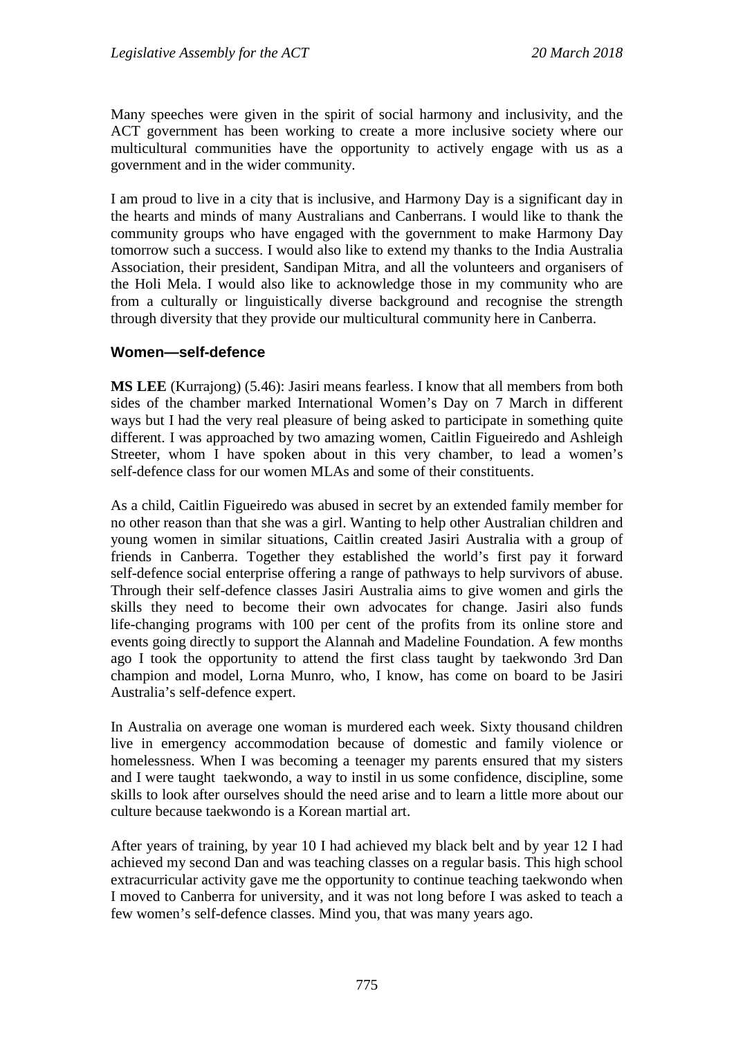Many speeches were given in the spirit of social harmony and inclusivity, and the ACT government has been working to create a more inclusive society where our multicultural communities have the opportunity to actively engage with us as a government and in the wider community.

I am proud to live in a city that is inclusive, and Harmony Day is a significant day in the hearts and minds of many Australians and Canberrans. I would like to thank the community groups who have engaged with the government to make Harmony Day tomorrow such a success. I would also like to extend my thanks to the India Australia Association, their president, Sandipan Mitra, and all the volunteers and organisers of the Holi Mela. I would also like to acknowledge those in my community who are from a culturally or linguistically diverse background and recognise the strength through diversity that they provide our multicultural community here in Canberra.

### Women—self-defence

**MS LEE** (Kurrajong) (5.46): Jasiri means fearless. I know that all members from both sides of the chamber marked International Women's Day on 7 March in different ways but I had the very real pleasure of being asked to participate in something quite different. I was approached by two amazing women, Caitlin Figueiredo and Ashleigh Streeter, whom I have spoken about in this very chamber, to lead a women's self-defence class for our women MLAs and some of their constituents.

As a child, Caitlin Figueiredo was abused in secret by an extended family member for no other reason than that she was a girl. Wanting to help other Australian children and young women in similar situations, Caitlin created Jasiri Australia with a group of friends in Canberra. Together they established the world's first pay it forward self-defence social enterprise offering a range of pathways to help survivors of abuse. Through their self-defence classes Jasiri Australia aims to give women and girls the skills they need to become their own advocates for change. Jasiri also funds life-changing programs with 100 per cent of the profits from its online store and events going directly to support the Alannah and Madeline Foundation. A few months ago I took the opportunity to attend the first class taught by taekwondo 3rd Dan champion and model, Lorna Munro, who, I know, has come on board to be Jasiri Australia's self-defence expert.

In Australia on average one woman is murdered each week. Sixty thousand children live in emergency accommodation because of domestic and family violence or homelessness. When I was becoming a teenager my parents ensured that my sisters and I were taught taekwondo, a way to instil in us some confidence, discipline, some skills to look after ourselves should the need arise and to learn a little more about our culture because taekwondo is a Korean martial art.

After years of training, by year 10 I had achieved my black belt and by year 12 I had achieved my second Dan and was teaching classes on a regular basis. This high school extracurricular activity gave me the opportunity to continue teaching taekwondo when I moved to Canberra for university, and it was not long before I was asked to teach a few women's self-defence classes. Mind you, that was many years ago.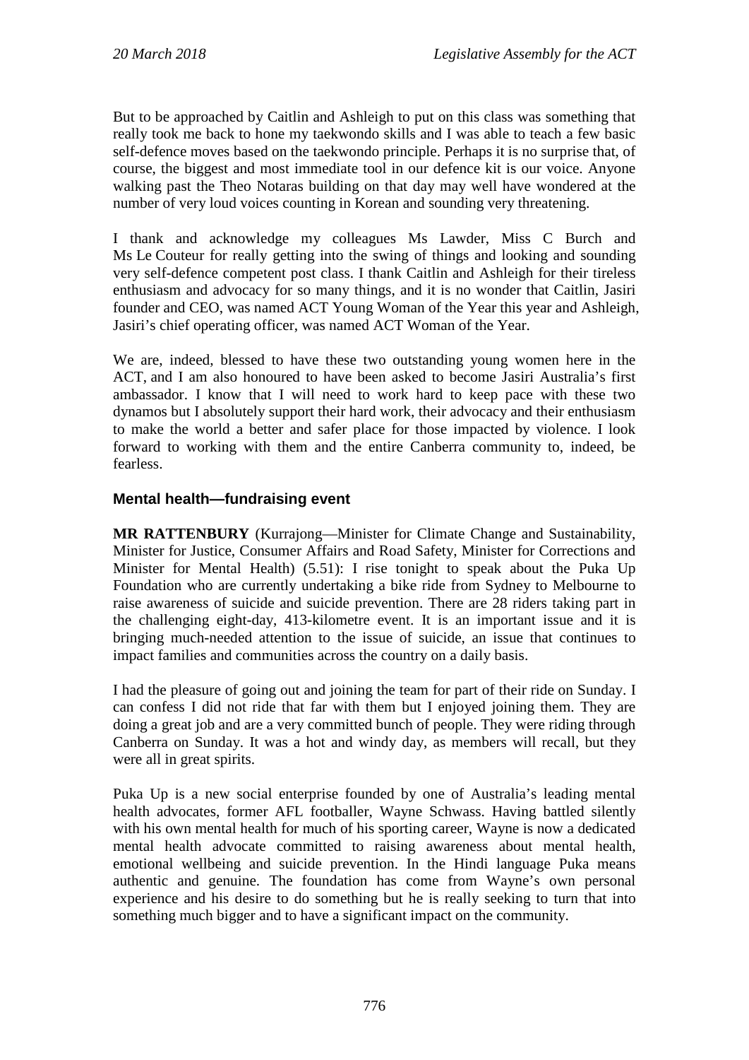But to be approached by Caitlin and Ashleigh to put on this class was something that really took me back to hone my taekwondo skills and I was able to teach a few basic self-defence moves based on the taekwondo principle. Perhaps it is no surprise that, of course, the biggest and most immediate tool in our defence kit is our voice. Anyone walking past the Theo Notaras building on that day may well have wondered at the number of very loud voices counting in Korean and sounding very threatening.

I thank and acknowledge my colleagues Ms Lawder, Miss C Burch and Ms Le Couteur for really getting into the swing of things and looking and sounding very self-defence competent post class. I thank Caitlin and Ashleigh for their tireless enthusiasm and advocacy for so many things, and it is no wonder that Caitlin, Jasiri founder and CEO, was named ACT Young Woman of the Year this year and Ashleigh, Jasiri's chief operating officer, was named ACT Woman of the Year.

We are, indeed, blessed to have these two outstanding young women here in the ACT, and I am also honoured to have been asked to become Jasiri Australia's first ambassador. I know that I will need to work hard to keep pace with these two dynamos but I absolutely support their hard work, their advocacy and their enthusiasm to make the world a better and safer place for those impacted by violence. I look forward to working with them and the entire Canberra community to, indeed, be fearless.

### Mental health—fundraising event

**MR RATTENBURY** (Kurrajong—Minister for Climate Change and Sustainability, Minister for Justice, Consumer Affairs and Road Safety, Minister for Corrections and Minister for Mental Health) (5.51): I rise tonight to speak about the Puka Up Foundation who are currently undertaking a bike ride from Sydney to Melbourne to raise awareness of suicide and suicide prevention. There are 28 riders taking part in the challenging eight-day, 413-kilometre event. It is an important issue and it is bringing much-needed attention to the issue of suicide, an issue that continues to impact families and communities across the country on a daily basis.

I had the pleasure of going out and joining the team for part of their ride on Sunday. I can confess I did not ride that far with them but I enjoyed joining them. They are doing a great job and are a very committed bunch of people. They were riding through Canberra on Sunday. It was a hot and windy day, as members will recall, but they were all in great spirits.

Puka Up is a new social enterprise founded by one of Australia's leading mental health advocates, former AFL footballer, Wayne Schwass. Having battled silently with his own mental health for much of his sporting career, Wayne is now a dedicated mental health advocate committed to raising awareness about mental health, emotional wellbeing and suicide prevention. In the Hindi language Puka means authentic and genuine. The foundation has come from Wayne's own personal experience and his desire to do something but he is really seeking to turn that into something much bigger and to have a significant impact on the community.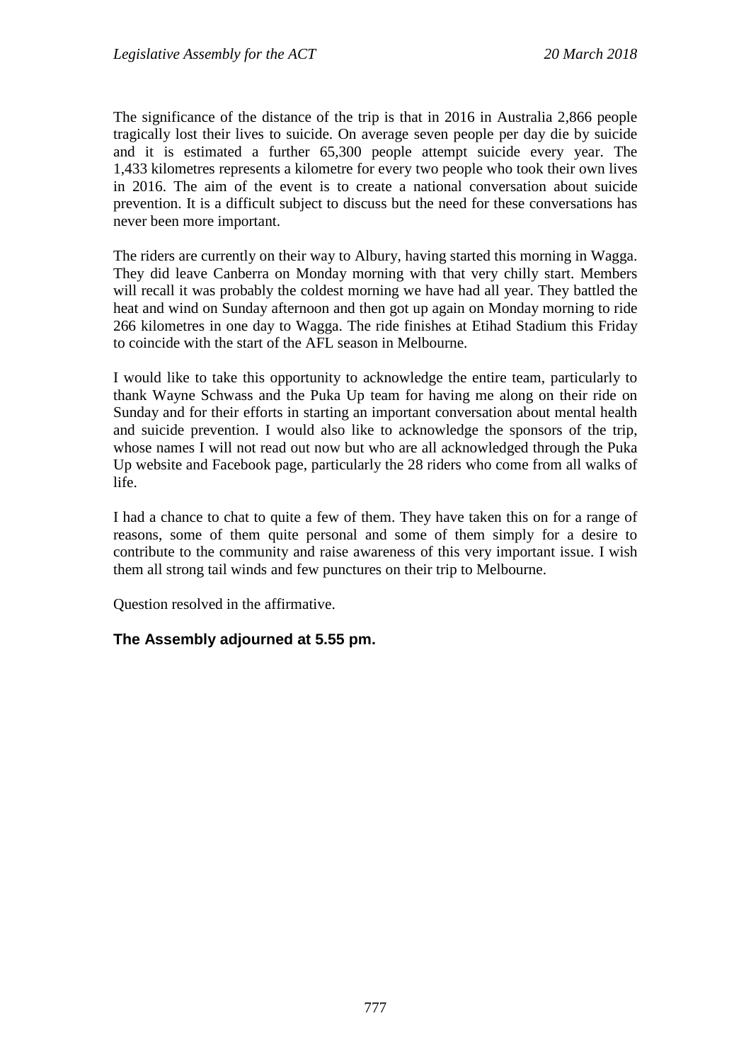The significance of the distance of the trip is that in 2016 in Australia 2,866 people tragically lost their lives to suicide. On average seven people per day die by suicide and it is estimated a further 65,300 people attempt suicide every year. The 1,433 kilometres represents a kilometre for every two people who took their own lives in 2016. The aim of the event is to create a national conversation about suicide prevention. It is a difficult subject to discuss but the need for these conversations has never been more important.

The riders are currently on their way to Albury, having started this morning in Wagga. They did leave Canberra on Monday morning with that very chilly start. Members will recall it was probably the coldest morning we have had all year. They battled the heat and wind on Sunday afternoon and then got up again on Monday morning to ride 266 kilometres in one day to Wagga. The ride finishes at Etihad Stadium this Friday to coincide with the start of the AFL season in Melbourne.

I would like to take this opportunity to acknowledge the entire team, particularly to thank Wayne Schwass and the Puka Up team for having me along on their ride on Sunday and for their efforts in starting an important conversation about mental health and suicide prevention. I would also like to acknowledge the sponsors of the trip, whose names I will not read out now but who are all acknowledged through the Puka Up website and Facebook page, particularly the 28 riders who come from all walks of life.

I had a chance to chat to quite a few of them. They have taken this on for a range of reasons, some of them quite personal and some of them simply for a desire to contribute to the community and raise awareness of this very important issue. I wish them all strong tail winds and few punctures on their trip to Melbourne.

Question resolved in the affirmative.

**The Assembly adjourned at 5.55 pm.**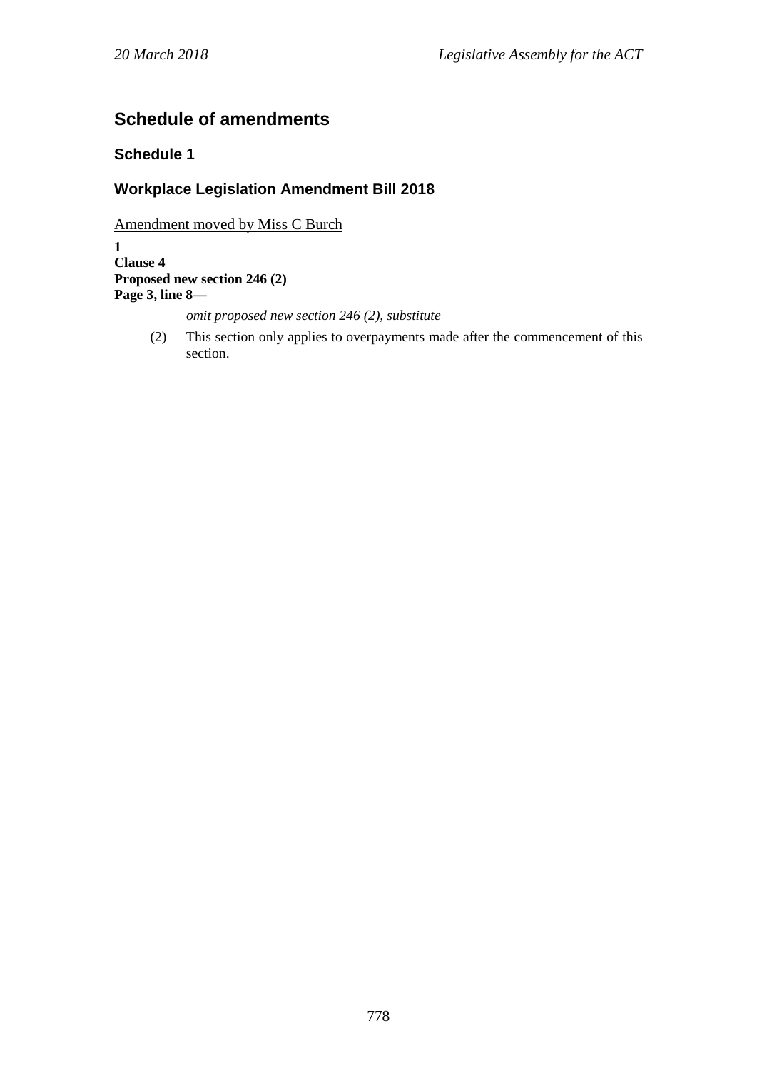## Schedule of amendments

### Schedule 1

### Workplace Legislation Amendment Bill 2018

Amendment moved by Miss C Burch

**1**
**Clause 4**
**Proposed new section 246 (2)**
**Page 3, line 8—**

*omit proposed new section 246 (2), substitute*

(2) This section only applies to overpayments made after the commencement of this section.